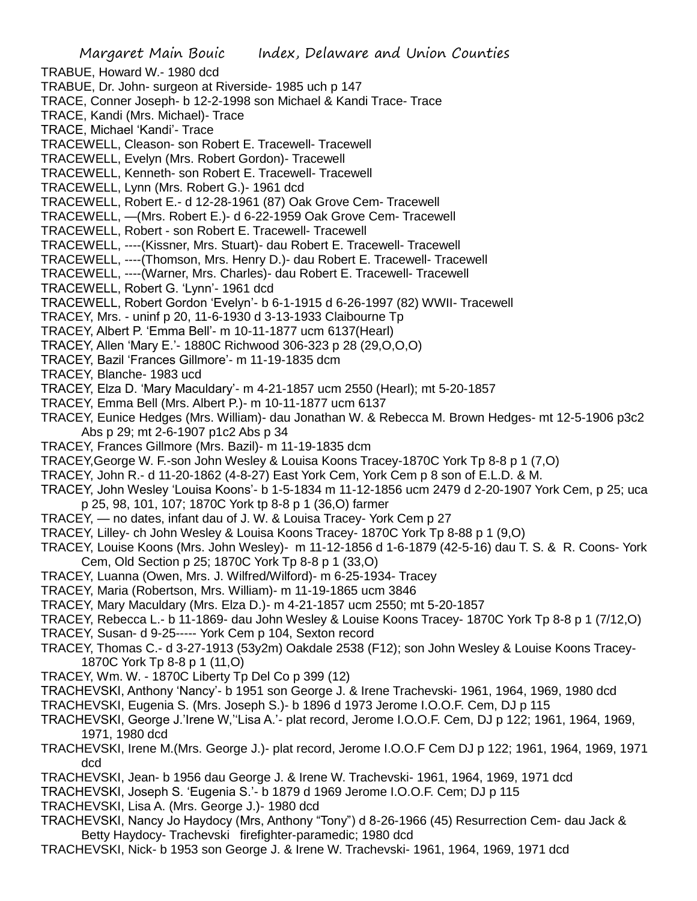TRABUE, Howard W.- 1980 dcd

TRABUE, Dr. John- surgeon at Riverside- 1985 uch p 147

TRACE, Conner Joseph- b 12-2-1998 son Michael & Kandi Trace- Trace

TRACE, Kandi (Mrs. Michael)- Trace

TRACE, Michael 'Kandi'- Trace

TRACEWELL, Cleason- son Robert E. Tracewell- Tracewell

TRACEWELL, Evelyn (Mrs. Robert Gordon)- Tracewell

TRACEWELL, Kenneth- son Robert E. Tracewell- Tracewell

TRACEWELL, Lynn (Mrs. Robert G.)- 1961 dcd

TRACEWELL, Robert E.- d 12-28-1961 (87) Oak Grove Cem- Tracewell

TRACEWELL, —(Mrs. Robert E.)- d 6-22-1959 Oak Grove Cem- Tracewell

TRACEWELL, Robert - son Robert E. Tracewell- Tracewell

TRACEWELL, ----(Kissner, Mrs. Stuart)- dau Robert E. Tracewell- Tracewell

TRACEWELL, ----(Thomson, Mrs. Henry D.)- dau Robert E. Tracewell- Tracewell

TRACEWELL, ----(Warner, Mrs. Charles)- dau Robert E. Tracewell- Tracewell

TRACEWELL, Robert G. 'Lynn'- 1961 dcd

TRACEWELL, Robert Gordon 'Evelyn'- b 6-1-1915 d 6-26-1997 (82) WWII- Tracewell

TRACEY, Mrs. - uninf p 20, 11-6-1930 d 3-13-1933 Claibourne Tp

TRACEY, Albert P. 'Emma Bell'- m 10-11-1877 ucm 6137(Hearl)

TRACEY, Allen 'Mary E.'- 1880C Richwood 306-323 p 28 (29,O,O,O)

TRACEY, Bazil 'Frances Gillmore'- m 11-19-1835 dcm

TRACEY, Blanche- 1983 ucd

TRACEY, Elza D. 'Mary Maculdary'- m 4-21-1857 ucm 2550 (Hearl); mt 5-20-1857

TRACEY, Emma Bell (Mrs. Albert P.)- m 10-11-1877 ucm 6137

TRACEY, Eunice Hedges (Mrs. William)- dau Jonathan W. & Rebecca M. Brown Hedges- mt 12-5-1906 p3c2 Abs p 29; mt 2-6-1907 p1c2 Abs p 34

TRACEY, Frances Gillmore (Mrs. Bazil)- m 11-19-1835 dcm

TRACEY,George W. F.-son John Wesley & Louisa Koons Tracey-1870C York Tp 8-8 p 1 (7,O)

TRACEY, John R.- d 11-20-1862 (4-8-27) East York Cem, York Cem p 8 son of E.L.D. & M.

TRACEY, John Wesley 'Louisa Koons'- b 1-5-1834 m 11-12-1856 ucm 2479 d 2-20-1907 York Cem, p 25; uca p 25, 98, 101, 107; 1870C York tp 8-8 p 1 (36,O) farmer

TRACEY, — no dates, infant dau of J. W. & Louisa Tracey- York Cem p 27

TRACEY, Lilley- ch John Wesley & Louisa Koons Tracey- 1870C York Tp 8-88 p 1 (9,O)

TRACEY, Louise Koons (Mrs. John Wesley)- m 11-12-1856 d 1-6-1879 (42-5-16) dau T. S. & R. Coons- York Cem, Old Section p 25; 1870C York Tp 8-8 p 1 (33,O)

TRACEY, Luanna (Owen, Mrs. J. Wilfred/Wilford)- m 6-25-1934- Tracey

TRACEY, Maria (Robertson, Mrs. William)- m 11-19-1865 ucm 3846

TRACEY, Mary Maculdary (Mrs. Elza D.)- m 4-21-1857 ucm 2550; mt 5-20-1857

TRACEY, Rebecca L.- b 11-1869- dau John Wesley & Louise Koons Tracey- 1870C York Tp 8-8 p 1 (7/12,O)

TRACEY, Susan- d 9-25----- York Cem p 104, Sexton record

TRACEY, Thomas C.- d 3-27-1913 (53y2m) Oakdale 2538 (F12); son John Wesley & Louise Koons Tracey- 1870C York Tp 8-8 p 1 (11,O)

TRACEY, Wm. W. - 1870C Liberty Tp Del Co p 399 (12)

TRACHEVSKI, Anthony 'Nancy'- b 1951 son George J. & Irene Trachevski- 1961, 1964, 1969, 1980 dcd

TRACHEVSKI, Eugenia S. (Mrs. Joseph S.)- b 1896 d 1973 Jerome I.O.O.F. Cem, DJ p 115

TRACHEVSKI, George J.'Irene W,''Lisa A.'- plat record, Jerome I.O.O.F. Cem, DJ p 122; 1961, 1964, 1969, 1971, 1980 dcd

TRACHEVSKI, Irene M.(Mrs. George J.)- plat record, Jerome I.O.O.F Cem DJ p 122; 1961, 1964, 1969, 1971 dcd

TRACHEVSKI, Jean- b 1956 dau George J. & Irene W. Trachevski- 1961, 1964, 1969, 1971 dcd

TRACHEVSKI, Joseph S. 'Eugenia S.'- b 1879 d 1969 Jerome I.O.O.F. Cem; DJ p 115

TRACHEVSKI, Lisa A. (Mrs. George J.)- 1980 dcd

TRACHEVSKI, Nancy Jo Haydocy (Mrs, Anthony "Tony") d 8-26-1966 (45) Resurrection Cem- dau Jack & Betty Haydocy- Trachevski firefighter-paramedic; 1980 dcd

TRACHEVSKI, Nick- b 1953 son George J. & Irene W. Trachevski- 1961, 1964, 1969, 1971 dcd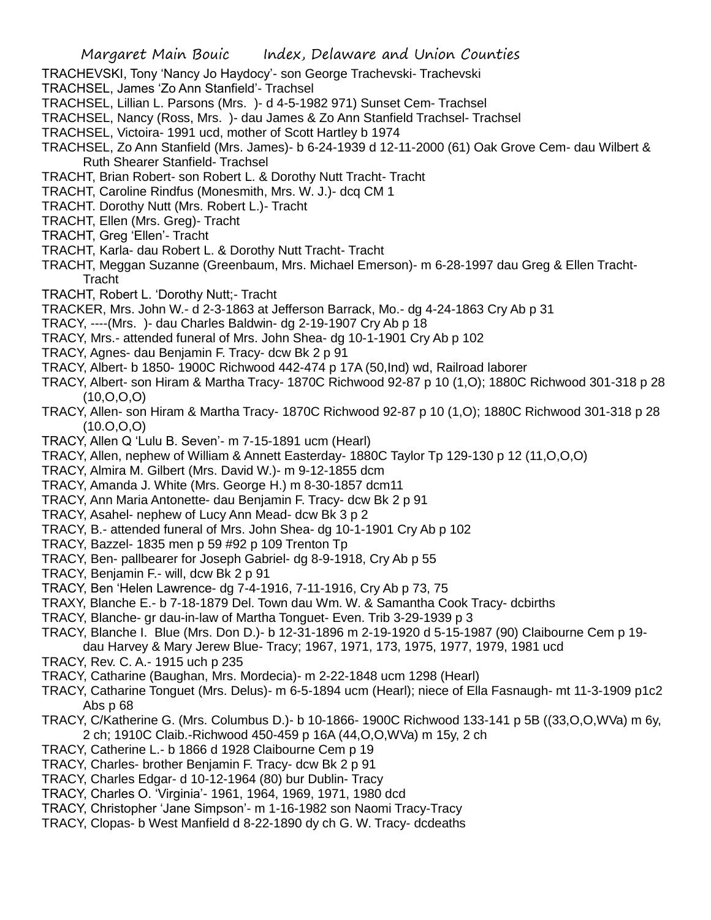TRACHEVSKI, Tony 'Nancy Jo Haydocy'- son George Trachevski- Trachevski

TRACHSEL, James 'Zo Ann Stanfield'- Trachsel

TRACHSEL, Lillian L. Parsons (Mrs. )- d 4-5-1982 971) Sunset Cem- Trachsel

TRACHSEL, Nancy (Ross, Mrs. )- dau James & Zo Ann Stanfield Trachsel- Trachsel

TRACHSEL, Victoira- 1991 ucd, mother of Scott Hartley b 1974

TRACHSEL, Zo Ann Stanfield (Mrs. James)- b 6-24-1939 d 12-11-2000 (61) Oak Grove Cem- dau Wilbert & Ruth Shearer Stanfield- Trachsel

TRACHT, Brian Robert- son Robert L. & Dorothy Nutt Tracht- Tracht

TRACHT, Caroline Rindfus (Monesmith, Mrs. W. J.)- dcq CM 1

TRACHT. Dorothy Nutt (Mrs. Robert L.)- Tracht

TRACHT, Ellen (Mrs. Greg)- Tracht

TRACHT, Greg 'Ellen'- Tracht

TRACHT, Karla- dau Robert L. & Dorothy Nutt Tracht- Tracht

TRACHT, Meggan Suzanne (Greenbaum, Mrs. Michael Emerson)- m 6-28-1997 dau Greg & Ellen Tracht- Tracht

TRACHT, Robert L. 'Dorothy Nutt;- Tracht

TRACKER, Mrs. John W.- d 2-3-1863 at Jefferson Barrack, Mo.- dg 4-24-1863 Cry Ab p 31

TRACY, ----(Mrs. )- dau Charles Baldwin- dg 2-19-1907 Cry Ab p 18

TRACY, Mrs.- attended funeral of Mrs. John Shea- dg 10-1-1901 Cry Ab p 102

TRACY, Agnes- dau Benjamin F. Tracy- dcw Bk 2 p 91

TRACY, Albert- b 1850- 1900C Richwood 442-474 p 17A (50,Ind) wd, Railroad laborer

TRACY, Albert- son Hiram & Martha Tracy- 1870C Richwood 92-87 p 10 (1,O); 1880C Richwood 301-318 p 28 (10,O,O,O)

TRACY, Allen- son Hiram & Martha Tracy- 1870C Richwood 92-87 p 10 (1,O); 1880C Richwood 301-318 p 28 (10.O,O,O)

TRACY, Allen Q 'Lulu B. Seven'- m 7-15-1891 ucm (Hearl)

TRACY, Allen, nephew of William & Annett Easterday- 1880C Taylor Tp 129-130 p 12 (11,O,O,O)

TRACY, Almira M. Gilbert (Mrs. David W.)- m 9-12-1855 dcm

TRACY, Amanda J. White (Mrs. George H.) m 8-30-1857 dcm11

TRACY, Ann Maria Antonette- dau Benjamin F. Tracy- dcw Bk 2 p 91

TRACY, Asahel- nephew of Lucy Ann Mead- dcw Bk 3 p 2

TRACY, B.- attended funeral of Mrs. John Shea- dg 10-1-1901 Cry Ab p 102

TRACY, Bazzel- 1835 men p 59 #92 p 109 Trenton Tp

TRACY, Ben- pallbearer for Joseph Gabriel- dg 8-9-1918, Cry Ab p 55

TRACY, Benjamin F.- will, dcw Bk 2 p 91

TRACY, Ben 'Helen Lawrence- dg 7-4-1916, 7-11-1916, Cry Ab p 73, 75

TRAXY, Blanche E.- b 7-18-1879 Del. Town dau Wm. W. & Samantha Cook Tracy- dcbirths

TRACY, Blanche- gr dau-in-law of Martha Tonguet- Even. Trib 3-29-1939 p 3

TRACY, Blanche I. Blue (Mrs. Don D.)- b 12-31-1896 m 2-19-1920 d 5-15-1987 (90) Claibourne Cem p 19- dau Harvey & Mary Jerew Blue- Tracy; 1967, 1971, 173, 1975, 1977, 1979, 1981 ucd

TRACY, Rev. C. A.- 1915 uch p 235

TRACY, Catharine (Baughan, Mrs. Mordecia)- m 2-22-1848 ucm 1298 (Hearl)

TRACY, Catharine Tonguet (Mrs. Delus)- m 6-5-1894 ucm (Hearl); niece of Ella Fasnaugh- mt 11-3-1909 p1c2 Abs p 68

TRACY, C/Katherine G. (Mrs. Columbus D.)- b 10-1866- 1900C Richwood 133-141 p 5B ((33,O,O,WVa) m 6y, 2 ch; 1910C Claib.-Richwood 450-459 p 16A (44,O,O,WVa) m 15y, 2 ch

TRACY, Catherine L.- b 1866 d 1928 Claibourne Cem p 19

TRACY, Charles- brother Benjamin F. Tracy- dcw Bk 2 p 91

TRACY, Charles Edgar- d 10-12-1964 (80) bur Dublin- Tracy

TRACY, Charles O. 'Virginia'- 1961, 1964, 1969, 1971, 1980 dcd

TRACY, Christopher 'Jane Simpson'- m 1-16-1982 son Naomi Tracy-Tracy

TRACY, Clopas- b West Manfield d 8-22-1890 dy ch G. W. Tracy- dcdeaths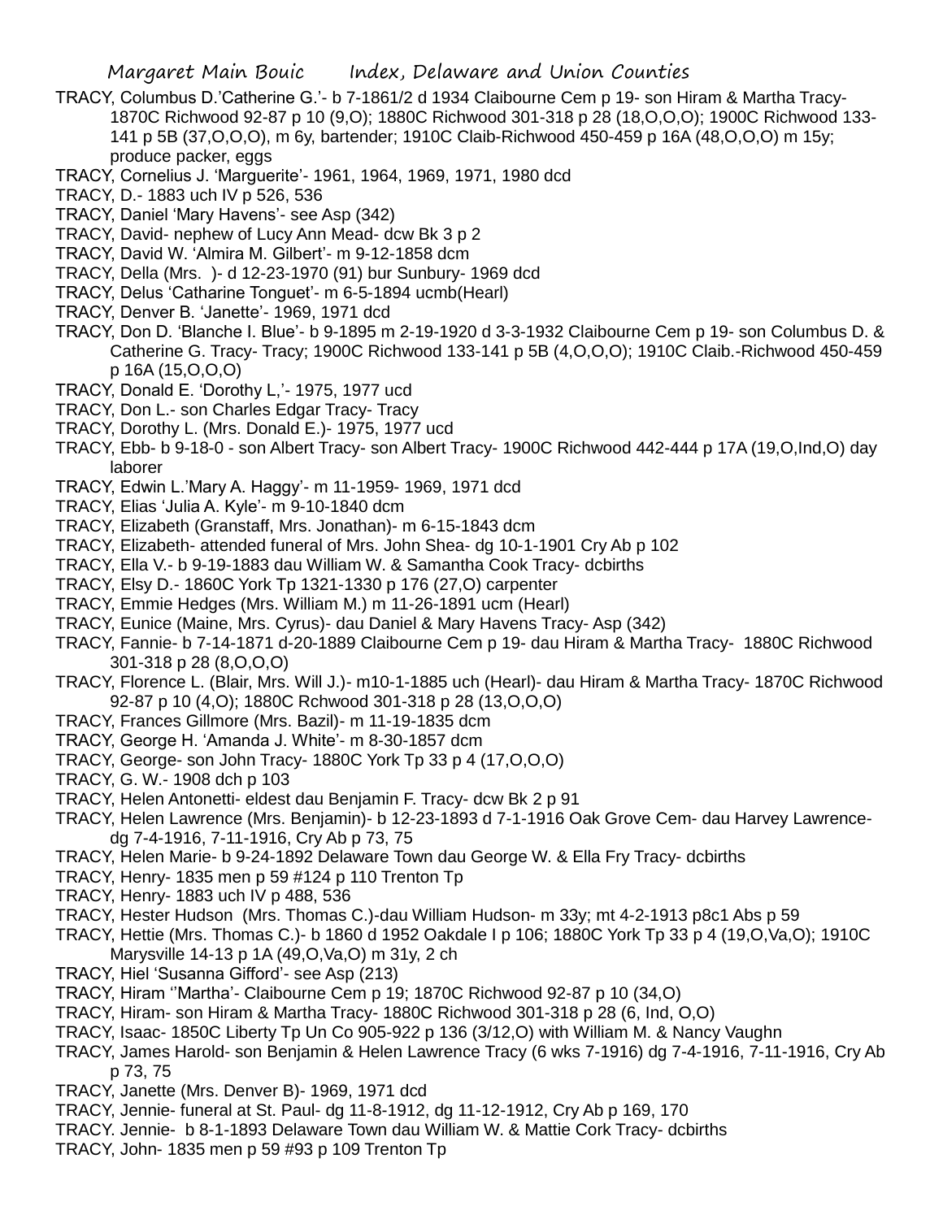TRACY, Columbus D.'Catherine G.'- b 7-1861/2 d 1934 Claibourne Cem p 19- son Hiram & Martha Tracy- 1870C Richwood 92-87 p 10 (9,O); 1880C Richwood 301-318 p 28 (18,O,O,O); 1900C Richwood 133-141 p 5B (37,O,O,O), m 6y, bartender; 1910C Claib-Richwood 450-459 p 16A (48,O,O,O) m 15y; produce packer, eggs

TRACY, Cornelius J. 'Marguerite'- 1961, 1964, 1969, 1971, 1980 dcd

TRACY, D.- 1883 uch IV p 526, 536

TRACY, Daniel 'Mary Havens'- see Asp (342)

TRACY, David- nephew of Lucy Ann Mead- dcw Bk 3 p 2

TRACY, David W. 'Almira M. Gilbert'- m 9-12-1858 dcm

TRACY, Della (Mrs. )- d 12-23-1970 (91) bur Sunbury- 1969 dcd

TRACY, Delus 'Catharine Tonguet'- m 6-5-1894 ucmb(Hearl)

TRACY, Denver B. 'Janette'- 1969, 1971 dcd

TRACY, Don D. 'Blanche I. Blue'- b 9-1895 m 2-19-1920 d 3-3-1932 Claibourne Cem p 19- son Columbus D. & Catherine G. Tracy- Tracy; 1900C Richwood 133-141 p 5B (4,O,O,O); 1910C Claib.-Richwood 450-459 p 16A (15,O,O,O)

TRACY, Donald E. 'Dorothy L,'- 1975, 1977 ucd

TRACY, Don L.- son Charles Edgar Tracy- Tracy

TRACY, Dorothy L. (Mrs. Donald E.)- 1975, 1977 ucd

TRACY, Ebb- b 9-18-0 - son Albert Tracy- son Albert Tracy- 1900C Richwood 442-444 p 17A (19,O,Ind,O) day laborer

TRACY, Edwin L.'Mary A. Haggy'- m 11-1959- 1969, 1971 dcd

TRACY, Elias 'Julia A. Kyle'- m 9-10-1840 dcm

TRACY, Elizabeth (Granstaff, Mrs. Jonathan)- m 6-15-1843 dcm

TRACY, Elizabeth- attended funeral of Mrs. John Shea- dg 10-1-1901 Cry Ab p 102

TRACY, Ella V.- b 9-19-1883 dau William W. & Samantha Cook Tracy- dcbirths

TRACY, Elsy D.- 1860C York Tp 1321-1330 p 176 (27,O) carpenter

TRACY, Emmie Hedges (Mrs. William M.) m 11-26-1891 ucm (Hearl)

TRACY, Eunice (Maine, Mrs. Cyrus)- dau Daniel & Mary Havens Tracy- Asp (342)

TRACY, Fannie- b 7-14-1871 d-20-1889 Claibourne Cem p 19- dau Hiram & Martha Tracy- 1880C Richwood 301-318 p 28 (8,O,O,O)

TRACY, Florence L. (Blair, Mrs. Will J.)- m10-1-1885 uch (Hearl)- dau Hiram & Martha Tracy- 1870C Richwood 92-87 p 10 (4,O); 1880C Rchwood 301-318 p 28 (13,O,O,O)

TRACY, Frances Gillmore (Mrs. Bazil)- m 11-19-1835 dcm

TRACY, George H. 'Amanda J. White'- m 8-30-1857 dcm

TRACY, George- son John Tracy- 1880C York Tp 33 p 4 (17,O,O,O)

TRACY, G. W.- 1908 dch p 103

TRACY, Helen Antonetti- eldest dau Benjamin F. Tracy- dcw Bk 2 p 91

TRACY, Helen Lawrence (Mrs. Benjamin)- b 12-23-1893 d 7-1-1916 Oak Grove Cem- dau Harvey Lawrence- dg 7-4-1916, 7-11-1916, Cry Ab p 73, 75

TRACY, Helen Marie- b 9-24-1892 Delaware Town dau George W. & Ella Fry Tracy- dcbirths

TRACY, Henry- 1835 men p 59 #124 p 110 Trenton Tp

TRACY, Henry- 1883 uch IV p 488, 536

TRACY, Hester Hudson (Mrs. Thomas C.)-dau William Hudson- m 33y; mt 4-2-1913 p8c1 Abs p 59

TRACY, Hettie (Mrs. Thomas C.)- b 1860 d 1952 Oakdale I p 106; 1880C York Tp 33 p 4 (19,O,Va,O); 1910C Marysville 14-13 p 1A (49,O,Va,O) m 31y, 2 ch

TRACY, Hiel 'Susanna Gifford'- see Asp (213)

TRACY, Hiram ''Martha'- Claibourne Cem p 19; 1870C Richwood 92-87 p 10 (34,O)

TRACY, Hiram- son Hiram & Martha Tracy- 1880C Richwood 301-318 p 28 (6, Ind, O,O)

TRACY, Isaac- 1850C Liberty Tp Un Co 905-922 p 136 (3/12,O) with William M. & Nancy Vaughn

TRACY, James Harold- son Benjamin & Helen Lawrence Tracy (6 wks 7-1916) dg 7-4-1916, 7-11-1916, Cry Ab p 73, 75

TRACY, Janette (Mrs. Denver B)- 1969, 1971 dcd

TRACY, Jennie- funeral at St. Paul- dg 11-8-1912, dg 11-12-1912, Cry Ab p 169, 170

TRACY. Jennie- b 8-1-1893 Delaware Town dau William W. & Mattie Cork Tracy- dcbirths

TRACY, John- 1835 men p 59 #93 p 109 Trenton Tp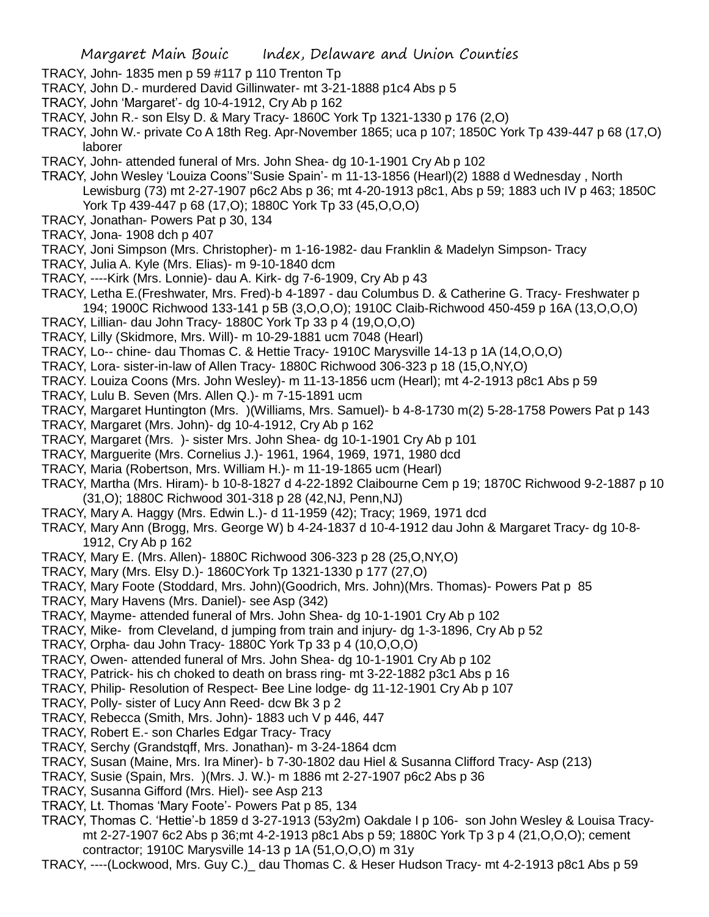TRACY, John- 1835 men p 59 #117 p 110 Trenton Tp

TRACY, John D.- murdered David Gillinwater- mt 3-21-1888 p1c4 Abs p 5

TRACY, John 'Margaret'- dg 10-4-1912, Cry Ab p 162

TRACY, John R.- son Elsy D. & Mary Tracy- 1860C York Tp 1321-1330 p 176 (2,O)

TRACY, John W.- private Co A 18th Reg. Apr-November 1865; uca p 107; 1850C York Tp 439-447 p 68 (17,O) laborer

TRACY, John- attended funeral of Mrs. John Shea- dg 10-1-1901 Cry Ab p 102

TRACY, John Wesley 'Louiza Coons''Susie Spain'- m 11-13-1856 (Hearl)(2) 1888 d Wednesday , North Lewisburg (73) mt 2-27-1907 p6c2 Abs p 36; mt 4-20-1913 p8c1, Abs p 59; 1883 uch IV p 463; 1850C York Tp 439-447 p 68 (17,O); 1880C York Tp 33 (45,O,O,O)

TRACY, Jonathan- Powers Pat p 30, 134

TRACY, Jona- 1908 dch p 407

TRACY, Joni Simpson (Mrs. Christopher)- m 1-16-1982- dau Franklin & Madelyn Simpson- Tracy

TRACY, Julia A. Kyle (Mrs. Elias)- m 9-10-1840 dcm

TRACY, ----Kirk (Mrs. Lonnie)- dau A. Kirk- dg 7-6-1909, Cry Ab p 43

TRACY, Letha E.(Freshwater, Mrs. Fred)-b 4-1897 - dau Columbus D. & Catherine G. Tracy- Freshwater p 194; 1900C Richwood 133-141 p 5B (3,O,O,O); 1910C Claib-Richwood 450-459 p 16A (13,O,O,O)

TRACY, Lillian- dau John Tracy- 1880C York Tp 33 p 4 (19,O,O,O)

TRACY, Lilly (Skidmore, Mrs. Will)- m 10-29-1881 ucm 7048 (Hearl)

TRACY, Lo-- chine- dau Thomas C. & Hettie Tracy- 1910C Marysville 14-13 p 1A (14,O,O,O)

TRACY, Lora- sister-in-law of Allen Tracy- 1880C Richwood 306-323 p 18 (15,O,NY,O)

TRACY. Louiza Coons (Mrs. John Wesley)- m 11-13-1856 ucm (Hearl); mt 4-2-1913 p8c1 Abs p 59

TRACY, Lulu B. Seven (Mrs. Allen Q.)- m 7-15-1891 ucm

TRACY, Margaret Huntington (Mrs. )(Williams, Mrs. Samuel)- b 4-8-1730 m(2) 5-28-1758 Powers Pat p 143

TRACY, Margaret (Mrs. John)- dg 10-4-1912, Cry Ab p 162

TRACY, Margaret (Mrs. )- sister Mrs. John Shea- dg 10-1-1901 Cry Ab p 101

TRACY, Marguerite (Mrs. Cornelius J.)- 1961, 1964, 1969, 1971, 1980 dcd

TRACY, Maria (Robertson, Mrs. William H.)- m 11-19-1865 ucm (Hearl)

TRACY, Martha (Mrs. Hiram)- b 10-8-1827 d 4-22-1892 Claibourne Cem p 19; 1870C Richwood 9-2-1887 p 10 (31,O); 1880C Richwood 301-318 p 28 (42,NJ, Penn,NJ)

TRACY, Mary A. Haggy (Mrs. Edwin L.)- d 11-1959 (42); Tracy; 1969, 1971 dcd

TRACY, Mary Ann (Brogg, Mrs. George W) b 4-24-1837 d 10-4-1912 dau John & Margaret Tracy- dg 10-8-1912, Cry Ab p 162

TRACY, Mary E. (Mrs. Allen)- 1880C Richwood 306-323 p 28 (25,O,NY,O)

TRACY, Mary (Mrs. Elsy D.)- 1860CYork Tp 1321-1330 p 177 (27,O)

TRACY, Mary Foote (Stoddard, Mrs. John)(Goodrich, Mrs. John)(Mrs. Thomas)- Powers Pat p 85

TRACY, Mary Havens (Mrs. Daniel)- see Asp (342)

TRACY, Mayme- attended funeral of Mrs. John Shea- dg 10-1-1901 Cry Ab p 102

TRACY, Mike- from Cleveland, d jumping from train and injury- dg 1-3-1896, Cry Ab p 52

TRACY, Orpha- dau John Tracy- 1880C York Tp 33 p 4 (10,O,O,O)

TRACY, Owen- attended funeral of Mrs. John Shea- dg 10-1-1901 Cry Ab p 102

TRACY, Patrick- his ch choked to death on brass ring- mt 3-22-1882 p3c1 Abs p 16

TRACY, Philip- Resolution of Respect- Bee Line lodge- dg 11-12-1901 Cry Ab p 107

TRACY, Polly- sister of Lucy Ann Reed- dcw Bk 3 p 2

TRACY, Rebecca (Smith, Mrs. John)- 1883 uch V p 446, 447

TRACY, Robert E.- son Charles Edgar Tracy- Tracy

TRACY, Serchy (Grandstqff, Mrs. Jonathan)- m 3-24-1864 dcm

TRACY, Susan (Maine, Mrs. Ira Miner)- b 7-30-1802 dau Hiel & Susanna Clifford Tracy- Asp (213)

TRACY, Susie (Spain, Mrs. )(Mrs. J. W.)- m 1886 mt 2-27-1907 p6c2 Abs p 36

TRACY, Susanna Gifford (Mrs. Hiel)- see Asp 213

TRACY, Lt. Thomas 'Mary Foote'- Powers Pat p 85, 134

TRACY, Thomas C. 'Hettie'-b 1859 d 3-27-1913 (53y2m) Oakdale I p 106- son John Wesley & Louisa Tracy- mt 2-27-1907 6c2 Abs p 36;mt 4-2-1913 p8c1 Abs p 59; 1880C York Tp 3 p 4 (21,O,O,O); cement contractor; 1910C Marysville 14-13 p 1A (51,O,O,O) m 31y

TRACY, ----(Lockwood, Mrs. Guy C.)_ dau Thomas C. & Heser Hudson Tracy- mt 4-2-1913 p8c1 Abs p 59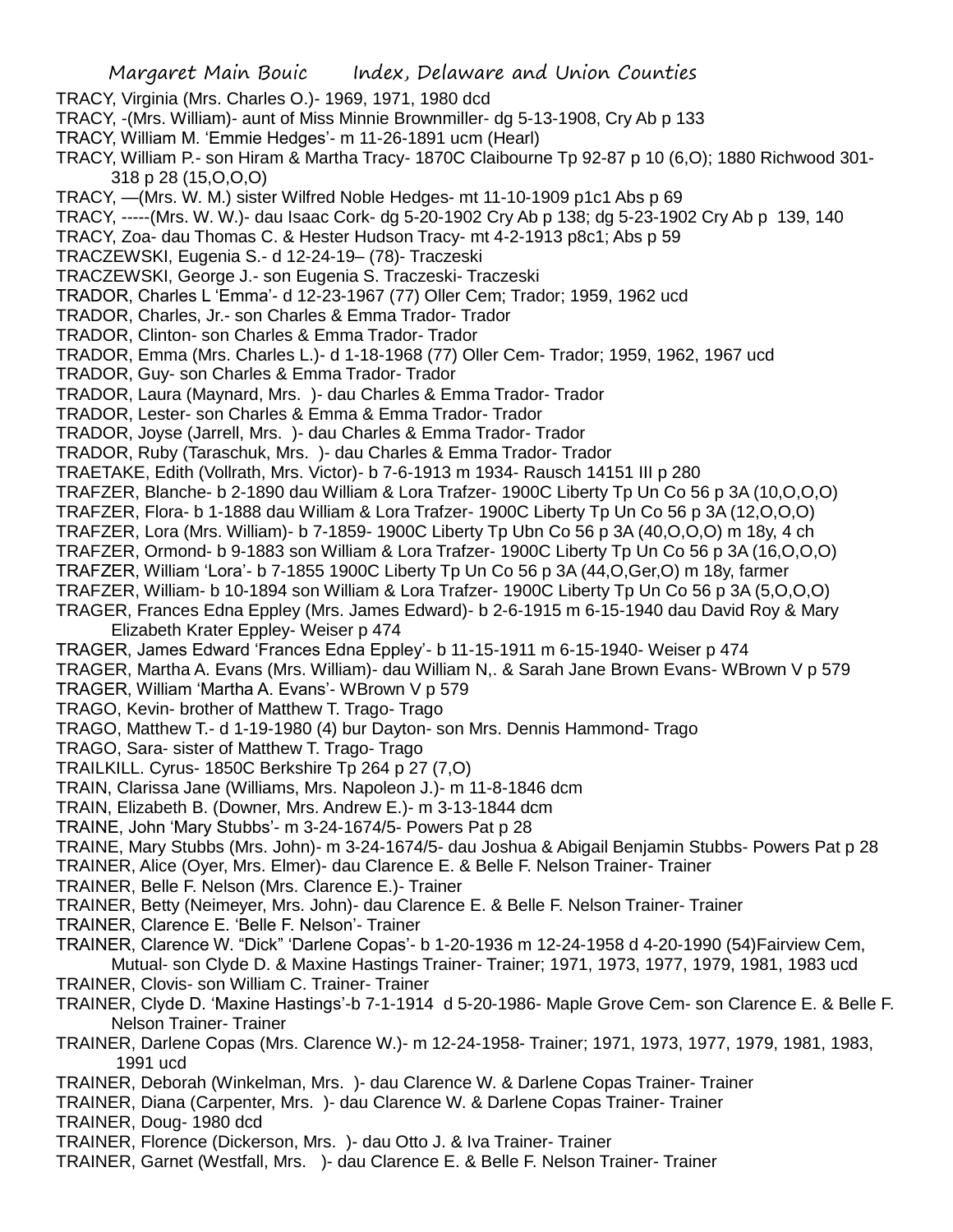TRACY, Virginia (Mrs. Charles O.)- 1969, 1971, 1980 dcd

TRACY, -(Mrs. William)- aunt of Miss Minnie Brownmiller- dg 5-13-1908, Cry Ab p 133

TRACY, William M. 'Emmie Hedges'- m 11-26-1891 ucm (Hearl)

TRACY, William P.- son Hiram & Martha Tracy- 1870C Claibourne Tp 92-87 p 10 (6,O); 1880 Richwood 301-318 p 28 (15,O,O,O)

TRACY, —(Mrs. W. M.) sister Wilfred Noble Hedges- mt 11-10-1909 p1c1 Abs p 69

TRACY, -----(Mrs. W. W.)- dau Isaac Cork- dg 5-20-1902 Cry Ab p 138; dg 5-23-1902 Cry Ab p 139, 140

TRACY, Zoa- dau Thomas C. & Hester Hudson Tracy- mt 4-2-1913 p8c1; Abs p 59

TRACZEWSKI, Eugenia S.- d 12-24-19– (78)- Traczeski

TRACZEWSKI, George J.- son Eugenia S. Traczeski- Traczeski

TRADOR, Charles L 'Emma'- d 12-23-1967 (77) Oller Cem; Trador; 1959, 1962 ucd

TRADOR, Charles, Jr.- son Charles & Emma Trador- Trador

TRADOR, Clinton- son Charles & Emma Trador- Trador

TRADOR, Emma (Mrs. Charles L.)- d 1-18-1968 (77) Oller Cem- Trador; 1959, 1962, 1967 ucd

TRADOR, Guy- son Charles & Emma Trador- Trador

TRADOR, Laura (Maynard, Mrs. )- dau Charles & Emma Trador- Trador

TRADOR, Lester- son Charles & Emma & Emma Trador- Trador

TRADOR, Joyse (Jarrell, Mrs. )- dau Charles & Emma Trador- Trador

TRADOR, Ruby (Taraschuk, Mrs. )- dau Charles & Emma Trador- Trador

TRAETAKE, Edith (Vollrath, Mrs. Victor)- b 7-6-1913 m 1934- Rausch 14151 III p 280

TRAFZER, Blanche- b 2-1890 dau William & Lora Trafzer- 1900C Liberty Tp Un Co 56 p 3A (10,O,O,O)

TRAFZER, Flora- b 1-1888 dau William & Lora Trafzer- 1900C Liberty Tp Un Co 56 p 3A (12,O,O,O)

TRAFZER, Lora (Mrs. William)- b 7-1859- 1900C Liberty Tp Ubn Co 56 p 3A (40,O,O,O) m 18y, 4 ch

TRAFZER, Ormond- b 9-1883 son William & Lora Trafzer- 1900C Liberty Tp Un Co 56 p 3A (16,O,O,O)

TRAFZER, William 'Lora'- b 7-1855 1900C Liberty Tp Un Co 56 p 3A (44,O,Ger,O) m 18y, farmer

TRAFZER, William- b 10-1894 son William & Lora Trafzer- 1900C Liberty Tp Un Co 56 p 3A (5,O,O,O)

TRAGER, Frances Edna Eppley (Mrs. James Edward)- b 2-6-1915 m 6-15-1940 dau David Roy & Mary Elizabeth Krater Eppley- Weiser p 474

TRAGER, James Edward 'Frances Edna Eppley'- b 11-15-1911 m 6-15-1940- Weiser p 474

TRAGER, Martha A. Evans (Mrs. William)- dau William N,. & Sarah Jane Brown Evans- WBrown V p 579

TRAGER, William 'Martha A. Evans'- WBrown V p 579

TRAGO, Kevin- brother of Matthew T. Trago- Trago

TRAGO, Matthew T.- d 1-19-1980 (4) bur Dayton- son Mrs. Dennis Hammond- Trago

TRAGO, Sara- sister of Matthew T. Trago- Trago

TRAILKILL. Cyrus- 1850C Berkshire Tp 264 p 27 (7,O)

TRAIN, Clarissa Jane (Williams, Mrs. Napoleon J.)- m 11-8-1846 dcm

TRAIN, Elizabeth B. (Downer, Mrs. Andrew E.)- m 3-13-1844 dcm

TRAINE, John 'Mary Stubbs'- m 3-24-1674/5- Powers Pat p 28

TRAINE, Mary Stubbs (Mrs. John)- m 3-24-1674/5- dau Joshua & Abigail Benjamin Stubbs- Powers Pat p 28

TRAINER, Alice (Oyer, Mrs. Elmer)- dau Clarence E. & Belle F. Nelson Trainer- Trainer

TRAINER, Belle F. Nelson (Mrs. Clarence E.)- Trainer

TRAINER, Betty (Neimeyer, Mrs. John)- dau Clarence E. & Belle F. Nelson Trainer- Trainer

TRAINER, Clarence E. 'Belle F. Nelson'- Trainer

TRAINER, Clarence W. "Dick" 'Darlene Copas'- b 1-20-1936 m 12-24-1958 d 4-20-1990 (54)Fairview Cem, Mutual- son Clyde D. & Maxine Hastings Trainer- Trainer; 1971, 1973, 1977, 1979, 1981, 1983 ucd

TRAINER, Clovis- son William C. Trainer- Trainer

TRAINER, Clyde D. 'Maxine Hastings'-b 7-1-1914 d 5-20-1986- Maple Grove Cem- son Clarence E. & Belle F. Nelson Trainer- Trainer

TRAINER, Darlene Copas (Mrs. Clarence W.)- m 12-24-1958- Trainer; 1971, 1973, 1977, 1979, 1981, 1983, 1991 ucd

TRAINER, Deborah (Winkelman, Mrs. )- dau Clarence W. & Darlene Copas Trainer- Trainer

TRAINER, Diana (Carpenter, Mrs. )- dau Clarence W. & Darlene Copas Trainer- Trainer

TRAINER, Doug- 1980 dcd

TRAINER, Florence (Dickerson, Mrs. )- dau Otto J. & Iva Trainer- Trainer

TRAINER, Garnet (Westfall, Mrs. )- dau Clarence E. & Belle F. Nelson Trainer- Trainer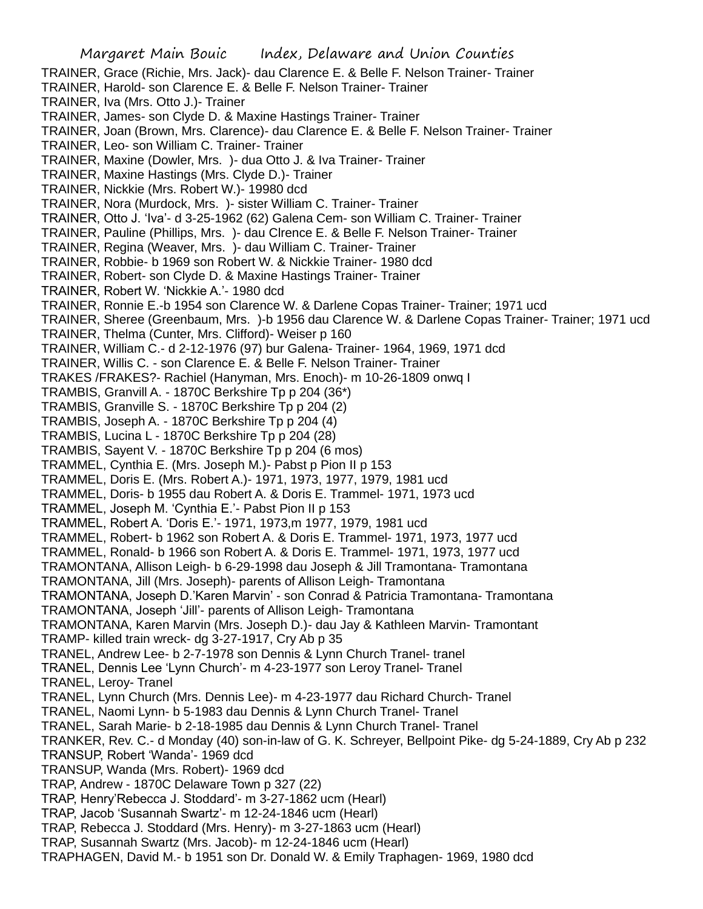TRAINER, Grace (Richie, Mrs. Jack)- dau Clarence E. & Belle F. Nelson Trainer- Trainer
TRAINER, Harold- son Clarence E. & Belle F. Nelson Trainer- Trainer
TRAINER, Iva (Mrs. Otto J.)- Trainer
TRAINER, James- son Clyde D. & Maxine Hastings Trainer- Trainer
TRAINER, Joan (Brown, Mrs. Clarence)- dau Clarence E. & Belle F. Nelson Trainer- Trainer
TRAINER, Leo- son William C. Trainer- Trainer
TRAINER, Maxine (Dowler, Mrs. )- dua Otto J. & Iva Trainer- Trainer
TRAINER, Maxine Hastings (Mrs. Clyde D.)- Trainer
TRAINER, Nickkie (Mrs. Robert W.)- 19980 dcd
TRAINER, Nora (Murdock, Mrs. )- sister William C. Trainer- Trainer
TRAINER, Otto J. 'Iva'- d 3-25-1962 (62) Galena Cem- son William C. Trainer- Trainer
TRAINER, Pauline (Phillips, Mrs. )- dau Clrence E. & Belle F. Nelson Trainer- Trainer
TRAINER, Regina (Weaver, Mrs. )- dau William C. Trainer- Trainer
TRAINER, Robbie- b 1969 son Robert W. & Nickkie Trainer- 1980 dcd
TRAINER, Robert- son Clyde D. & Maxine Hastings Trainer- Trainer
TRAINER, Robert W. 'Nickkie A.'- 1980 dcd
TRAINER, Ronnie E.-b 1954 son Clarence W. & Darlene Copas Trainer- Trainer; 1971 ucd
TRAINER, Sheree (Greenbaum, Mrs. )-b 1956 dau Clarence W. & Darlene Copas Trainer- Trainer; 1971 ucd
TRAINER, Thelma (Cunter, Mrs. Clifford)- Weiser p 160
TRAINER, William C.- d 2-12-1976 (97) bur Galena- Trainer- 1964, 1969, 1971 dcd
TRAINER, Willis C. - son Clarence E. & Belle F. Nelson Trainer- Trainer
TRAKES /FRAKES?- Rachiel (Hanyman, Mrs. Enoch)- m 10-26-1809 onwq I
TRAMBIS, Granvill A. - 1870C Berkshire Tp p 204 (36*)
TRAMBIS, Granville S. - 1870C Berkshire Tp p 204 (2)
TRAMBIS, Joseph A. - 1870C Berkshire Tp p 204 (4)
TRAMBIS, Lucina L - 1870C Berkshire Tp p 204 (28)
TRAMBIS, Sayent V. - 1870C Berkshire Tp p 204 (6 mos)
TRAMMEL, Cynthia E. (Mrs. Joseph M.)- Pabst p Pion II p 153
TRAMMEL, Doris E. (Mrs. Robert A.)- 1971, 1973, 1977, 1979, 1981 ucd
TRAMMEL, Doris- b 1955 dau Robert A. & Doris E. Trammel- 1971, 1973 ucd
TRAMMEL, Joseph M. 'Cynthia E.'- Pabst Pion II p 153
TRAMMEL, Robert A. 'Doris E.'- 1971, 1973,m 1977, 1979, 1981 ucd
TRAMMEL, Robert- b 1962 son Robert A. & Doris E. Trammel- 1971, 1973, 1977 ucd
TRAMMEL, Ronald- b 1966 son Robert A. & Doris E. Trammel- 1971, 1973, 1977 ucd
TRAMONTANA, Allison Leigh- b 6-29-1998 dau Joseph & Jill Tramontana- Tramontana
TRAMONTANA, Jill (Mrs. Joseph)- parents of Allison Leigh- Tramontana
TRAMONTANA, Joseph D.'Karen Marvin' - son Conrad & Patricia Tramontana- Tramontana
TRAMONTANA, Joseph 'Jill'- parents of Allison Leigh- Tramontana
TRAMONTANA, Karen Marvin (Mrs. Joseph D.)- dau Jay & Kathleen Marvin- Tramontant
TRAMP- killed train wreck- dg 3-27-1917, Cry Ab p 35
TRANEL, Andrew Lee- b 2-7-1978 son Dennis & Lynn Church Tranel- tranel
TRANEL, Dennis Lee 'Lynn Church'- m 4-23-1977 son Leroy Tranel- Tranel
TRANEL, Leroy- Tranel
TRANEL, Lynn Church (Mrs. Dennis Lee)- m 4-23-1977 dau Richard Church- Tranel
TRANEL, Naomi Lynn- b 5-1983 dau Dennis & Lynn Church Tranel- Tranel
TRANEL, Sarah Marie- b 2-18-1985 dau Dennis & Lynn Church Tranel- Tranel
TRANKER, Rev. C.- d Monday (40) son-in-law of G. K. Schreyer, Bellpoint Pike- dg 5-24-1889, Cry Ab p 232
TRANSUP, Robert 'Wanda'- 1969 dcd
TRANSUP, Wanda (Mrs. Robert)- 1969 dcd
TRAP, Andrew - 1870C Delaware Town p 327 (22)
TRAP, Henry'Rebecca J. Stoddard'- m 3-27-1862 ucm (Hearl)
TRAP, Jacob 'Susannah Swartz'- m 12-24-1846 ucm (Hearl)
TRAP, Rebecca J. Stoddard (Mrs. Henry)- m 3-27-1863 ucm (Hearl)
TRAP, Susannah Swartz (Mrs. Jacob)- m 12-24-1846 ucm (Hearl)
TRAPHAGEN, David M.- b 1951 son Dr. Donald W. & Emily Traphagen- 1969, 1980 dcd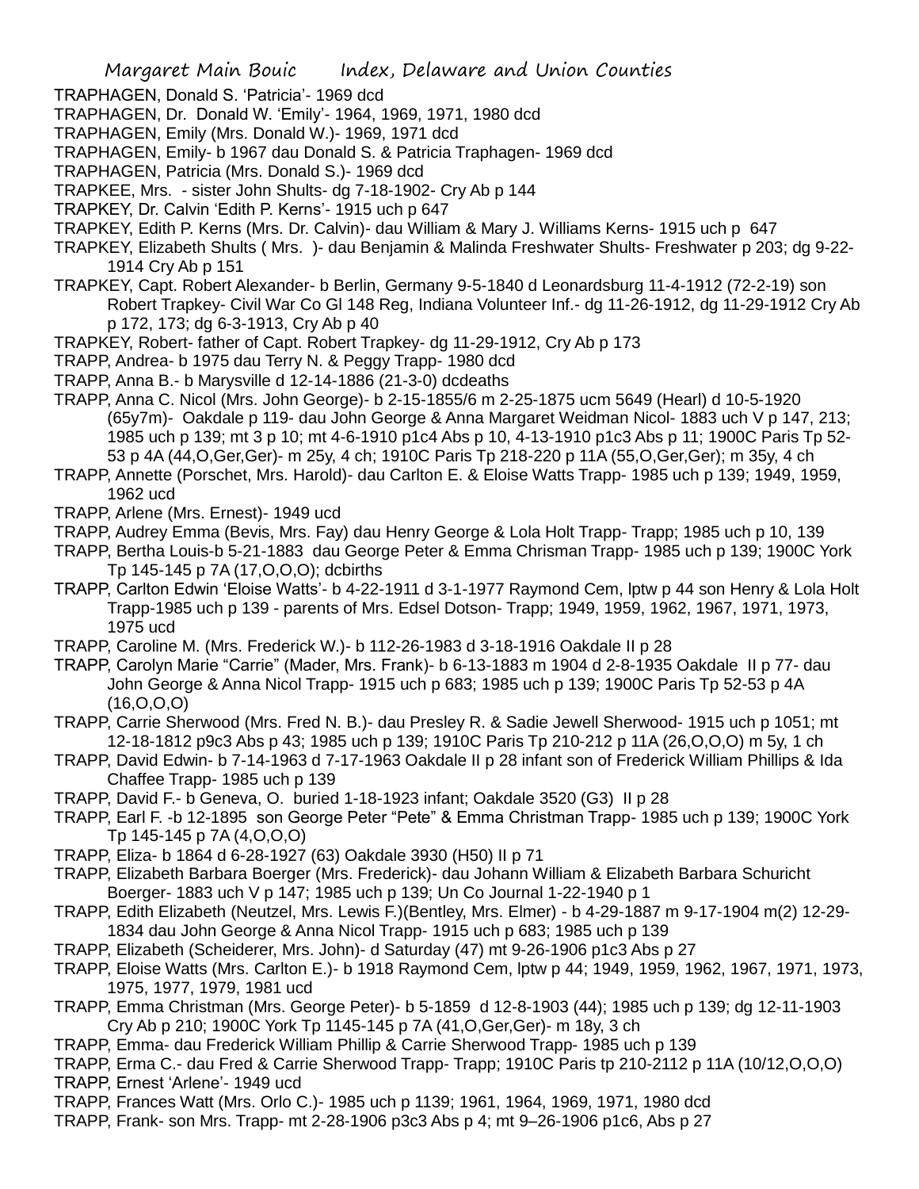TRAPHAGEN, Donald S. 'Patricia'- 1969 dcd

TRAPHAGEN, Dr. Donald W. 'Emily'- 1964, 1969, 1971, 1980 dcd

TRAPHAGEN, Emily (Mrs. Donald W.)- 1969, 1971 dcd

TRAPHAGEN, Emily- b 1967 dau Donald S. & Patricia Traphagen- 1969 dcd

TRAPHAGEN, Patricia (Mrs. Donald S.)- 1969 dcd

TRAPKEE, Mrs. - sister John Shults- dg 7-18-1902- Cry Ab p 144

TRAPKEY, Dr. Calvin 'Edith P. Kerns'- 1915 uch p 647

TRAPKEY, Edith P. Kerns (Mrs. Dr. Calvin)- dau William & Mary J. Williams Kerns- 1915 uch p 647

TRAPKEY, Elizabeth Shults ( Mrs. )- dau Benjamin & Malinda Freshwater Shults- Freshwater p 203; dg 9-22-1914 Cry Ab p 151

TRAPKEY, Capt. Robert Alexander- b Berlin, Germany 9-5-1840 d Leonardsburg 11-4-1912 (72-2-19) son Robert Trapkey- Civil War Co Gl 148 Reg, Indiana Volunteer Inf.- dg 11-26-1912, dg 11-29-1912 Cry Ab p 172, 173; dg 6-3-1913, Cry Ab p 40

TRAPKEY, Robert- father of Capt. Robert Trapkey- dg 11-29-1912, Cry Ab p 173

TRAPP, Andrea- b 1975 dau Terry N. & Peggy Trapp- 1980 dcd

TRAPP, Anna B.- b Marysville d 12-14-1886 (21-3-0) dcdeaths

TRAPP, Anna C. Nicol (Mrs. John George)- b 2-15-1855/6 m 2-25-1875 ucm 5649 (Hearl) d 10-5-1920 (65y7m)- Oakdale p 119- dau John George & Anna Margaret Weidman Nicol- 1883 uch V p 147, 213; 1985 uch p 139; mt 3 p 10; mt 4-6-1910 p1c4 Abs p 10, 4-13-1910 p1c3 Abs p 11; 1900C Paris Tp 52-53 p 4A (44,O,Ger,Ger)- m 25y, 4 ch; 1910C Paris Tp 218-220 p 11A (55,O,Ger,Ger); m 35y, 4 ch

TRAPP, Annette (Porschet, Mrs. Harold)- dau Carlton E. & Eloise Watts Trapp- 1985 uch p 139; 1949, 1959, 1962 ucd

TRAPP, Arlene (Mrs. Ernest)- 1949 ucd

TRAPP, Audrey Emma (Bevis, Mrs. Fay) dau Henry George & Lola Holt Trapp- Trapp; 1985 uch p 10, 139

TRAPP, Bertha Louis-b 5-21-1883 dau George Peter & Emma Chrisman Trapp- 1985 uch p 139; 1900C York Tp 145-145 p 7A (17,O,O,O); dcbirths

TRAPP, Carlton Edwin 'Eloise Watts'- b 4-22-1911 d 3-1-1977 Raymond Cem, lptw p 44 son Henry & Lola Holt Trapp-1985 uch p 139 - parents of Mrs. Edsel Dotson- Trapp; 1949, 1959, 1962, 1967, 1971, 1973, 1975 ucd

TRAPP, Caroline M. (Mrs. Frederick W.)- b 112-26-1983 d 3-18-1916 Oakdale II p 28

TRAPP, Carolyn Marie "Carrie" (Mader, Mrs. Frank)- b 6-13-1883 m 1904 d 2-8-1935 Oakdale II p 77- dau John George & Anna Nicol Trapp- 1915 uch p 683; 1985 uch p 139; 1900C Paris Tp 52-53 p 4A (16,O,O,O)

TRAPP, Carrie Sherwood (Mrs. Fred N. B.)- dau Presley R. & Sadie Jewell Sherwood- 1915 uch p 1051; mt 12-18-1812 p9c3 Abs p 43; 1985 uch p 139; 1910C Paris Tp 210-212 p 11A (26,O,O,O) m 5y, 1 ch

TRAPP, David Edwin- b 7-14-1963 d 7-17-1963 Oakdale II p 28 infant son of Frederick William Phillips & Ida Chaffee Trapp- 1985 uch p 139

TRAPP, David F.- b Geneva, O. buried 1-18-1923 infant; Oakdale 3520 (G3) II p 28

TRAPP, Earl F. -b 12-1895 son George Peter "Pete" & Emma Christman Trapp- 1985 uch p 139; 1900C York Tp 145-145 p 7A (4,O,O,O)

TRAPP, Eliza- b 1864 d 6-28-1927 (63) Oakdale 3930 (H50) II p 71

TRAPP, Elizabeth Barbara Boerger (Mrs. Frederick)- dau Johann William & Elizabeth Barbara Schuricht Boerger- 1883 uch V p 147; 1985 uch p 139; Un Co Journal 1-22-1940 p 1

TRAPP, Edith Elizabeth (Neutzel, Mrs. Lewis F.)(Bentley, Mrs. Elmer) - b 4-29-1887 m 9-17-1904 m(2) 12-29-1834 dau John George & Anna Nicol Trapp- 1915 uch p 683; 1985 uch p 139

TRAPP, Elizabeth (Scheiderer, Mrs. John)- d Saturday (47) mt 9-26-1906 p1c3 Abs p 27

TRAPP, Eloise Watts (Mrs. Carlton E.)- b 1918 Raymond Cem, lptw p 44; 1949, 1959, 1962, 1967, 1971, 1973, 1975, 1977, 1979, 1981 ucd

TRAPP, Emma Christman (Mrs. George Peter)- b 5-1859 d 12-8-1903 (44); 1985 uch p 139; dg 12-11-1903 Cry Ab p 210; 1900C York Tp 1145-145 p 7A (41,O,Ger,Ger)- m 18y, 3 ch

TRAPP, Emma- dau Frederick William Phillip & Carrie Sherwood Trapp- 1985 uch p 139

TRAPP, Erma C.- dau Fred & Carrie Sherwood Trapp- Trapp; 1910C Paris tp 210-2112 p 11A (10/12,O,O,O)

TRAPP, Ernest 'Arlene'- 1949 ucd

TRAPP, Frances Watt (Mrs. Orlo C.)- 1985 uch p 1139; 1961, 1964, 1969, 1971, 1980 dcd

TRAPP, Frank- son Mrs. Trapp- mt 2-28-1906 p3c3 Abs p 4; mt 9–26-1906 p1c6, Abs p 27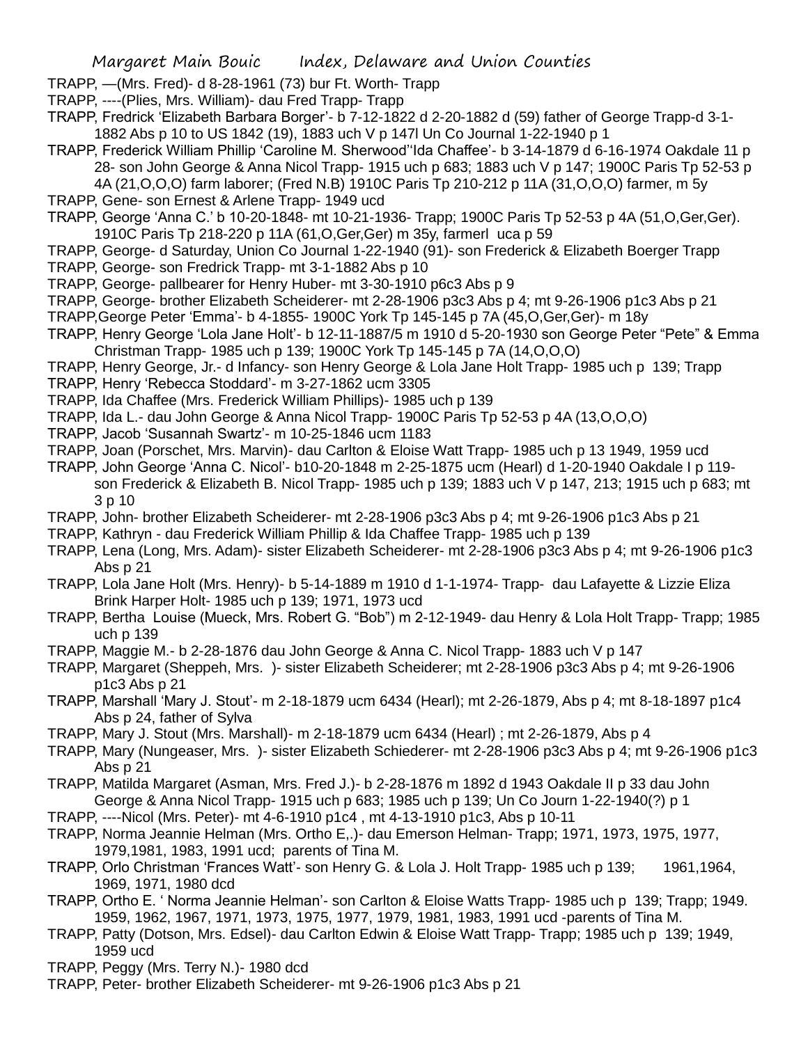TRAPP, —(Mrs. Fred)- d 8-28-1961 (73) bur Ft. Worth- Trapp

TRAPP, ----(Plies, Mrs. William)- dau Fred Trapp- Trapp

TRAPP, Fredrick 'Elizabeth Barbara Borger'- b 7-12-1822 d 2-20-1882 d (59) father of George Trapp-d 3-1-1882 Abs p 10 to US 1842 (19), 1883 uch V p 147l Un Co Journal 1-22-1940 p 1

TRAPP, Frederick William Phillip 'Caroline M. Sherwood''Ida Chaffee'- b 3-14-1879 d 6-16-1974 Oakdale 11 p 28- son John George & Anna Nicol Trapp- 1915 uch p 683; 1883 uch V p 147; 1900C Paris Tp 52-53 p 4A (21,O,O,O) farm laborer; (Fred N.B) 1910C Paris Tp 210-212 p 11A (31,O,O,O) farmer, m 5y

TRAPP, Gene- son Ernest & Arlene Trapp- 1949 ucd

TRAPP, George 'Anna C.' b 10-20-1848- mt 10-21-1936- Trapp; 1900C Paris Tp 52-53 p 4A (51,O,Ger,Ger). 1910C Paris Tp 218-220 p 11A (61,O,Ger,Ger) m 35y, farmerl uca p 59

TRAPP, George- d Saturday, Union Co Journal 1-22-1940 (91)- son Frederick & Elizabeth Boerger Trapp

TRAPP, George- son Fredrick Trapp- mt 3-1-1882 Abs p 10

TRAPP, George- pallbearer for Henry Huber- mt 3-30-1910 p6c3 Abs p 9

TRAPP, George- brother Elizabeth Scheiderer- mt 2-28-1906 p3c3 Abs p 4; mt 9-26-1906 p1c3 Abs p 21

TRAPP,George Peter 'Emma'- b 4-1855- 1900C York Tp 145-145 p 7A (45,O,Ger,Ger)- m 18y

TRAPP, Henry George 'Lola Jane Holt'- b 12-11-1887/5 m 1910 d 5-20-1930 son George Peter "Pete" & Emma Christman Trapp- 1985 uch p 139; 1900C York Tp 145-145 p 7A (14,O,O,O)

TRAPP, Henry George, Jr.- d Infancy- son Henry George & Lola Jane Holt Trapp- 1985 uch p 139; Trapp

TRAPP, Henry 'Rebecca Stoddard'- m 3-27-1862 ucm 3305

TRAPP, Ida Chaffee (Mrs. Frederick William Phillips)- 1985 uch p 139

TRAPP, Ida L.- dau John George & Anna Nicol Trapp- 1900C Paris Tp 52-53 p 4A (13,O,O,O)

TRAPP, Jacob 'Susannah Swartz'- m 10-25-1846 ucm 1183

TRAPP, Joan (Porschet, Mrs. Marvin)- dau Carlton & Eloise Watt Trapp- 1985 uch p 13 1949, 1959 ucd

TRAPP, John George 'Anna C. Nicol'- b10-20-1848 m 2-25-1875 ucm (Hearl) d 1-20-1940 Oakdale I p 119- son Frederick & Elizabeth B. Nicol Trapp- 1985 uch p 139; 1883 uch V p 147, 213; 1915 uch p 683; mt 3 p 10

TRAPP, John- brother Elizabeth Scheiderer- mt 2-28-1906 p3c3 Abs p 4; mt 9-26-1906 p1c3 Abs p 21

TRAPP, Kathryn - dau Frederick William Phillip & Ida Chaffee Trapp- 1985 uch p 139

TRAPP, Lena (Long, Mrs. Adam)- sister Elizabeth Scheiderer- mt 2-28-1906 p3c3 Abs p 4; mt 9-26-1906 p1c3 Abs p 21

TRAPP, Lola Jane Holt (Mrs. Henry)- b 5-14-1889 m 1910 d 1-1-1974- Trapp- dau Lafayette & Lizzie Eliza Brink Harper Holt- 1985 uch p 139; 1971, 1973 ucd

TRAPP, Bertha Louise (Mueck, Mrs. Robert G. "Bob") m 2-12-1949- dau Henry & Lola Holt Trapp- Trapp; 1985 uch p 139

TRAPP, Maggie M.- b 2-28-1876 dau John George & Anna C. Nicol Trapp- 1883 uch V p 147

TRAPP, Margaret (Sheppeh, Mrs. )- sister Elizabeth Scheiderer; mt 2-28-1906 p3c3 Abs p 4; mt 9-26-1906 p1c3 Abs p 21

TRAPP, Marshall 'Mary J. Stout'- m 2-18-1879 ucm 6434 (Hearl); mt 2-26-1879, Abs p 4; mt 8-18-1897 p1c4 Abs p 24, father of Sylva

TRAPP, Mary J. Stout (Mrs. Marshall)- m 2-18-1879 ucm 6434 (Hearl) ; mt 2-26-1879, Abs p 4

TRAPP, Mary (Nungeaser, Mrs. )- sister Elizabeth Schiederer- mt 2-28-1906 p3c3 Abs p 4; mt 9-26-1906 p1c3 Abs p 21

TRAPP, Matilda Margaret (Asman, Mrs. Fred J.)- b 2-28-1876 m 1892 d 1943 Oakdale II p 33 dau John George & Anna Nicol Trapp- 1915 uch p 683; 1985 uch p 139; Un Co Journ 1-22-1940(?) p 1

TRAPP, ----Nicol (Mrs. Peter)- mt 4-6-1910 p1c4 , mt 4-13-1910 p1c3, Abs p 10-11

TRAPP, Norma Jeannie Helman (Mrs. Ortho E,.)- dau Emerson Helman- Trapp; 1971, 1973, 1975, 1977, 1979,1981, 1983, 1991 ucd; parents of Tina M.

TRAPP, Orlo Christman 'Frances Watt'- son Henry G. & Lola J. Holt Trapp- 1985 uch p 139; 1961,1964, 1969, 1971, 1980 dcd

TRAPP, Ortho E. ' Norma Jeannie Helman'- son Carlton & Eloise Watts Trapp- 1985 uch p 139; Trapp; 1949. 1959, 1962, 1967, 1971, 1973, 1975, 1977, 1979, 1981, 1983, 1991 ucd -parents of Tina M.

TRAPP, Patty (Dotson, Mrs. Edsel)- dau Carlton Edwin & Eloise Watt Trapp- Trapp; 1985 uch p 139; 1949, 1959 ucd

TRAPP, Peggy (Mrs. Terry N.)- 1980 dcd

TRAPP, Peter- brother Elizabeth Scheiderer- mt 9-26-1906 p1c3 Abs p 21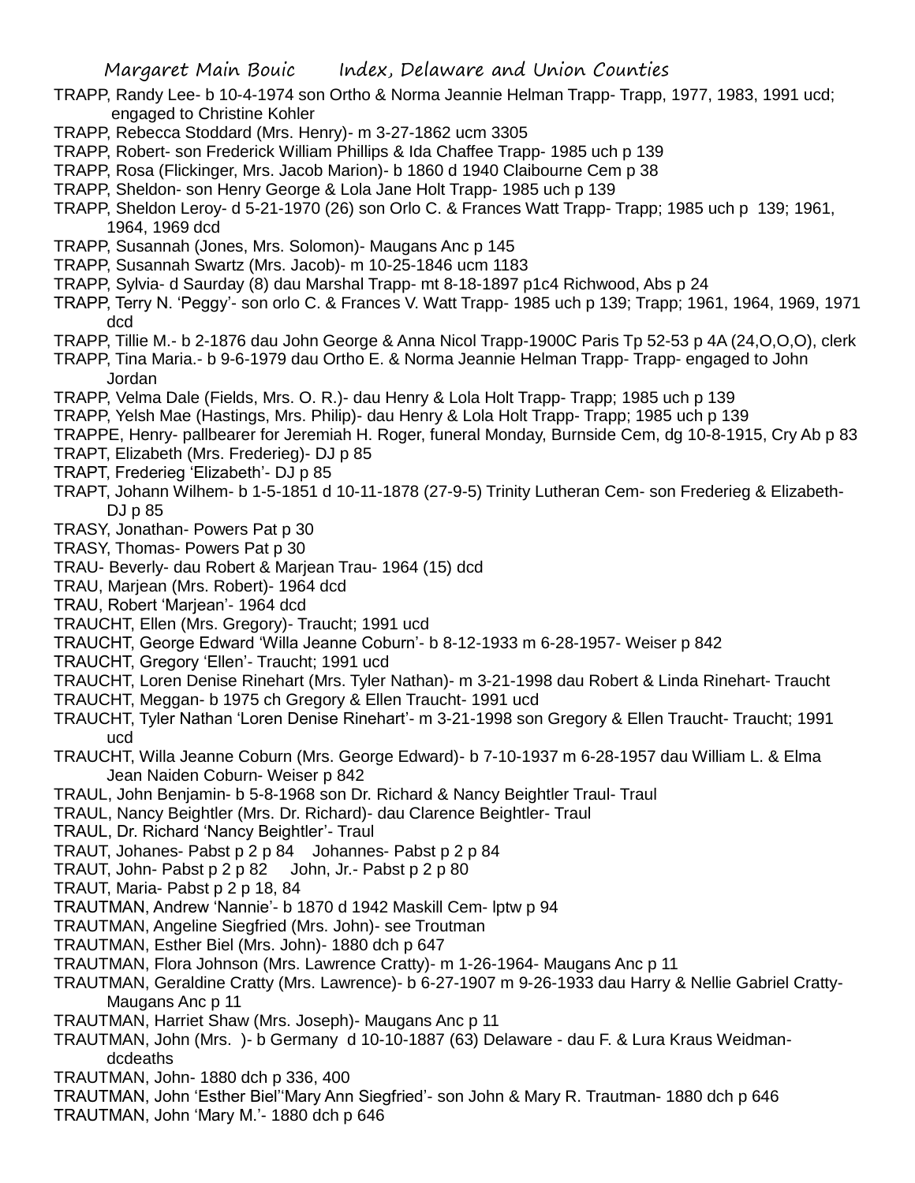TRAPP, Randy Lee- b 10-4-1974 son Ortho & Norma Jeannie Helman Trapp- Trapp, 1977, 1983, 1991 ucd; engaged to Christine Kohler

TRAPP, Rebecca Stoddard (Mrs. Henry)- m 3-27-1862 ucm 3305

TRAPP, Robert- son Frederick William Phillips & Ida Chaffee Trapp- 1985 uch p 139

TRAPP, Rosa (Flickinger, Mrs. Jacob Marion)- b 1860 d 1940 Claibourne Cem p 38

TRAPP, Sheldon- son Henry George & Lola Jane Holt Trapp- 1985 uch p 139

TRAPP, Sheldon Leroy- d 5-21-1970 (26) son Orlo C. & Frances Watt Trapp- Trapp; 1985 uch p 139; 1961, 1964, 1969 dcd

TRAPP, Susannah (Jones, Mrs. Solomon)- Maugans Anc p 145

TRAPP, Susannah Swartz (Mrs. Jacob)- m 10-25-1846 ucm 1183

TRAPP, Sylvia- d Saurday (8) dau Marshal Trapp- mt 8-18-1897 p1c4 Richwood, Abs p 24

TRAPP, Terry N. 'Peggy'- son orlo C. & Frances V. Watt Trapp- 1985 uch p 139; Trapp; 1961, 1964, 1969, 1971 dcd

TRAPP, Tillie M.- b 2-1876 dau John George & Anna Nicol Trapp-1900C Paris Tp 52-53 p 4A (24,O,O,O), clerk

TRAPP, Tina Maria.- b 9-6-1979 dau Ortho E. & Norma Jeannie Helman Trapp- Trapp- engaged to John Jordan

TRAPP, Velma Dale (Fields, Mrs. O. R.)- dau Henry & Lola Holt Trapp- Trapp; 1985 uch p 139

TRAPP, Yelsh Mae (Hastings, Mrs. Philip)- dau Henry & Lola Holt Trapp- Trapp; 1985 uch p 139

TRAPPE, Henry- pallbearer for Jeremiah H. Roger, funeral Monday, Burnside Cem, dg 10-8-1915, Cry Ab p 83

TRAPT, Elizabeth (Mrs. Frederieg)- DJ p 85

TRAPT, Frederieg 'Elizabeth'- DJ p 85

TRAPT, Johann Wilhem- b 1-5-1851 d 10-11-1878 (27-9-5) Trinity Lutheran Cem- son Frederieg & Elizabeth- DJ p 85

TRASY, Jonathan- Powers Pat p 30

TRASY, Thomas- Powers Pat p 30

TRAU- Beverly- dau Robert & Marjean Trau- 1964 (15) dcd

TRAU, Marjean (Mrs. Robert)- 1964 dcd

TRAU, Robert 'Marjean'- 1964 dcd

TRAUCHT, Ellen (Mrs. Gregory)- Traucht; 1991 ucd

TRAUCHT, George Edward 'Willa Jeanne Coburn'- b 8-12-1933 m 6-28-1957- Weiser p 842

TRAUCHT, Gregory 'Ellen'- Traucht; 1991 ucd

TRAUCHT, Loren Denise Rinehart (Mrs. Tyler Nathan)- m 3-21-1998 dau Robert & Linda Rinehart- Traucht

TRAUCHT, Meggan- b 1975 ch Gregory & Ellen Traucht- 1991 ucd

TRAUCHT, Tyler Nathan 'Loren Denise Rinehart'- m 3-21-1998 son Gregory & Ellen Traucht- Traucht; 1991 ucd

TRAUCHT, Willa Jeanne Coburn (Mrs. George Edward)- b 7-10-1937 m 6-28-1957 dau William L. & Elma Jean Naiden Coburn- Weiser p 842

TRAUL, John Benjamin- b 5-8-1968 son Dr. Richard & Nancy Beightler Traul- Traul

TRAUL, Nancy Beightler (Mrs. Dr. Richard)- dau Clarence Beightler- Traul

TRAUL, Dr. Richard 'Nancy Beightler'- Traul

TRAUT, Johanes- Pabst p 2 p 84 Johannes- Pabst p 2 p 84

TRAUT, John- Pabst p 2 p 82 John, Jr.- Pabst p 2 p 80

TRAUT, Maria- Pabst p 2 p 18, 84

TRAUTMAN, Andrew 'Nannie'- b 1870 d 1942 Maskill Cem- lptw p 94

TRAUTMAN, Angeline Siegfried (Mrs. John)- see Troutman

TRAUTMAN, Esther Biel (Mrs. John)- 1880 dch p 647

TRAUTMAN, Flora Johnson (Mrs. Lawrence Cratty)- m 1-26-1964- Maugans Anc p 11

TRAUTMAN, Geraldine Cratty (Mrs. Lawrence)- b 6-27-1907 m 9-26-1933 dau Harry & Nellie Gabriel Cratty- Maugans Anc p 11

TRAUTMAN, Harriet Shaw (Mrs. Joseph)- Maugans Anc p 11

TRAUTMAN, John (Mrs. )- b Germany d 10-10-1887 (63) Delaware - dau F. & Lura Kraus Weidman- dcdeaths

TRAUTMAN, John- 1880 dch p 336, 400

TRAUTMAN, John 'Esther Biel''Mary Ann Siegfried'- son John & Mary R. Trautman- 1880 dch p 646

TRAUTMAN, John 'Mary M.'- 1880 dch p 646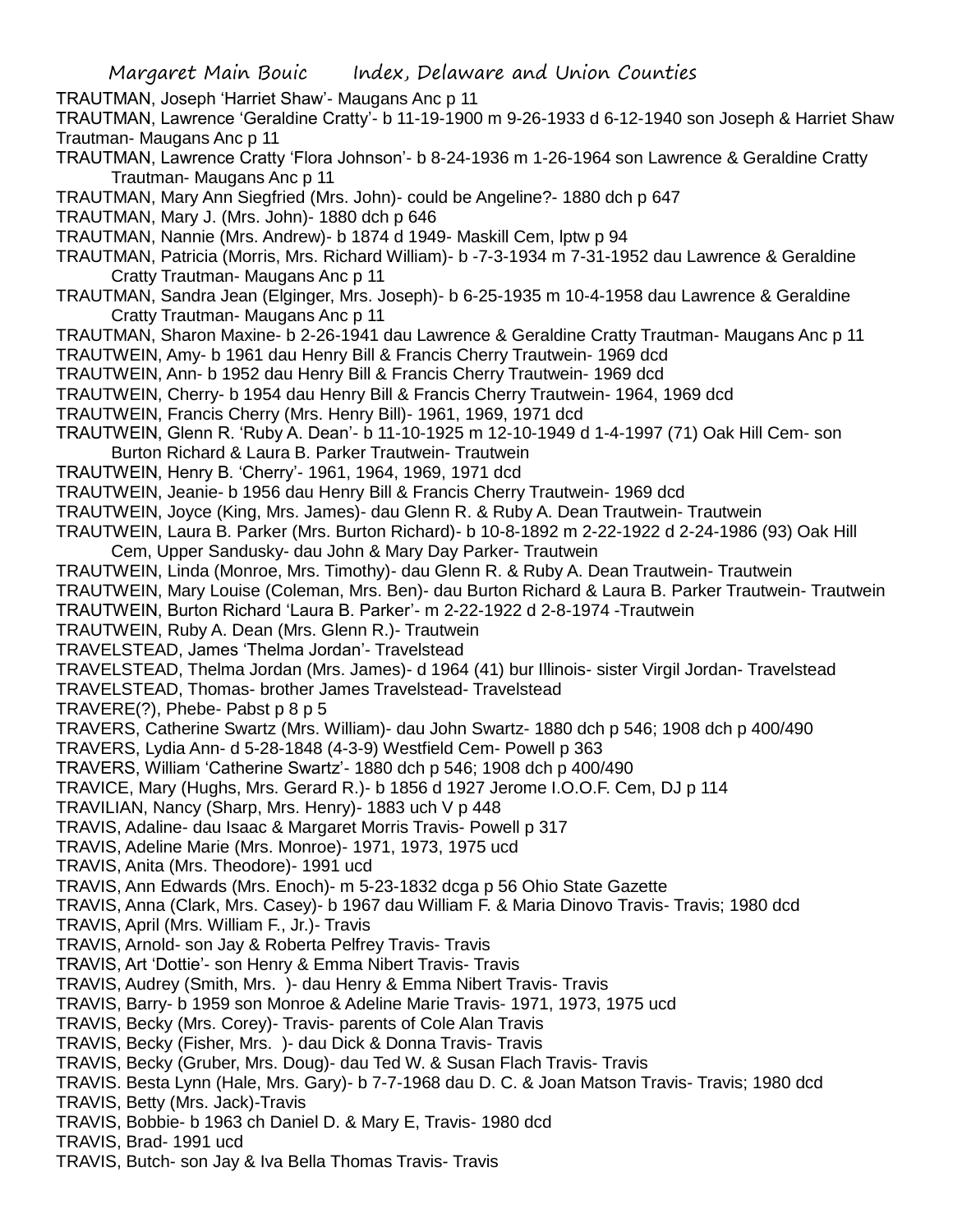TRAUTMAN, Joseph 'Harriet Shaw'- Maugans Anc p 11

TRAUTMAN, Lawrence 'Geraldine Cratty'- b 11-19-1900 m 9-26-1933 d 6-12-1940 son Joseph & Harriet Shaw Trautman- Maugans Anc p 11

TRAUTMAN, Lawrence Cratty 'Flora Johnson'- b 8-24-1936 m 1-26-1964 son Lawrence & Geraldine Cratty Trautman- Maugans Anc p 11

TRAUTMAN, Mary Ann Siegfried (Mrs. John)- could be Angeline?- 1880 dch p 647

TRAUTMAN, Mary J. (Mrs. John)- 1880 dch p 646

TRAUTMAN, Nannie (Mrs. Andrew)- b 1874 d 1949- Maskill Cem, lptw p 94

TRAUTMAN, Patricia (Morris, Mrs. Richard William)- b -7-3-1934 m 7-31-1952 dau Lawrence & Geraldine Cratty Trautman- Maugans Anc p 11

TRAUTMAN, Sandra Jean (Elginger, Mrs. Joseph)- b 6-25-1935 m 10-4-1958 dau Lawrence & Geraldine Cratty Trautman- Maugans Anc p 11

TRAUTMAN, Sharon Maxine- b 2-26-1941 dau Lawrence & Geraldine Cratty Trautman- Maugans Anc p 11

TRAUTWEIN, Amy- b 1961 dau Henry Bill & Francis Cherry Trautwein- 1969 dcd

TRAUTWEIN, Ann- b 1952 dau Henry Bill & Francis Cherry Trautwein- 1969 dcd

TRAUTWEIN, Cherry- b 1954 dau Henry Bill & Francis Cherry Trautwein- 1964, 1969 dcd

TRAUTWEIN, Francis Cherry (Mrs. Henry Bill)- 1961, 1969, 1971 dcd

TRAUTWEIN, Glenn R. 'Ruby A. Dean'- b 11-10-1925 m 12-10-1949 d 1-4-1997 (71) Oak Hill Cem- son Burton Richard & Laura B. Parker Trautwein- Trautwein

TRAUTWEIN, Henry B. 'Cherry'- 1961, 1964, 1969, 1971 dcd

TRAUTWEIN, Jeanie- b 1956 dau Henry Bill & Francis Cherry Trautwein- 1969 dcd

TRAUTWEIN, Joyce (King, Mrs. James)- dau Glenn R. & Ruby A. Dean Trautwein- Trautwein

TRAUTWEIN, Laura B. Parker (Mrs. Burton Richard)- b 10-8-1892 m 2-22-1922 d 2-24-1986 (93) Oak Hill Cem, Upper Sandusky- dau John & Mary Day Parker- Trautwein

TRAUTWEIN, Linda (Monroe, Mrs. Timothy)- dau Glenn R. & Ruby A. Dean Trautwein- Trautwein

TRAUTWEIN, Mary Louise (Coleman, Mrs. Ben)- dau Burton Richard & Laura B. Parker Trautwein- Trautwein

TRAUTWEIN, Burton Richard 'Laura B. Parker'- m 2-22-1922 d 2-8-1974 -Trautwein

TRAUTWEIN, Ruby A. Dean (Mrs. Glenn R.)- Trautwein

TRAVELSTEAD, James 'Thelma Jordan'- Travelstead

TRAVELSTEAD, Thelma Jordan (Mrs. James)- d 1964 (41) bur Illinois- sister Virgil Jordan- Travelstead

TRAVELSTEAD, Thomas- brother James Travelstead- Travelstead

TRAVERE(?), Phebe- Pabst p 8 p 5

TRAVERS, Catherine Swartz (Mrs. William)- dau John Swartz- 1880 dch p 546; 1908 dch p 400/490

TRAVERS, Lydia Ann- d 5-28-1848 (4-3-9) Westfield Cem- Powell p 363

TRAVERS, William 'Catherine Swartz'- 1880 dch p 546; 1908 dch p 400/490

TRAVICE, Mary (Hughs, Mrs. Gerard R.)- b 1856 d 1927 Jerome I.O.O.F. Cem, DJ p 114

TRAVILIAN, Nancy (Sharp, Mrs. Henry)- 1883 uch V p 448

TRAVIS, Adaline- dau Isaac & Margaret Morris Travis- Powell p 317

TRAVIS, Adeline Marie (Mrs. Monroe)- 1971, 1973, 1975 ucd

TRAVIS, Anita (Mrs. Theodore)- 1991 ucd

TRAVIS, Ann Edwards (Mrs. Enoch)- m 5-23-1832 dcga p 56 Ohio State Gazette

TRAVIS, Anna (Clark, Mrs. Casey)- b 1967 dau William F. & Maria Dinovo Travis- Travis; 1980 dcd

TRAVIS, April (Mrs. William F., Jr.)- Travis

TRAVIS, Arnold- son Jay & Roberta Pelfrey Travis- Travis

TRAVIS, Art 'Dottie'- son Henry & Emma Nibert Travis- Travis

TRAVIS, Audrey (Smith, Mrs. )- dau Henry & Emma Nibert Travis- Travis

TRAVIS, Barry- b 1959 son Monroe & Adeline Marie Travis- 1971, 1973, 1975 ucd

TRAVIS, Becky (Mrs. Corey)- Travis- parents of Cole Alan Travis

TRAVIS, Becky (Fisher, Mrs. )- dau Dick & Donna Travis- Travis

TRAVIS, Becky (Gruber, Mrs. Doug)- dau Ted W. & Susan Flach Travis- Travis

TRAVIS. Besta Lynn (Hale, Mrs. Gary)- b 7-7-1968 dau D. C. & Joan Matson Travis- Travis; 1980 dcd

TRAVIS, Betty (Mrs. Jack)-Travis

TRAVIS, Bobbie- b 1963 ch Daniel D. & Mary E, Travis- 1980 dcd

TRAVIS, Brad- 1991 ucd

TRAVIS, Butch- son Jay & Iva Bella Thomas Travis- Travis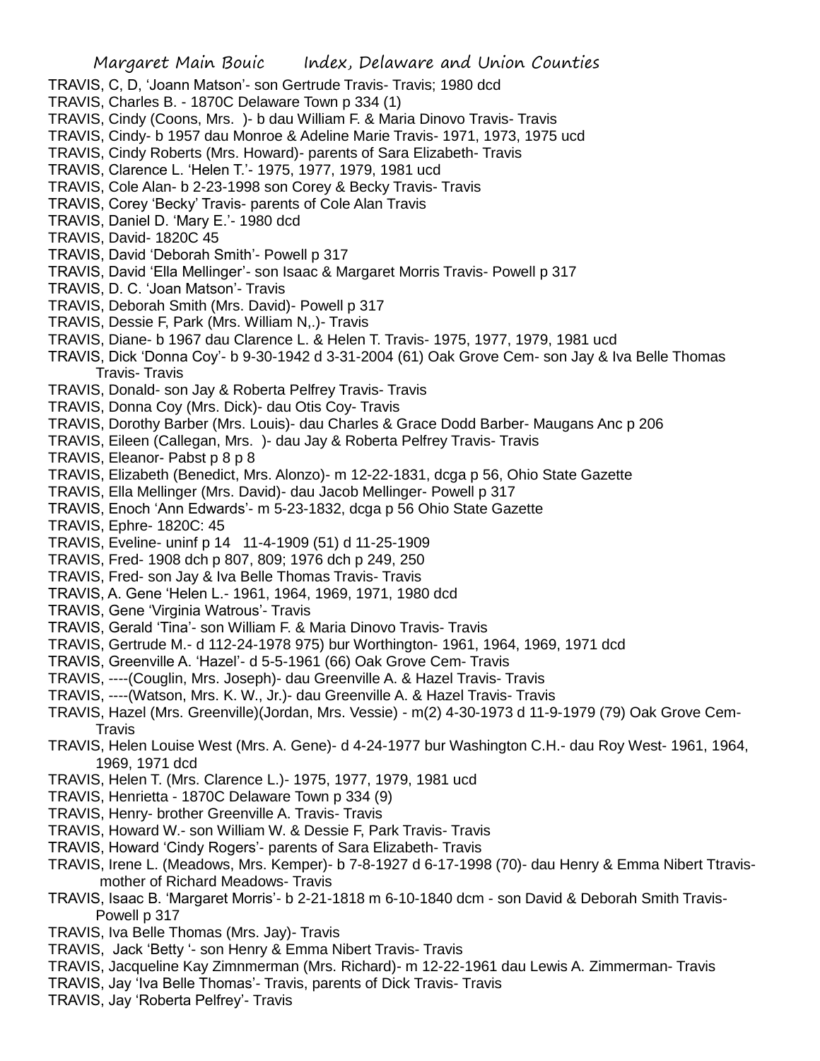TRAVIS, C, D, 'Joann Matson'- son Gertrude Travis- Travis; 1980 dcd
TRAVIS, Charles B. - 1870C Delaware Town p 334 (1)
TRAVIS, Cindy (Coons, Mrs. )- b dau William F. & Maria Dinovo Travis- Travis
TRAVIS, Cindy- b 1957 dau Monroe & Adeline Marie Travis- 1971, 1973, 1975 ucd
TRAVIS, Cindy Roberts (Mrs. Howard)- parents of Sara Elizabeth- Travis
TRAVIS, Clarence L. 'Helen T.'- 1975, 1977, 1979, 1981 ucd
TRAVIS, Cole Alan- b 2-23-1998 son Corey & Becky Travis- Travis
TRAVIS, Corey 'Becky' Travis- parents of Cole Alan Travis
TRAVIS, Daniel D. 'Mary E.'- 1980 dcd
TRAVIS, David- 1820C 45
TRAVIS, David 'Deborah Smith'- Powell p 317
TRAVIS, David 'Ella Mellinger'- son Isaac & Margaret Morris Travis- Powell p 317
TRAVIS, D. C. 'Joan Matson'- Travis
TRAVIS, Deborah Smith (Mrs. David)- Powell p 317
TRAVIS, Dessie F, Park (Mrs. William N,.)- Travis
TRAVIS, Diane- b 1967 dau Clarence L. & Helen T. Travis- 1975, 1977, 1979, 1981 ucd
TRAVIS, Dick 'Donna Coy'- b 9-30-1942 d 3-31-2004 (61) Oak Grove Cem- son Jay & Iva Belle Thomas Travis- Travis
TRAVIS, Donald- son Jay & Roberta Pelfrey Travis- Travis
TRAVIS, Donna Coy (Mrs. Dick)- dau Otis Coy- Travis
TRAVIS, Dorothy Barber (Mrs. Louis)- dau Charles & Grace Dodd Barber- Maugans Anc p 206
TRAVIS, Eileen (Callegan, Mrs. )- dau Jay & Roberta Pelfrey Travis- Travis
TRAVIS, Eleanor- Pabst p 8 p 8
TRAVIS, Elizabeth (Benedict, Mrs. Alonzo)- m 12-22-1831, dcga p 56, Ohio State Gazette
TRAVIS, Ella Mellinger (Mrs. David)- dau Jacob Mellinger- Powell p 317
TRAVIS, Enoch 'Ann Edwards'- m 5-23-1832, dcga p 56 Ohio State Gazette
TRAVIS, Ephre- 1820C: 45
TRAVIS, Eveline- uninf p 14 11-4-1909 (51) d 11-25-1909
TRAVIS, Fred- 1908 dch p 807, 809; 1976 dch p 249, 250
TRAVIS, Fred- son Jay & Iva Belle Thomas Travis- Travis
TRAVIS, A. Gene 'Helen L.- 1961, 1964, 1969, 1971, 1980 dcd
TRAVIS, Gene 'Virginia Watrous'- Travis
TRAVIS, Gerald 'Tina'- son William F. & Maria Dinovo Travis- Travis
TRAVIS, Gertrude M.- d 112-24-1978 975) bur Worthington- 1961, 1964, 1969, 1971 dcd
TRAVIS, Greenville A. 'Hazel'- d 5-5-1961 (66) Oak Grove Cem- Travis
TRAVIS, ----(Couglin, Mrs. Joseph)- dau Greenville A. & Hazel Travis- Travis
TRAVIS, ----(Watson, Mrs. K. W., Jr.)- dau Greenville A. & Hazel Travis- Travis
TRAVIS, Hazel (Mrs. Greenville)(Jordan, Mrs. Vessie) - m(2) 4-30-1973 d 11-9-1979 (79) Oak Grove Cem- Travis
TRAVIS, Helen Louise West (Mrs. A. Gene)- d 4-24-1977 bur Washington C.H.- dau Roy West- 1961, 1964, 1969, 1971 dcd
TRAVIS, Helen T. (Mrs. Clarence L.)- 1975, 1977, 1979, 1981 ucd
TRAVIS, Henrietta - 1870C Delaware Town p 334 (9)
TRAVIS, Henry- brother Greenville A. Travis- Travis
TRAVIS, Howard W.- son William W. & Dessie F, Park Travis- Travis
TRAVIS, Howard 'Cindy Rogers'- parents of Sara Elizabeth- Travis
TRAVIS, Irene L. (Meadows, Mrs. Kemper)- b 7-8-1927 d 6-17-1998 (70)- dau Henry & Emma Nibert Ttravis- mother of Richard Meadows- Travis
TRAVIS, Isaac B. 'Margaret Morris'- b 2-21-1818 m 6-10-1840 dcm - son David & Deborah Smith Travis- Powell p 317
TRAVIS, Iva Belle Thomas (Mrs. Jay)- Travis
TRAVIS, Jack 'Betty '- son Henry & Emma Nibert Travis- Travis
TRAVIS, Jacqueline Kay Zimnmerman (Mrs. Richard)- m 12-22-1961 dau Lewis A. Zimmerman- Travis
TRAVIS, Jay 'Iva Belle Thomas'- Travis, parents of Dick Travis- Travis
TRAVIS, Jay 'Roberta Pelfrey'- Travis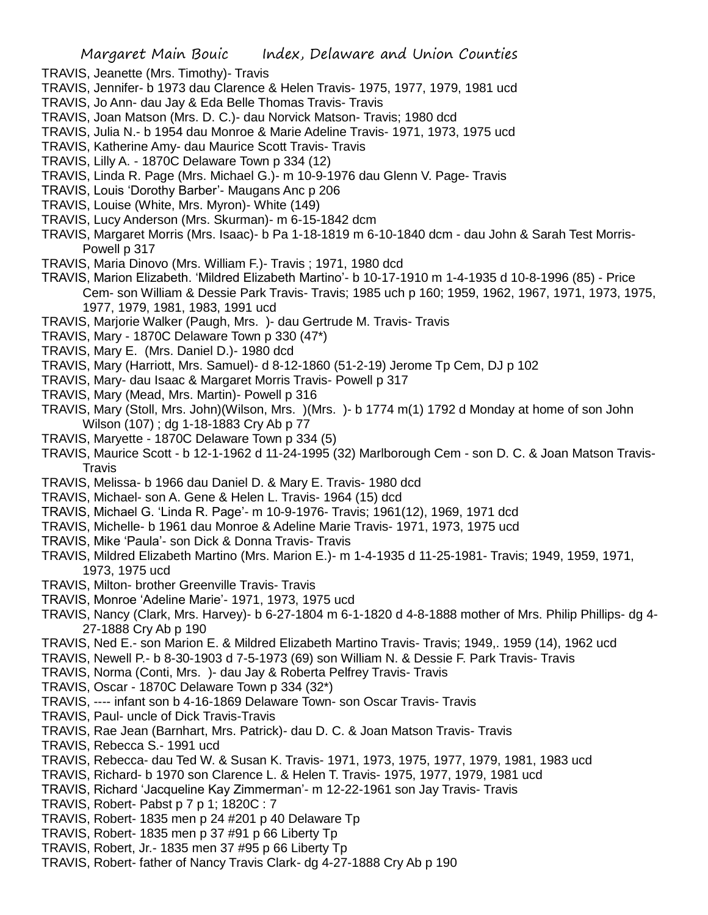TRAVIS, Jeanette (Mrs. Timothy)- Travis
TRAVIS, Jennifer- b 1973 dau Clarence & Helen Travis- 1975, 1977, 1979, 1981 ucd
TRAVIS, Jo Ann- dau Jay & Eda Belle Thomas Travis- Travis
TRAVIS, Joan Matson (Mrs. D. C.)- dau Norvick Matson- Travis; 1980 dcd
TRAVIS, Julia N.- b 1954 dau Monroe & Marie Adeline Travis- 1971, 1973, 1975 ucd
TRAVIS, Katherine Amy- dau Maurice Scott Travis- Travis
TRAVIS, Lilly A. - 1870C Delaware Town p 334 (12)
TRAVIS, Linda R. Page (Mrs. Michael G.)- m 10-9-1976 dau Glenn V. Page- Travis
TRAVIS, Louis 'Dorothy Barber'- Maugans Anc p 206
TRAVIS, Louise (White, Mrs. Myron)- White (149)
TRAVIS, Lucy Anderson (Mrs. Skurman)- m 6-15-1842 dcm
TRAVIS, Margaret Morris (Mrs. Isaac)- b Pa 1-18-1819 m 6-10-1840 dcm - dau John & Sarah Test Morris- Powell p 317
TRAVIS, Maria Dinovo (Mrs. William F.)- Travis ; 1971, 1980 dcd
TRAVIS, Marion Elizabeth. 'Mildred Elizabeth Martino'- b 10-17-1910 m 1-4-1935 d 10-8-1996 (85) - Price Cem- son William & Dessie Park Travis- Travis; 1985 uch p 160; 1959, 1962, 1967, 1971, 1973, 1975, 1977, 1979, 1981, 1983, 1991 ucd
TRAVIS, Marjorie Walker (Paugh, Mrs. )- dau Gertrude M. Travis- Travis
TRAVIS, Mary - 1870C Delaware Town p 330 (47*)
TRAVIS, Mary E. (Mrs. Daniel D.)- 1980 dcd
TRAVIS, Mary (Harriott, Mrs. Samuel)- d 8-12-1860 (51-2-19) Jerome Tp Cem, DJ p 102
TRAVIS, Mary- dau Isaac & Margaret Morris Travis- Powell p 317
TRAVIS, Mary (Mead, Mrs. Martin)- Powell p 316
TRAVIS, Mary (Stoll, Mrs. John)(Wilson, Mrs. )(Mrs. )- b 1774 m(1) 1792 d Monday at home of son John Wilson (107) ; dg 1-18-1883 Cry Ab p 77
TRAVIS, Maryette - 1870C Delaware Town p 334 (5)
TRAVIS, Maurice Scott - b 12-1-1962 d 11-24-1995 (32) Marlborough Cem - son D. C. & Joan Matson Travis- Travis
TRAVIS, Melissa- b 1966 dau Daniel D. & Mary E. Travis- 1980 dcd
TRAVIS, Michael- son A. Gene & Helen L. Travis- 1964 (15) dcd
TRAVIS, Michael G. 'Linda R. Page'- m 10-9-1976- Travis; 1961(12), 1969, 1971 dcd
TRAVIS, Michelle- b 1961 dau Monroe & Adeline Marie Travis- 1971, 1973, 1975 ucd
TRAVIS, Mike 'Paula'- son Dick & Donna Travis- Travis
TRAVIS, Mildred Elizabeth Martino (Mrs. Marion E.)- m 1-4-1935 d 11-25-1981- Travis; 1949, 1959, 1971, 1973, 1975 ucd
TRAVIS, Milton- brother Greenville Travis- Travis
TRAVIS, Monroe 'Adeline Marie'- 1971, 1973, 1975 ucd
TRAVIS, Nancy (Clark, Mrs. Harvey)- b 6-27-1804 m 6-1-1820 d 4-8-1888 mother of Mrs. Philip Phillips- dg 4-27-1888 Cry Ab p 190
TRAVIS, Ned E.- son Marion E. & Mildred Elizabeth Martino Travis- Travis; 1949,. 1959 (14), 1962 ucd
TRAVIS, Newell P.- b 8-30-1903 d 7-5-1973 (69) son William N. & Dessie F. Park Travis- Travis
TRAVIS, Norma (Conti, Mrs. )- dau Jay & Roberta Pelfrey Travis- Travis
TRAVIS, Oscar - 1870C Delaware Town p 334 (32*)
TRAVIS, ---- infant son b 4-16-1869 Delaware Town- son Oscar Travis- Travis
TRAVIS, Paul- uncle of Dick Travis-Travis
TRAVIS, Rae Jean (Barnhart, Mrs. Patrick)- dau D. C. & Joan Matson Travis- Travis
TRAVIS, Rebecca S.- 1991 ucd
TRAVIS, Rebecca- dau Ted W. & Susan K. Travis- 1971, 1973, 1975, 1977, 1979, 1981, 1983 ucd
TRAVIS, Richard- b 1970 son Clarence L. & Helen T. Travis- 1975, 1977, 1979, 1981 ucd
TRAVIS, Richard 'Jacqueline Kay Zimmerman'- m 12-22-1961 son Jay Travis- Travis
TRAVIS, Robert- Pabst p 7 p 1; 1820C : 7
TRAVIS, Robert- 1835 men p 24 #201 p 40 Delaware Tp
TRAVIS, Robert- 1835 men p 37 #91 p 66 Liberty Tp
TRAVIS, Robert, Jr.- 1835 men 37 #95 p 66 Liberty Tp
TRAVIS, Robert- father of Nancy Travis Clark- dg 4-27-1888 Cry Ab p 190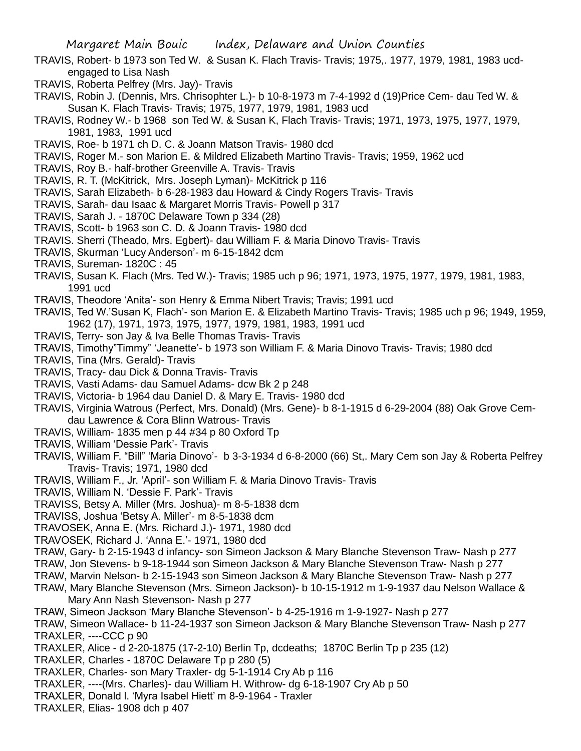TRAVIS, Robert- b 1973 son Ted W. & Susan K. Flach Travis- Travis; 1975,. 1977, 1979, 1981, 1983 ucd- engaged to Lisa Nash

TRAVIS, Roberta Pelfrey (Mrs. Jay)- Travis

TRAVIS, Robin J. (Dennis, Mrs. Chrisophter L.)- b 10-8-1973 m 7-4-1992 d (19)Price Cem- dau Ted W. & Susan K. Flach Travis- Travis; 1975, 1977, 1979, 1981, 1983 ucd

TRAVIS, Rodney W.- b 1968 son Ted W. & Susan K, Flach Travis- Travis; 1971, 1973, 1975, 1977, 1979, 1981, 1983, 1991 ucd

TRAVIS, Roe- b 1971 ch D. C. & Joann Matson Travis- 1980 dcd

TRAVIS, Roger M.- son Marion E. & Mildred Elizabeth Martino Travis- Travis; 1959, 1962 ucd

TRAVIS, Roy B.- half-brother Greenville A. Travis- Travis

TRAVIS, R. T. (McKitrick, Mrs. Joseph Lyman)- McKitrick p 116

TRAVIS, Sarah Elizabeth- b 6-28-1983 dau Howard & Cindy Rogers Travis- Travis

TRAVIS, Sarah- dau Isaac & Margaret Morris Travis- Powell p 317

TRAVIS, Sarah J. - 1870C Delaware Town p 334 (28)

TRAVIS, Scott- b 1963 son C. D. & Joann Travis- 1980 dcd

TRAVIS. Sherri (Theado, Mrs. Egbert)- dau William F. & Maria Dinovo Travis- Travis

TRAVIS, Skurman 'Lucy Anderson'- m 6-15-1842 dcm

TRAVIS, Sureman- 1820C : 45

TRAVIS, Susan K. Flach (Mrs. Ted W.)- Travis; 1985 uch p 96; 1971, 1973, 1975, 1977, 1979, 1981, 1983, 1991 ucd

TRAVIS, Theodore 'Anita'- son Henry & Emma Nibert Travis; Travis; 1991 ucd

TRAVIS, Ted W.'Susan K, Flach'- son Marion E. & Elizabeth Martino Travis- Travis; 1985 uch p 96; 1949, 1959, 1962 (17), 1971, 1973, 1975, 1977, 1979, 1981, 1983, 1991 ucd

TRAVIS, Terry- son Jay & Iva Belle Thomas Travis- Travis

TRAVIS, Timothy"Timmy" 'Jeanette'- b 1973 son William F. & Maria Dinovo Travis- Travis; 1980 dcd

TRAVIS, Tina (Mrs. Gerald)- Travis

TRAVIS, Tracy- dau Dick & Donna Travis- Travis

TRAVIS, Vasti Adams- dau Samuel Adams- dcw Bk 2 p 248

TRAVIS, Victoria- b 1964 dau Daniel D. & Mary E. Travis- 1980 dcd

TRAVIS, Virginia Watrous (Perfect, Mrs. Donald) (Mrs. Gene)- b 8-1-1915 d 6-29-2004 (88) Oak Grove Cem- dau Lawrence & Cora Blinn Watrous- Travis

TRAVIS, William- 1835 men p 44 #34 p 80 Oxford Tp

TRAVIS, William 'Dessie Park'- Travis

TRAVIS, William F. "Bill" 'Maria Dinovo'- b 3-3-1934 d 6-8-2000 (66) St,. Mary Cem son Jay & Roberta Pelfrey Travis- Travis; 1971, 1980 dcd

TRAVIS, William F., Jr. 'April'- son William F. & Maria Dinovo Travis- Travis

TRAVIS, William N. 'Dessie F. Park'- Travis

TRAVISS, Betsy A. Miller (Mrs. Joshua)- m 8-5-1838 dcm

TRAVISS, Joshua 'Betsy A. Miller'- m 8-5-1838 dcm

TRAVOSEK, Anna E. (Mrs. Richard J.)- 1971, 1980 dcd

TRAVOSEK, Richard J. 'Anna E.'- 1971, 1980 dcd

TRAW, Gary- b 2-15-1943 d infancy- son Simeon Jackson & Mary Blanche Stevenson Traw- Nash p 277

TRAW, Jon Stevens- b 9-18-1944 son Simeon Jackson & Mary Blanche Stevenson Traw- Nash p 277

TRAW, Marvin Nelson- b 2-15-1943 son Simeon Jackson & Mary Blanche Stevenson Traw- Nash p 277

TRAW, Mary Blanche Stevenson (Mrs. Simeon Jackson)- b 10-15-1912 m 1-9-1937 dau Nelson Wallace & Mary Ann Nash Stevenson- Nash p 277

TRAW, Simeon Jackson 'Mary Blanche Stevenson'- b 4-25-1916 m 1-9-1927- Nash p 277

TRAW, Simeon Wallace- b 11-24-1937 son Simeon Jackson & Mary Blanche Stevenson Traw- Nash p 277

TRAXLER, ----CCC p 90

TRAXLER, Alice - d 2-20-1875 (17-2-10) Berlin Tp, dcdeaths; 1870C Berlin Tp p 235 (12)

TRAXLER, Charles - 1870C Delaware Tp p 280 (5)

TRAXLER, Charles- son Mary Traxler- dg 5-1-1914 Cry Ab p 116

TRAXLER, ----(Mrs. Charles)- dau William H. Withrow- dg 6-18-1907 Cry Ab p 50

TRAXLER, Donald l. 'Myra Isabel Hiett' m 8-9-1964 - Traxler

TRAXLER, Elias- 1908 dch p 407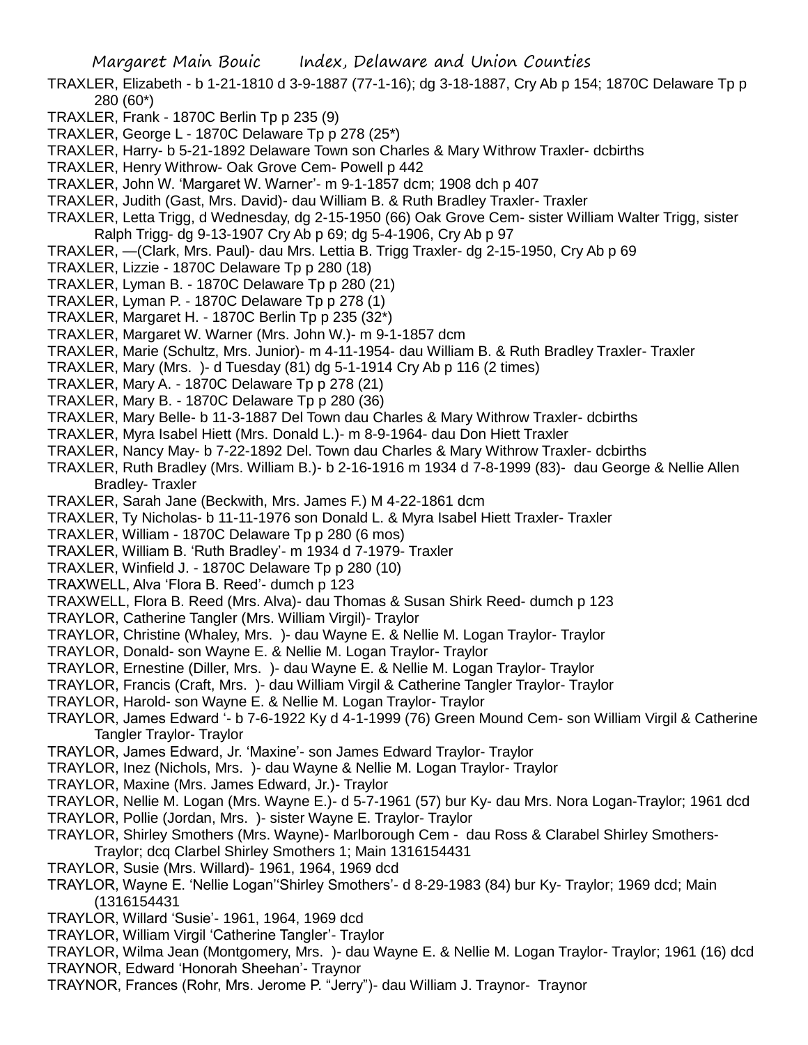TRAXLER, Elizabeth - b 1-21-1810 d 3-9-1887 (77-1-16); dg 3-18-1887, Cry Ab p 154; 1870C Delaware Tp p 280 (60*)

TRAXLER, Frank - 1870C Berlin Tp p 235 (9)

TRAXLER, George L - 1870C Delaware Tp p 278 (25*)

TRAXLER, Harry- b 5-21-1892 Delaware Town son Charles & Mary Withrow Traxler- dcbirths

TRAXLER, Henry Withrow- Oak Grove Cem- Powell p 442

TRAXLER, John W. 'Margaret W. Warner'- m 9-1-1857 dcm; 1908 dch p 407

TRAXLER, Judith (Gast, Mrs. David)- dau William B. & Ruth Bradley Traxler- Traxler

TRAXLER, Letta Trigg, d Wednesday, dg 2-15-1950 (66) Oak Grove Cem- sister William Walter Trigg, sister Ralph Trigg- dg 9-13-1907 Cry Ab p 69; dg 5-4-1906, Cry Ab p 97

TRAXLER, —(Clark, Mrs. Paul)- dau Mrs. Lettia B. Trigg Traxler- dg 2-15-1950, Cry Ab p 69

TRAXLER, Lizzie - 1870C Delaware Tp p 280 (18)

TRAXLER, Lyman B. - 1870C Delaware Tp p 280 (21)

TRAXLER, Lyman P. - 1870C Delaware Tp p 278 (1)

TRAXLER, Margaret H. - 1870C Berlin Tp p 235 (32*)

TRAXLER, Margaret W. Warner (Mrs. John W.)- m 9-1-1857 dcm

TRAXLER, Marie (Schultz, Mrs. Junior)- m 4-11-1954- dau William B. & Ruth Bradley Traxler- Traxler

TRAXLER, Mary (Mrs. )- d Tuesday (81) dg 5-1-1914 Cry Ab p 116 (2 times)

TRAXLER, Mary A. - 1870C Delaware Tp p 278 (21)

TRAXLER, Mary B. - 1870C Delaware Tp p 280 (36)

TRAXLER, Mary Belle- b 11-3-1887 Del Town dau Charles & Mary Withrow Traxler- dcbirths

TRAXLER, Myra Isabel Hiett (Mrs. Donald L.)- m 8-9-1964- dau Don Hiett Traxler

TRAXLER, Nancy May- b 7-22-1892 Del. Town dau Charles & Mary Withrow Traxler- dcbirths

TRAXLER, Ruth Bradley (Mrs. William B.)- b 2-16-1916 m 1934 d 7-8-1999 (83)- dau George & Nellie Allen Bradley- Traxler

TRAXLER, Sarah Jane (Beckwith, Mrs. James F.) M 4-22-1861 dcm

TRAXLER, Ty Nicholas- b 11-11-1976 son Donald L. & Myra Isabel Hiett Traxler- Traxler

TRAXLER, William - 1870C Delaware Tp p 280 (6 mos)

TRAXLER, William B. 'Ruth Bradley'- m 1934 d 7-1979- Traxler

TRAXLER, Winfield J. - 1870C Delaware Tp p 280 (10)

TRAXWELL, Alva 'Flora B. Reed'- dumch p 123

TRAXWELL, Flora B. Reed (Mrs. Alva)- dau Thomas & Susan Shirk Reed- dumch p 123

TRAYLOR, Catherine Tangler (Mrs. William Virgil)- Traylor

TRAYLOR, Christine (Whaley, Mrs. )- dau Wayne E. & Nellie M. Logan Traylor- Traylor

TRAYLOR, Donald- son Wayne E. & Nellie M. Logan Traylor- Traylor

TRAYLOR, Ernestine (Diller, Mrs. )- dau Wayne E. & Nellie M. Logan Traylor- Traylor

TRAYLOR, Francis (Craft, Mrs. )- dau William Virgil & Catherine Tangler Traylor- Traylor

TRAYLOR, Harold- son Wayne E. & Nellie M. Logan Traylor- Traylor

TRAYLOR, James Edward '- b 7-6-1922 Ky d 4-1-1999 (76) Green Mound Cem- son William Virgil & Catherine Tangler Traylor- Traylor

TRAYLOR, James Edward, Jr. 'Maxine'- son James Edward Traylor- Traylor

TRAYLOR, Inez (Nichols, Mrs. )- dau Wayne & Nellie M. Logan Traylor- Traylor

TRAYLOR, Maxine (Mrs. James Edward, Jr.)- Traylor

TRAYLOR, Nellie M. Logan (Mrs. Wayne E.)- d 5-7-1961 (57) bur Ky- dau Mrs. Nora Logan-Traylor; 1961 dcd

TRAYLOR, Pollie (Jordan, Mrs. )- sister Wayne E. Traylor- Traylor

TRAYLOR, Shirley Smothers (Mrs. Wayne)- Marlborough Cem - dau Ross & Clarabel Shirley Smothers- Traylor; dcq Clarbel Shirley Smothers 1; Main 1316154431

TRAYLOR, Susie (Mrs. Willard)- 1961, 1964, 1969 dcd

TRAYLOR, Wayne E. 'Nellie Logan''Shirley Smothers'- d 8-29-1983 (84) bur Ky- Traylor; 1969 dcd; Main (1316154431

TRAYLOR, Willard 'Susie'- 1961, 1964, 1969 dcd

TRAYLOR, William Virgil 'Catherine Tangler'- Traylor

TRAYLOR, Wilma Jean (Montgomery, Mrs. )- dau Wayne E. & Nellie M. Logan Traylor- Traylor; 1961 (16) dcd

TRAYNOR, Edward 'Honorah Sheehan'- Traynor

TRAYNOR, Frances (Rohr, Mrs. Jerome P. "Jerry")- dau William J. Traynor- Traynor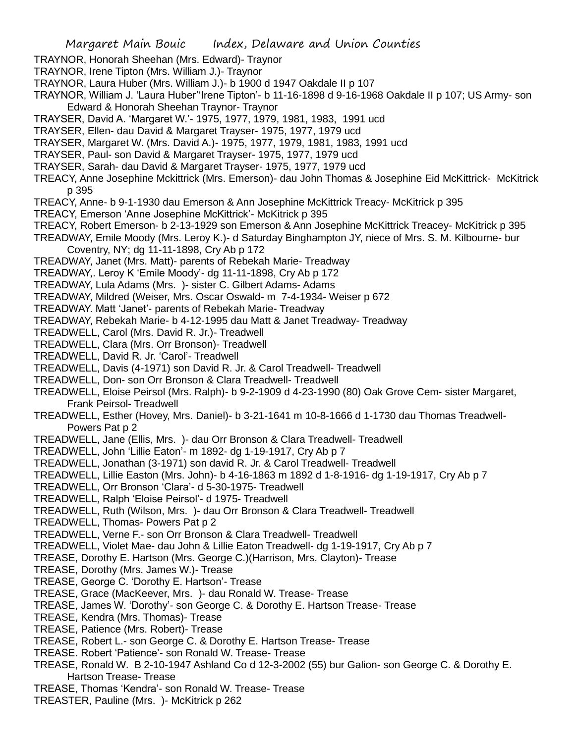TRAYNOR, Honorah Sheehan (Mrs. Edward)- Traynor
TRAYNOR, Irene Tipton (Mrs. William J.)- Traynor
TRAYNOR, Laura Huber (Mrs. William J.)- b 1900 d 1947 Oakdale II p 107
TRAYNOR, William J. 'Laura Huber''Irene Tipton'- b 11-16-1898 d 9-16-1968 Oakdale II p 107; US Army- son Edward & Honorah Sheehan Traynor- Traynor
TRAYSER, David A. 'Margaret W.'- 1975, 1977, 1979, 1981, 1983, 1991 ucd
TRAYSER, Ellen- dau David & Margaret Trayser- 1975, 1977, 1979 ucd
TRAYSER, Margaret W. (Mrs. David A.)- 1975, 1977, 1979, 1981, 1983, 1991 ucd
TRAYSER, Paul- son David & Margaret Trayser- 1975, 1977, 1979 ucd
TRAYSER, Sarah- dau David & Margaret Trayser- 1975, 1977, 1979 ucd
TREACY, Anne Josephine Mckittrick (Mrs. Emerson)- dau John Thomas & Josephine Eid McKittrick- McKitrick p 395
TREACY, Anne- b 9-1-1930 dau Emerson & Ann Josephine McKittrick Treacy- McKitrick p 395
TREACY, Emerson 'Anne Josephine McKittrick'- McKitrick p 395
TREACY, Robert Emerson- b 2-13-1929 son Emerson & Ann Josephine McKittrick Treacey- McKitrick p 395
TREADWAY, Emile Moody (Mrs. Leroy K.)- d Saturday Binghampton JY, niece of Mrs. S. M. Kilbourne- bur Coventry, NY; dg 11-11-1898, Cry Ab p 172
TREADWAY, Janet (Mrs. Matt)- parents of Rebekah Marie- Treadway
TREADWAY,. Leroy K 'Emile Moody'- dg 11-11-1898, Cry Ab p 172
TREADWAY, Lula Adams (Mrs. )- sister C. Gilbert Adams- Adams
TREADWAY, Mildred (Weiser, Mrs. Oscar Oswald- m 7-4-1934- Weiser p 672
TREADWAY. Matt 'Janet'- parents of Rebekah Marie- Treadway
TREADWAY, Rebekah Marie- b 4-12-1995 dau Matt & Janet Treadway- Treadway
TREADWELL, Carol (Mrs. David R. Jr.)- Treadwell
TREADWELL, Clara (Mrs. Orr Bronson)- Treadwell
TREADWELL, David R. Jr. 'Carol'- Treadwell
TREADWELL, Davis (4-1971) son David R. Jr. & Carol Treadwell- Treadwell
TREADWELL, Don- son Orr Bronson & Clara Treadwell- Treadwell
TREADWELL, Eloise Peirsol (Mrs. Ralph)- b 9-2-1909 d 4-23-1990 (80) Oak Grove Cem- sister Margaret, Frank Peirsol- Treadwell
TREADWELL, Esther (Hovey, Mrs. Daniel)- b 3-21-1641 m 10-8-1666 d 1-1730 dau Thomas Treadwell- Powers Pat p 2
TREADWELL, Jane (Ellis, Mrs. )- dau Orr Bronson & Clara Treadwell- Treadwell
TREADWELL, John 'Lillie Eaton'- m 1892- dg 1-19-1917, Cry Ab p 7
TREADWELL, Jonathan (3-1971) son david R. Jr. & Carol Treadwell- Treadwell
TREADWELL, Lillie Easton (Mrs. John)- b 4-16-1863 m 1892 d 1-8-1916- dg 1-19-1917, Cry Ab p 7
TREADWELL, Orr Bronson 'Clara'- d 5-30-1975- Treadwell
TREADWELL, Ralph 'Eloise Peirsol'- d 1975- Treadwell
TREADWELL, Ruth (Wilson, Mrs. )- dau Orr Bronson & Clara Treadwell- Treadwell
TREADWELL, Thomas- Powers Pat p 2
TREADWELL, Verne F.- son Orr Bronson & Clara Treadwell- Treadwell
TREADWELL, Violet Mae- dau John & Lillie Eaton Treadwell- dg 1-19-1917, Cry Ab p 7
TREASE, Dorothy E. Hartson (Mrs. George C.)(Harrison, Mrs. Clayton)- Trease
TREASE, Dorothy (Mrs. James W.)- Trease
TREASE, George C. 'Dorothy E. Hartson'- Trease
TREASE, Grace (MacKeever, Mrs. )- dau Ronald W. Trease- Trease
TREASE, James W. 'Dorothy'- son George C. & Dorothy E. Hartson Trease- Trease
TREASE, Kendra (Mrs. Thomas)- Trease
TREASE, Patience (Mrs. Robert)- Trease
TREASE, Robert L.- son George C. & Dorothy E. Hartson Trease- Trease
TREASE. Robert 'Patience'- son Ronald W. Trease- Trease
TREASE, Ronald W. B 2-10-1947 Ashland Co d 12-3-2002 (55) bur Galion- son George C. & Dorothy E. Hartson Trease- Trease
TREASE, Thomas 'Kendra'- son Ronald W. Trease- Trease
TREASTER, Pauline (Mrs. )- McKitrick p 262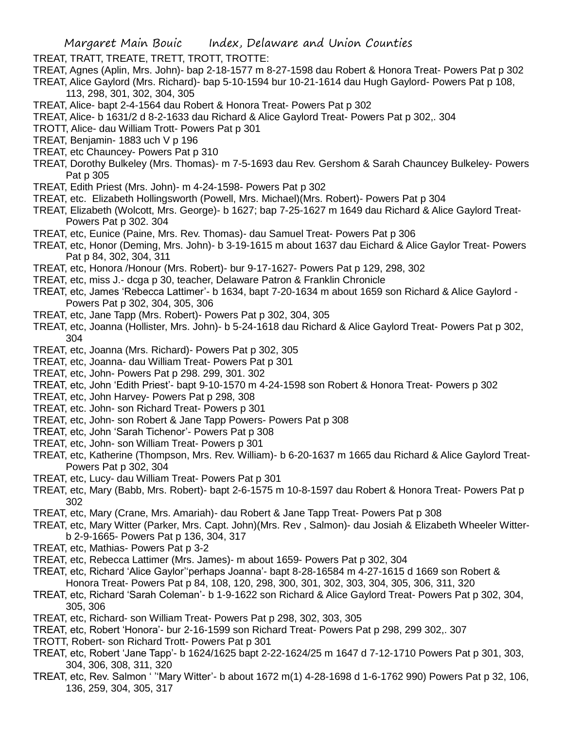TREAT, TRATT, TREATE, TRETT, TROTT, TROTTE:

TREAT, Agnes (Aplin, Mrs. John)- bap 2-18-1577 m 8-27-1598 dau Robert & Honora Treat- Powers Pat p 302

TREAT, Alice Gaylord (Mrs. Richard)- bap 5-10-1594 bur 10-21-1614 dau Hugh Gaylord- Powers Pat p 108, 113, 298, 301, 302, 304, 305

TREAT, Alice- bapt 2-4-1564 dau Robert & Honora Treat- Powers Pat p 302

TREAT, Alice- b 1631/2 d 8-2-1633 dau Richard & Alice Gaylord Treat- Powers Pat p 302,. 304

TROTT, Alice- dau William Trott- Powers Pat p 301

TREAT, Benjamin- 1883 uch V p 196

TREAT, etc Chauncey- Powers Pat p 310

TREAT, Dorothy Bulkeley (Mrs. Thomas)- m 7-5-1693 dau Rev. Gershom & Sarah Chauncey Bulkeley- Powers Pat p 305

TREAT, Edith Priest (Mrs. John)- m 4-24-1598- Powers Pat p 302

TREAT, etc. Elizabeth Hollingsworth (Powell, Mrs. Michael)(Mrs. Robert)- Powers Pat p 304

TREAT, Elizabeth (Wolcott, Mrs. George)- b 1627; bap 7-25-1627 m 1649 dau Richard & Alice Gaylord Treat- Powers Pat p 302. 304

TREAT, etc, Eunice (Paine, Mrs. Rev. Thomas)- dau Samuel Treat- Powers Pat p 306

TREAT, etc, Honor (Deming, Mrs. John)- b 3-19-1615 m about 1637 dau Eichard & Alice Gaylor Treat- Powers Pat p 84, 302, 304, 311

TREAT, etc, Honora /Honour (Mrs. Robert)- bur 9-17-1627- Powers Pat p 129, 298, 302

TREAT, etc, miss J.- dcga p 30, teacher, Delaware Patron & Franklin Chronicle

TREAT, etc, James 'Rebecca Lattimer'- b 1634, bapt 7-20-1634 m about 1659 son Richard & Alice Gaylord - Powers Pat p 302, 304, 305, 306

TREAT, etc, Jane Tapp (Mrs. Robert)- Powers Pat p 302, 304, 305

TREAT, etc, Joanna (Hollister, Mrs. John)- b 5-24-1618 dau Richard & Alice Gaylord Treat- Powers Pat p 302, 304

TREAT, etc, Joanna (Mrs. Richard)- Powers Pat p 302, 305

TREAT, etc, Joanna- dau William Treat- Powers Pat p 301

TREAT, etc, John- Powers Pat p 298. 299, 301. 302

TREAT, etc, John 'Edith Priest'- bapt 9-10-1570 m 4-24-1598 son Robert & Honora Treat- Powers p 302

TREAT, etc, John Harvey- Powers Pat p 298, 308

TREAT, etc. John- son Richard Treat- Powers p 301

TREAT, etc, John- son Robert & Jane Tapp Powers- Powers Pat p 308

TREAT, etc, John 'Sarah Tichenor'- Powers Pat p 308

TREAT, etc, John- son William Treat- Powers p 301

TREAT, etc, Katherine (Thompson, Mrs. Rev. William)- b 6-20-1637 m 1665 dau Richard & Alice Gaylord Treat- Powers Pat p 302, 304

TREAT, etc, Lucy- dau William Treat- Powers Pat p 301

TREAT, etc, Mary (Babb, Mrs. Robert)- bapt 2-6-1575 m 10-8-1597 dau Robert & Honora Treat- Powers Pat p 302

TREAT, etc, Mary (Crane, Mrs. Amariah)- dau Robert & Jane Tapp Treat- Powers Pat p 308

TREAT, etc, Mary Witter (Parker, Mrs. Capt. John)(Mrs. Rev , Salmon)- dau Josiah & Elizabeth Wheeler Witter- b 2-9-1665- Powers Pat p 136, 304, 317

TREAT, etc, Mathias- Powers Pat p 3-2

TREAT, etc, Rebecca Lattimer (Mrs. James)- m about 1659- Powers Pat p 302, 304

TREAT, etc, Richard 'Alice Gaylor''perhaps Joanna'- bapt 8-28-16584 m 4-27-1615 d 1669 son Robert & Honora Treat- Powers Pat p 84, 108, 120, 298, 300, 301, 302, 303, 304, 305, 306, 311, 320

TREAT, etc, Richard 'Sarah Coleman'- b 1-9-1622 son Richard & Alice Gaylord Treat- Powers Pat p 302, 304, 305, 306

TREAT, etc, Richard- son William Treat- Powers Pat p 298, 302, 303, 305

TREAT, etc, Robert 'Honora'- bur 2-16-1599 son Richard Treat- Powers Pat p 298, 299 302,. 307

TROTT, Robert- son Richard Trott- Powers Pat p 301

TREAT, etc, Robert 'Jane Tapp'- b 1624/1625 bapt 2-22-1624/25 m 1647 d 7-12-1710 Powers Pat p 301, 303, 304, 306, 308, 311, 320

TREAT, etc, Rev. Salmon ' ''Mary Witter'- b about 1672 m(1) 4-28-1698 d 1-6-1762 990) Powers Pat p 32, 106, 136, 259, 304, 305, 317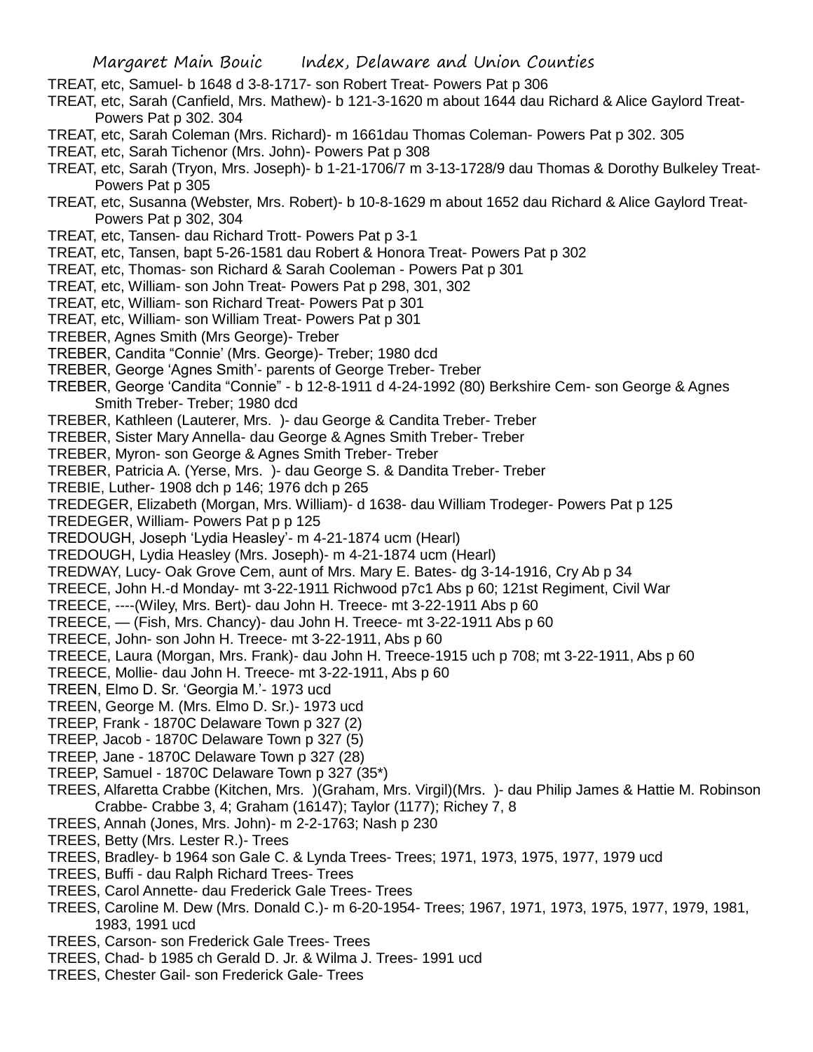TREAT, etc, Samuel- b 1648 d 3-8-1717- son Robert Treat- Powers Pat p 306

TREAT, etc, Sarah (Canfield, Mrs. Mathew)- b 121-3-1620 m about 1644 dau Richard & Alice Gaylord Treat- Powers Pat p 302. 304

TREAT, etc, Sarah Coleman (Mrs. Richard)- m 1661dau Thomas Coleman- Powers Pat p 302. 305

TREAT, etc, Sarah Tichenor (Mrs. John)- Powers Pat p 308

TREAT, etc, Sarah (Tryon, Mrs. Joseph)- b 1-21-1706/7 m 3-13-1728/9 dau Thomas & Dorothy Bulkeley Treat- Powers Pat p 305

TREAT, etc, Susanna (Webster, Mrs. Robert)- b 10-8-1629 m about 1652 dau Richard & Alice Gaylord Treat- Powers Pat p 302, 304

TREAT, etc, Tansen- dau Richard Trott- Powers Pat p 3-1

TREAT, etc, Tansen, bapt 5-26-1581 dau Robert & Honora Treat- Powers Pat p 302

TREAT, etc, Thomas- son Richard & Sarah Cooleman - Powers Pat p 301

TREAT, etc, William- son John Treat- Powers Pat p 298, 301, 302

TREAT, etc, William- son Richard Treat- Powers Pat p 301

TREAT, etc, William- son William Treat- Powers Pat p 301

TREBER, Agnes Smith (Mrs George)- Treber

TREBER, Candita "Connie' (Mrs. George)- Treber; 1980 dcd

TREBER, George 'Agnes Smith'- parents of George Treber- Treber

TREBER, George 'Candita "Connie" - b 12-8-1911 d 4-24-1992 (80) Berkshire Cem- son George & Agnes Smith Treber- Treber; 1980 dcd

TREBER, Kathleen (Lauterer, Mrs. )- dau George & Candita Treber- Treber

TREBER, Sister Mary Annella- dau George & Agnes Smith Treber- Treber

TREBER, Myron- son George & Agnes Smith Treber- Treber

TREBER, Patricia A. (Yerse, Mrs. )- dau George S. & Dandita Treber- Treber

TREBIE, Luther- 1908 dch p 146; 1976 dch p 265

TREDEGER, Elizabeth (Morgan, Mrs. William)- d 1638- dau William Trodeger- Powers Pat p 125

TREDEGER, William- Powers Pat p p 125

TREDOUGH, Joseph 'Lydia Heasley'- m 4-21-1874 ucm (Hearl)

TREDOUGH, Lydia Heasley (Mrs. Joseph)- m 4-21-1874 ucm (Hearl)

TREDWAY, Lucy- Oak Grove Cem, aunt of Mrs. Mary E. Bates- dg 3-14-1916, Cry Ab p 34

TREECE, John H.-d Monday- mt 3-22-1911 Richwood p7c1 Abs p 60; 121st Regiment, Civil War

TREECE, ----(Wiley, Mrs. Bert)- dau John H. Treece- mt 3-22-1911 Abs p 60

TREECE, — (Fish, Mrs. Chancy)- dau John H. Treece- mt 3-22-1911 Abs p 60

TREECE, John- son John H. Treece- mt 3-22-1911, Abs p 60

TREECE, Laura (Morgan, Mrs. Frank)- dau John H. Treece-1915 uch p 708; mt 3-22-1911, Abs p 60

TREECE, Mollie- dau John H. Treece- mt 3-22-1911, Abs p 60

TREEN, Elmo D. Sr. 'Georgia M.'- 1973 ucd

TREEN, George M. (Mrs. Elmo D. Sr.)- 1973 ucd

TREEP, Frank - 1870C Delaware Town p 327 (2)

TREEP, Jacob - 1870C Delaware Town p 327 (5)

TREEP, Jane - 1870C Delaware Town p 327 (28)

TREEP, Samuel - 1870C Delaware Town p 327 (35*)

TREES, Alfaretta Crabbe (Kitchen, Mrs. )(Graham, Mrs. Virgil)(Mrs. )- dau Philip James & Hattie M. Robinson Crabbe- Crabbe 3, 4; Graham (16147); Taylor (1177); Richey 7, 8

TREES, Annah (Jones, Mrs. John)- m 2-2-1763; Nash p 230

TREES, Betty (Mrs. Lester R.)- Trees

TREES, Bradley- b 1964 son Gale C. & Lynda Trees- Trees; 1971, 1973, 1975, 1977, 1979 ucd

TREES, Buffi - dau Ralph Richard Trees- Trees

TREES, Carol Annette- dau Frederick Gale Trees- Trees

TREES, Caroline M. Dew (Mrs. Donald C.)- m 6-20-1954- Trees; 1967, 1971, 1973, 1975, 1977, 1979, 1981, 1983, 1991 ucd

TREES, Carson- son Frederick Gale Trees- Trees

TREES, Chad- b 1985 ch Gerald D. Jr. & Wilma J. Trees- 1991 ucd

TREES, Chester Gail- son Frederick Gale- Trees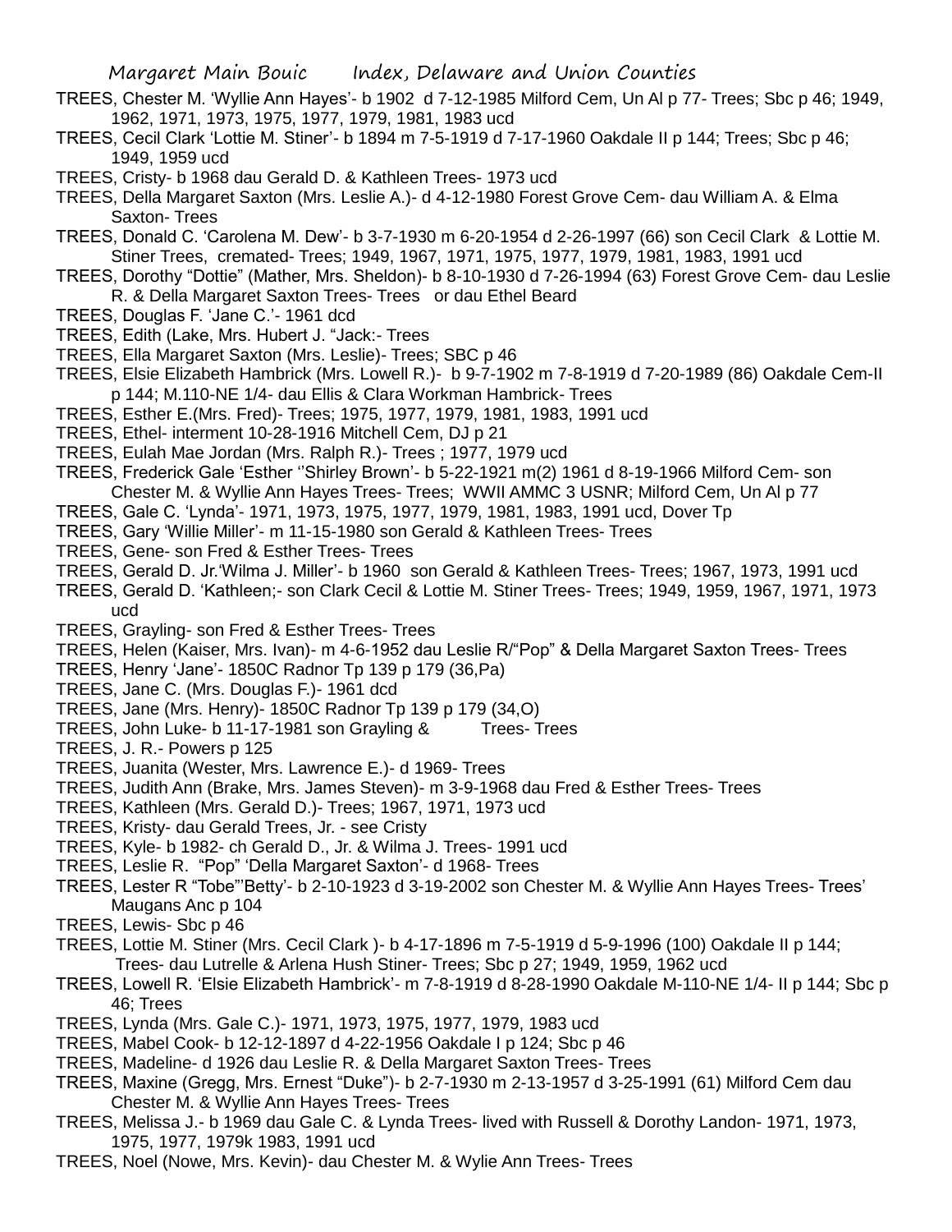TREES, Chester M. 'Wyllie Ann Hayes'- b 1902 d 7-12-1985 Milford Cem, Un Al p 77- Trees; Sbc p 46; 1949, 1962, 1971, 1973, 1975, 1977, 1979, 1981, 1983 ucd

TREES, Cecil Clark 'Lottie M. Stiner'- b 1894 m 7-5-1919 d 7-17-1960 Oakdale II p 144; Trees; Sbc p 46; 1949, 1959 ucd

TREES, Cristy- b 1968 dau Gerald D. & Kathleen Trees- 1973 ucd

TREES, Della Margaret Saxton (Mrs. Leslie A.)- d 4-12-1980 Forest Grove Cem- dau William A. & Elma Saxton- Trees

TREES, Donald C. 'Carolena M. Dew'- b 3-7-1930 m 6-20-1954 d 2-26-1997 (66) son Cecil Clark & Lottie M. Stiner Trees, cremated- Trees; 1949, 1967, 1971, 1975, 1977, 1979, 1981, 1983, 1991 ucd

TREES, Dorothy "Dottie" (Mather, Mrs. Sheldon)- b 8-10-1930 d 7-26-1994 (63) Forest Grove Cem- dau Leslie R. & Della Margaret Saxton Trees- Trees or dau Ethel Beard

TREES, Douglas F. 'Jane C.'- 1961 dcd

TREES, Edith (Lake, Mrs. Hubert J. "Jack:- Trees

TREES, Ella Margaret Saxton (Mrs. Leslie)- Trees; SBC p 46

TREES, Elsie Elizabeth Hambrick (Mrs. Lowell R.)- b 9-7-1902 m 7-8-1919 d 7-20-1989 (86) Oakdale Cem-II p 144; M.110-NE 1/4- dau Ellis & Clara Workman Hambrick- Trees

TREES, Esther E.(Mrs. Fred)- Trees; 1975, 1977, 1979, 1981, 1983, 1991 ucd

TREES, Ethel- interment 10-28-1916 Mitchell Cem, DJ p 21

TREES, Eulah Mae Jordan (Mrs. Ralph R.)- Trees ; 1977, 1979 ucd

TREES, Frederick Gale 'Esther ''Shirley Brown'- b 5-22-1921 m(2) 1961 d 8-19-1966 Milford Cem- son Chester M. & Wyllie Ann Hayes Trees- Trees; WWII AMMC 3 USNR; Milford Cem, Un Al p 77

TREES, Gale C. 'Lynda'- 1971, 1973, 1975, 1977, 1979, 1981, 1983, 1991 ucd, Dover Tp

TREES, Gary 'Willie Miller'- m 11-15-1980 son Gerald & Kathleen Trees- Trees

TREES, Gene- son Fred & Esther Trees- Trees

TREES, Gerald D. Jr.'Wilma J. Miller'- b 1960 son Gerald & Kathleen Trees- Trees; 1967, 1973, 1991 ucd

TREES, Gerald D. 'Kathleen;- son Clark Cecil & Lottie M. Stiner Trees- Trees; 1949, 1959, 1967, 1971, 1973 ucd

TREES, Grayling- son Fred & Esther Trees- Trees

TREES, Helen (Kaiser, Mrs. Ivan)- m 4-6-1952 dau Leslie R/"Pop" & Della Margaret Saxton Trees- Trees

TREES, Henry 'Jane'- 1850C Radnor Tp 139 p 179 (36,Pa)

TREES, Jane C. (Mrs. Douglas F.)- 1961 dcd

TREES, Jane (Mrs. Henry)- 1850C Radnor Tp 139 p 179 (34,O)

TREES, John Luke- b 11-17-1981 son Grayling & Trees- Trees

TREES, J. R.- Powers p 125

TREES, Juanita (Wester, Mrs. Lawrence E.)- d 1969- Trees

TREES, Judith Ann (Brake, Mrs. James Steven)- m 3-9-1968 dau Fred & Esther Trees- Trees

TREES, Kathleen (Mrs. Gerald D.)- Trees; 1967, 1971, 1973 ucd

TREES, Kristy- dau Gerald Trees, Jr. - see Cristy

TREES, Kyle- b 1982- ch Gerald D., Jr. & Wilma J. Trees- 1991 ucd

TREES, Leslie R. "Pop" 'Della Margaret Saxton'- d 1968- Trees

TREES, Lester R "Tobe"'Betty'- b 2-10-1923 d 3-19-2002 son Chester M. & Wyllie Ann Hayes Trees- Trees' Maugans Anc p 104

TREES, Lewis- Sbc p 46

TREES, Lottie M. Stiner (Mrs. Cecil Clark )- b 4-17-1896 m 7-5-1919 d 5-9-1996 (100) Oakdale II p 144; Trees- dau Lutrelle & Arlena Hush Stiner- Trees; Sbc p 27; 1949, 1959, 1962 ucd

TREES, Lowell R. 'Elsie Elizabeth Hambrick'- m 7-8-1919 d 8-28-1990 Oakdale M-110-NE 1/4- II p 144; Sbc p 46; Trees

TREES, Lynda (Mrs. Gale C.)- 1971, 1973, 1975, 1977, 1979, 1983 ucd

TREES, Mabel Cook- b 12-12-1897 d 4-22-1956 Oakdale I p 124; Sbc p 46

TREES, Madeline- d 1926 dau Leslie R. & Della Margaret Saxton Trees- Trees

TREES, Maxine (Gregg, Mrs. Ernest "Duke")- b 2-7-1930 m 2-13-1957 d 3-25-1991 (61) Milford Cem dau Chester M. & Wyllie Ann Hayes Trees- Trees

TREES, Melissa J.- b 1969 dau Gale C. & Lynda Trees- lived with Russell & Dorothy Landon- 1971, 1973, 1975, 1977, 1979k 1983, 1991 ucd

TREES, Noel (Nowe, Mrs. Kevin)- dau Chester M. & Wylie Ann Trees- Trees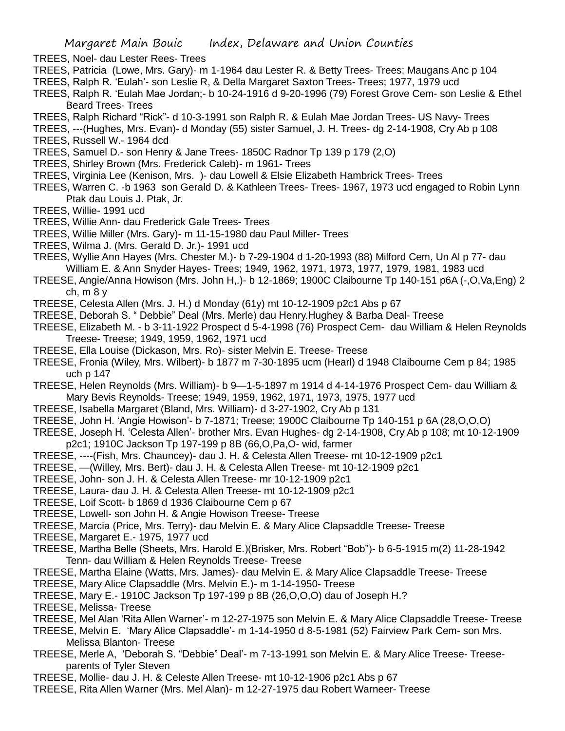TREES, Noel- dau Lester Rees- Trees

TREES, Patricia (Lowe, Mrs. Gary)- m 1-1964 dau Lester R. & Betty Trees- Trees; Maugans Anc p 104

TREES, Ralph R. 'Eulah'- son Leslie R, & Della Margaret Saxton Trees- Trees; 1977, 1979 ucd

TREES, Ralph R. 'Eulah Mae Jordan;- b 10-24-1916 d 9-20-1996 (79) Forest Grove Cem- son Leslie & Ethel Beard Trees- Trees

TREES, Ralph Richard "Rick"- d 10-3-1991 son Ralph R. & Eulah Mae Jordan Trees- US Navy- Trees

TREES, ---(Hughes, Mrs. Evan)- d Monday (55) sister Samuel, J. H. Trees- dg 2-14-1908, Cry Ab p 108

TREES, Russell W.- 1964 dcd

TREES, Samuel D.- son Henry & Jane Trees- 1850C Radnor Tp 139 p 179 (2,O)

TREES, Shirley Brown (Mrs. Frederick Caleb)- m 1961- Trees

TREES, Virginia Lee (Kenison, Mrs. )- dau Lowell & Elsie Elizabeth Hambrick Trees- Trees

TREES, Warren C. -b 1963 son Gerald D. & Kathleen Trees- Trees- 1967, 1973 ucd engaged to Robin Lynn Ptak dau Louis J. Ptak, Jr.

TREES, Willie- 1991 ucd

TREES, Willie Ann- dau Frederick Gale Trees- Trees

TREES, Willie Miller (Mrs. Gary)- m 11-15-1980 dau Paul Miller- Trees

TREES, Wilma J. (Mrs. Gerald D. Jr.)- 1991 ucd

TREES, Wyllie Ann Hayes (Mrs. Chester M.)- b 7-29-1904 d 1-20-1993 (88) Milford Cem, Un Al p 77- dau William E. & Ann Snyder Hayes- Trees; 1949, 1962, 1971, 1973, 1977, 1979, 1981, 1983 ucd

TREESE, Angie/Anna Howison (Mrs. John H,.)- b 12-1869; 1900C Claibourne Tp 140-151 p6A (-,O,Va,Eng) 2 ch, m 8 y

TREESE, Celesta Allen (Mrs. J. H.) d Monday (61y) mt 10-12-1909 p2c1 Abs p 67

TREESE, Deborah S. " Debbie" Deal (Mrs. Merle) dau Henry.Hughey & Barba Deal- Treese

TREESE, Elizabeth M. - b 3-11-1922 Prospect d 5-4-1998 (76) Prospect Cem- dau William & Helen Reynolds Treese- Treese; 1949, 1959, 1962, 1971 ucd

TREESE, Ella Louise (Dickason, Mrs. Ro)- sister Melvin E. Treese- Treese

TREESE, Fronia (Wiley, Mrs. Wilbert)- b 1877 m 7-30-1895 ucm (Hearl) d 1948 Claibourne Cem p 84; 1985 uch p 147

TREESE, Helen Reynolds (Mrs. William)- b 9—1-5-1897 m 1914 d 4-14-1976 Prospect Cem- dau William & Mary Bevis Reynolds- Treese; 1949, 1959, 1962, 1971, 1973, 1975, 1977 ucd

TREESE, Isabella Margaret (Bland, Mrs. William)- d 3-27-1902, Cry Ab p 131

TREESE, John H. 'Angie Howison'- b 7-1871; Treese; 1900C Claibourne Tp 140-151 p 6A (28,O,O,O)

TREESE, Joseph H. 'Celesta Allen'- brother Mrs. Evan Hughes- dg 2-14-1908, Cry Ab p 108; mt 10-12-1909 p2c1; 1910C Jackson Tp 197-199 p 8B (66,O,Pa,O- wid, farmer

TREESE, ----(Fish, Mrs. Chauncey)- dau J. H. & Celesta Allen Treese- mt 10-12-1909 p2c1

TREESE, —(Willey, Mrs. Bert)- dau J. H. & Celesta Allen Treese- mt 10-12-1909 p2c1

TREESE, John- son J. H. & Celesta Allen Treese- mr 10-12-1909 p2c1

TREESE, Laura- dau J. H. & Celesta Allen Treese- mt 10-12-1909 p2c1

TREESE, Loif Scott- b 1869 d 1936 Claibourne Cem p 67

TREESE, Lowell- son John H. & Angie Howison Treese- Treese

TREESE, Marcia (Price, Mrs. Terry)- dau Melvin E. & Mary Alice Clapsaddle Treese- Treese

TREESE, Margaret E.- 1975, 1977 ucd

TREESE, Martha Belle (Sheets, Mrs. Harold E.)(Brisker, Mrs. Robert "Bob")- b 6-5-1915 m(2) 11-28-1942 Tenn- dau William & Helen Reynolds Treese- Treese

TREESE, Martha Elaine (Watts, Mrs. James)- dau Melvin E. & Mary Alice Clapsaddle Treese- Treese

TREESE, Mary Alice Clapsaddle (Mrs. Melvin E.)- m 1-14-1950- Treese

TREESE, Mary E.- 1910C Jackson Tp 197-199 p 8B (26,O,O,O) dau of Joseph H.?

TREESE, Melissa- Treese

TREESE, Mel Alan 'Rita Allen Warner'- m 12-27-1975 son Melvin E. & Mary Alice Clapsaddle Treese- Treese

TREESE, Melvin E. 'Mary Alice Clapsaddle'- m 1-14-1950 d 8-5-1981 (52) Fairview Park Cem- son Mrs. Melissa Blanton- Treese

TREESE, Merle A, 'Deborah S. "Debbie" Deal'- m 7-13-1991 son Melvin E. & Mary Alice Treese- Treese- parents of Tyler Steven

TREESE, Mollie- dau J. H. & Celeste Allen Treese- mt 10-12-1906 p2c1 Abs p 67

TREESE, Rita Allen Warner (Mrs. Mel Alan)- m 12-27-1975 dau Robert Warneer- Treese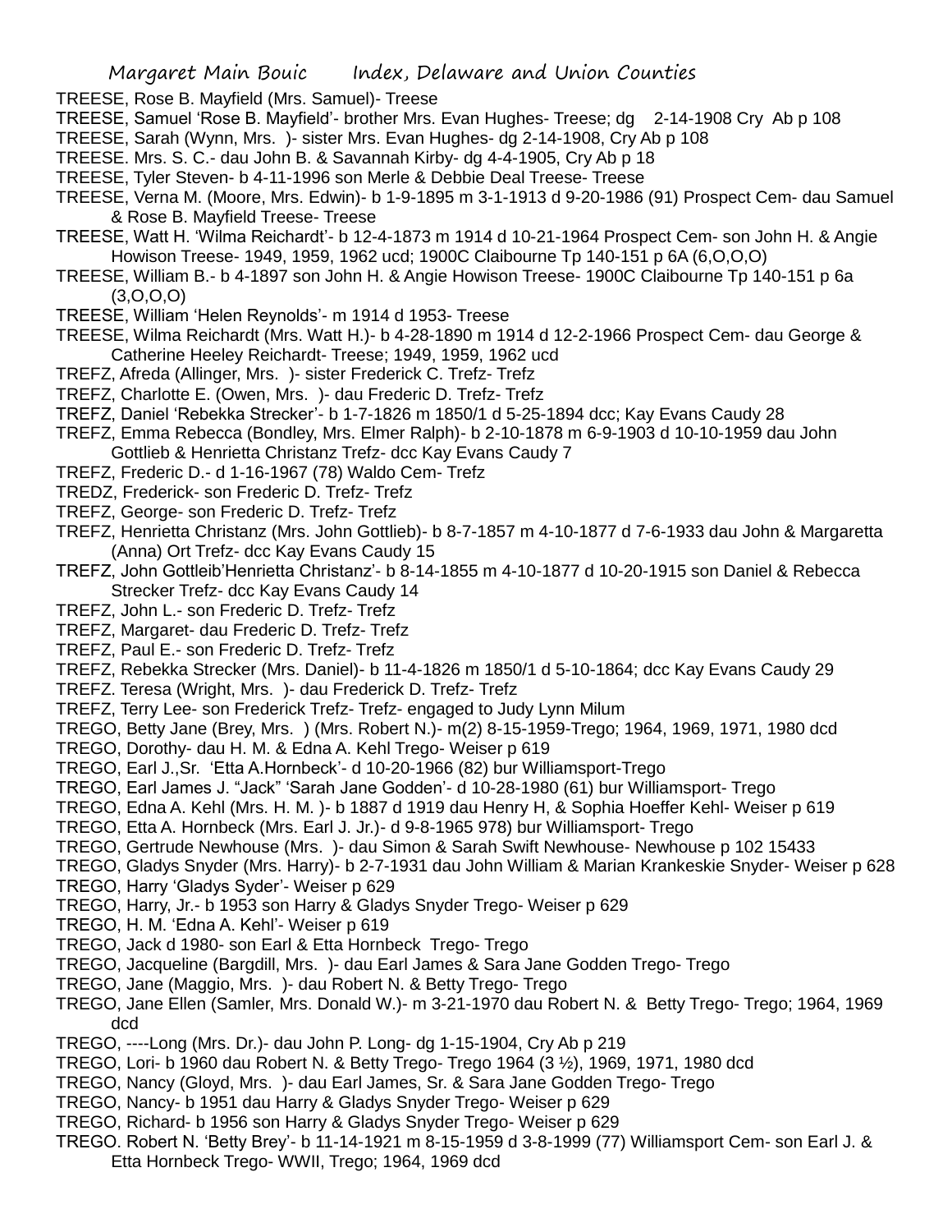TREESE, Rose B. Mayfield (Mrs. Samuel)- Treese

TREESE, Samuel 'Rose B. Mayfield'- brother Mrs. Evan Hughes- Treese; dg 2-14-1908 Cry Ab p 108

TREESE, Sarah (Wynn, Mrs. )- sister Mrs. Evan Hughes- dg 2-14-1908, Cry Ab p 108

TREESE. Mrs. S. C.- dau John B. & Savannah Kirby- dg 4-4-1905, Cry Ab p 18

TREESE, Tyler Steven- b 4-11-1996 son Merle & Debbie Deal Treese- Treese

TREESE, Verna M. (Moore, Mrs. Edwin)- b 1-9-1895 m 3-1-1913 d 9-20-1986 (91) Prospect Cem- dau Samuel & Rose B. Mayfield Treese- Treese

TREESE, Watt H. 'Wilma Reichardt'- b 12-4-1873 m 1914 d 10-21-1964 Prospect Cem- son John H. & Angie Howison Treese- 1949, 1959, 1962 ucd; 1900C Claibourne Tp 140-151 p 6A (6,O,O,O)

TREESE, William B.- b 4-1897 son John H. & Angie Howison Treese- 1900C Claibourne Tp 140-151 p 6a (3,O,O,O)

TREESE, William 'Helen Reynolds'- m 1914 d 1953- Treese

TREESE, Wilma Reichardt (Mrs. Watt H.)- b 4-28-1890 m 1914 d 12-2-1966 Prospect Cem- dau George & Catherine Heeley Reichardt- Treese; 1949, 1959, 1962 ucd

TREFZ, Afreda (Allinger, Mrs. )- sister Frederick C. Trefz- Trefz

TREFZ, Charlotte E. (Owen, Mrs. )- dau Frederic D. Trefz- Trefz

TREFZ, Daniel 'Rebekka Strecker'- b 1-7-1826 m 1850/1 d 5-25-1894 dcc; Kay Evans Caudy 28

TREFZ, Emma Rebecca (Bondley, Mrs. Elmer Ralph)- b 2-10-1878 m 6-9-1903 d 10-10-1959 dau John Gottlieb & Henrietta Christanz Trefz- dcc Kay Evans Caudy 7

TREFZ, Frederic D.- d 1-16-1967 (78) Waldo Cem- Trefz

TREDZ, Frederick- son Frederic D. Trefz- Trefz

TREFZ, George- son Frederic D. Trefz- Trefz

TREFZ, Henrietta Christanz (Mrs. John Gottlieb)- b 8-7-1857 m 4-10-1877 d 7-6-1933 dau John & Margaretta (Anna) Ort Trefz- dcc Kay Evans Caudy 15

TREFZ, John Gottleib'Henrietta Christanz'- b 8-14-1855 m 4-10-1877 d 10-20-1915 son Daniel & Rebecca Strecker Trefz- dcc Kay Evans Caudy 14

TREFZ, John L.- son Frederic D. Trefz- Trefz

TREFZ, Margaret- dau Frederic D. Trefz- Trefz

TREFZ, Paul E.- son Frederic D. Trefz- Trefz

TREFZ, Rebekka Strecker (Mrs. Daniel)- b 11-4-1826 m 1850/1 d 5-10-1864; dcc Kay Evans Caudy 29

TREFZ. Teresa (Wright, Mrs. )- dau Frederick D. Trefz- Trefz

TREFZ, Terry Lee- son Frederick Trefz- Trefz- engaged to Judy Lynn Milum

TREGO, Betty Jane (Brey, Mrs. ) (Mrs. Robert N.)- m(2) 8-15-1959-Trego; 1964, 1969, 1971, 1980 dcd

TREGO, Dorothy- dau H. M. & Edna A. Kehl Trego- Weiser p 619

TREGO, Earl J.,Sr. 'Etta A.Hornbeck'- d 10-20-1966 (82) bur Williamsport-Trego

TREGO, Earl James J. "Jack" 'Sarah Jane Godden'- d 10-28-1980 (61) bur Williamsport- Trego

TREGO, Edna A. Kehl (Mrs. H. M. )- b 1887 d 1919 dau Henry H, & Sophia Hoeffer Kehl- Weiser p 619

TREGO, Etta A. Hornbeck (Mrs. Earl J. Jr.)- d 9-8-1965 978) bur Williamsport- Trego

TREGO, Gertrude Newhouse (Mrs. )- dau Simon & Sarah Swift Newhouse- Newhouse p 102 15433

TREGO, Gladys Snyder (Mrs. Harry)- b 2-7-1931 dau John William & Marian Krankeskie Snyder- Weiser p 628

TREGO, Harry 'Gladys Syder'- Weiser p 629

TREGO, Harry, Jr.- b 1953 son Harry & Gladys Snyder Trego- Weiser p 629

TREGO, H. M. 'Edna A. Kehl'- Weiser p 619

TREGO, Jack d 1980- son Earl & Etta Hornbeck Trego- Trego

TREGO, Jacqueline (Bargdill, Mrs. )- dau Earl James & Sara Jane Godden Trego- Trego

TREGO, Jane (Maggio, Mrs. )- dau Robert N. & Betty Trego- Trego

TREGO, Jane Ellen (Samler, Mrs. Donald W.)- m 3-21-1970 dau Robert N. & Betty Trego- Trego; 1964, 1969 dcd

TREGO, ----Long (Mrs. Dr.)- dau John P. Long- dg 1-15-1904, Cry Ab p 219

TREGO, Lori- b 1960 dau Robert N. & Betty Trego- Trego 1964 (3 ½), 1969, 1971, 1980 dcd

TREGO, Nancy (Gloyd, Mrs. )- dau Earl James, Sr. & Sara Jane Godden Trego- Trego

TREGO, Nancy- b 1951 dau Harry & Gladys Snyder Trego- Weiser p 629

TREGO, Richard- b 1956 son Harry & Gladys Snyder Trego- Weiser p 629

TREGO. Robert N. 'Betty Brey'- b 11-14-1921 m 8-15-1959 d 3-8-1999 (77) Williamsport Cem- son Earl J. & Etta Hornbeck Trego- WWII, Trego; 1964, 1969 dcd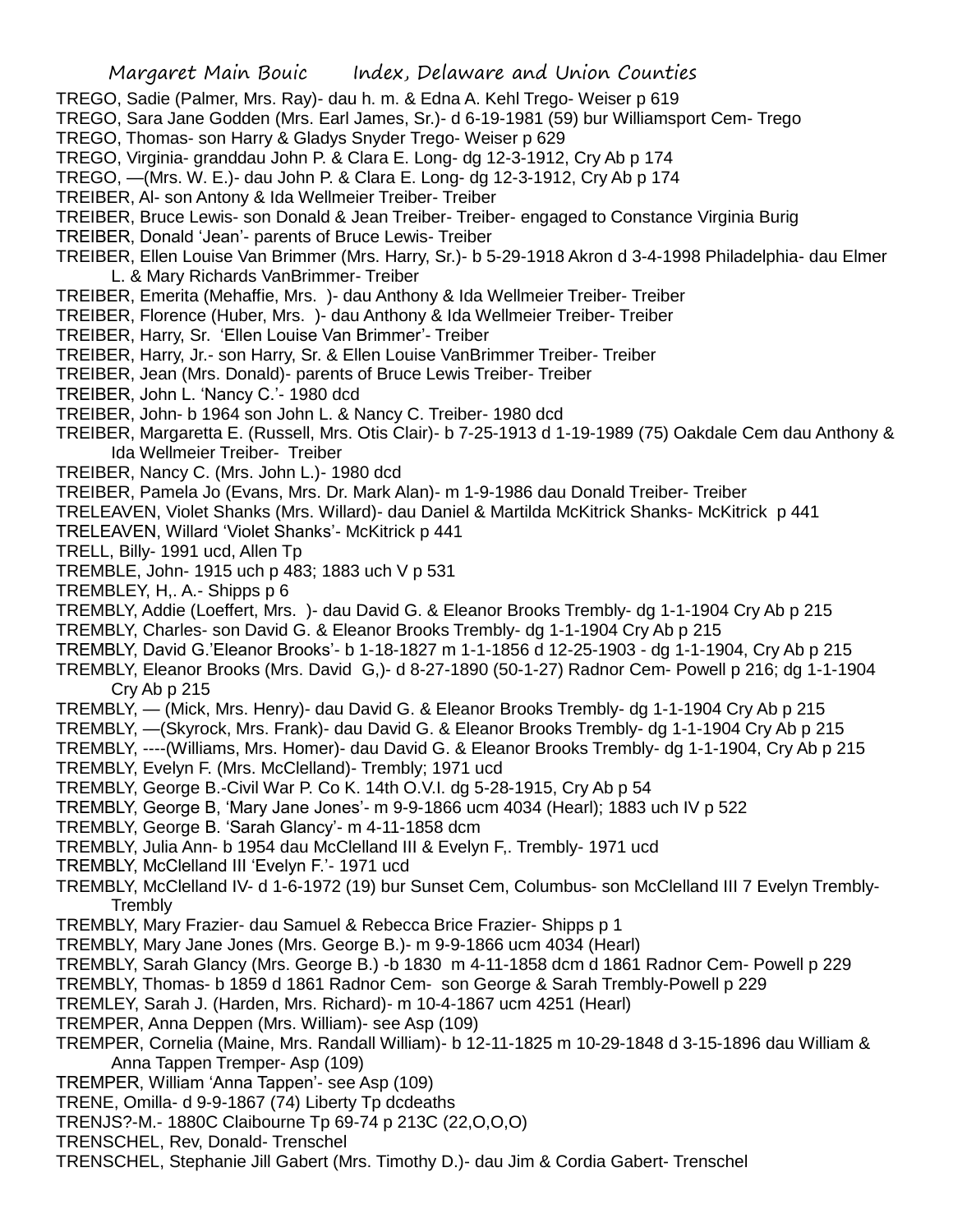TREGO, Sadie (Palmer, Mrs. Ray)- dau h. m. & Edna A. Kehl Trego- Weiser p 619

TREGO, Sara Jane Godden (Mrs. Earl James, Sr.)- d 6-19-1981 (59) bur Williamsport Cem- Trego

TREGO, Thomas- son Harry & Gladys Snyder Trego- Weiser p 629

TREGO, Virginia- granddau John P. & Clara E. Long- dg 12-3-1912, Cry Ab p 174

TREGO, —(Mrs. W. E.)- dau John P. & Clara E. Long- dg 12-3-1912, Cry Ab p 174

TREIBER, Al- son Antony & Ida Wellmeier Treiber- Treiber

TREIBER, Bruce Lewis- son Donald & Jean Treiber- Treiber- engaged to Constance Virginia Burig

TREIBER, Donald 'Jean'- parents of Bruce Lewis- Treiber

TREIBER, Ellen Louise Van Brimmer (Mrs. Harry, Sr.)- b 5-29-1918 Akron d 3-4-1998 Philadelphia- dau Elmer L. & Mary Richards VanBrimmer- Treiber

TREIBER, Emerita (Mehaffie, Mrs. )- dau Anthony & Ida Wellmeier Treiber- Treiber

TREIBER, Florence (Huber, Mrs. )- dau Anthony & Ida Wellmeier Treiber- Treiber

TREIBER, Harry, Sr. 'Ellen Louise Van Brimmer'- Treiber

TREIBER, Harry, Jr.- son Harry, Sr. & Ellen Louise VanBrimmer Treiber- Treiber

TREIBER, Jean (Mrs. Donald)- parents of Bruce Lewis Treiber- Treiber

TREIBER, John L. 'Nancy C.'- 1980 dcd

TREIBER, John- b 1964 son John L. & Nancy C. Treiber- 1980 dcd

TREIBER, Margaretta E. (Russell, Mrs. Otis Clair)- b 7-25-1913 d 1-19-1989 (75) Oakdale Cem dau Anthony & Ida Wellmeier Treiber- Treiber

TREIBER, Nancy C. (Mrs. John L.)- 1980 dcd

TREIBER, Pamela Jo (Evans, Mrs. Dr. Mark Alan)- m 1-9-1986 dau Donald Treiber- Treiber

TRELEAVEN, Violet Shanks (Mrs. Willard)- dau Daniel & Martilda McKitrick Shanks- McKitrick p 441

TRELEAVEN, Willard 'Violet Shanks'- McKitrick p 441

TRELL, Billy- 1991 ucd, Allen Tp

TREMBLE, John- 1915 uch p 483; 1883 uch V p 531

TREMBLEY, H,. A.- Shipps p 6

TREMBLY, Addie (Loeffert, Mrs. )- dau David G. & Eleanor Brooks Trembly- dg 1-1-1904 Cry Ab p 215

TREMBLY, Charles- son David G. & Eleanor Brooks Trembly- dg 1-1-1904 Cry Ab p 215

TREMBLY, David G.'Eleanor Brooks'- b 1-18-1827 m 1-1-1856 d 12-25-1903 - dg 1-1-1904, Cry Ab p 215

TREMBLY, Eleanor Brooks (Mrs. David G,)- d 8-27-1890 (50-1-27) Radnor Cem- Powell p 216; dg 1-1-1904 Cry Ab p 215

TREMBLY, — (Mick, Mrs. Henry)- dau David G. & Eleanor Brooks Trembly- dg 1-1-1904 Cry Ab p 215

TREMBLY, —(Skyrock, Mrs. Frank)- dau David G. & Eleanor Brooks Trembly- dg 1-1-1904 Cry Ab p 215

TREMBLY, ----(Williams, Mrs. Homer)- dau David G. & Eleanor Brooks Trembly- dg 1-1-1904, Cry Ab p 215

TREMBLY, Evelyn F. (Mrs. McClelland)- Trembly; 1971 ucd

TREMBLY, George B.-Civil War P. Co K. 14th O.V.I. dg 5-28-1915, Cry Ab p 54

TREMBLY, George B, 'Mary Jane Jones'- m 9-9-1866 ucm 4034 (Hearl); 1883 uch IV p 522

TREMBLY, George B. 'Sarah Glancy'- m 4-11-1858 dcm

TREMBLY, Julia Ann- b 1954 dau McClelland III & Evelyn F,. Trembly- 1971 ucd

TREMBLY, McClelland III 'Evelyn F.'- 1971 ucd

TREMBLY, McClelland IV- d 1-6-1972 (19) bur Sunset Cem, Columbus- son McClelland III 7 Evelyn Trembly- Trembly

TREMBLY, Mary Frazier- dau Samuel & Rebecca Brice Frazier- Shipps p 1

TREMBLY, Mary Jane Jones (Mrs. George B.)- m 9-9-1866 ucm 4034 (Hearl)

TREMBLY, Sarah Glancy (Mrs. George B.) -b 1830 m 4-11-1858 dcm d 1861 Radnor Cem- Powell p 229

TREMBLY, Thomas- b 1859 d 1861 Radnor Cem- son George & Sarah Trembly-Powell p 229

TREMLEY, Sarah J. (Harden, Mrs. Richard)- m 10-4-1867 ucm 4251 (Hearl)

TREMPER, Anna Deppen (Mrs. William)- see Asp (109)

TREMPER, Cornelia (Maine, Mrs. Randall William)- b 12-11-1825 m 10-29-1848 d 3-15-1896 dau William & Anna Tappen Tremper- Asp (109)

TREMPER, William 'Anna Tappen'- see Asp (109)

TRENE, Omilla- d 9-9-1867 (74) Liberty Tp dcdeaths

TRENJS?-M.- 1880C Claibourne Tp 69-74 p 213C (22,O,O,O)

TRENSCHEL, Rev, Donald- Trenschel

TRENSCHEL, Stephanie Jill Gabert (Mrs. Timothy D.)- dau Jim & Cordia Gabert- Trenschel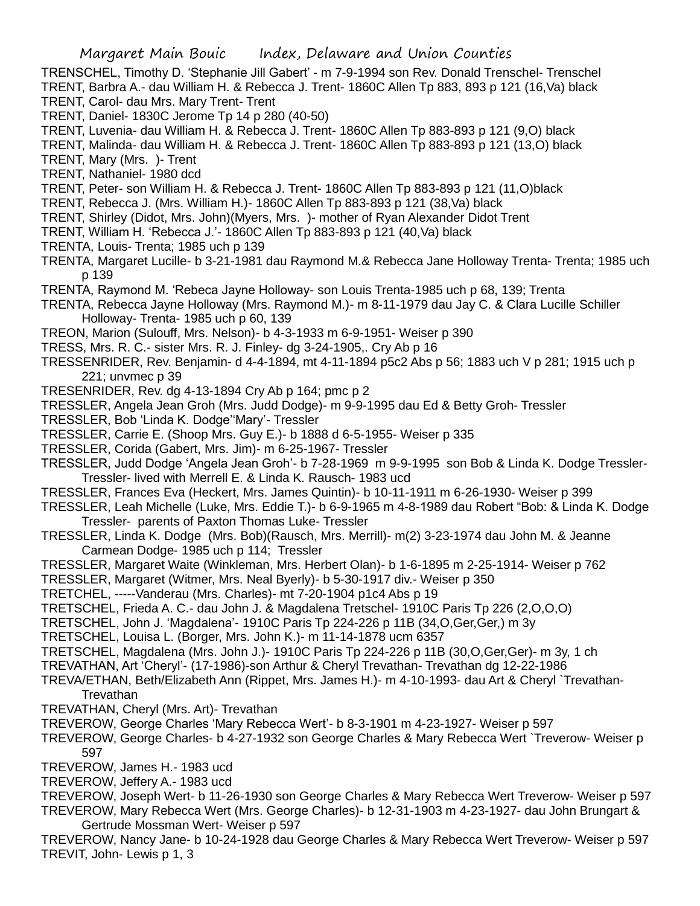TRENSCHEL, Timothy D. 'Stephanie Jill Gabert' - m 7-9-1994 son Rev. Donald Trenschel- Trenschel
TRENT, Barbra A.- dau William H. & Rebecca J. Trent- 1860C Allen Tp 883, 893 p 121 (16,Va) black
TRENT, Carol- dau Mrs. Mary Trent- Trent
TRENT, Daniel- 1830C Jerome Tp 14 p 280 (40-50)
TRENT, Luvenia- dau William H. & Rebecca J. Trent- 1860C Allen Tp 883-893 p 121 (9,O) black
TRENT, Malinda- dau William H. & Rebecca J. Trent- 1860C Allen Tp 883-893 p 121 (13,O) black
TRENT, Mary (Mrs. )- Trent
TRENT, Nathaniel- 1980 dcd
TRENT, Peter- son William H. & Rebecca J. Trent- 1860C Allen Tp 883-893 p 121 (11,O)black
TRENT, Rebecca J. (Mrs. William H.)- 1860C Allen Tp 883-893 p 121 (38,Va) black
TRENT, Shirley (Didot, Mrs. John)(Myers, Mrs. )- mother of Ryan Alexander Didot Trent
TRENT, William H. 'Rebecca J.'- 1860C Allen Tp 883-893 p 121 (40,Va) black
TRENTA, Louis- Trenta; 1985 uch p 139
TRENTA, Margaret Lucille- b 3-21-1981 dau Raymond M.& Rebecca Jane Holloway Trenta- Trenta; 1985 uch p 139
TRENTA, Raymond M. 'Rebeca Jayne Holloway- son Louis Trenta-1985 uch p 68, 139; Trenta
TRENTA, Rebecca Jayne Holloway (Mrs. Raymond M.)- m 8-11-1979 dau Jay C. & Clara Lucille Schiller Holloway- Trenta- 1985 uch p 60, 139
TREON, Marion (Sulouff, Mrs. Nelson)- b 4-3-1933 m 6-9-1951- Weiser p 390
TRESS, Mrs. R. C.- sister Mrs. R. J. Finley- dg 3-24-1905,. Cry Ab p 16
TRESSENRIDER, Rev. Benjamin- d 4-4-1894, mt 4-11-1894 p5c2 Abs p 56; 1883 uch V p 281; 1915 uch p 221; unvmec p 39
TRESENRIDER, Rev. dg 4-13-1894 Cry Ab p 164; pmc p 2
TRESSLER, Angela Jean Groh (Mrs. Judd Dodge)- m 9-9-1995 dau Ed & Betty Groh- Tressler
TRESSLER, Bob 'Linda K. Dodge''Mary'- Tressler
TRESSLER, Carrie E. (Shoop Mrs. Guy E.)- b 1888 d 6-5-1955- Weiser p 335
TRESSLER, Corida (Gabert, Mrs. Jim)- m 6-25-1967- Tressler
TRESSLER, Judd Dodge 'Angela Jean Groh'- b 7-28-1969 m 9-9-1995 son Bob & Linda K. Dodge Tressler- Tressler- lived with Merrell E. & Linda K. Rausch- 1983 ucd
TRESSLER, Frances Eva (Heckert, Mrs. James Quintin)- b 10-11-1911 m 6-26-1930- Weiser p 399
TRESSLER, Leah Michelle (Luke, Mrs. Eddie T.)- b 6-9-1965 m 4-8-1989 dau Robert "Bob: & Linda K. Dodge Tressler- parents of Paxton Thomas Luke- Tressler
TRESSLER, Linda K. Dodge (Mrs. Bob)(Rausch, Mrs. Merrill)- m(2) 3-23-1974 dau John M. & Jeanne Carmean Dodge- 1985 uch p 114; Tressler
TRESSLER, Margaret Waite (Winkleman, Mrs. Herbert Olan)- b 1-6-1895 m 2-25-1914- Weiser p 762
TRESSLER, Margaret (Witmer, Mrs. Neal Byerly)- b 5-30-1917 div.- Weiser p 350
TRETCHEL, -----Vanderau (Mrs. Charles)- mt 7-20-1904 p1c4 Abs p 19
TRETSCHEL, Frieda A. C.- dau John J. & Magdalena Tretschel- 1910C Paris Tp 226 (2,O,O,O)
TRETSCHEL, John J. 'Magdalena'- 1910C Paris Tp 224-226 p 11B (34,O,Ger,Ger,) m 3y
TRETSCHEL, Louisa L. (Borger, Mrs. John K.)- m 11-14-1878 ucm 6357
TRETSCHEL, Magdalena (Mrs. John J.)- 1910C Paris Tp 224-226 p 11B (30,O,Ger,Ger)- m 3y, 1 ch
TREVATHAN, Art 'Cheryl'- (17-1986)-son Arthur & Cheryl Trevathan- Trevathan dg 12-22-1986
TREVA/ETHAN, Beth/Elizabeth Ann (Rippet, Mrs. James H.)- m 4-10-1993- dau Art & Cheryl `Trevathan- Trevathan
TREVATHAN, Cheryl (Mrs. Art)- Trevathan
TREVEROW, George Charles 'Mary Rebecca Wert'- b 8-3-1901 m 4-23-1927- Weiser p 597
TREVEROW, George Charles- b 4-27-1932 son George Charles & Mary Rebecca Wert `Treverow- Weiser p 597
TREVEROW, James H.- 1983 ucd
TREVEROW, Jeffery A.- 1983 ucd
TREVEROW, Joseph Wert- b 11-26-1930 son George Charles & Mary Rebecca Wert Treverow- Weiser p 597
TREVEROW, Mary Rebecca Wert (Mrs. George Charles)- b 12-31-1903 m 4-23-1927- dau John Brungart & Gertrude Mossman Wert- Weiser p 597
TREVEROW, Nancy Jane- b 10-24-1928 dau George Charles & Mary Rebecca Wert Treverow- Weiser p 597
TREVIT, John- Lewis p 1, 3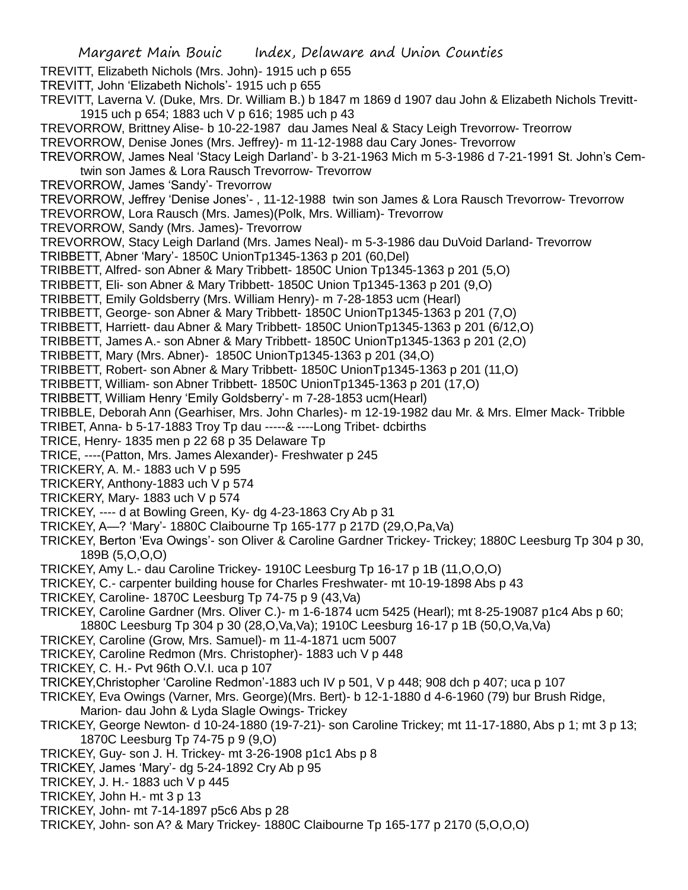TREVITT, Elizabeth Nichols (Mrs. John)- 1915 uch p 655

TREVITT, John 'Elizabeth Nichols'- 1915 uch p 655

TREVITT, Laverna V. (Duke, Mrs. Dr. William B.) b 1847 m 1869 d 1907 dau John & Elizabeth Nichols Trevitt- 1915 uch p 654; 1883 uch V p 616; 1985 uch p 43

TREVORROW, Brittney Alise- b 10-22-1987 dau James Neal & Stacy Leigh Trevorrow- Treorrow

TREVORROW, Denise Jones (Mrs. Jeffrey)- m 11-12-1988 dau Cary Jones- Trevorrow

TREVORROW, James Neal 'Stacy Leigh Darland'- b 3-21-1963 Mich m 5-3-1986 d 7-21-1991 St. John's Cem- twin son James & Lora Rausch Trevorrow- Trevorrow

TREVORROW, James 'Sandy'- Trevorrow

TREVORROW, Jeffrey 'Denise Jones'- , 11-12-1988 twin son James & Lora Rausch Trevorrow- Trevorrow

TREVORROW, Lora Rausch (Mrs. James)(Polk, Mrs. William)- Trevorrow

TREVORROW, Sandy (Mrs. James)- Trevorrow

TREVORROW, Stacy Leigh Darland (Mrs. James Neal)- m 5-3-1986 dau DuVoid Darland- Trevorrow

TRIBBETT, Abner 'Mary'- 1850C UnionTp1345-1363 p 201 (60,Del)

TRIBBETT, Alfred- son Abner & Mary Tribbett- 1850C Union Tp1345-1363 p 201 (5,O)

TRIBBETT, Eli- son Abner & Mary Tribbett- 1850C Union Tp1345-1363 p 201 (9,O)

TRIBBETT, Emily Goldsberry (Mrs. William Henry)- m 7-28-1853 ucm (Hearl)

TRIBBETT, George- son Abner & Mary Tribbett- 1850C UnionTp1345-1363 p 201 (7,O)

TRIBBETT, Harriett- dau Abner & Mary Tribbett- 1850C UnionTp1345-1363 p 201 (6/12,O)

TRIBBETT, James A.- son Abner & Mary Tribbett- 1850C UnionTp1345-1363 p 201 (2,O)

TRIBBETT, Mary (Mrs. Abner)- 1850C UnionTp1345-1363 p 201 (34,O)

TRIBBETT, Robert- son Abner & Mary Tribbett- 1850C UnionTp1345-1363 p 201 (11,O)

TRIBBETT, William- son Abner Tribbett- 1850C UnionTp1345-1363 p 201 (17,O)

TRIBBETT, William Henry 'Emily Goldsberry'- m 7-28-1853 ucm(Hearl)

TRIBBLE, Deborah Ann (Gearhiser, Mrs. John Charles)- m 12-19-1982 dau Mr. & Mrs. Elmer Mack- Tribble

TRIBET, Anna- b 5-17-1883 Troy Tp dau -----& ----Long Tribet- dcbirths

TRICE, Henry- 1835 men p 22 68 p 35 Delaware Tp

TRICE, ----(Patton, Mrs. James Alexander)- Freshwater p 245

TRICKERY, A. M.- 1883 uch V p 595

TRICKERY, Anthony-1883 uch V p 574

TRICKERY, Mary- 1883 uch V p 574

TRICKEY, ---- d at Bowling Green, Ky- dg 4-23-1863 Cry Ab p 31

TRICKEY, A—? 'Mary'- 1880C Claibourne Tp 165-177 p 217D (29,O,Pa,Va)

TRICKEY, Berton 'Eva Owings'- son Oliver & Caroline Gardner Trickey- Trickey; 1880C Leesburg Tp 304 p 30, 189B (5,O,O,O)

TRICKEY, Amy L.- dau Caroline Trickey- 1910C Leesburg Tp 16-17 p 1B (11,O,O,O)

TRICKEY, C.- carpenter building house for Charles Freshwater- mt 10-19-1898 Abs p 43

TRICKEY, Caroline- 1870C Leesburg Tp 74-75 p 9 (43,Va)

TRICKEY, Caroline Gardner (Mrs. Oliver C.)- m 1-6-1874 ucm 5425 (Hearl); mt 8-25-19087 p1c4 Abs p 60; 1880C Leesburg Tp 304 p 30 (28,O,Va,Va); 1910C Leesburg 16-17 p 1B (50,O,Va,Va)

TRICKEY, Caroline (Grow, Mrs. Samuel)- m 11-4-1871 ucm 5007

TRICKEY, Caroline Redmon (Mrs. Christopher)- 1883 uch V p 448

TRICKEY, C. H.- Pvt 96th O.V.I. uca p 107

TRICKEY,Christopher 'Caroline Redmon'-1883 uch IV p 501, V p 448; 908 dch p 407; uca p 107

TRICKEY, Eva Owings (Varner, Mrs. George)(Mrs. Bert)- b 12-1-1880 d 4-6-1960 (79) bur Brush Ridge, Marion- dau John & Lyda Slagle Owings- Trickey

TRICKEY, George Newton- d 10-24-1880 (19-7-21)- son Caroline Trickey; mt 11-17-1880, Abs p 1; mt 3 p 13; 1870C Leesburg Tp 74-75 p 9 (9,O)

TRICKEY, Guy- son J. H. Trickey- mt 3-26-1908 p1c1 Abs p 8

TRICKEY, James 'Mary'- dg 5-24-1892 Cry Ab p 95

TRICKEY, J. H.- 1883 uch V p 445

TRICKEY, John H.- mt 3 p 13

TRICKEY, John- mt 7-14-1897 p5c6 Abs p 28

TRICKEY, John- son A? & Mary Trickey- 1880C Claibourne Tp 165-177 p 2170 (5,O,O,O)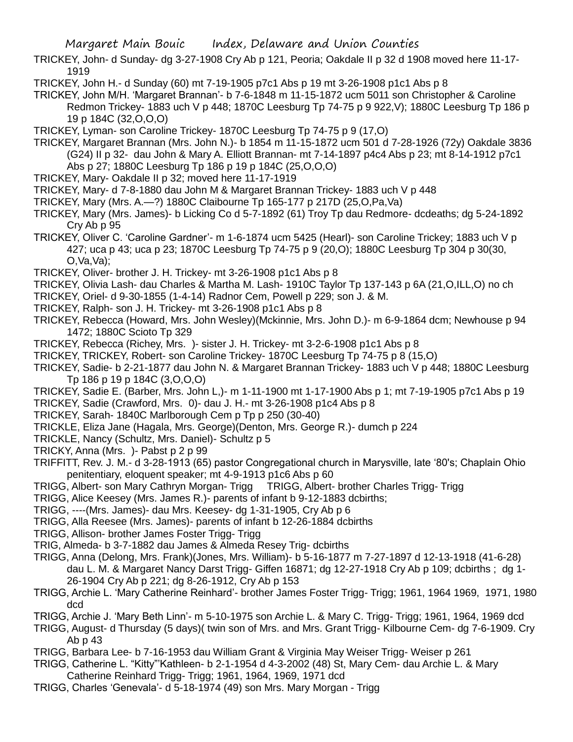TRICKEY, John- d Sunday- dg 3-27-1908 Cry Ab p 121, Peoria; Oakdale II p 32 d 1908 moved here 11-17-1919

TRICKEY, John H.- d Sunday (60) mt 7-19-1905 p7c1 Abs p 19 mt 3-26-1908 p1c1 Abs p 8

TRICKEY, John M/H. 'Margaret Brannan'- b 7-6-1848 m 11-15-1872 ucm 5011 son Christopher & Caroline Redmon Trickey- 1883 uch V p 448; 1870C Leesburg Tp 74-75 p 9 922,V); 1880C Leesburg Tp 186 p 19 p 184C (32,O,O,O)

TRICKEY, Lyman- son Caroline Trickey- 1870C Leesburg Tp 74-75 p 9 (17,O)

TRICKEY, Margaret Brannan (Mrs. John N.)- b 1854 m 11-15-1872 ucm 501 d 7-28-1926 (72y) Oakdale 3836 (G24) II p 32- dau John & Mary A. Elliott Brannan- mt 7-14-1897 p4c4 Abs p 23; mt 8-14-1912 p7c1 Abs p 27; 1880C Leesburg Tp 186 p 19 p 184C (25,O,O,O)

TRICKEY, Mary- Oakdale II p 32; moved here 11-17-1919

TRICKEY, Mary- d 7-8-1880 dau John M & Margaret Brannan Trickey- 1883 uch V p 448

TRICKEY, Mary (Mrs. A.—?) 1880C Claibourne Tp 165-177 p 217D (25,O,Pa,Va)

TRICKEY, Mary (Mrs. James)- b Licking Co d 5-7-1892 (61) Troy Tp dau Redmore- dcdeaths; dg 5-24-1892 Cry Ab p 95

TRICKEY, Oliver C. 'Caroline Gardner'- m 1-6-1874 ucm 5425 (Hearl)- son Caroline Trickey; 1883 uch V p 427; uca p 43; uca p 23; 1870C Leesburg Tp 74-75 p 9 (20,O); 1880C Leesburg Tp 304 p 30(30, O,Va,Va);

TRICKEY, Oliver- brother J. H. Trickey- mt 3-26-1908 p1c1 Abs p 8

TRICKEY, Olivia Lash- dau Charles & Martha M. Lash- 1910C Taylor Tp 137-143 p 6A (21,O,ILL,O) no ch

TRICKEY, Oriel- d 9-30-1855 (1-4-14) Radnor Cem, Powell p 229; son J. & M.

TRICKEY, Ralph- son J. H. Trickey- mt 3-26-1908 p1c1 Abs p 8

TRICKEY, Rebecca (Howard, Mrs. John Wesley)(Mckinnie, Mrs. John D.)- m 6-9-1864 dcm; Newhouse p 94 1472; 1880C Scioto Tp 329

TRICKEY, Rebecca (Richey, Mrs. )- sister J. H. Trickey- mt 3-2-6-1908 p1c1 Abs p 8

TRICKEY, TRICKEY, Robert- son Caroline Trickey- 1870C Leesburg Tp 74-75 p 8 (15,O)

TRICKEY, Sadie- b 2-21-1877 dau John N. & Margaret Brannan Trickey- 1883 uch V p 448; 1880C Leesburg Tp 186 p 19 p 184C (3,O,O,O)

TRICKEY, Sadie E. (Barber, Mrs. John L,)- m 1-11-1900 mt 1-17-1900 Abs p 1; mt 7-19-1905 p7c1 Abs p 19

TRICKEY, Sadie (Crawford, Mrs. 0)- dau J. H.- mt 3-26-1908 p1c4 Abs p 8

TRICKEY, Sarah- 1840C Marlborough Cem p Tp p 250 (30-40)

TRICKLE, Eliza Jane (Hagala, Mrs. George)(Denton, Mrs. George R.)- dumch p 224

TRICKLE, Nancy (Schultz, Mrs. Daniel)- Schultz p 5

TRICKY, Anna (Mrs. )- Pabst p 2 p 99

TRIFFITT, Rev. J. M.- d 3-28-1913 (65) pastor Congregational church in Marysville, late '80's; Chaplain Ohio penitentiary, eloquent speaker; mt 4-9-1913 p1c6 Abs p 60

TRIGG, Albert- son Mary Cathryn Morgan- Trigg     TRIGG, Albert- brother Charles Trigg- Trigg

TRIGG, Alice Keesey (Mrs. James R.)- parents of infant b 9-12-1883 dcbirths;

TRIGG, ----(Mrs. James)- dau Mrs. Keesey- dg 1-31-1905, Cry Ab p 6

TRIGG, Alla Reesee (Mrs. James)- parents of infant b 12-26-1884 dcbirths

TRIGG, Allison- brother James Foster Trigg- Trigg

TRIG, Almeda- b 3-7-1882 dau James & Almeda Resey Trig- dcbirths

TRIGG, Anna (Delong, Mrs. Frank)(Jones, Mrs. William)- b 5-16-1877 m 7-27-1897 d 12-13-1918 (41-6-28) dau L. M. & Margaret Nancy Darst Trigg- Giffen 16871; dg 12-27-1918 Cry Ab p 109; dcbirths ; dg 1-26-1904 Cry Ab p 221; dg 8-26-1912, Cry Ab p 153

TRIGG, Archie L. 'Mary Catherine Reinhard'- brother James Foster Trigg- Trigg; 1961, 1964 1969, 1971, 1980 dcd

TRIGG, Archie J. 'Mary Beth Linn'- m 5-10-1975 son Archie L. & Mary C. Trigg- Trigg; 1961, 1964, 1969 dcd

TRIGG, August- d Thursday (5 days)( twin son of Mrs. and Mrs. Grant Trigg- Kilbourne Cem- dg 7-6-1909. Cry Ab p 43

TRIGG, Barbara Lee- b 7-16-1953 dau William Grant & Virginia May Weiser Trigg- Weiser p 261

TRIGG, Catherine L. "Kitty"'Kathleen- b 2-1-1954 d 4-3-2002 (48) St, Mary Cem- dau Archie L. & Mary Catherine Reinhard Trigg- Trigg; 1961, 1964, 1969, 1971 dcd

TRIGG, Charles 'Genevala'- d 5-18-1974 (49) son Mrs. Mary Morgan - Trigg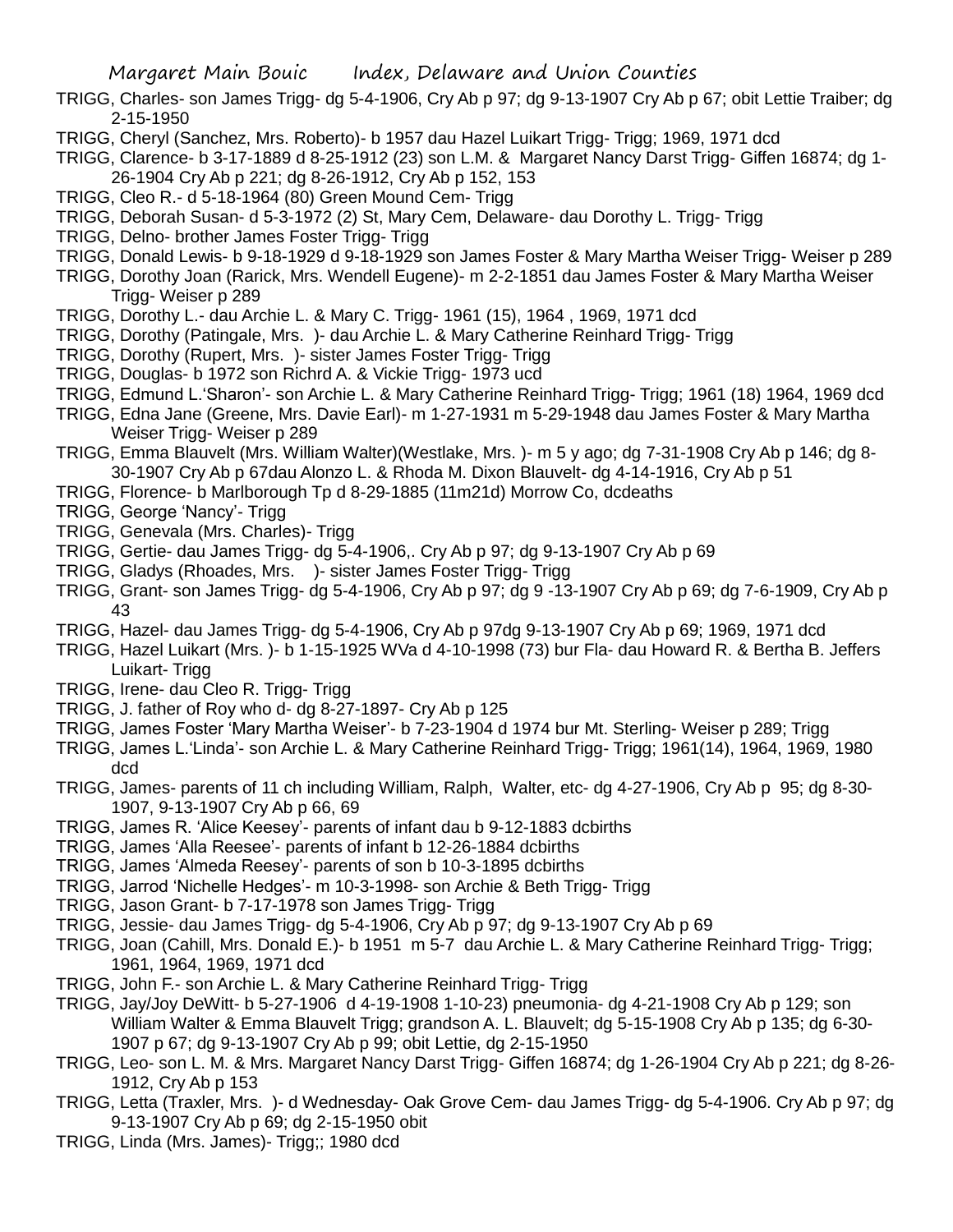TRIGG, Charles- son James Trigg- dg 5-4-1906, Cry Ab p 97; dg 9-13-1907 Cry Ab p 67; obit Lettie Traiber; dg 2-15-1950

TRIGG, Cheryl (Sanchez, Mrs. Roberto)- b 1957 dau Hazel Luikart Trigg- Trigg; 1969, 1971 dcd

TRIGG, Clarence- b 3-17-1889 d 8-25-1912 (23) son L.M. & Margaret Nancy Darst Trigg- Giffen 16874; dg 1-26-1904 Cry Ab p 221; dg 8-26-1912, Cry Ab p 152, 153

TRIGG, Cleo R.- d 5-18-1964 (80) Green Mound Cem- Trigg

TRIGG, Deborah Susan- d 5-3-1972 (2) St, Mary Cem, Delaware- dau Dorothy L. Trigg- Trigg

TRIGG, Delno- brother James Foster Trigg- Trigg

TRIGG, Donald Lewis- b 9-18-1929 d 9-18-1929 son James Foster & Mary Martha Weiser Trigg- Weiser p 289

TRIGG, Dorothy Joan (Rarick, Mrs. Wendell Eugene)- m 2-2-1851 dau James Foster & Mary Martha Weiser Trigg- Weiser p 289

TRIGG, Dorothy L.- dau Archie L. & Mary C. Trigg- 1961 (15), 1964 , 1969, 1971 dcd

TRIGG, Dorothy (Patingale, Mrs. )- dau Archie L. & Mary Catherine Reinhard Trigg- Trigg

TRIGG, Dorothy (Rupert, Mrs. )- sister James Foster Trigg- Trigg

TRIGG, Douglas- b 1972 son Richrd A. & Vickie Trigg- 1973 ucd

TRIGG, Edmund L.'Sharon'- son Archie L. & Mary Catherine Reinhard Trigg- Trigg; 1961 (18) 1964, 1969 dcd

TRIGG, Edna Jane (Greene, Mrs. Davie Earl)- m 1-27-1931 m 5-29-1948 dau James Foster & Mary Martha Weiser Trigg- Weiser p 289

TRIGG, Emma Blauvelt (Mrs. William Walter)(Westlake, Mrs. )- m 5 y ago; dg 7-31-1908 Cry Ab p 146; dg 8-30-1907 Cry Ab p 67dau Alonzo L. & Rhoda M. Dixon Blauvelt- dg 4-14-1916, Cry Ab p 51

TRIGG, Florence- b Marlborough Tp d 8-29-1885 (11m21d) Morrow Co, dcdeaths

TRIGG, George 'Nancy'- Trigg

TRIGG, Genevala (Mrs. Charles)- Trigg

TRIGG, Gertie- dau James Trigg- dg 5-4-1906,. Cry Ab p 97; dg 9-13-1907 Cry Ab p 69

TRIGG, Gladys (Rhoades, Mrs. )- sister James Foster Trigg- Trigg

TRIGG, Grant- son James Trigg- dg 5-4-1906, Cry Ab p 97; dg 9 -13-1907 Cry Ab p 69; dg 7-6-1909, Cry Ab p 43

TRIGG, Hazel- dau James Trigg- dg 5-4-1906, Cry Ab p 97dg 9-13-1907 Cry Ab p 69; 1969, 1971 dcd

TRIGG, Hazel Luikart (Mrs. )- b 1-15-1925 WVa d 4-10-1998 (73) bur Fla- dau Howard R. & Bertha B. Jeffers Luikart- Trigg

TRIGG, Irene- dau Cleo R. Trigg- Trigg

TRIGG, J. father of Roy who d- dg 8-27-1897- Cry Ab p 125

TRIGG, James Foster 'Mary Martha Weiser'- b 7-23-1904 d 1974 bur Mt. Sterling- Weiser p 289; Trigg

TRIGG, James L.'Linda'- son Archie L. & Mary Catherine Reinhard Trigg- Trigg; 1961(14), 1964, 1969, 1980 dcd

TRIGG, James- parents of 11 ch including William, Ralph, Walter, etc- dg 4-27-1906, Cry Ab p 95; dg 8-30-1907, 9-13-1907 Cry Ab p 66, 69

TRIGG, James R. 'Alice Keesey'- parents of infant dau b 9-12-1883 dcbirths

TRIGG, James 'Alla Reesee'- parents of infant b 12-26-1884 dcbirths

TRIGG, James 'Almeda Reesey'- parents of son b 10-3-1895 dcbirths

TRIGG, Jarrod 'Nichelle Hedges'- m 10-3-1998- son Archie & Beth Trigg- Trigg

TRIGG, Jason Grant- b 7-17-1978 son James Trigg- Trigg

TRIGG, Jessie- dau James Trigg- dg 5-4-1906, Cry Ab p 97; dg 9-13-1907 Cry Ab p 69

TRIGG, Joan (Cahill, Mrs. Donald E.)- b 1951 m 5-7 dau Archie L. & Mary Catherine Reinhard Trigg- Trigg; 1961, 1964, 1969, 1971 dcd

TRIGG, John F.- son Archie L. & Mary Catherine Reinhard Trigg- Trigg

TRIGG, Jay/Joy DeWitt- b 5-27-1906 d 4-19-1908 1-10-23) pneumonia- dg 4-21-1908 Cry Ab p 129; son William Walter & Emma Blauvelt Trigg; grandson A. L. Blauvelt; dg 5-15-1908 Cry Ab p 135; dg 6-30-1907 p 67; dg 9-13-1907 Cry Ab p 99; obit Lettie, dg 2-15-1950

TRIGG, Leo- son L. M. & Mrs. Margaret Nancy Darst Trigg- Giffen 16874; dg 1-26-1904 Cry Ab p 221; dg 8-26-1912, Cry Ab p 153

TRIGG, Letta (Traxler, Mrs. )- d Wednesday- Oak Grove Cem- dau James Trigg- dg 5-4-1906. Cry Ab p 97; dg 9-13-1907 Cry Ab p 69; dg 2-15-1950 obit

TRIGG, Linda (Mrs. James)- Trigg;; 1980 dcd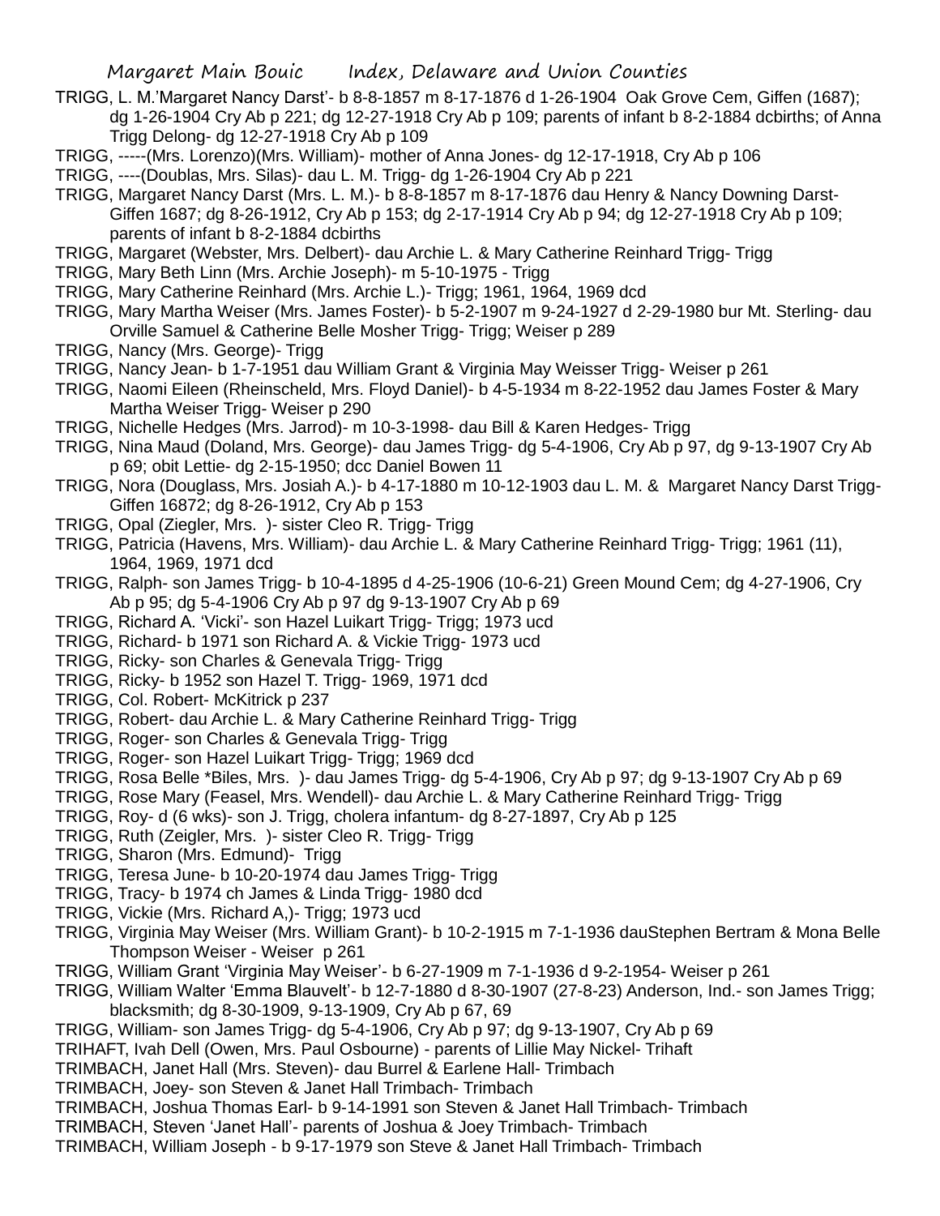TRIGG, L. M.'Margaret Nancy Darst'- b 8-8-1857 m 8-17-1876 d 1-26-1904 Oak Grove Cem, Giffen (1687); dg 1-26-1904 Cry Ab p 221; dg 12-27-1918 Cry Ab p 109; parents of infant b 8-2-1884 dcbirths; of Anna Trigg Delong- dg 12-27-1918 Cry Ab p 109

TRIGG, -----(Mrs. Lorenzo)(Mrs. William)- mother of Anna Jones- dg 12-17-1918, Cry Ab p 106

TRIGG, ----(Doublas, Mrs. Silas)- dau L. M. Trigg- dg 1-26-1904 Cry Ab p 221

TRIGG, Margaret Nancy Darst (Mrs. L. M.)- b 8-8-1857 m 8-17-1876 dau Henry & Nancy Downing Darst- Giffen 1687; dg 8-26-1912, Cry Ab p 153; dg 2-17-1914 Cry Ab p 94; dg 12-27-1918 Cry Ab p 109; parents of infant b 8-2-1884 dcbirths

TRIGG, Margaret (Webster, Mrs. Delbert)- dau Archie L. & Mary Catherine Reinhard Trigg- Trigg

TRIGG, Mary Beth Linn (Mrs. Archie Joseph)- m 5-10-1975 - Trigg

TRIGG, Mary Catherine Reinhard (Mrs. Archie L.)- Trigg; 1961, 1964, 1969 dcd

TRIGG, Mary Martha Weiser (Mrs. James Foster)- b 5-2-1907 m 9-24-1927 d 2-29-1980 bur Mt. Sterling- dau Orville Samuel & Catherine Belle Mosher Trigg- Trigg; Weiser p 289

TRIGG, Nancy (Mrs. George)- Trigg

TRIGG, Nancy Jean- b 1-7-1951 dau William Grant & Virginia May Weisser Trigg- Weiser p 261

TRIGG, Naomi Eileen (Rheinscheld, Mrs. Floyd Daniel)- b 4-5-1934 m 8-22-1952 dau James Foster & Mary Martha Weiser Trigg- Weiser p 290

TRIGG, Nichelle Hedges (Mrs. Jarrod)- m 10-3-1998- dau Bill & Karen Hedges- Trigg

TRIGG, Nina Maud (Doland, Mrs. George)- dau James Trigg- dg 5-4-1906, Cry Ab p 97, dg 9-13-1907 Cry Ab p 69; obit Lettie- dg 2-15-1950; dcc Daniel Bowen 11

TRIGG, Nora (Douglass, Mrs. Josiah A.)- b 4-17-1880 m 10-12-1903 dau L. M. & Margaret Nancy Darst Trigg- Giffen 16872; dg 8-26-1912, Cry Ab p 153

TRIGG, Opal (Ziegler, Mrs. )- sister Cleo R. Trigg- Trigg

TRIGG, Patricia (Havens, Mrs. William)- dau Archie L. & Mary Catherine Reinhard Trigg- Trigg; 1961 (11), 1964, 1969, 1971 dcd

TRIGG, Ralph- son James Trigg- b 10-4-1895 d 4-25-1906 (10-6-21) Green Mound Cem; dg 4-27-1906, Cry Ab p 95; dg 5-4-1906 Cry Ab p 97 dg 9-13-1907 Cry Ab p 69

TRIGG, Richard A. 'Vicki'- son Hazel Luikart Trigg- Trigg; 1973 ucd

TRIGG, Richard- b 1971 son Richard A. & Vickie Trigg- 1973 ucd

TRIGG, Ricky- son Charles & Genevala Trigg- Trigg

TRIGG, Ricky- b 1952 son Hazel T. Trigg- 1969, 1971 dcd

TRIGG, Col. Robert- McKitrick p 237

TRIGG, Robert- dau Archie L. & Mary Catherine Reinhard Trigg- Trigg

TRIGG, Roger- son Charles & Genevala Trigg- Trigg

TRIGG, Roger- son Hazel Luikart Trigg- Trigg; 1969 dcd

TRIGG, Rosa Belle *Biles, Mrs. )- dau James Trigg- dg 5-4-1906, Cry Ab p 97; dg 9-13-1907 Cry Ab p 69

TRIGG, Rose Mary (Feasel, Mrs. Wendell)- dau Archie L. & Mary Catherine Reinhard Trigg- Trigg

TRIGG, Roy- d (6 wks)- son J. Trigg, cholera infantum- dg 8-27-1897, Cry Ab p 125

TRIGG, Ruth (Zeigler, Mrs. )- sister Cleo R. Trigg- Trigg

TRIGG, Sharon (Mrs. Edmund)- Trigg

TRIGG, Teresa June- b 10-20-1974 dau James Trigg- Trigg

TRIGG, Tracy- b 1974 ch James & Linda Trigg- 1980 dcd

TRIGG, Vickie (Mrs. Richard A,)- Trigg; 1973 ucd

TRIGG, Virginia May Weiser (Mrs. William Grant)- b 10-2-1915 m 7-1-1936 dauStephen Bertram & Mona Belle Thompson Weiser - Weiser p 261

TRIGG, William Grant 'Virginia May Weiser'- b 6-27-1909 m 7-1-1936 d 9-2-1954- Weiser p 261

TRIGG, William Walter 'Emma Blauvelt'- b 12-7-1880 d 8-30-1907 (27-8-23) Anderson, Ind.- son James Trigg; blacksmith; dg 8-30-1909, 9-13-1909, Cry Ab p 67, 69

TRIGG, William- son James Trigg- dg 5-4-1906, Cry Ab p 97; dg 9-13-1907, Cry Ab p 69

TRIHAFT, Ivah Dell (Owen, Mrs. Paul Osbourne) - parents of Lillie May Nickel- Trihaft

TRIMBACH, Janet Hall (Mrs. Steven)- dau Burrel & Earlene Hall- Trimbach

TRIMBACH, Joey- son Steven & Janet Hall Trimbach- Trimbach

TRIMBACH, Joshua Thomas Earl- b 9-14-1991 son Steven & Janet Hall Trimbach- Trimbach

TRIMBACH, Steven 'Janet Hall'- parents of Joshua & Joey Trimbach- Trimbach

TRIMBACH, William Joseph - b 9-17-1979 son Steve & Janet Hall Trimbach- Trimbach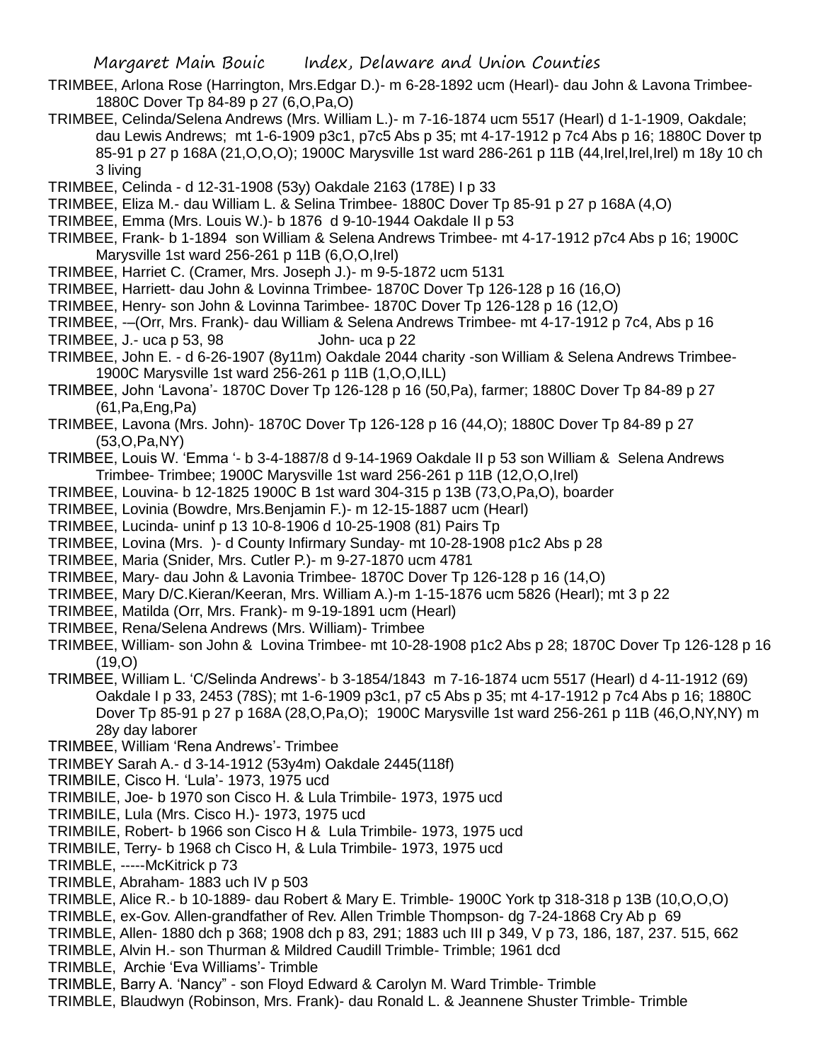TRIMBEE, Arlona Rose (Harrington, Mrs.Edgar D.)- m 6-28-1892 ucm (Hearl)- dau John & Lavona Trimbee- 1880C Dover Tp 84-89 p 27 (6,O,Pa,O)

TRIMBEE, Celinda/Selena Andrews (Mrs. William L.)- m 7-16-1874 ucm 5517 (Hearl) d 1-1-1909, Oakdale; dau Lewis Andrews; mt 1-6-1909 p3c1, p7c5 Abs p 35; mt 4-17-1912 p 7c4 Abs p 16; 1880C Dover tp 85-91 p 27 p 168A (21,O,O,O); 1900C Marysville 1st ward 286-261 p 11B (44,Irel,Irel,Irel) m 18y 10 ch 3 living

TRIMBEE, Celinda - d 12-31-1908 (53y) Oakdale 2163 (178E) I p 33

TRIMBEE, Eliza M.- dau William L. & Selina Trimbee- 1880C Dover Tp 85-91 p 27 p 168A (4,O)

TRIMBEE, Emma (Mrs. Louis W.)- b 1876 d 9-10-1944 Oakdale II p 53

TRIMBEE, Frank- b 1-1894 son William & Selena Andrews Trimbee- mt 4-17-1912 p7c4 Abs p 16; 1900C Marysville 1st ward 256-261 p 11B (6,O,O,Irel)

TRIMBEE, Harriet C. (Cramer, Mrs. Joseph J.)- m 9-5-1872 ucm 5131

TRIMBEE, Harriett- dau John & Lovinna Trimbee- 1870C Dover Tp 126-128 p 16 (16,O)

TRIMBEE, Henry- son John & Lovinna Tarimbee- 1870C Dover Tp 126-128 p 16 (12,O)

TRIMBEE, ---(Orr, Mrs. Frank)- dau William & Selena Andrews Trimbee- mt 4-17-1912 p 7c4, Abs p 16

TRIMBEE, J.- uca p 53, 98 John- uca p 22

TRIMBEE, John E. - d 6-26-1907 (8y11m) Oakdale 2044 charity -son William & Selena Andrews Trimbee- 1900C Marysville 1st ward 256-261 p 11B (1,O,O,ILL)

TRIMBEE, John 'Lavona'- 1870C Dover Tp 126-128 p 16 (50,Pa), farmer; 1880C Dover Tp 84-89 p 27 (61,Pa,Eng,Pa)

TRIMBEE, Lavona (Mrs. John)- 1870C Dover Tp 126-128 p 16 (44,O); 1880C Dover Tp 84-89 p 27 (53,O,Pa,NY)

TRIMBEE, Louis W. 'Emma '- b 3-4-1887/8 d 9-14-1969 Oakdale II p 53 son William & Selena Andrews Trimbee- Trimbee; 1900C Marysville 1st ward 256-261 p 11B (12,O,O,Irel)

TRIMBEE, Louvina- b 12-1825 1900C B 1st ward 304-315 p 13B (73,O,Pa,O), boarder

TRIMBEE, Lovinia (Bowdre, Mrs.Benjamin F.)- m 12-15-1887 ucm (Hearl)

TRIMBEE, Lucinda- uninf p 13 10-8-1906 d 10-25-1908 (81) Pairs Tp

TRIMBEE, Lovina (Mrs. )- d County Infirmary Sunday- mt 10-28-1908 p1c2 Abs p 28

TRIMBEE, Maria (Snider, Mrs. Cutler P.)- m 9-27-1870 ucm 4781

TRIMBEE, Mary- dau John & Lavonia Trimbee- 1870C Dover Tp 126-128 p 16 (14,O)

TRIMBEE, Mary D/C.Kieran/Keeran, Mrs. William A.)-m 1-15-1876 ucm 5826 (Hearl); mt 3 p 22

TRIMBEE, Matilda (Orr, Mrs. Frank)- m 9-19-1891 ucm (Hearl)

TRIMBEE, Rena/Selena Andrews (Mrs. William)- Trimbee

TRIMBEE, William- son John & Lovina Trimbee- mt 10-28-1908 p1c2 Abs p 28; 1870C Dover Tp 126-128 p 16 (19,O)

TRIMBEE, William L. 'C/Selinda Andrews'- b 3-1854/1843 m 7-16-1874 ucm 5517 (Hearl) d 4-11-1912 (69) Oakdale I p 33, 2453 (78S); mt 1-6-1909 p3c1, p7 c5 Abs p 35; mt 4-17-1912 p 7c4 Abs p 16; 1880C Dover Tp 85-91 p 27 p 168A (28,O,Pa,O); 1900C Marysville 1st ward 256-261 p 11B (46,O,NY,NY) m 28y day laborer

TRIMBEE, William 'Rena Andrews'- Trimbee

TRIMBEY Sarah A.- d 3-14-1912 (53y4m) Oakdale 2445(118f)

TRIMBILE, Cisco H. 'Lula'- 1973, 1975 ucd

TRIMBILE, Joe- b 1970 son Cisco H. & Lula Trimbile- 1973, 1975 ucd

TRIMBILE, Lula (Mrs. Cisco H.)- 1973, 1975 ucd

TRIMBILE, Robert- b 1966 son Cisco H & Lula Trimbile- 1973, 1975 ucd

TRIMBILE, Terry- b 1968 ch Cisco H, & Lula Trimbile- 1973, 1975 ucd

TRIMBLE, -----McKitrick p 73

TRIMBLE, Abraham- 1883 uch IV p 503

TRIMBLE, Alice R.- b 10-1889- dau Robert & Mary E. Trimble- 1900C York tp 318-318 p 13B (10,O,O,O)

TRIMBLE, ex-Gov. Allen-grandfather of Rev. Allen Trimble Thompson- dg 7-24-1868 Cry Ab p 69

TRIMBLE, Allen- 1880 dch p 368; 1908 dch p 83, 291; 1883 uch III p 349, V p 73, 186, 187, 237. 515, 662

TRIMBLE, Alvin H.- son Thurman & Mildred Caudill Trimble- Trimble; 1961 dcd

TRIMBLE, Archie 'Eva Williams'- Trimble

TRIMBLE, Barry A. 'Nancy" - son Floyd Edward & Carolyn M. Ward Trimble- Trimble

TRIMBLE, Blaudwyn (Robinson, Mrs. Frank)- dau Ronald L. & Jeannene Shuster Trimble- Trimble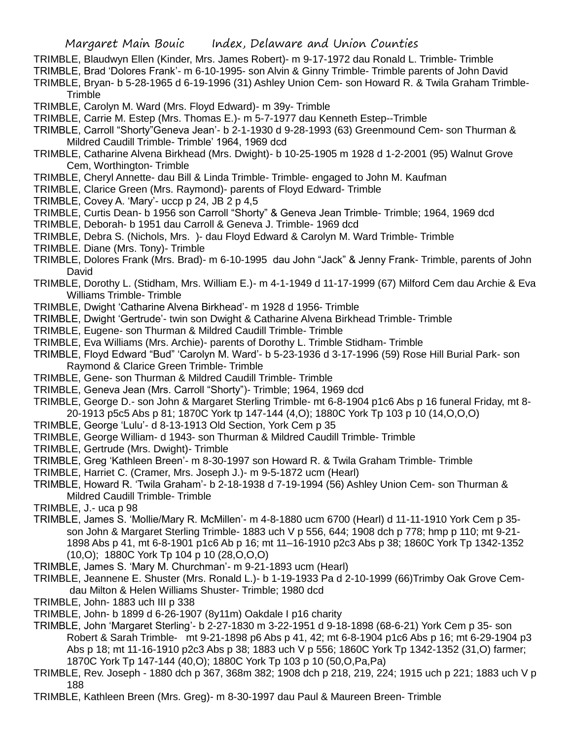TRIMBLE, Blaudwyn Ellen (Kinder, Mrs. James Robert)- m 9-17-1972 dau Ronald L. Trimble- Trimble

TRIMBLE, Brad 'Dolores Frank'- m 6-10-1995- son Alvin & Ginny Trimble- Trimble parents of John David

TRIMBLE, Bryan- b 5-28-1965 d 6-19-1996 (31) Ashley Union Cem- son Howard R. & Twila Graham Trimble- Trimble

TRIMBLE, Carolyn M. Ward (Mrs. Floyd Edward)- m 39y- Trimble

TRIMBLE, Carrie M. Estep (Mrs. Thomas E.)- m 5-7-1977 dau Kenneth Estep--Trimble

TRIMBLE, Carroll "Shorty"Geneva Jean'- b 2-1-1930 d 9-28-1993 (63) Greenmound Cem- son Thurman & Mildred Caudill Trimble- Trimble' 1964, 1969 dcd

TRIMBLE, Catharine Alvena Birkhead (Mrs. Dwight)- b 10-25-1905 m 1928 d 1-2-2001 (95) Walnut Grove Cem, Worthington- Trimble

TRIMBLE, Cheryl Annette- dau Bill & Linda Trimble- Trimble- engaged to John M. Kaufman

TRIMBLE, Clarice Green (Mrs. Raymond)- parents of Floyd Edward- Trimble

TRIMBLE, Covey A. 'Mary'- uccp p 24, JB 2 p 4,5

TRIMBLE, Curtis Dean- b 1956 son Carroll "Shorty" & Geneva Jean Trimble- Trimble; 1964, 1969 dcd

TRIMBLE, Deborah- b 1951 dau Carroll & Geneva J. Trimble- 1969 dcd

TRIMBLE, Debra S. (Nichols, Mrs. )- dau Floyd Edward & Carolyn M. Ward Trimble- Trimble

TRIMBLE. Diane (Mrs. Tony)- Trimble

TRIMBLE, Dolores Frank (Mrs. Brad)- m 6-10-1995 dau John "Jack" & Jenny Frank- Trimble, parents of John David

TRIMBLE, Dorothy L. (Stidham, Mrs. William E.)- m 4-1-1949 d 11-17-1999 (67) Milford Cem dau Archie & Eva Williams Trimble- Trimble

TRIMBLE, Dwight 'Catharine Alvena Birkhead'- m 1928 d 1956- Trimble

TRIMBLE, Dwight 'Gertrude'- twin son Dwight & Catharine Alvena Birkhead Trimble- Trimble

TRIMBLE, Eugene- son Thurman & Mildred Caudill Trimble- Trimble

TRIMBLE, Eva Williams (Mrs. Archie)- parents of Dorothy L. Trimble Stidham- Trimble

TRIMBLE, Floyd Edward "Bud" 'Carolyn M. Ward'- b 5-23-1936 d 3-17-1996 (59) Rose Hill Burial Park- son Raymond & Clarice Green Trimble- Trimble

TRIMBLE, Gene- son Thurman & Mildred Caudill Trimble- Trimble

TRIMBLE, Geneva Jean (Mrs. Carroll "Shorty")- Trimble; 1964, 1969 dcd

TRIMBLE, George D.- son John & Margaret Sterling Trimble- mt 6-8-1904 p1c6 Abs p 16 funeral Friday, mt 8-20-1913 p5c5 Abs p 81; 1870C York tp 147-144 (4,O); 1880C York Tp 103 p 10 (14,O,O,O)

TRIMBLE, George 'Lulu'- d 8-13-1913 Old Section, York Cem p 35

TRIMBLE, George William- d 1943- son Thurman & Mildred Caudill Trimble- Trimble

TRIMBLE, Gertrude (Mrs. Dwight)- Trimble

TRIMBLE, Greg 'Kathleen Breen'- m 8-30-1997 son Howard R. & Twila Graham Trimble- Trimble

TRIMBLE, Harriet C. (Cramer, Mrs. Joseph J.)- m 9-5-1872 ucm (Hearl)

TRIMBLE, Howard R. 'Twila Graham'- b 2-18-1938 d 7-19-1994 (56) Ashley Union Cem- son Thurman & Mildred Caudill Trimble- Trimble

TRIMBLE, J.- uca p 98

TRIMBLE, James S. 'Mollie/Mary R. McMillen'- m 4-8-1880 ucm 6700 (Hearl) d 11-11-1910 York Cem p 35- son John & Margaret Sterling Trimble- 1883 uch V p 556, 644; 1908 dch p 778; hmp p 110; mt 9-21-1898 Abs p 41, mt 6-8-1901 p1c6 Ab p 16; mt 11–16-1910 p2c3 Abs p 38; 1860C York Tp 1342-1352 (10,O); 1880C York Tp 104 p 10 (28,O,O,O)

TRIMBLE, James S. 'Mary M. Churchman'- m 9-21-1893 ucm (Hearl)

TRIMBLE, Jeannene E. Shuster (Mrs. Ronald L.)- b 1-19-1933 Pa d 2-10-1999 (66)Trimby Oak Grove Cem- dau Milton & Helen Williams Shuster- Trimble; 1980 dcd

TRIMBLE, John- 1883 uch III p 338

TRIMBLE, John- b 1899 d 6-26-1907 (8y11m) Oakdale I p16 charity

TRIMBLE, John 'Margaret Sterling'- b 2-27-1830 m 3-22-1951 d 9-18-1898 (68-6-21) York Cem p 35- son Robert & Sarah Trimble- mt 9-21-1898 p6 Abs p 41, 42; mt 6-8-1904 p1c6 Abs p 16; mt 6-29-1904 p3 Abs p 18; mt 11-16-1910 p2c3 Abs p 38; 1883 uch V p 556; 1860C York Tp 1342-1352 (31,O) farmer; 1870C York Tp 147-144 (40,O); 1880C York Tp 103 p 10 (50,O,Pa,Pa)

TRIMBLE, Rev. Joseph - 1880 dch p 367, 368m 382; 1908 dch p 218, 219, 224; 1915 uch p 221; 1883 uch V p 188

TRIMBLE, Kathleen Breen (Mrs. Greg)- m 8-30-1997 dau Paul & Maureen Breen- Trimble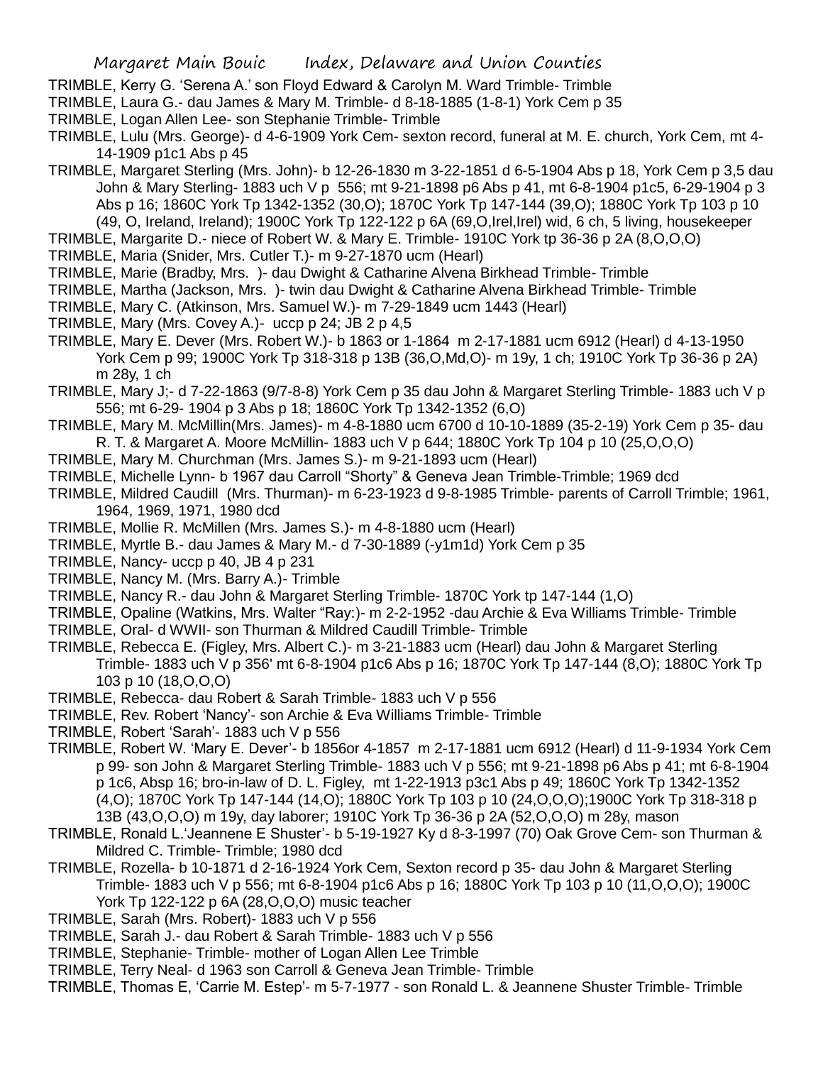TRIMBLE, Kerry G. 'Serena A.' son Floyd Edward & Carolyn M. Ward Trimble- Trimble

TRIMBLE, Laura G.- dau James & Mary M. Trimble- d 8-18-1885 (1-8-1) York Cem p 35

TRIMBLE, Logan Allen Lee- son Stephanie Trimble- Trimble

TRIMBLE, Lulu (Mrs. George)- d 4-6-1909 York Cem- sexton record, funeral at M. E. church, York Cem, mt 4-14-1909 p1c1 Abs p 45

TRIMBLE, Margaret Sterling (Mrs. John)- b 12-26-1830 m 3-22-1851 d 6-5-1904 Abs p 18, York Cem p 3,5 dau John & Mary Sterling- 1883 uch V p 556; mt 9-21-1898 p6 Abs p 41, mt 6-8-1904 p1c5, 6-29-1904 p 3 Abs p 16; 1860C York Tp 1342-1352 (30,O); 1870C York Tp 147-144 (39,O); 1880C York Tp 103 p 10 (49, O, Ireland, Ireland); 1900C York Tp 122-122 p 6A (69,O,Irel,Irel) wid, 6 ch, 5 living, housekeeper

TRIMBLE, Margarite D.- niece of Robert W. & Mary E. Trimble- 1910C York tp 36-36 p 2A (8,O,O,O)

TRIMBLE, Maria (Snider, Mrs. Cutler T.)- m 9-27-1870 ucm (Hearl)

TRIMBLE, Marie (Bradby, Mrs. )- dau Dwight & Catharine Alvena Birkhead Trimble- Trimble

TRIMBLE, Martha (Jackson, Mrs. )- twin dau Dwight & Catharine Alvena Birkhead Trimble- Trimble

TRIMBLE, Mary C. (Atkinson, Mrs. Samuel W.)- m 7-29-1849 ucm 1443 (Hearl)

TRIMBLE, Mary (Mrs. Covey A.)- uccp p 24; JB 2 p 4,5

TRIMBLE, Mary E. Dever (Mrs. Robert W.)- b 1863 or 1-1864 m 2-17-1881 ucm 6912 (Hearl) d 4-13-1950 York Cem p 99; 1900C York Tp 318-318 p 13B (36,O,Md,O)- m 19y, 1 ch; 1910C York Tp 36-36 p 2A) m 28y, 1 ch

TRIMBLE, Mary J;- d 7-22-1863 (9/7-8-8) York Cem p 35 dau John & Margaret Sterling Trimble- 1883 uch V p 556; mt 6-29- 1904 p 3 Abs p 18; 1860C York Tp 1342-1352 (6,O)

TRIMBLE, Mary M. McMillin(Mrs. James)- m 4-8-1880 ucm 6700 d 10-10-1889 (35-2-19) York Cem p 35- dau R. T. & Margaret A. Moore McMillin- 1883 uch V p 644; 1880C York Tp 104 p 10 (25,O,O,O)

TRIMBLE, Mary M. Churchman (Mrs. James S.)- m 9-21-1893 ucm (Hearl)

TRIMBLE, Michelle Lynn- b 1967 dau Carroll "Shorty" & Geneva Jean Trimble-Trimble; 1969 dcd

TRIMBLE, Mildred Caudill (Mrs. Thurman)- m 6-23-1923 d 9-8-1985 Trimble- parents of Carroll Trimble; 1961, 1964, 1969, 1971, 1980 dcd

TRIMBLE, Mollie R. McMillen (Mrs. James S.)- m 4-8-1880 ucm (Hearl)

TRIMBLE, Myrtle B.- dau James & Mary M.- d 7-30-1889 (-y1m1d) York Cem p 35

TRIMBLE, Nancy- uccp p 40, JB 4 p 231

TRIMBLE, Nancy M. (Mrs. Barry A.)- Trimble

TRIMBLE, Nancy R.- dau John & Margaret Sterling Trimble- 1870C York tp 147-144 (1,O)

TRIMBLE, Opaline (Watkins, Mrs. Walter "Ray:)- m 2-2-1952 -dau Archie & Eva Williams Trimble- Trimble

TRIMBLE, Oral- d WWII- son Thurman & Mildred Caudill Trimble- Trimble

TRIMBLE, Rebecca E. (Figley, Mrs. Albert C.)- m 3-21-1883 ucm (Hearl) dau John & Margaret Sterling Trimble- 1883 uch V p 356' mt 6-8-1904 p1c6 Abs p 16; 1870C York Tp 147-144 (8,O); 1880C York Tp 103 p 10 (18,O,O,O)

TRIMBLE, Rebecca- dau Robert & Sarah Trimble- 1883 uch V p 556

TRIMBLE, Rev. Robert 'Nancy'- son Archie & Eva Williams Trimble- Trimble

TRIMBLE, Robert 'Sarah'- 1883 uch V p 556

TRIMBLE, Robert W. 'Mary E. Dever'- b 1856or 4-1857 m 2-17-1881 ucm 6912 (Hearl) d 11-9-1934 York Cem p 99- son John & Margaret Sterling Trimble- 1883 uch V p 556; mt 9-21-1898 p6 Abs p 41; mt 6-8-1904 p 1c6, Absp 16; bro-in-law of D. L. Figley, mt 1-22-1913 p3c1 Abs p 49; 1860C York Tp 1342-1352 (4,O); 1870C York Tp 147-144 (14,O); 1880C York Tp 103 p 10 (24,O,O,O);1900C York Tp 318-318 p 13B (43,O,O,O) m 19y, day laborer; 1910C York Tp 36-36 p 2A (52,O,O,O) m 28y, mason

TRIMBLE, Ronald L.'Jeannene E Shuster'- b 5-19-1927 Ky d 8-3-1997 (70) Oak Grove Cem- son Thurman & Mildred C. Trimble- Trimble; 1980 dcd

TRIMBLE, Rozella- b 10-1871 d 2-16-1924 York Cem, Sexton record p 35- dau John & Margaret Sterling Trimble- 1883 uch V p 556; mt 6-8-1904 p1c6 Abs p 16; 1880C York Tp 103 p 10 (11,O,O,O); 1900C York Tp 122-122 p 6A (28,O,O,O) music teacher

TRIMBLE, Sarah (Mrs. Robert)- 1883 uch V p 556

TRIMBLE, Sarah J.- dau Robert & Sarah Trimble- 1883 uch V p 556

TRIMBLE, Stephanie- Trimble- mother of Logan Allen Lee Trimble

TRIMBLE, Terry Neal- d 1963 son Carroll & Geneva Jean Trimble- Trimble

TRIMBLE, Thomas E, 'Carrie M. Estep'- m 5-7-1977 - son Ronald L. & Jeannene Shuster Trimble- Trimble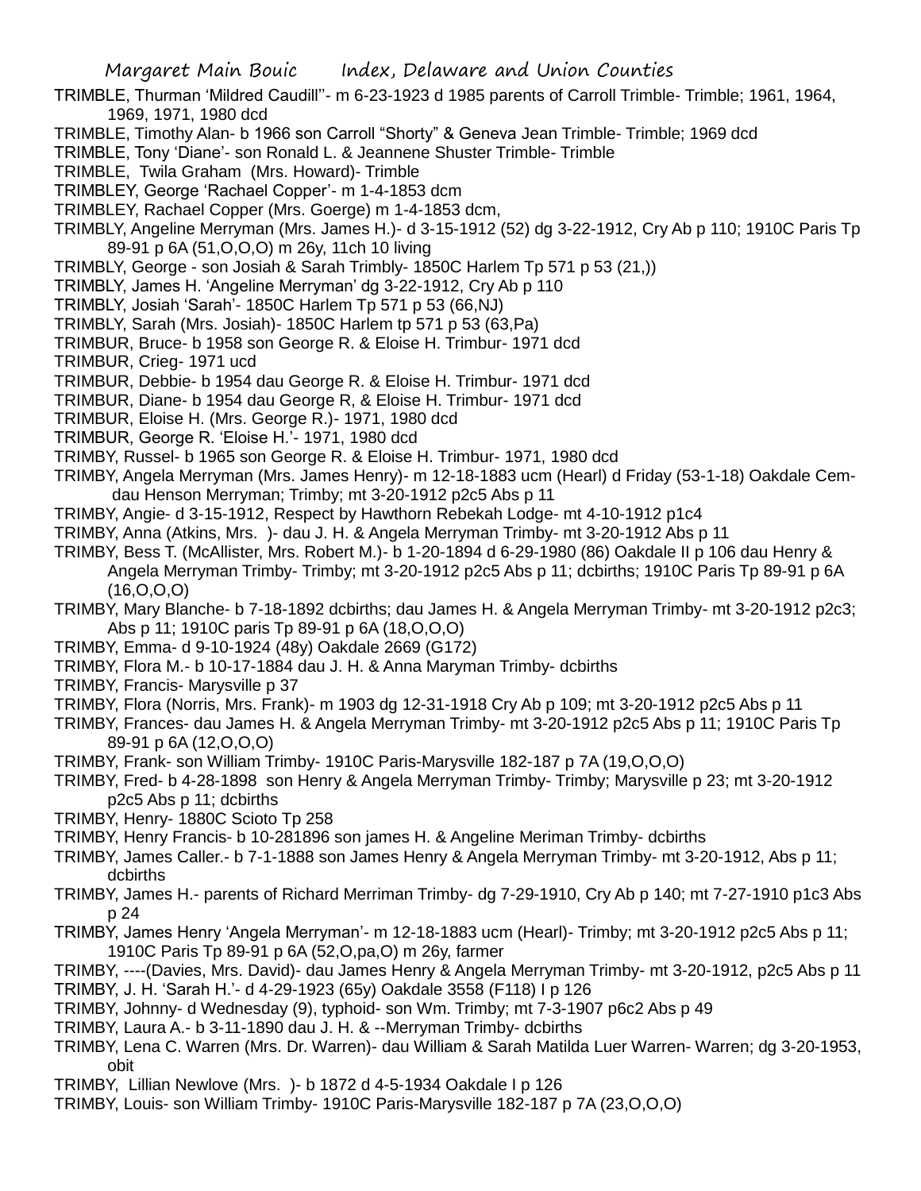TRIMBLE, Thurman 'Mildred Caudill''- m 6-23-1923 d 1985 parents of Carroll Trimble- Trimble; 1961, 1964, 1969, 1971, 1980 dcd

TRIMBLE, Timothy Alan- b 1966 son Carroll "Shorty" & Geneva Jean Trimble- Trimble; 1969 dcd

TRIMBLE, Tony 'Diane'- son Ronald L. & Jeannene Shuster Trimble- Trimble

TRIMBLE, Twila Graham (Mrs. Howard)- Trimble

TRIMBLEY, George 'Rachael Copper'- m 1-4-1853 dcm

TRIMBLEY, Rachael Copper (Mrs. Goerge) m 1-4-1853 dcm,

TRIMBLY, Angeline Merryman (Mrs. James H.)- d 3-15-1912 (52) dg 3-22-1912, Cry Ab p 110; 1910C Paris Tp 89-91 p 6A (51,O,O,O) m 26y, 11ch 10 living

TRIMBLY, George - son Josiah & Sarah Trimbly- 1850C Harlem Tp 571 p 53 (21,))

TRIMBLY, James H. 'Angeline Merryman' dg 3-22-1912, Cry Ab p 110

TRIMBLY, Josiah 'Sarah'- 1850C Harlem Tp 571 p 53 (66,NJ)

TRIMBLY, Sarah (Mrs. Josiah)- 1850C Harlem tp 571 p 53 (63,Pa)

TRIMBUR, Bruce- b 1958 son George R. & Eloise H. Trimbur- 1971 dcd

TRIMBUR, Crieg- 1971 ucd

TRIMBUR, Debbie- b 1954 dau George R. & Eloise H. Trimbur- 1971 dcd

TRIMBUR, Diane- b 1954 dau George R, & Eloise H. Trimbur- 1971 dcd

TRIMBUR, Eloise H. (Mrs. George R.)- 1971, 1980 dcd

TRIMBUR, George R. 'Eloise H.'- 1971, 1980 dcd

TRIMBY, Russel- b 1965 son George R. & Eloise H. Trimbur- 1971, 1980 dcd

TRIMBY, Angela Merryman (Mrs. James Henry)- m 12-18-1883 ucm (Hearl) d Friday (53-1-18) Oakdale Cem- dau Henson Merryman; Trimby; mt 3-20-1912 p2c5 Abs p 11

TRIMBY, Angie- d 3-15-1912, Respect by Hawthorn Rebekah Lodge- mt 4-10-1912 p1c4

TRIMBY, Anna (Atkins, Mrs. )- dau J. H. & Angela Merryman Trimby- mt 3-20-1912 Abs p 11

TRIMBY, Bess T. (McAllister, Mrs. Robert M.)- b 1-20-1894 d 6-29-1980 (86) Oakdale II p 106 dau Henry & Angela Merryman Trimby- Trimby; mt 3-20-1912 p2c5 Abs p 11; dcbirths; 1910C Paris Tp 89-91 p 6A (16,O,O,O)

TRIMBY, Mary Blanche- b 7-18-1892 dcbirths; dau James H. & Angela Merryman Trimby- mt 3-20-1912 p2c3; Abs p 11; 1910C paris Tp 89-91 p 6A (18,O,O,O)

TRIMBY, Emma- d 9-10-1924 (48y) Oakdale 2669 (G172)

TRIMBY, Flora M.- b 10-17-1884 dau J. H. & Anna Maryman Trimby- dcbirths

TRIMBY, Francis- Marysville p 37

TRIMBY, Flora (Norris, Mrs. Frank)- m 1903 dg 12-31-1918 Cry Ab p 109; mt 3-20-1912 p2c5 Abs p 11

TRIMBY, Frances- dau James H. & Angela Merryman Trimby- mt 3-20-1912 p2c5 Abs p 11; 1910C Paris Tp 89-91 p 6A (12,O,O,O)

TRIMBY, Frank- son William Trimby- 1910C Paris-Marysville 182-187 p 7A (19,O,O,O)

TRIMBY, Fred- b 4-28-1898 son Henry & Angela Merryman Trimby- Trimby; Marysville p 23; mt 3-20-1912 p2c5 Abs p 11; dcbirths

TRIMBY, Henry- 1880C Scioto Tp 258

TRIMBY, Henry Francis- b 10-281896 son james H. & Angeline Meriman Trimby- dcbirths

TRIMBY, James Caller.- b 7-1-1888 son James Henry & Angela Merryman Trimby- mt 3-20-1912, Abs p 11; dcbirths

TRIMBY, James H.- parents of Richard Merriman Trimby- dg 7-29-1910, Cry Ab p 140; mt 7-27-1910 p1c3 Abs p 24

TRIMBY, James Henry 'Angela Merryman'- m 12-18-1883 ucm (Hearl)- Trimby; mt 3-20-1912 p2c5 Abs p 11; 1910C Paris Tp 89-91 p 6A (52,O,pa,O) m 26y, farmer

TRIMBY, ----(Davies, Mrs. David)- dau James Henry & Angela Merryman Trimby- mt 3-20-1912, p2c5 Abs p 11

TRIMBY, J. H. 'Sarah H.'- d 4-29-1923 (65y) Oakdale 3558 (F118) I p 126

TRIMBY, Johnny- d Wednesday (9), typhoid- son Wm. Trimby; mt 7-3-1907 p6c2 Abs p 49

TRIMBY, Laura A.- b 3-11-1890 dau J. H. & --Merryman Trimby- dcbirths

TRIMBY, Lena C. Warren (Mrs. Dr. Warren)- dau William & Sarah Matilda Luer Warren- Warren; dg 3-20-1953, obit

TRIMBY, Lillian Newlove (Mrs. )- b 1872 d 4-5-1934 Oakdale I p 126

TRIMBY, Louis- son William Trimby- 1910C Paris-Marysville 182-187 p 7A (23,O,O,O)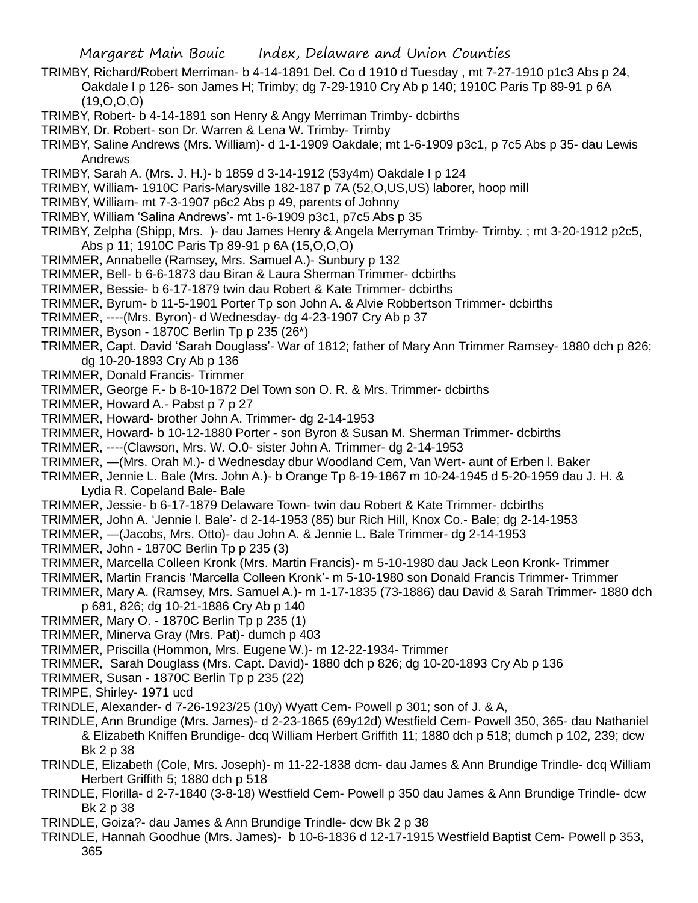TRIMBY, Richard/Robert Merriman- b 4-14-1891 Del. Co d 1910 d Tuesday , mt 7-27-1910 p1c3 Abs p 24, Oakdale I p 126- son James H; Trimby; dg 7-29-1910 Cry Ab p 140; 1910C Paris Tp 89-91 p 6A (19,O,O,O)

TRIMBY, Robert- b 4-14-1891 son Henry & Angy Merriman Trimby- dcbirths

TRIMBY, Dr. Robert- son Dr. Warren & Lena W. Trimby- Trimby

TRIMBY, Saline Andrews (Mrs. William)- d 1-1-1909 Oakdale; mt 1-6-1909 p3c1, p 7c5 Abs p 35- dau Lewis Andrews

TRIMBY, Sarah A. (Mrs. J. H.)- b 1859 d 3-14-1912 (53y4m) Oakdale I p 124

TRIMBY, William- 1910C Paris-Marysville 182-187 p 7A (52,O,US,US) laborer, hoop mill

TRIMBY, William- mt 7-3-1907 p6c2 Abs p 49, parents of Johnny

TRIMBY, William 'Salina Andrews'- mt 1-6-1909 p3c1, p7c5 Abs p 35

TRIMBY, Zelpha (Shipp, Mrs. )- dau James Henry & Angela Merryman Trimby- Trimby. ; mt 3-20-1912 p2c5, Abs p 11; 1910C Paris Tp 89-91 p 6A (15,O,O,O)

TRIMMER, Annabelle (Ramsey, Mrs. Samuel A.)- Sunbury p 132

TRIMMER, Bell- b 6-6-1873 dau Biran & Laura Sherman Trimmer- dcbirths

TRIMMER, Bessie- b 6-17-1879 twin dau Robert & Kate Trimmer- dcbirths

TRIMMER, Byrum- b 11-5-1901 Porter Tp son John A. & Alvie Robbertson Trimmer- dcbirths

TRIMMER, ----(Mrs. Byron)- d Wednesday- dg 4-23-1907 Cry Ab p 37

TRIMMER, Byson - 1870C Berlin Tp p 235 (26*)

TRIMMER, Capt. David 'Sarah Douglass'- War of 1812; father of Mary Ann Trimmer Ramsey- 1880 dch p 826; dg 10-20-1893 Cry Ab p 136

TRIMMER, Donald Francis- Trimmer

TRIMMER, George F.- b 8-10-1872 Del Town son O. R. & Mrs. Trimmer- dcbirths

TRIMMER, Howard A.- Pabst p 7 p 27

TRIMMER, Howard- brother John A. Trimmer- dg 2-14-1953

TRIMMER, Howard- b 10-12-1880 Porter - son Byron & Susan M. Sherman Trimmer- dcbirths

TRIMMER, ----(Clawson, Mrs. W. O.0- sister John A. Trimmer- dg 2-14-1953

TRIMMER, —(Mrs. Orah M.)- d Wednesday dbur Woodland Cem, Van Wert- aunt of Erben l. Baker

TRIMMER, Jennie L. Bale (Mrs. John A.)- b Orange Tp 8-19-1867 m 10-24-1945 d 5-20-1959 dau J. H. & Lydia R. Copeland Bale- Bale

TRIMMER, Jessie- b 6-17-1879 Delaware Town- twin dau Robert & Kate Trimmer- dcbirths

TRIMMER, John A. 'Jennie l. Bale'- d 2-14-1953 (85) bur Rich Hill, Knox Co.- Bale; dg 2-14-1953

TRIMMER, —(Jacobs, Mrs. Otto)- dau John A. & Jennie L. Bale Trimmer- dg 2-14-1953

TRIMMER, John - 1870C Berlin Tp p 235 (3)

TRIMMER, Marcella Colleen Kronk (Mrs. Martin Francis)- m 5-10-1980 dau Jack Leon Kronk- Trimmer

TRIMMER, Martin Francis 'Marcella Colleen Kronk'- m 5-10-1980 son Donald Francis Trimmer- Trimmer

TRIMMER, Mary A. (Ramsey, Mrs. Samuel A.)- m 1-17-1835 (73-1886) dau David & Sarah Trimmer- 1880 dch p 681, 826; dg 10-21-1886 Cry Ab p 140

TRIMMER, Mary O. - 1870C Berlin Tp p 235 (1)

TRIMMER, Minerva Gray (Mrs. Pat)- dumch p 403

TRIMMER, Priscilla (Hommon, Mrs. Eugene W.)- m 12-22-1934- Trimmer

TRIMMER, Sarah Douglass (Mrs. Capt. David)- 1880 dch p 826; dg 10-20-1893 Cry Ab p 136

TRIMMER, Susan - 1870C Berlin Tp p 235 (22)

TRIMPE, Shirley- 1971 ucd

TRINDLE, Alexander- d 7-26-1923/25 (10y) Wyatt Cem- Powell p 301; son of J. & A,

TRINDLE, Ann Brundige (Mrs. James)- d 2-23-1865 (69y12d) Westfield Cem- Powell 350, 365- dau Nathaniel & Elizabeth Kniffen Brundige- dcq William Herbert Griffith 11; 1880 dch p 518; dumch p 102, 239; dcw Bk 2 p 38

TRINDLE, Elizabeth (Cole, Mrs. Joseph)- m 11-22-1838 dcm- dau James & Ann Brundige Trindle- dcq William Herbert Griffith 5; 1880 dch p 518

TRINDLE, Florilla- d 2-7-1840 (3-8-18) Westfield Cem- Powell p 350 dau James & Ann Brundige Trindle- dcw Bk 2 p 38

TRINDLE, Goiza?- dau James & Ann Brundige Trindle- dcw Bk 2 p 38

TRINDLE, Hannah Goodhue (Mrs. James)- b 10-6-1836 d 12-17-1915 Westfield Baptist Cem- Powell p 353, 365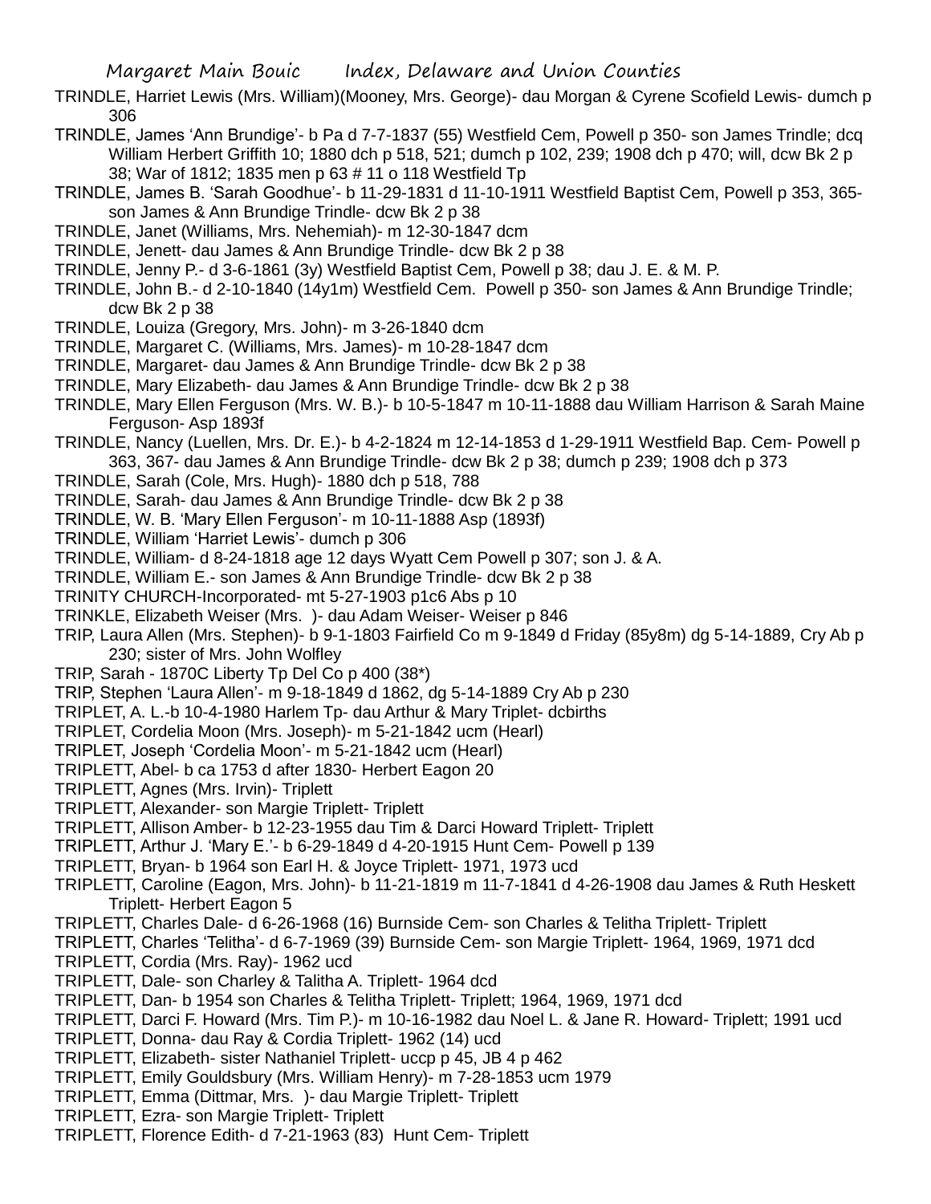TRINDLE, Harriet Lewis (Mrs. William)(Mooney, Mrs. George)- dau Morgan & Cyrene Scofield Lewis- dumch p 306

TRINDLE, James 'Ann Brundige'- b Pa d 7-7-1837 (55) Westfield Cem, Powell p 350- son James Trindle; dcq William Herbert Griffith 10; 1880 dch p 518, 521; dumch p 102, 239; 1908 dch p 470; will, dcw Bk 2 p 38; War of 1812; 1835 men p 63 # 11 o 118 Westfield Tp

TRINDLE, James B. 'Sarah Goodhue'- b 11-29-1831 d 11-10-1911 Westfield Baptist Cem, Powell p 353, 365- son James & Ann Brundige Trindle- dcw Bk 2 p 38

TRINDLE, Janet (Williams, Mrs. Nehemiah)- m 12-30-1847 dcm

TRINDLE, Jenett- dau James & Ann Brundige Trindle- dcw Bk 2 p 38

TRINDLE, Jenny P.- d 3-6-1861 (3y) Westfield Baptist Cem, Powell p 38; dau J. E. & M. P.

TRINDLE, John B.- d 2-10-1840 (14y1m) Westfield Cem. Powell p 350- son James & Ann Brundige Trindle; dcw Bk 2 p 38

TRINDLE, Louiza (Gregory, Mrs. John)- m 3-26-1840 dcm

TRINDLE, Margaret C. (Williams, Mrs. James)- m 10-28-1847 dcm

TRINDLE, Margaret- dau James & Ann Brundige Trindle- dcw Bk 2 p 38

TRINDLE, Mary Elizabeth- dau James & Ann Brundige Trindle- dcw Bk 2 p 38

TRINDLE, Mary Ellen Ferguson (Mrs. W. B.)- b 10-5-1847 m 10-11-1888 dau William Harrison & Sarah Maine Ferguson- Asp 1893f

TRINDLE, Nancy (Luellen, Mrs. Dr. E.)- b 4-2-1824 m 12-14-1853 d 1-29-1911 Westfield Bap. Cem- Powell p 363, 367- dau James & Ann Brundige Trindle- dcw Bk 2 p 38; dumch p 239; 1908 dch p 373

TRINDLE, Sarah (Cole, Mrs. Hugh)- 1880 dch p 518, 788

TRINDLE, Sarah- dau James & Ann Brundige Trindle- dcw Bk 2 p 38

TRINDLE, W. B. 'Mary Ellen Ferguson'- m 10-11-1888 Asp (1893f)

TRINDLE, William 'Harriet Lewis'- dumch p 306

TRINDLE, William- d 8-24-1818 age 12 days Wyatt Cem Powell p 307; son J. & A.

TRINDLE, William E.- son James & Ann Brundige Trindle- dcw Bk 2 p 38

TRINITY CHURCH-Incorporated- mt 5-27-1903 p1c6 Abs p 10

TRINKLE, Elizabeth Weiser (Mrs. )- dau Adam Weiser- Weiser p 846

TRIP, Laura Allen (Mrs. Stephen)- b 9-1-1803 Fairfield Co m 9-1849 d Friday (85y8m) dg 5-14-1889, Cry Ab p 230; sister of Mrs. John Wolfley

TRIP, Sarah - 1870C Liberty Tp Del Co p 400 (38*)

TRIP, Stephen 'Laura Allen'- m 9-18-1849 d 1862, dg 5-14-1889 Cry Ab p 230

TRIPLET, A. L.-b 10-4-1980 Harlem Tp- dau Arthur & Mary Triplet- dcbirths

TRIPLET, Cordelia Moon (Mrs. Joseph)- m 5-21-1842 ucm (Hearl)

TRIPLET, Joseph 'Cordelia Moon'- m 5-21-1842 ucm (Hearl)

TRIPLETT, Abel- b ca 1753 d after 1830- Herbert Eagon 20

TRIPLETT, Agnes (Mrs. Irvin)- Triplett

TRIPLETT, Alexander- son Margie Triplett- Triplett

TRIPLETT, Allison Amber- b 12-23-1955 dau Tim & Darci Howard Triplett- Triplett

TRIPLETT, Arthur J. 'Mary E.'- b 6-29-1849 d 4-20-1915 Hunt Cem- Powell p 139

TRIPLETT, Bryan- b 1964 son Earl H. & Joyce Triplett- 1971, 1973 ucd

TRIPLETT, Caroline (Eagon, Mrs. John)- b 11-21-1819 m 11-7-1841 d 4-26-1908 dau James & Ruth Heskett Triplett- Herbert Eagon 5

TRIPLETT, Charles Dale- d 6-26-1968 (16) Burnside Cem- son Charles & Telitha Triplett- Triplett

TRIPLETT, Charles 'Telitha'- d 6-7-1969 (39) Burnside Cem- son Margie Triplett- 1964, 1969, 1971 dcd

TRIPLETT, Cordia (Mrs. Ray)- 1962 ucd

TRIPLETT, Dale- son Charley & Talitha A. Triplett- 1964 dcd

TRIPLETT, Dan- b 1954 son Charles & Telitha Triplett- Triplett; 1964, 1969, 1971 dcd

TRIPLETT, Darci F. Howard (Mrs. Tim P.)- m 10-16-1982 dau Noel L. & Jane R. Howard- Triplett; 1991 ucd

TRIPLETT, Donna- dau Ray & Cordia Triplett- 1962 (14) ucd

TRIPLETT, Elizabeth- sister Nathaniel Triplett- uccp p 45, JB 4 p 462

TRIPLETT, Emily Gouldsbury (Mrs. William Henry)- m 7-28-1853 ucm 1979

TRIPLETT, Emma (Dittmar, Mrs. )- dau Margie Triplett- Triplett

TRIPLETT, Ezra- son Margie Triplett- Triplett

TRIPLETT, Florence Edith- d 7-21-1963 (83) Hunt Cem- Triplett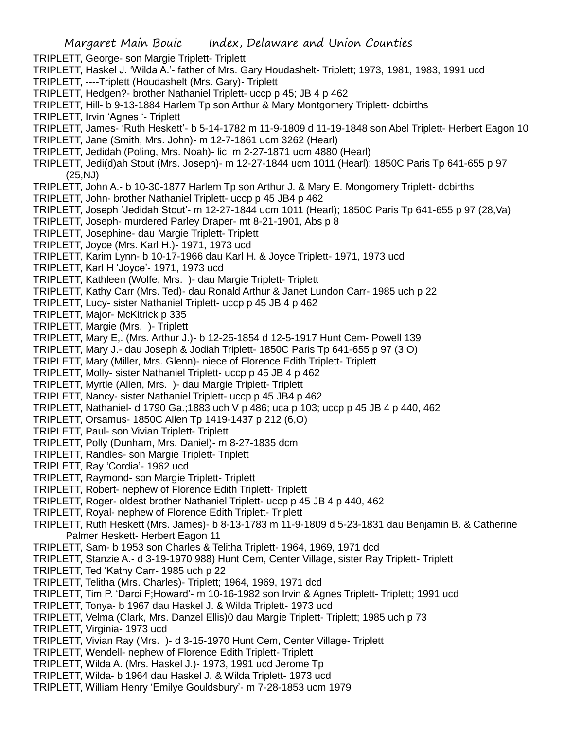TRIPLETT, George- son Margie Triplett- Triplett
TRIPLETT, Haskel J. 'Wilda A.'- father of Mrs. Gary Houdashelt- Triplett; 1973, 1981, 1983, 1991 ucd
TRIPLETT, ----Triplett (Houdashelt (Mrs. Gary)- Triplett
TRIPLETT, Hedgen?- brother Nathaniel Triplett- uccp p 45; JB 4 p 462
TRIPLETT, Hill- b 9-13-1884 Harlem Tp son Arthur & Mary Montgomery Triplett- dcbirths
TRIPLETT, Irvin 'Agnes '- Triplett
TRIPLETT, James- 'Ruth Heskett'- b 5-14-1782 m 11-9-1809 d 11-19-1848 son Abel Triplett- Herbert Eagon 10
TRIPLETT, Jane (Smith, Mrs. John)- m 12-7-1861 ucm 3262 (Hearl)
TRIPLETT, Jedidah (Poling, Mrs. Noah)- lic m 2-27-1871 ucm 4880 (Hearl)
TRIPLETT, Jedi(d)ah Stout (Mrs. Joseph)- m 12-27-1844 ucm 1011 (Hearl); 1850C Paris Tp 641-655 p 97 (25,NJ)
TRIPLETT, John A.- b 10-30-1877 Harlem Tp son Arthur J. & Mary E. Mongomery Triplett- dcbirths
TRIPLETT, John- brother Nathaniel Triplett- uccp p 45 JB4 p 462
TRIPLETT, Joseph 'Jedidah Stout'- m 12-27-1844 ucm 1011 (Hearl); 1850C Paris Tp 641-655 p 97 (28,Va)
TRIPLETT, Joseph- murdered Parley Draper- mt 8-21-1901, Abs p 8
TRIPLETT, Josephine- dau Margie Triplett- Triplett
TRIPLETT, Joyce (Mrs. Karl H.)- 1971, 1973 ucd
TRIPLETT, Karim Lynn- b 10-17-1966 dau Karl H. & Joyce Triplett- 1971, 1973 ucd
TRIPLETT, Karl H 'Joyce'- 1971, 1973 ucd
TRIPLETT, Kathleen (Wolfe, Mrs. )- dau Margie Triplett- Triplett
TRIPLETT, Kathy Carr (Mrs. Ted)- dau Ronald Arthur & Janet Lundon Carr- 1985 uch p 22
TRIPLETT, Lucy- sister Nathaniel Triplett- uccp p 45 JB 4 p 462
TRIPLETT, Major- McKitrick p 335
TRIPLETT, Margie (Mrs. )- Triplett
TRIPLETT, Mary E,. (Mrs. Arthur J.)- b 12-25-1854 d 12-5-1917 Hunt Cem- Powell 139
TRIPLETT, Mary J.- dau Joseph & Jodiah Triplett- 1850C Paris Tp 641-655 p 97 (3,O)
TRIPLETT, Mary (Miller, Mrs. Glenn)- niece of Florence Edith Triplett- Triplett
TRIPLETT, Molly- sister Nathaniel Triplett- uccp p 45 JB 4 p 462
TRIPLETT, Myrtle (Allen, Mrs. )- dau Margie Triplett- Triplett
TRIPLETT, Nancy- sister Nathaniel Triplett- uccp p 45 JB4 p 462
TRIPLETT, Nathaniel- d 1790 Ga.;1883 uch V p 486; uca p 103; uccp p 45 JB 4 p 440, 462
TRIPLETT, Orsamus- 1850C Allen Tp 1419-1437 p 212 (6,O)
TRIPLETT, Paul- son Vivian Triplett- Triplett
TRIPLETT, Polly (Dunham, Mrs. Daniel)- m 8-27-1835 dcm
TRIPLETT, Randles- son Margie Triplett- Triplett
TRIPLETT, Ray 'Cordia'- 1962 ucd
TRIPLETT, Raymond- son Margie Triplett- Triplett
TRIPLETT, Robert- nephew of Florence Edith Triplett- Triplett
TRIPLETT, Roger- oldest brother Nathaniel Triplett- uccp p 45 JB 4 p 440, 462
TRIPLETT, Royal- nephew of Florence Edith Triplett- Triplett
TRIPLETT, Ruth Heskett (Mrs. James)- b 8-13-1783 m 11-9-1809 d 5-23-1831 dau Benjamin B. & Catherine Palmer Heskett- Herbert Eagon 11
TRIPLETT, Sam- b 1953 son Charles & Telitha Triplett- 1964, 1969, 1971 dcd
TRIPLETT, Stanzie A.- d 3-19-1970 988) Hunt Cem, Center Village, sister Ray Triplett- Triplett
TRIPLETT, Ted 'Kathy Carr- 1985 uch p 22
TRIPLETT, Telitha (Mrs. Charles)- Triplett; 1964, 1969, 1971 dcd
TRIPLETT, Tim P. 'Darci F;Howard'- m 10-16-1982 son Irvin & Agnes Triplett- Triplett; 1991 ucd
TRIPLETT, Tonya- b 1967 dau Haskel J. & Wilda Triplett- 1973 ucd
TRIPLETT, Velma (Clark, Mrs. Danzel Ellis)0 dau Margie Triplett- Triplett; 1985 uch p 73
TRIPLETT, Virginia- 1973 ucd
TRIPLETT, Vivian Ray (Mrs. )- d 3-15-1970 Hunt Cem, Center Village- Triplett
TRIPLETT, Wendell- nephew of Florence Edith Triplett- Triplett
TRIPLETT, Wilda A. (Mrs. Haskel J.)- 1973, 1991 ucd Jerome Tp
TRIPLETT, Wilda- b 1964 dau Haskel J. & Wilda Triplett- 1973 ucd
TRIPLETT, William Henry 'Emilye Gouldsbury'- m 7-28-1853 ucm 1979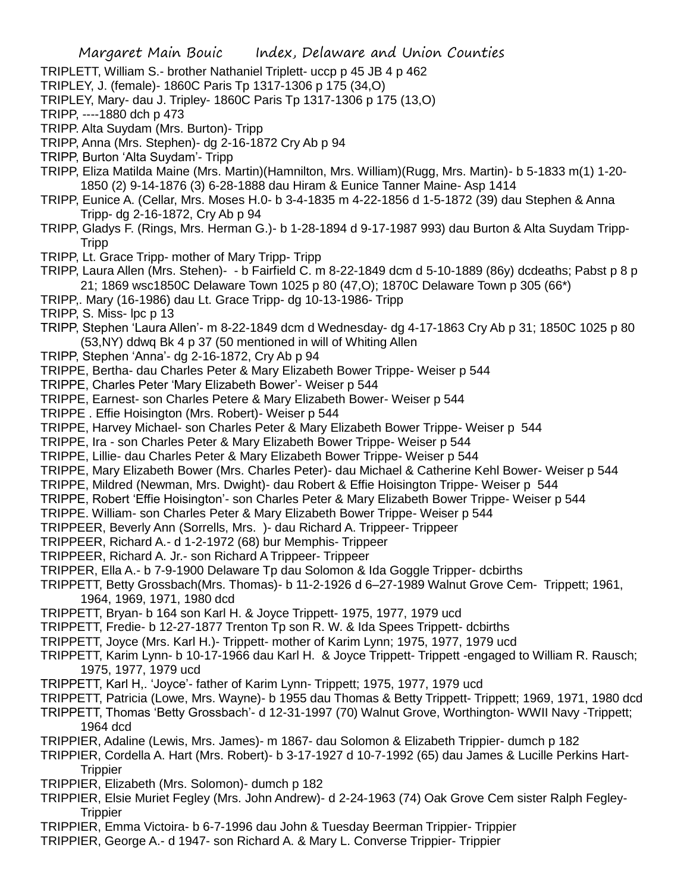TRIPLETT, William S.- brother Nathaniel Triplett- uccp p 45 JB 4 p 462

TRIPLEY, J. (female)- 1860C Paris Tp 1317-1306 p 175 (34,O)

TRIPLEY, Mary- dau J. Tripley- 1860C Paris Tp 1317-1306 p 175 (13,O)

TRIPP, ----1880 dch p 473

TRIPP. Alta Suydam (Mrs. Burton)- Tripp

TRIPP, Anna (Mrs. Stephen)- dg 2-16-1872 Cry Ab p 94

TRIPP, Burton 'Alta Suydam'- Tripp

TRIPP, Eliza Matilda Maine (Mrs. Martin)(Hamnilton, Mrs. William)(Rugg, Mrs. Martin)- b 5-1833 m(1) 1-20-1850 (2) 9-14-1876 (3) 6-28-1888 dau Hiram & Eunice Tanner Maine- Asp 1414

TRIPP, Eunice A. (Cellar, Mrs. Moses H.0- b 3-4-1835 m 4-22-1856 d 1-5-1872 (39) dau Stephen & Anna Tripp- dg 2-16-1872, Cry Ab p 94

TRIPP, Gladys F. (Rings, Mrs. Herman G.)- b 1-28-1894 d 9-17-1987 993) dau Burton & Alta Suydam Tripp- Tripp

TRIPP, Lt. Grace Tripp- mother of Mary Tripp- Tripp

TRIPP, Laura Allen (Mrs. Stehen)- - b Fairfield C. m 8-22-1849 dcm d 5-10-1889 (86y) dcdeaths; Pabst p 8 p 21; 1869 wsc1850C Delaware Town 1025 p 80 (47,O); 1870C Delaware Town p 305 (66*)

TRIPP,. Mary (16-1986) dau Lt. Grace Tripp- dg 10-13-1986- Tripp

TRIPP, S. Miss- lpc p 13

TRIPP, Stephen 'Laura Allen'- m 8-22-1849 dcm d Wednesday- dg 4-17-1863 Cry Ab p 31; 1850C 1025 p 80 (53,NY) ddwq Bk 4 p 37 (50 mentioned in will of Whiting Allen

TRIPP, Stephen 'Anna'- dg 2-16-1872, Cry Ab p 94

TRIPPE, Bertha- dau Charles Peter & Mary Elizabeth Bower Trippe- Weiser p 544

TRIPPE, Charles Peter 'Mary Elizabeth Bower'- Weiser p 544

TRIPPE, Earnest- son Charles Petere & Mary Elizabeth Bower- Weiser p 544

TRIPPE . Effie Hoisington (Mrs. Robert)- Weiser p 544

TRIPPE, Harvey Michael- son Charles Peter & Mary Elizabeth Bower Trippe- Weiser p 544

TRIPPE, Ira - son Charles Peter & Mary Elizabeth Bower Trippe- Weiser p 544

TRIPPE, Lillie- dau Charles Peter & Mary Elizabeth Bower Trippe- Weiser p 544

TRIPPE, Mary Elizabeth Bower (Mrs. Charles Peter)- dau Michael & Catherine Kehl Bower- Weiser p 544

TRIPPE, Mildred (Newman, Mrs. Dwight)- dau Robert & Effie Hoisington Trippe- Weiser p 544

TRIPPE, Robert 'Effie Hoisington'- son Charles Peter & Mary Elizabeth Bower Trippe- Weiser p 544

TRIPPE. William- son Charles Peter & Mary Elizabeth Bower Trippe- Weiser p 544

TRIPPEER, Beverly Ann (Sorrells, Mrs. )- dau Richard A. Trippeer- Trippeer

TRIPPEER, Richard A.- d 1-2-1972 (68) bur Memphis- Trippeer

TRIPPEER, Richard A. Jr.- son Richard A Trippeer- Trippeer

TRIPPER, Ella A.- b 7-9-1900 Delaware Tp dau Solomon & Ida Goggle Tripper- dcbirths

TRIPPETT, Betty Grossbach(Mrs. Thomas)- b 11-2-1926 d 6–27-1989 Walnut Grove Cem- Trippett; 1961, 1964, 1969, 1971, 1980 dcd

TRIPPETT, Bryan- b 164 son Karl H. & Joyce Trippett- 1975, 1977, 1979 ucd

TRIPPETT, Fredie- b 12-27-1877 Trenton Tp son R. W. & Ida Spees Trippett- dcbirths

TRIPPETT, Joyce (Mrs. Karl H.)- Trippett- mother of Karim Lynn; 1975, 1977, 1979 ucd

TRIPPETT, Karim Lynn- b 10-17-1966 dau Karl H. & Joyce Trippett- Trippett -engaged to William R. Rausch; 1975, 1977, 1979 ucd

TRIPPETT, Karl H,. 'Joyce'- father of Karim Lynn- Trippett; 1975, 1977, 1979 ucd

TRIPPETT, Patricia (Lowe, Mrs. Wayne)- b 1955 dau Thomas & Betty Trippett- Trippett; 1969, 1971, 1980 dcd

TRIPPETT, Thomas 'Betty Grossbach'- d 12-31-1997 (70) Walnut Grove, Worthington- WWII Navy -Trippett; 1964 dcd

TRIPPIER, Adaline (Lewis, Mrs. James)- m 1867- dau Solomon & Elizabeth Trippier- dumch p 182

TRIPPIER, Cordella A. Hart (Mrs. Robert)- b 3-17-1927 d 10-7-1992 (65) dau James & Lucille Perkins Hart- Trippier

TRIPPIER, Elizabeth (Mrs. Solomon)- dumch p 182

TRIPPIER, Elsie Muriet Fegley (Mrs. John Andrew)- d 2-24-1963 (74) Oak Grove Cem sister Ralph Fegley- Trippier

TRIPPIER, Emma Victoira- b 6-7-1996 dau John & Tuesday Beerman Trippier- Trippier

TRIPPIER, George A.- d 1947- son Richard A. & Mary L. Converse Trippier- Trippier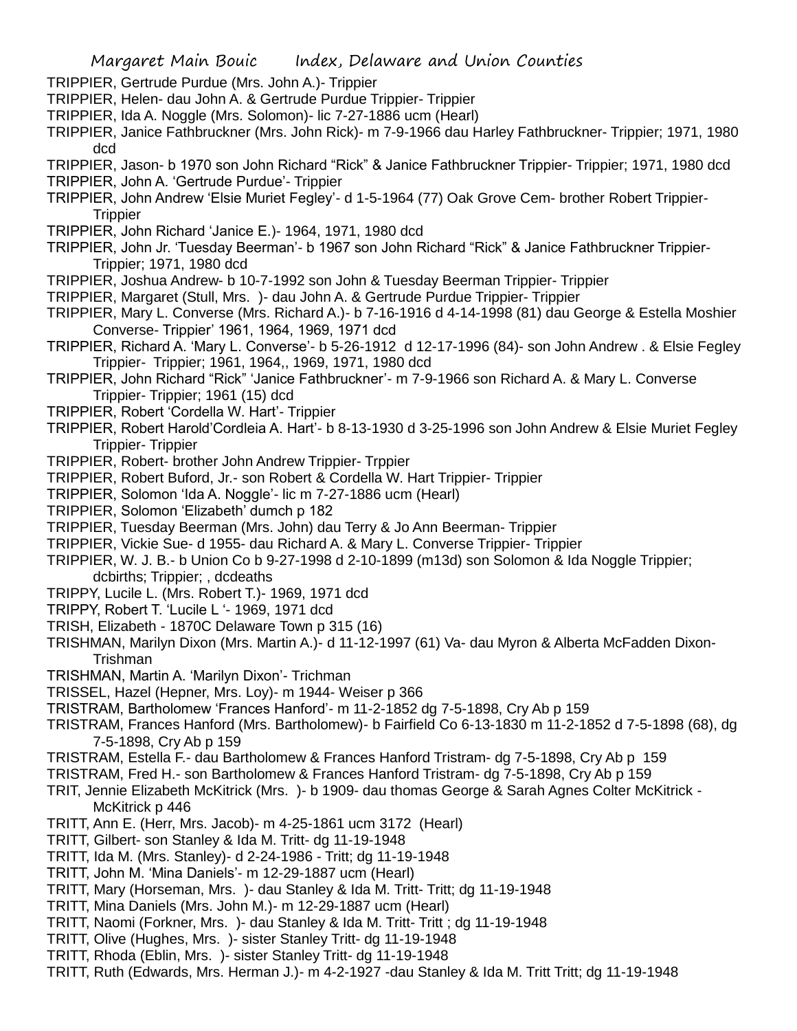TRIPPIER, Gertrude Purdue (Mrs. John A.)- Trippier

TRIPPIER, Helen- dau John A. & Gertrude Purdue Trippier- Trippier

TRIPPIER, Ida A. Noggle (Mrs. Solomon)- lic 7-27-1886 ucm (Hearl)

TRIPPIER, Janice Fathbruckner (Mrs. John Rick)- m 7-9-1966 dau Harley Fathbruckner- Trippier; 1971, 1980 dcd

TRIPPIER, Jason- b 1970 son John Richard "Rick" & Janice Fathbruckner Trippier- Trippier; 1971, 1980 dcd

TRIPPIER, John A. 'Gertrude Purdue'- Trippier

TRIPPIER, John Andrew 'Elsie Muriet Fegley'- d 1-5-1964 (77) Oak Grove Cem- brother Robert Trippier- Trippier

TRIPPIER, John Richard 'Janice E.)- 1964, 1971, 1980 dcd

TRIPPIER, John Jr. 'Tuesday Beerman'- b 1967 son John Richard "Rick" & Janice Fathbruckner Trippier- Trippier; 1971, 1980 dcd

TRIPPIER, Joshua Andrew- b 10-7-1992 son John & Tuesday Beerman Trippier- Trippier

TRIPPIER, Margaret (Stull, Mrs. )- dau John A. & Gertrude Purdue Trippier- Trippier

TRIPPIER, Mary L. Converse (Mrs. Richard A.)- b 7-16-1916 d 4-14-1998 (81) dau George & Estella Moshier Converse- Trippier' 1961, 1964, 1969, 1971 dcd

TRIPPIER, Richard A. 'Mary L. Converse'- b 5-26-1912 d 12-17-1996 (84)- son John Andrew . & Elsie Fegley Trippier- Trippier; 1961, 1964,, 1969, 1971, 1980 dcd

TRIPPIER, John Richard "Rick" 'Janice Fathbruckner'- m 7-9-1966 son Richard A. & Mary L. Converse Trippier- Trippier; 1961 (15) dcd

TRIPPIER, Robert 'Cordella W. Hart'- Trippier

TRIPPIER, Robert Harold'Cordleia A. Hart'- b 8-13-1930 d 3-25-1996 son John Andrew & Elsie Muriet Fegley Trippier- Trippier

TRIPPIER, Robert- brother John Andrew Trippier- Trppier

TRIPPIER, Robert Buford, Jr.- son Robert & Cordella W. Hart Trippier- Trippier

TRIPPIER, Solomon 'Ida A. Noggle'- lic m 7-27-1886 ucm (Hearl)

TRIPPIER, Solomon 'Elizabeth' dumch p 182

TRIPPIER, Tuesday Beerman (Mrs. John) dau Terry & Jo Ann Beerman- Trippier

TRIPPIER, Vickie Sue- d 1955- dau Richard A. & Mary L. Converse Trippier- Trippier

TRIPPIER, W. J. B.- b Union Co b 9-27-1998 d 2-10-1899 (m13d) son Solomon & Ida Noggle Trippier; dcbirths; Trippier; , dcdeaths

TRIPPY, Lucile L. (Mrs. Robert T.)- 1969, 1971 dcd

TRIPPY, Robert T. 'Lucile L '- 1969, 1971 dcd

TRISH, Elizabeth - 1870C Delaware Town p 315 (16)

TRISHMAN, Marilyn Dixon (Mrs. Martin A.)- d 11-12-1997 (61) Va- dau Myron & Alberta McFadden Dixon- Trishman

TRISHMAN, Martin A. 'Marilyn Dixon'- Trichman

TRISSEL, Hazel (Hepner, Mrs. Loy)- m 1944- Weiser p 366

TRISTRAM, Bartholomew 'Frances Hanford'- m 11-2-1852 dg 7-5-1898, Cry Ab p 159

TRISTRAM, Frances Hanford (Mrs. Bartholomew)- b Fairfield Co 6-13-1830 m 11-2-1852 d 7-5-1898 (68), dg 7-5-1898, Cry Ab p 159

TRISTRAM, Estella F.- dau Bartholomew & Frances Hanford Tristram- dg 7-5-1898, Cry Ab p 159

TRISTRAM, Fred H.- son Bartholomew & Frances Hanford Tristram- dg 7-5-1898, Cry Ab p 159

TRIT, Jennie Elizabeth McKitrick (Mrs. )- b 1909- dau thomas George & Sarah Agnes Colter McKitrick - McKitrick p 446

TRITT, Ann E. (Herr, Mrs. Jacob)- m 4-25-1861 ucm 3172 (Hearl)

TRITT, Gilbert- son Stanley & Ida M. Tritt- dg 11-19-1948

TRITT, Ida M. (Mrs. Stanley)- d 2-24-1986 - Tritt; dg 11-19-1948

TRITT, John M. 'Mina Daniels'- m 12-29-1887 ucm (Hearl)

TRITT, Mary (Horseman, Mrs. )- dau Stanley & Ida M. Tritt- Tritt; dg 11-19-1948

TRITT, Mina Daniels (Mrs. John M.)- m 12-29-1887 ucm (Hearl)

TRITT, Naomi (Forkner, Mrs. )- dau Stanley & Ida M. Tritt- Tritt ; dg 11-19-1948

TRITT, Olive (Hughes, Mrs. )- sister Stanley Tritt- dg 11-19-1948

TRITT, Rhoda (Eblin, Mrs. )- sister Stanley Tritt- dg 11-19-1948

TRITT, Ruth (Edwards, Mrs. Herman J.)- m 4-2-1927 -dau Stanley & Ida M. Tritt Tritt; dg 11-19-1948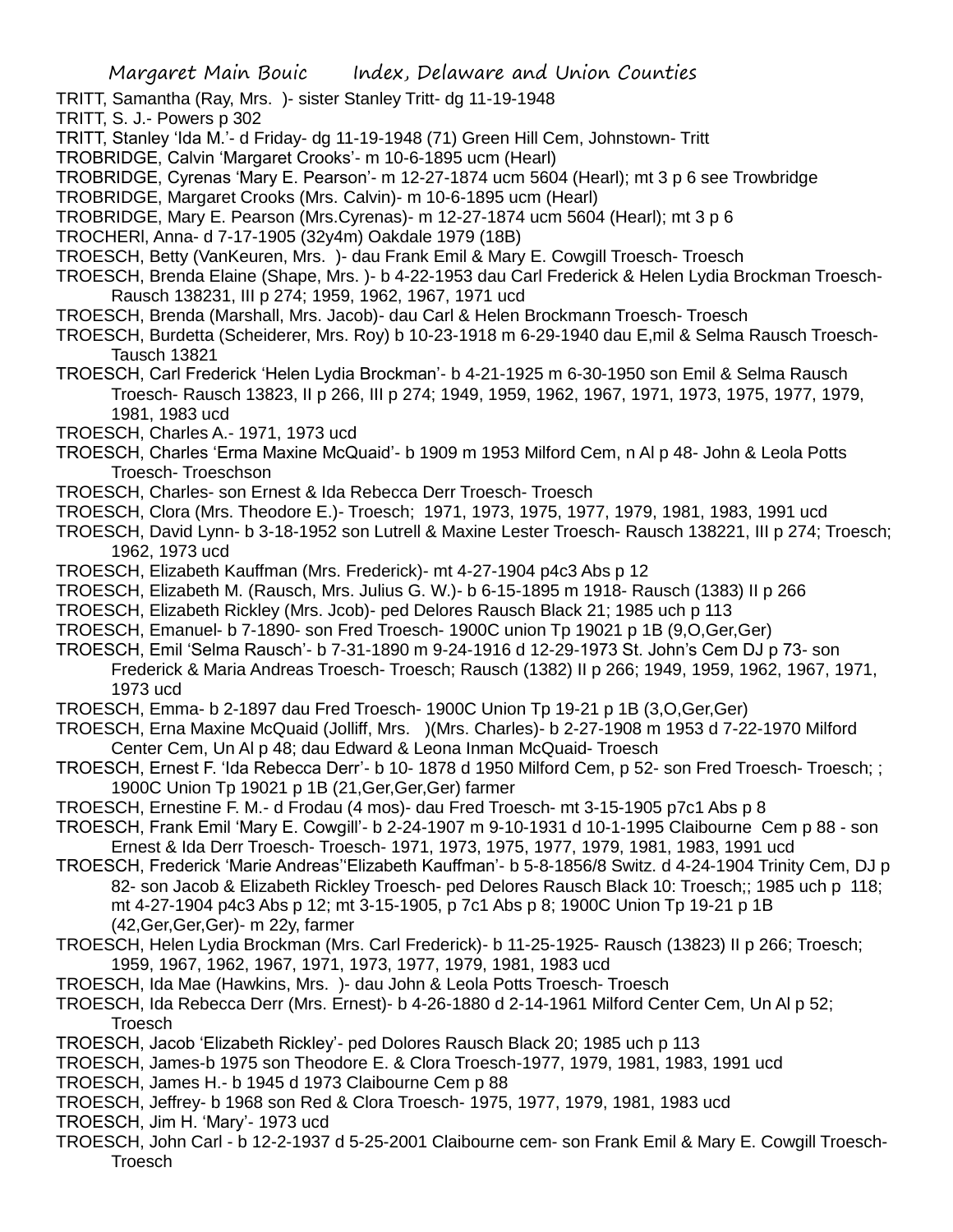TRITT, Samantha (Ray, Mrs. )- sister Stanley Tritt- dg 11-19-1948

TRITT, S. J.- Powers p 302

TRITT, Stanley 'Ida M.'- d Friday- dg 11-19-1948 (71) Green Hill Cem, Johnstown- Tritt

TROBRIDGE, Calvin 'Margaret Crooks'- m 10-6-1895 ucm (Hearl)

TROBRIDGE, Cyrenas 'Mary E. Pearson'- m 12-27-1874 ucm 5604 (Hearl); mt 3 p 6 see Trowbridge

TROBRIDGE, Margaret Crooks (Mrs. Calvin)- m 10-6-1895 ucm (Hearl)

TROBRIDGE, Mary E. Pearson (Mrs.Cyrenas)- m 12-27-1874 ucm 5604 (Hearl); mt 3 p 6

TROCHERl, Anna- d 7-17-1905 (32y4m) Oakdale 1979 (18B)

TROESCH, Betty (VanKeuren, Mrs. )- dau Frank Emil & Mary E. Cowgill Troesch- Troesch

TROESCH, Brenda Elaine (Shape, Mrs. )- b 4-22-1953 dau Carl Frederick & Helen Lydia Brockman Troesch- Rausch 138231, III p 274; 1959, 1962, 1967, 1971 ucd

TROESCH, Brenda (Marshall, Mrs. Jacob)- dau Carl & Helen Brockmann Troesch- Troesch

TROESCH, Burdetta (Scheiderer, Mrs. Roy) b 10-23-1918 m 6-29-1940 dau E,mil & Selma Rausch Troesch- Tausch 13821

TROESCH, Carl Frederick 'Helen Lydia Brockman'- b 4-21-1925 m 6-30-1950 son Emil & Selma Rausch Troesch- Rausch 13823, II p 266, III p 274; 1949, 1959, 1962, 1967, 1971, 1973, 1975, 1977, 1979, 1981, 1983 ucd

TROESCH, Charles A.- 1971, 1973 ucd

TROESCH, Charles 'Erma Maxine McQuaid'- b 1909 m 1953 Milford Cem, n Al p 48- John & Leola Potts Troesch- Troeschson

TROESCH, Charles- son Ernest & Ida Rebecca Derr Troesch- Troesch

TROESCH, Clora (Mrs. Theodore E.)- Troesch; 1971, 1973, 1975, 1977, 1979, 1981, 1983, 1991 ucd

TROESCH, David Lynn- b 3-18-1952 son Lutrell & Maxine Lester Troesch- Rausch 138221, III p 274; Troesch; 1962, 1973 ucd

TROESCH, Elizabeth Kauffman (Mrs. Frederick)- mt 4-27-1904 p4c3 Abs p 12

TROESCH, Elizabeth M. (Rausch, Mrs. Julius G. W.)- b 6-15-1895 m 1918- Rausch (1383) II p 266

TROESCH, Elizabeth Rickley (Mrs. Jcob)- ped Delores Rausch Black 21; 1985 uch p 113

TROESCH, Emanuel- b 7-1890- son Fred Troesch- 1900C union Tp 19021 p 1B (9,O,Ger,Ger)

TROESCH, Emil 'Selma Rausch'- b 7-31-1890 m 9-24-1916 d 12-29-1973 St. John's Cem DJ p 73- son Frederick & Maria Andreas Troesch- Troesch; Rausch (1382) II p 266; 1949, 1959, 1962, 1967, 1971, 1973 ucd

TROESCH, Emma- b 2-1897 dau Fred Troesch- 1900C Union Tp 19-21 p 1B (3,O,Ger,Ger)

TROESCH, Erna Maxine McQuaid (Jolliff, Mrs. )(Mrs. Charles)- b 2-27-1908 m 1953 d 7-22-1970 Milford Center Cem, Un Al p 48; dau Edward & Leona Inman McQuaid- Troesch

TROESCH, Ernest F. 'Ida Rebecca Derr'- b 10- 1878 d 1950 Milford Cem, p 52- son Fred Troesch- Troesch; ; 1900C Union Tp 19021 p 1B (21,Ger,Ger,Ger) farmer

TROESCH, Ernestine F. M.- d Frodau (4 mos)- dau Fred Troesch- mt 3-15-1905 p7c1 Abs p 8

TROESCH, Frank Emil 'Mary E. Cowgill'- b 2-24-1907 m 9-10-1931 d 10-1-1995 Claibourne Cem p 88 - son Ernest & Ida Derr Troesch- Troesch- 1971, 1973, 1975, 1977, 1979, 1981, 1983, 1991 ucd

TROESCH, Frederick 'Marie Andreas''Elizabeth Kauffman'- b 5-8-1856/8 Switz. d 4-24-1904 Trinity Cem, DJ p 82- son Jacob & Elizabeth Rickley Troesch- ped Delores Rausch Black 10: Troesch;; 1985 uch p 118; mt 4-27-1904 p4c3 Abs p 12; mt 3-15-1905, p 7c1 Abs p 8; 1900C Union Tp 19-21 p 1B (42,Ger,Ger,Ger)- m 22y, farmer

TROESCH, Helen Lydia Brockman (Mrs. Carl Frederick)- b 11-25-1925- Rausch (13823) II p 266; Troesch; 1959, 1967, 1962, 1967, 1971, 1973, 1977, 1979, 1981, 1983 ucd

TROESCH, Ida Mae (Hawkins, Mrs. )- dau John & Leola Potts Troesch- Troesch

TROESCH, Ida Rebecca Derr (Mrs. Ernest)- b 4-26-1880 d 2-14-1961 Milford Center Cem, Un Al p 52; Troesch

TROESCH, Jacob 'Elizabeth Rickley'- ped Dolores Rausch Black 20; 1985 uch p 113

TROESCH, James-b 1975 son Theodore E. & Clora Troesch-1977, 1979, 1981, 1983, 1991 ucd

TROESCH, James H.- b 1945 d 1973 Claibourne Cem p 88

TROESCH, Jeffrey- b 1968 son Red & Clora Troesch- 1975, 1977, 1979, 1981, 1983 ucd

TROESCH, Jim H. 'Mary'- 1973 ucd

TROESCH, John Carl - b 12-2-1937 d 5-25-2001 Claibourne cem- son Frank Emil & Mary E. Cowgill Troesch- Troesch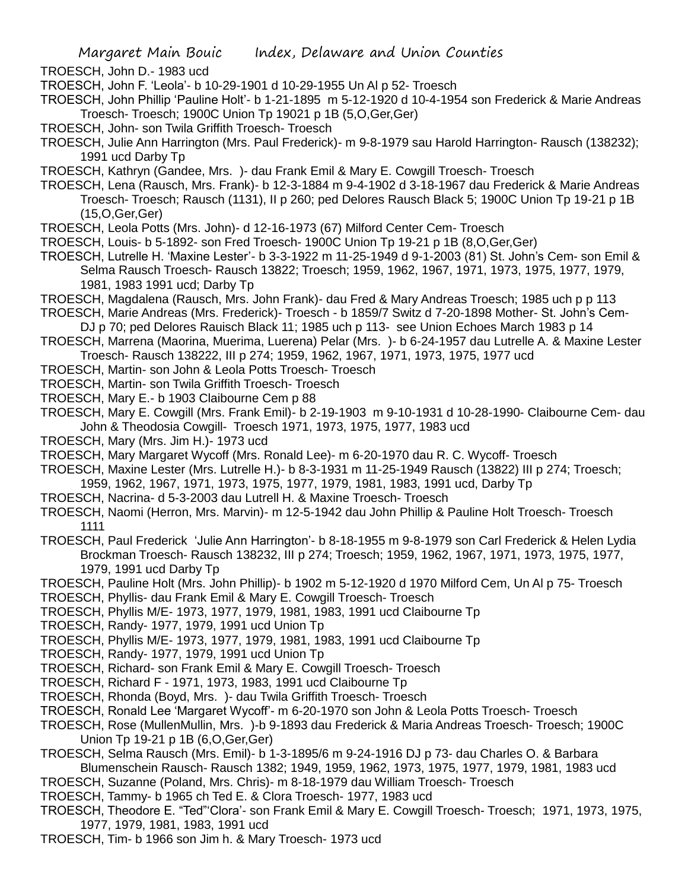TROESCH, John D.- 1983 ucd

TROESCH, John F. 'Leola'- b 10-29-1901 d 10-29-1955 Un Al p 52- Troesch

TROESCH, John Phillip 'Pauline Holt'- b 1-21-1895 m 5-12-1920 d 10-4-1954 son Frederick & Marie Andreas Troesch- Troesch; 1900C Union Tp 19021 p 1B (5,O,Ger,Ger)

TROESCH, John- son Twila Griffith Troesch- Troesch

TROESCH, Julie Ann Harrington (Mrs. Paul Frederick)- m 9-8-1979 sau Harold Harrington- Rausch (138232); 1991 ucd Darby Tp

TROESCH, Kathryn (Gandee, Mrs. )- dau Frank Emil & Mary E. Cowgill Troesch- Troesch

TROESCH, Lena (Rausch, Mrs. Frank)- b 12-3-1884 m 9-4-1902 d 3-18-1967 dau Frederick & Marie Andreas Troesch- Troesch; Rausch (1131), II p 260; ped Delores Rausch Black 5; 1900C Union Tp 19-21 p 1B (15,O,Ger,Ger)

TROESCH, Leola Potts (Mrs. John)- d 12-16-1973 (67) Milford Center Cem- Troesch

TROESCH, Louis- b 5-1892- son Fred Troesch- 1900C Union Tp 19-21 p 1B (8,O,Ger,Ger)

TROESCH, Lutrelle H. 'Maxine Lester'- b 3-3-1922 m 11-25-1949 d 9-1-2003 (81) St. John's Cem- son Emil & Selma Rausch Troesch- Rausch 13822; Troesch; 1959, 1962, 1967, 1971, 1973, 1975, 1977, 1979, 1981, 1983 1991 ucd; Darby Tp

TROESCH, Magdalena (Rausch, Mrs. John Frank)- dau Fred & Mary Andreas Troesch; 1985 uch p p 113

TROESCH, Marie Andreas (Mrs. Frederick)- Troesch - b 1859/7 Switz d 7-20-1898 Mother- St. John's Cem- DJ p 70; ped Delores Rauisch Black 11; 1985 uch p 113- see Union Echoes March 1983 p 14

TROESCH, Marrena (Maorina, Muerima, Luerena) Pelar (Mrs. )- b 6-24-1957 dau Lutrelle A. & Maxine Lester Troesch- Rausch 138222, III p 274; 1959, 1962, 1967, 1971, 1973, 1975, 1977 ucd

TROESCH, Martin- son John & Leola Potts Troesch- Troesch

TROESCH, Martin- son Twila Griffith Troesch- Troesch

TROESCH, Mary E.- b 1903 Claibourne Cem p 88

TROESCH, Mary E. Cowgill (Mrs. Frank Emil)- b 2-19-1903 m 9-10-1931 d 10-28-1990- Claibourne Cem- dau John & Theodosia Cowgill- Troesch 1971, 1973, 1975, 1977, 1983 ucd

TROESCH, Mary (Mrs. Jim H.)- 1973 ucd

TROESCH, Mary Margaret Wycoff (Mrs. Ronald Lee)- m 6-20-1970 dau R. C. Wycoff- Troesch

TROESCH, Maxine Lester (Mrs. Lutrelle H.)- b 8-3-1931 m 11-25-1949 Rausch (13822) III p 274; Troesch; 1959, 1962, 1967, 1971, 1973, 1975, 1977, 1979, 1981, 1983, 1991 ucd, Darby Tp

TROESCH, Nacrina- d 5-3-2003 dau Lutrell H. & Maxine Troesch- Troesch

TROESCH, Naomi (Herron, Mrs. Marvin)- m 12-5-1942 dau John Phillip & Pauline Holt Troesch- Troesch 1111

TROESCH, Paul Frederick 'Julie Ann Harrington'- b 8-18-1955 m 9-8-1979 son Carl Frederick & Helen Lydia Brockman Troesch- Rausch 138232, III p 274; Troesch; 1959, 1962, 1967, 1971, 1973, 1975, 1977, 1979, 1991 ucd Darby Tp

TROESCH, Pauline Holt (Mrs. John Phillip)- b 1902 m 5-12-1920 d 1970 Milford Cem, Un Al p 75- Troesch

TROESCH, Phyllis- dau Frank Emil & Mary E. Cowgill Troesch- Troesch

TROESCH, Phyllis M/E- 1973, 1977, 1979, 1981, 1983, 1991 ucd Claibourne Tp

TROESCH, Randy- 1977, 1979, 1991 ucd Union Tp

TROESCH, Phyllis M/E- 1973, 1977, 1979, 1981, 1983, 1991 ucd Claibourne Tp

TROESCH, Randy- 1977, 1979, 1991 ucd Union Tp

TROESCH, Richard- son Frank Emil & Mary E. Cowgill Troesch- Troesch

TROESCH, Richard F - 1971, 1973, 1983, 1991 ucd Claibourne Tp

TROESCH, Rhonda (Boyd, Mrs. )- dau Twila Griffith Troesch- Troesch

TROESCH, Ronald Lee 'Margaret Wycoff'- m 6-20-1970 son John & Leola Potts Troesch- Troesch

TROESCH, Rose (MullenMullin, Mrs. )-b 9-1893 dau Frederick & Maria Andreas Troesch- Troesch; 1900C Union Tp 19-21 p 1B (6,O,Ger,Ger)

TROESCH, Selma Rausch (Mrs. Emil)- b 1-3-1895/6 m 9-24-1916 DJ p 73- dau Charles O. & Barbara Blumenschein Rausch- Rausch 1382; 1949, 1959, 1962, 1973, 1975, 1977, 1979, 1981, 1983 ucd

TROESCH, Suzanne (Poland, Mrs. Chris)- m 8-18-1979 dau William Troesch- Troesch

TROESCH, Tammy- b 1965 ch Ted E. & Clora Troesch- 1977, 1983 ucd

TROESCH, Theodore E. "Ted"'Clora'- son Frank Emil & Mary E. Cowgill Troesch- Troesch; 1971, 1973, 1975, 1977, 1979, 1981, 1983, 1991 ucd

TROESCH, Tim- b 1966 son Jim h. & Mary Troesch- 1973 ucd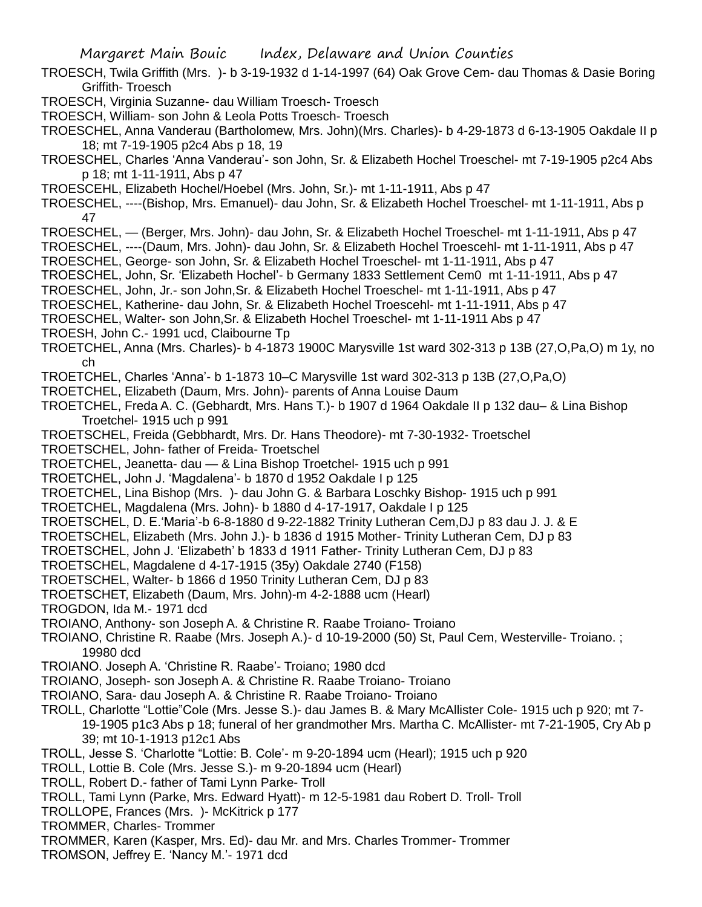TROESCH, Twila Griffith (Mrs. )- b 3-19-1932 d 1-14-1997 (64) Oak Grove Cem- dau Thomas & Dasie Boring Griffith- Troesch

TROESCH, Virginia Suzanne- dau William Troesch- Troesch

TROESCH, William- son John & Leola Potts Troesch- Troesch

TROESCHEL, Anna Vanderau (Bartholomew, Mrs. John)(Mrs. Charles)- b 4-29-1873 d 6-13-1905 Oakdale II p 18; mt 7-19-1905 p2c4 Abs p 18, 19

TROESCHEL, Charles 'Anna Vanderau'- son John, Sr. & Elizabeth Hochel Troeschel- mt 7-19-1905 p2c4 Abs p 18; mt 1-11-1911, Abs p 47

TROESCEHL, Elizabeth Hochel/Hoebel (Mrs. John, Sr.)- mt 1-11-1911, Abs p 47

TROESCHEL, ----(Bishop, Mrs. Emanuel)- dau John, Sr. & Elizabeth Hochel Troeschel- mt 1-11-1911, Abs p 47

TROESCHEL, — (Berger, Mrs. John)- dau John, Sr. & Elizabeth Hochel Troeschel- mt 1-11-1911, Abs p 47

TROESCHEL, ----(Daum, Mrs. John)- dau John, Sr. & Elizabeth Hochel Troescehl- mt 1-11-1911, Abs p 47

TROESCHEL, George- son John, Sr. & Elizabeth Hochel Troeschel- mt 1-11-1911, Abs p 47

TROESCHEL, John, Sr. 'Elizabeth Hochel'- b Germany 1833 Settlement Cem0 mt 1-11-1911, Abs p 47

TROESCHEL, John, Jr.- son John,Sr. & Elizabeth Hochel Troeschel- mt 1-11-1911, Abs p 47

TROESCHEL, Katherine- dau John, Sr. & Elizabeth Hochel Troescehl- mt 1-11-1911, Abs p 47

TROESCHEL, Walter- son John,Sr. & Elizabeth Hochel Troeschel- mt 1-11-1911 Abs p 47

TROESH, John C.- 1991 ucd, Claibourne Tp

TROETCHEL, Anna (Mrs. Charles)- b 4-1873 1900C Marysville 1st ward 302-313 p 13B (27,O,Pa,O) m 1y, no ch

TROETCHEL, Charles 'Anna'- b 1-1873 10–C Marysville 1st ward 302-313 p 13B (27,O,Pa,O)

TROETCHEL, Elizabeth (Daum, Mrs. John)- parents of Anna Louise Daum

TROETCHEL, Freda A. C. (Gebhardt, Mrs. Hans T.)- b 1907 d 1964 Oakdale II p 132 dau– & Lina Bishop Troetchel- 1915 uch p 991

TROETSCHEL, Freida (Gebbhardt, Mrs. Dr. Hans Theodore)- mt 7-30-1932- Troetschel

TROETSCHEL, John- father of Freida- Troetschel

TROETCHEL, Jeanetta- dau — & Lina Bishop Troetchel- 1915 uch p 991

TROETCHEL, John J. 'Magdalena'- b 1870 d 1952 Oakdale I p 125

TROETCHEL, Lina Bishop (Mrs. )- dau John G. & Barbara Loschky Bishop- 1915 uch p 991

TROETCHEL, Magdalena (Mrs. John)- b 1880 d 4-17-1917, Oakdale I p 125

TROETSCHEL, D. E.'Maria'-b 6-8-1880 d 9-22-1882 Trinity Lutheran Cem,DJ p 83 dau J. J. & E

TROETSCHEL, Elizabeth (Mrs. John J.)- b 1836 d 1915 Mother- Trinity Lutheran Cem, DJ p 83

TROETSCHEL, John J. 'Elizabeth' b 1833 d 1911 Father- Trinity Lutheran Cem, DJ p 83

TROETSCHEL, Magdalene d 4-17-1915 (35y) Oakdale 2740 (F158)

TROETSCHEL, Walter- b 1866 d 1950 Trinity Lutheran Cem, DJ p 83

TROETSCHET, Elizabeth (Daum, Mrs. John)-m 4-2-1888 ucm (Hearl)

TROGDON, Ida M.- 1971 dcd

TROIANO, Anthony- son Joseph A. & Christine R. Raabe Troiano- Troiano

TROIANO, Christine R. Raabe (Mrs. Joseph A.)- d 10-19-2000 (50) St, Paul Cem, Westerville- Troiano. ; 19980 dcd

TROIANO. Joseph A. 'Christine R. Raabe'- Troiano; 1980 dcd

TROIANO, Joseph- son Joseph A. & Christine R. Raabe Troiano- Troiano

TROIANO, Sara- dau Joseph A. & Christine R. Raabe Troiano- Troiano

TROLL, Charlotte "Lottie"Cole (Mrs. Jesse S.)- dau James B. & Mary McAllister Cole- 1915 uch p 920; mt 7-19-1905 p1c3 Abs p 18; funeral of her grandmother Mrs. Martha C. McAllister- mt 7-21-1905, Cry Ab p 39; mt 10-1-1913 p12c1 Abs

TROLL, Jesse S. 'Charlotte "Lottie: B. Cole'- m 9-20-1894 ucm (Hearl); 1915 uch p 920

TROLL, Lottie B. Cole (Mrs. Jesse S.)- m 9-20-1894 ucm (Hearl)

TROLL, Robert D.- father of Tami Lynn Parke- Troll

TROLL, Tami Lynn (Parke, Mrs. Edward Hyatt)- m 12-5-1981 dau Robert D. Troll- Troll

TROLLOPE, Frances (Mrs. )- McKitrick p 177

TROMMER, Charles- Trommer

TROMMER, Karen (Kasper, Mrs. Ed)- dau Mr. and Mrs. Charles Trommer- Trommer

TROMSON, Jeffrey E. 'Nancy M.'- 1971 dcd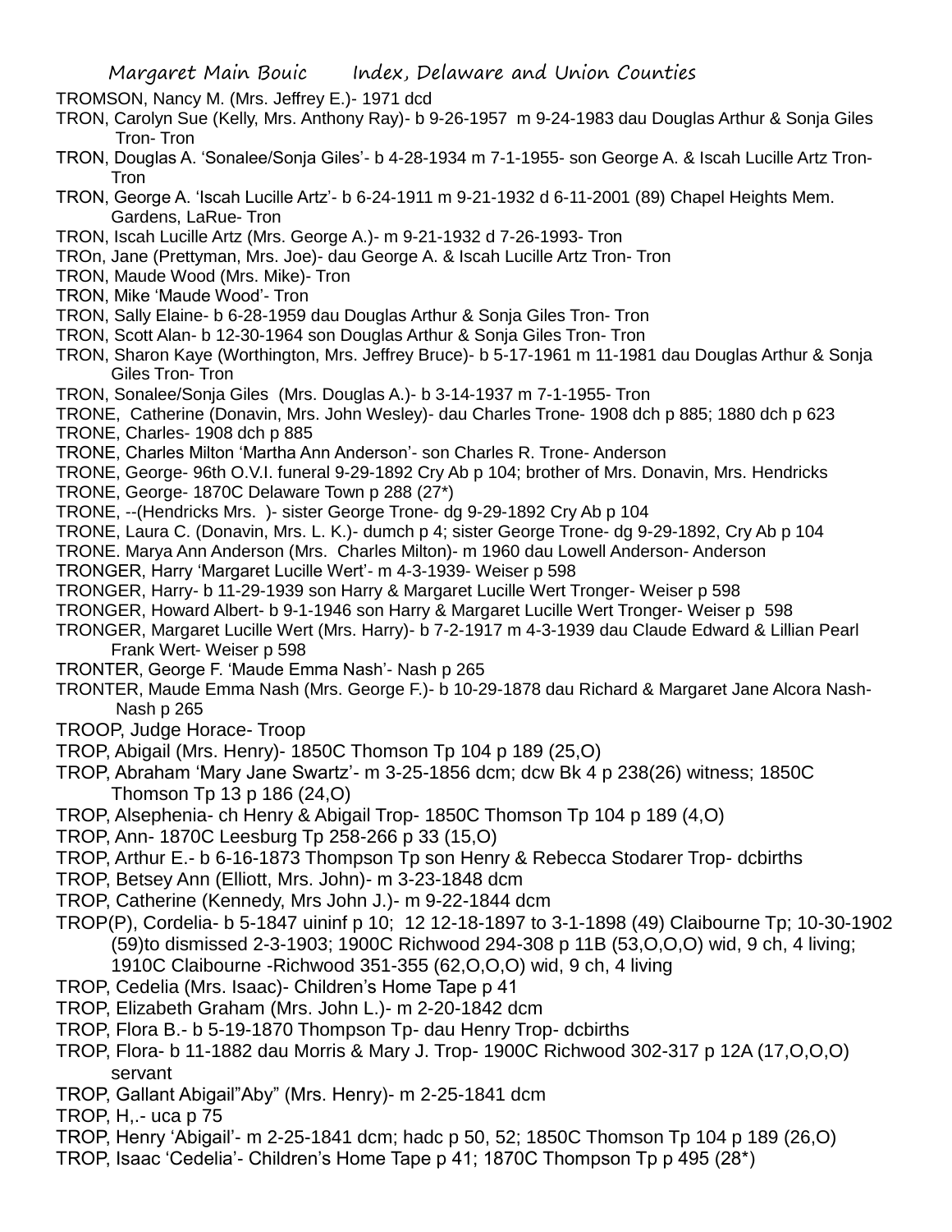TROMSON, Nancy M. (Mrs. Jeffrey E.)- 1971 dcd

TRON, Carolyn Sue (Kelly, Mrs. Anthony Ray)- b 9-26-1957 m 9-24-1983 dau Douglas Arthur & Sonja Giles Tron- Tron

TRON, Douglas A. 'Sonalee/Sonja Giles'- b 4-28-1934 m 7-1-1955- son George A. & Iscah Lucille Artz Tron- Tron

TRON, George A. 'Iscah Lucille Artz'- b 6-24-1911 m 9-21-1932 d 6-11-2001 (89) Chapel Heights Mem. Gardens, LaRue- Tron

TRON, Iscah Lucille Artz (Mrs. George A.)- m 9-21-1932 d 7-26-1993- Tron

TROn, Jane (Prettyman, Mrs. Joe)- dau George A. & Iscah Lucille Artz Tron- Tron

TRON, Maude Wood (Mrs. Mike)- Tron

TRON, Mike 'Maude Wood'- Tron

TRON, Sally Elaine- b 6-28-1959 dau Douglas Arthur & Sonja Giles Tron- Tron

TRON, Scott Alan- b 12-30-1964 son Douglas Arthur & Sonja Giles Tron- Tron

TRON, Sharon Kaye (Worthington, Mrs. Jeffrey Bruce)- b 5-17-1961 m 11-1981 dau Douglas Arthur & Sonja Giles Tron- Tron

TRON, Sonalee/Sonja Giles (Mrs. Douglas A.)- b 3-14-1937 m 7-1-1955- Tron

TRONE, Catherine (Donavin, Mrs. John Wesley)- dau Charles Trone- 1908 dch p 885; 1880 dch p 623

TRONE, Charles- 1908 dch p 885

TRONE, Charles Milton 'Martha Ann Anderson'- son Charles R. Trone- Anderson

TRONE, George- 96th O.V.I. funeral 9-29-1892 Cry Ab p 104; brother of Mrs. Donavin, Mrs. Hendricks

TRONE, George- 1870C Delaware Town p 288 (27*)

TRONE, --(Hendricks Mrs. )- sister George Trone- dg 9-29-1892 Cry Ab p 104

TRONE, Laura C. (Donavin, Mrs. L. K.)- dumch p 4; sister George Trone- dg 9-29-1892, Cry Ab p 104

TRONE. Marya Ann Anderson (Mrs. Charles Milton)- m 1960 dau Lowell Anderson- Anderson

TRONGER, Harry 'Margaret Lucille Wert'- m 4-3-1939- Weiser p 598

TRONGER, Harry- b 11-29-1939 son Harry & Margaret Lucille Wert Tronger- Weiser p 598

TRONGER, Howard Albert- b 9-1-1946 son Harry & Margaret Lucille Wert Tronger- Weiser p 598

TRONGER, Margaret Lucille Wert (Mrs. Harry)- b 7-2-1917 m 4-3-1939 dau Claude Edward & Lillian Pearl Frank Wert- Weiser p 598

TRONTER, George F. 'Maude Emma Nash'- Nash p 265

TRONTER, Maude Emma Nash (Mrs. George F.)- b 10-29-1878 dau Richard & Margaret Jane Alcora Nash- Nash p 265

TROOP, Judge Horace- Troop

TROP, Abigail (Mrs. Henry)- 1850C Thomson Tp 104 p 189 (25,O)

TROP, Abraham 'Mary Jane Swartz'- m 3-25-1856 dcm; dcw Bk 4 p 238(26) witness; 1850C Thomson Tp 13 p 186 (24,O)

TROP, Alsephenia- ch Henry & Abigail Trop- 1850C Thomson Tp 104 p 189 (4,O)

TROP, Ann- 1870C Leesburg Tp 258-266 p 33 (15,O)

TROP, Arthur E.- b 6-16-1873 Thompson Tp son Henry & Rebecca Stodarer Trop- dcbirths

TROP, Betsey Ann (Elliott, Mrs. John)- m 3-23-1848 dcm

TROP, Catherine (Kennedy, Mrs John J.)- m 9-22-1844 dcm

TROP(P), Cordelia- b 5-1847 uininf p 10; 12 12-18-1897 to 3-1-1898 (49) Claibourne Tp; 10-30-1902 (59)to dismissed 2-3-1903; 1900C Richwood 294-308 p 11B (53,O,O,O) wid, 9 ch, 4 living; 1910C Claibourne -Richwood 351-355 (62,O,O,O) wid, 9 ch, 4 living

TROP, Cedelia (Mrs. Isaac)- Children's Home Tape p 41

TROP, Elizabeth Graham (Mrs. John L.)- m 2-20-1842 dcm

TROP, Flora B.- b 5-19-1870 Thompson Tp- dau Henry Trop- dcbirths

TROP, Flora- b 11-1882 dau Morris & Mary J. Trop- 1900C Richwood 302-317 p 12A (17,O,O,O) servant

TROP, Gallant Abigail"Aby" (Mrs. Henry)- m 2-25-1841 dcm

TROP, H,.- uca p 75

TROP, Henry 'Abigail'- m 2-25-1841 dcm; hadc p 50, 52; 1850C Thomson Tp 104 p 189 (26,O)

TROP, Isaac 'Cedelia'- Children's Home Tape p 41; 1870C Thompson Tp p 495 (28*)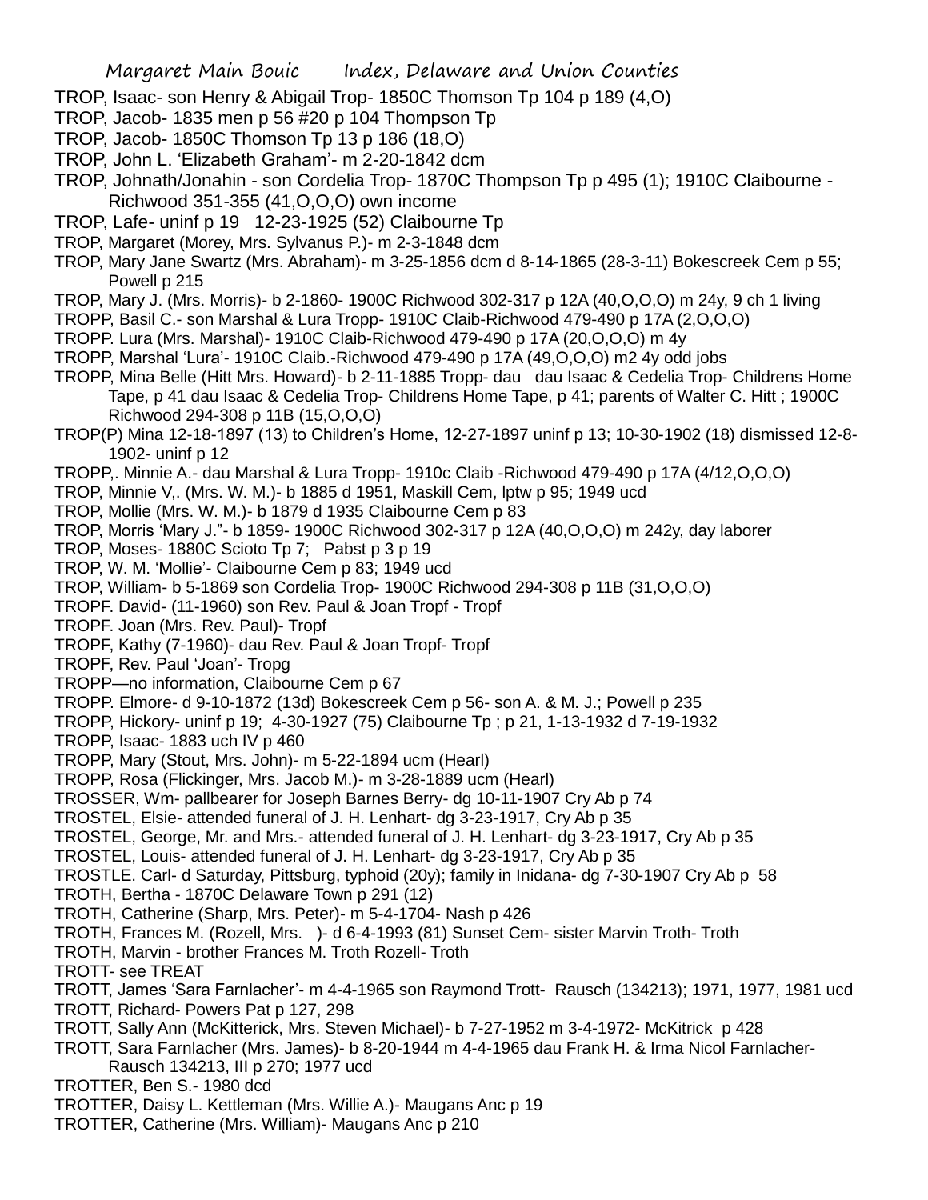TROP, Isaac- son Henry & Abigail Trop- 1850C Thomson Tp 104 p 189 (4,O)

TROP, Jacob- 1835 men p 56 #20 p 104 Thompson Tp

TROP, Jacob- 1850C Thomson Tp 13 p 186 (18,O)

TROP, John L. 'Elizabeth Graham'- m 2-20-1842 dcm

TROP, Johnath/Jonahin - son Cordelia Trop- 1870C Thompson Tp p 495 (1); 1910C Claibourne - Richwood 351-355 (41,O,O,O) own income

TROP, Lafe- uninf p 19 12-23-1925 (52) Claibourne Tp

TROP, Margaret (Morey, Mrs. Sylvanus P.)- m 2-3-1848 dcm

TROP, Mary Jane Swartz (Mrs. Abraham)- m 3-25-1856 dcm d 8-14-1865 (28-3-11) Bokescreek Cem p 55; Powell p 215

TROP, Mary J. (Mrs. Morris)- b 2-1860- 1900C Richwood 302-317 p 12A (40,O,O,O) m 24y, 9 ch 1 living

TROPP, Basil C.- son Marshal & Lura Tropp- 1910C Claib-Richwood 479-490 p 17A (2,O,O,O)

TROPP. Lura (Mrs. Marshal)- 1910C Claib-Richwood 479-490 p 17A (20,O,O,O) m 4y

TROPP, Marshal 'Lura'- 1910C Claib.-Richwood 479-490 p 17A (49,O,O,O) m2 4y odd jobs

TROPP, Mina Belle (Hitt Mrs. Howard)- b 2-11-1885 Tropp- dau dau Isaac & Cedelia Trop- Childrens Home Tape, p 41 dau Isaac & Cedelia Trop- Childrens Home Tape, p 41; parents of Walter C. Hitt ; 1900C Richwood 294-308 p 11B (15,O,O,O)

TROP(P) Mina 12-18-1897 (13) to Children's Home, 12-27-1897 uninf p 13; 10-30-1902 (18) dismissed 12-8-1902- uninf p 12

TROPP,. Minnie A.- dau Marshal & Lura Tropp- 1910c Claib -Richwood 479-490 p 17A (4/12,O,O,O)

TROP, Minnie V,. (Mrs. W. M.)- b 1885 d 1951, Maskill Cem, lptw p 95; 1949 ucd

TROP, Mollie (Mrs. W. M.)- b 1879 d 1935 Claibourne Cem p 83

TROP, Morris 'Mary J."- b 1859- 1900C Richwood 302-317 p 12A (40,O,O,O) m 242y, day laborer

TROP, Moses- 1880C Scioto Tp 7; Pabst p 3 p 19

TROP, W. M. 'Mollie'- Claibourne Cem p 83; 1949 ucd

TROP, William- b 5-1869 son Cordelia Trop- 1900C Richwood 294-308 p 11B (31,O,O,O)

TROPF. David- (11-1960) son Rev. Paul & Joan Tropf - Tropf

TROPF. Joan (Mrs. Rev. Paul)- Tropf

TROPF, Kathy (7-1960)- dau Rev. Paul & Joan Tropf- Tropf

TROPF, Rev. Paul 'Joan'- Tropg

TROPP—no information, Claibourne Cem p 67

TROPP. Elmore- d 9-10-1872 (13d) Bokescreek Cem p 56- son A. & M. J.; Powell p 235

TROPP, Hickory- uninf p 19; 4-30-1927 (75) Claibourne Tp ; p 21, 1-13-1932 d 7-19-1932

TROPP, Isaac- 1883 uch IV p 460

TROPP, Mary (Stout, Mrs. John)- m 5-22-1894 ucm (Hearl)

TROPP, Rosa (Flickinger, Mrs. Jacob M.)- m 3-28-1889 ucm (Hearl)

TROSSER, Wm- pallbearer for Joseph Barnes Berry- dg 10-11-1907 Cry Ab p 74

TROSTEL, Elsie- attended funeral of J. H. Lenhart- dg 3-23-1917, Cry Ab p 35

TROSTEL, George, Mr. and Mrs.- attended funeral of J. H. Lenhart- dg 3-23-1917, Cry Ab p 35

TROSTEL, Louis- attended funeral of J. H. Lenhart- dg 3-23-1917, Cry Ab p 35

TROSTLE. Carl- d Saturday, Pittsburg, typhoid (20y); family in Inidana- dg 7-30-1907 Cry Ab p 58

TROTH, Bertha - 1870C Delaware Town p 291 (12)

TROTH, Catherine (Sharp, Mrs. Peter)- m 5-4-1704- Nash p 426

TROTH, Frances M. (Rozell, Mrs. )- d 6-4-1993 (81) Sunset Cem- sister Marvin Troth- Troth

TROTH, Marvin - brother Frances M. Troth Rozell- Troth

TROTT- see TREAT

TROTT, James 'Sara Farnlacher'- m 4-4-1965 son Raymond Trott- Rausch (134213); 1971, 1977, 1981 ucd

TROTT, Richard- Powers Pat p 127, 298

TROTT, Sally Ann (McKitterick, Mrs. Steven Michael)- b 7-27-1952 m 3-4-1972- McKitrick p 428

TROTT, Sara Farnlacher (Mrs. James)- b 8-20-1944 m 4-4-1965 dau Frank H. & Irma Nicol Farnlacher- Rausch 134213, III p 270; 1977 ucd

TROTTER, Ben S.- 1980 dcd

TROTTER, Daisy L. Kettleman (Mrs. Willie A.)- Maugans Anc p 19

TROTTER, Catherine (Mrs. William)- Maugans Anc p 210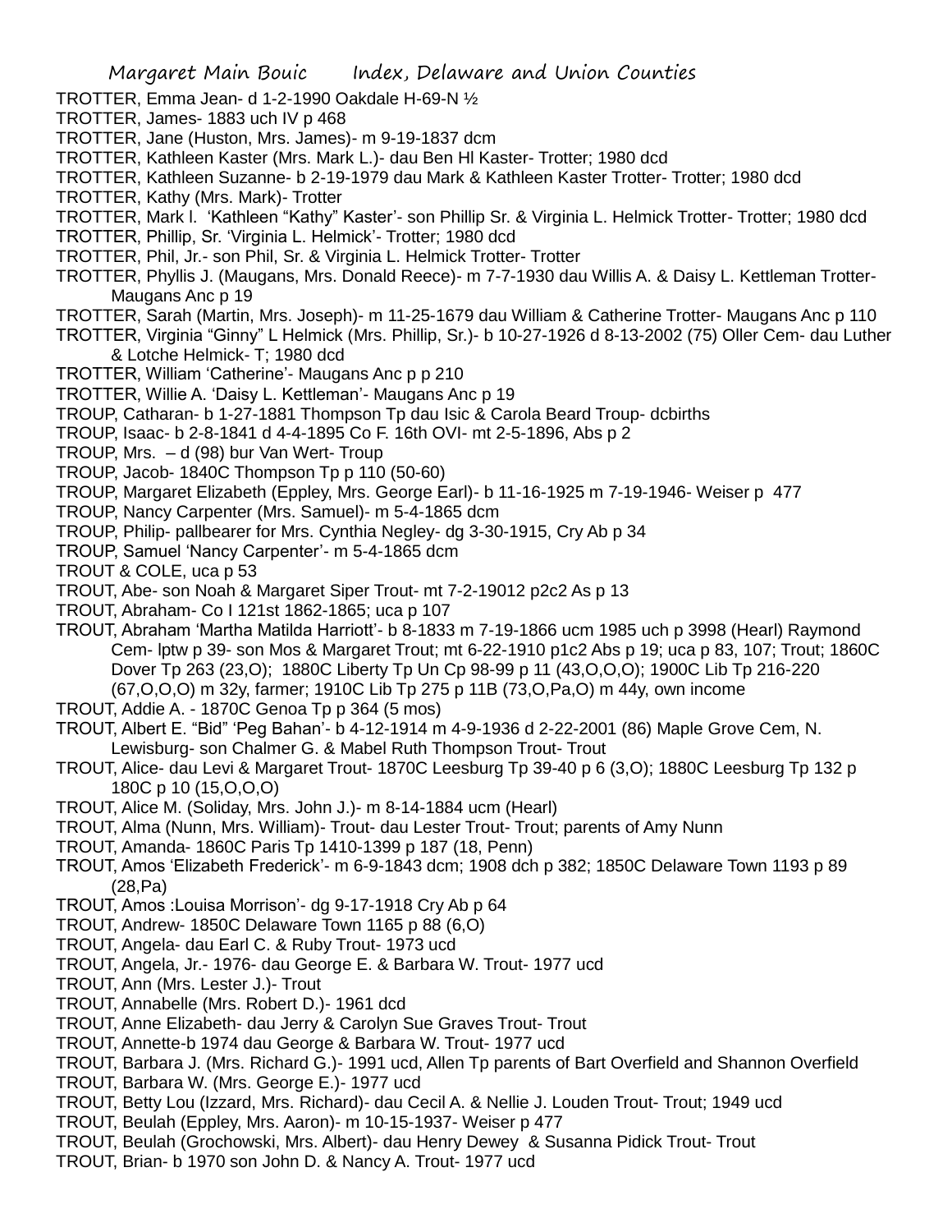TROTTER, Emma Jean- d 1-2-1990 Oakdale H-69-N ½

TROTTER, James- 1883 uch IV p 468

TROTTER, Jane (Huston, Mrs. James)- m 9-19-1837 dcm

TROTTER, Kathleen Kaster (Mrs. Mark L.)- dau Ben Hl Kaster- Trotter; 1980 dcd

TROTTER, Kathleen Suzanne- b 2-19-1979 dau Mark & Kathleen Kaster Trotter- Trotter; 1980 dcd

TROTTER, Kathy (Mrs. Mark)- Trotter

TROTTER, Mark l. 'Kathleen "Kathy" Kaster'- son Phillip Sr. & Virginia L. Helmick Trotter- Trotter; 1980 dcd

TROTTER, Phillip, Sr. 'Virginia L. Helmick'- Trotter; 1980 dcd

TROTTER, Phil, Jr.- son Phil, Sr. & Virginia L. Helmick Trotter- Trotter

TROTTER, Phyllis J. (Maugans, Mrs. Donald Reece)- m 7-7-1930 dau Willis A. & Daisy L. Kettleman Trotter- Maugans Anc p 19

TROTTER, Sarah (Martin, Mrs. Joseph)- m 11-25-1679 dau William & Catherine Trotter- Maugans Anc p 110

TROTTER, Virginia "Ginny" L Helmick (Mrs. Phillip, Sr.)- b 10-27-1926 d 8-13-2002 (75) Oller Cem- dau Luther & Lotche Helmick- T; 1980 dcd

TROTTER, William 'Catherine'- Maugans Anc p p 210

TROTTER, Willie A. 'Daisy L. Kettleman'- Maugans Anc p 19

TROUP, Catharan- b 1-27-1881 Thompson Tp dau Isic & Carola Beard Troup- dcbirths

TROUP, Isaac- b 2-8-1841 d 4-4-1895 Co F. 16th OVI- mt 2-5-1896, Abs p 2

TROUP, Mrs. – d (98) bur Van Wert- Troup

TROUP, Jacob- 1840C Thompson Tp p 110 (50-60)

TROUP, Margaret Elizabeth (Eppley, Mrs. George Earl)- b 11-16-1925 m 7-19-1946- Weiser p 477

TROUP, Nancy Carpenter (Mrs. Samuel)- m 5-4-1865 dcm

TROUP, Philip- pallbearer for Mrs. Cynthia Negley- dg 3-30-1915, Cry Ab p 34

TROUP, Samuel 'Nancy Carpenter'- m 5-4-1865 dcm

TROUT & COLE, uca p 53

TROUT, Abe- son Noah & Margaret Siper Trout- mt 7-2-19012 p2c2 As p 13

TROUT, Abraham- Co I 121st 1862-1865; uca p 107

TROUT, Abraham 'Martha Matilda Harriott'- b 8-1833 m 7-19-1866 ucm 1985 uch p 3998 (Hearl) Raymond Cem- lptw p 39- son Mos & Margaret Trout; mt 6-22-1910 p1c2 Abs p 19; uca p 83, 107; Trout; 1860C Dover Tp 263 (23,O); 1880C Liberty Tp Un Cp 98-99 p 11 (43,O,O,O); 1900C Lib Tp 216-220 (67,O,O,O) m 32y, farmer; 1910C Lib Tp 275 p 11B (73,O,Pa,O) m 44y, own income

TROUT, Addie A. - 1870C Genoa Tp p 364 (5 mos)

TROUT, Albert E. "Bid" 'Peg Bahan'- b 4-12-1914 m 4-9-1936 d 2-22-2001 (86) Maple Grove Cem, N. Lewisburg- son Chalmer G. & Mabel Ruth Thompson Trout- Trout

TROUT, Alice- dau Levi & Margaret Trout- 1870C Leesburg Tp 39-40 p 6 (3,O); 1880C Leesburg Tp 132 p 180C p 10 (15,O,O,O)

TROUT, Alice M. (Soliday, Mrs. John J.)- m 8-14-1884 ucm (Hearl)

TROUT, Alma (Nunn, Mrs. William)- Trout- dau Lester Trout- Trout; parents of Amy Nunn

TROUT, Amanda- 1860C Paris Tp 1410-1399 p 187 (18, Penn)

TROUT, Amos 'Elizabeth Frederick'- m 6-9-1843 dcm; 1908 dch p 382; 1850C Delaware Town 1193 p 89 (28,Pa)

TROUT, Amos :Louisa Morrison'- dg 9-17-1918 Cry Ab p 64

TROUT, Andrew- 1850C Delaware Town 1165 p 88 (6,O)

TROUT, Angela- dau Earl C. & Ruby Trout- 1973 ucd

TROUT, Angela, Jr.- 1976- dau George E. & Barbara W. Trout- 1977 ucd

TROUT, Ann (Mrs. Lester J.)- Trout

TROUT, Annabelle (Mrs. Robert D.)- 1961 dcd

TROUT, Anne Elizabeth- dau Jerry & Carolyn Sue Graves Trout- Trout

TROUT, Annette-b 1974 dau George & Barbara W. Trout- 1977 ucd

TROUT, Barbara J. (Mrs. Richard G.)- 1991 ucd, Allen Tp parents of Bart Overfield and Shannon Overfield

TROUT, Barbara W. (Mrs. George E.)- 1977 ucd

TROUT, Betty Lou (Izzard, Mrs. Richard)- dau Cecil A. & Nellie J. Louden Trout- Trout; 1949 ucd

TROUT, Beulah (Eppley, Mrs. Aaron)- m 10-15-1937- Weiser p 477

TROUT, Beulah (Grochowski, Mrs. Albert)- dau Henry Dewey & Susanna Pidick Trout- Trout

TROUT, Brian- b 1970 son John D. & Nancy A. Trout- 1977 ucd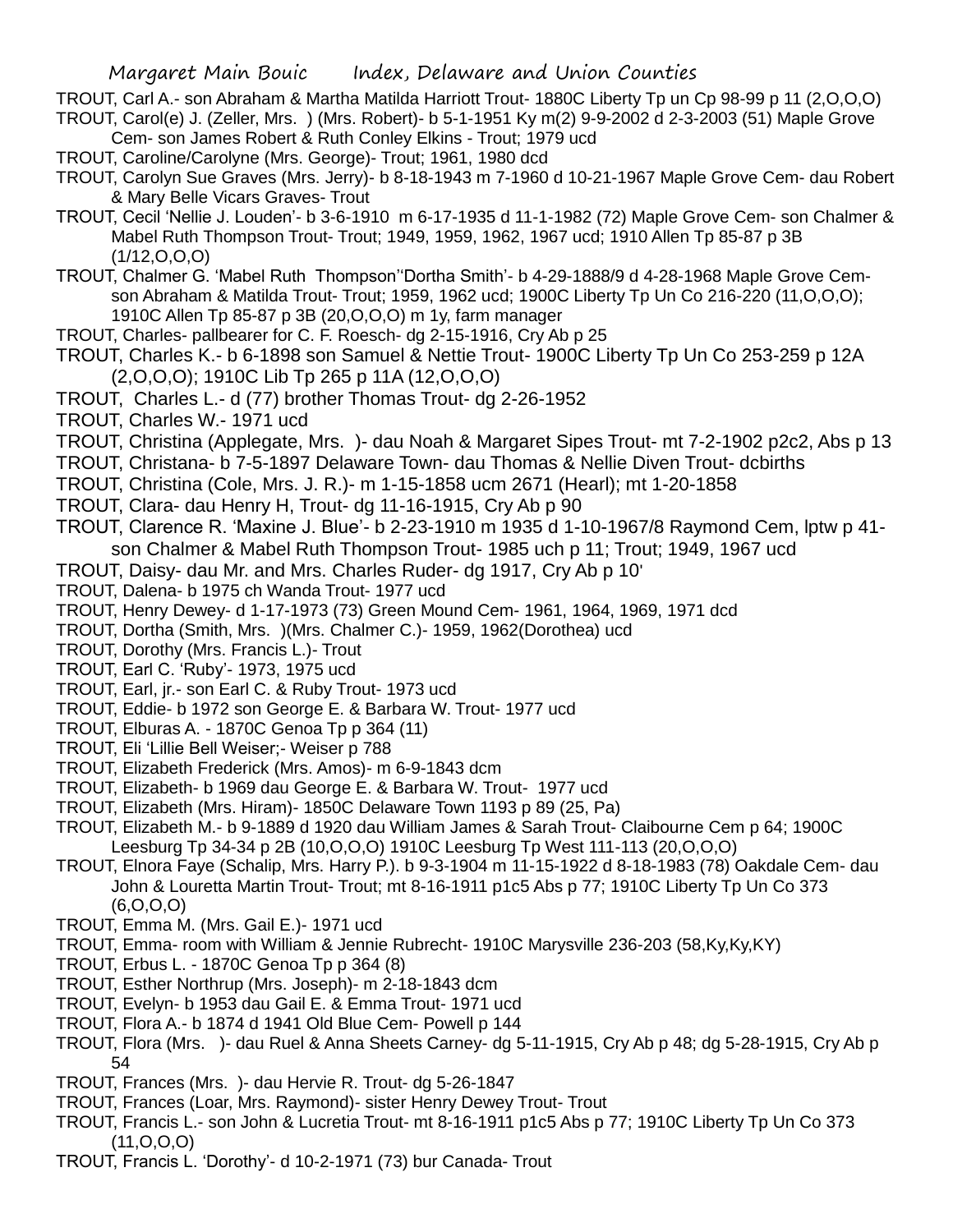TROUT, Carl A.- son Abraham & Martha Matilda Harriott Trout- 1880C Liberty Tp un Cp 98-99 p 11 (2,O,O,O)

TROUT, Carol(e) J. (Zeller, Mrs. ) (Mrs. Robert)- b 5-1-1951 Ky m(2) 9-9-2002 d 2-3-2003 (51) Maple Grove Cem- son James Robert & Ruth Conley Elkins - Trout; 1979 ucd

TROUT, Caroline/Carolyne (Mrs. George)- Trout; 1961, 1980 dcd

TROUT, Carolyn Sue Graves (Mrs. Jerry)- b 8-18-1943 m 7-1960 d 10-21-1967 Maple Grove Cem- dau Robert & Mary Belle Vicars Graves- Trout

TROUT, Cecil 'Nellie J. Louden'- b 3-6-1910 m 6-17-1935 d 11-1-1982 (72) Maple Grove Cem- son Chalmer & Mabel Ruth Thompson Trout- Trout; 1949, 1959, 1962, 1967 ucd; 1910 Allen Tp 85-87 p 3B (1/12,O,O,O)

TROUT, Chalmer G. 'Mabel Ruth Thompson''Dortha Smith'- b 4-29-1888/9 d 4-28-1968 Maple Grove Cem- son Abraham & Matilda Trout- Trout; 1959, 1962 ucd; 1900C Liberty Tp Un Co 216-220 (11,O,O,O); 1910C Allen Tp 85-87 p 3B (20,O,O,O) m 1y, farm manager

TROUT, Charles- pallbearer for C. F. Roesch- dg 2-15-1916, Cry Ab p 25

TROUT, Charles K.- b 6-1898 son Samuel & Nettie Trout- 1900C Liberty Tp Un Co 253-259 p 12A (2,O,O,O); 1910C Lib Tp 265 p 11A (12,O,O,O)

TROUT, Charles L.- d (77) brother Thomas Trout- dg 2-26-1952

TROUT, Charles W.- 1971 ucd

TROUT, Christina (Applegate, Mrs. )- dau Noah & Margaret Sipes Trout- mt 7-2-1902 p2c2, Abs p 13

TROUT, Christana- b 7-5-1897 Delaware Town- dau Thomas & Nellie Diven Trout- dcbirths

TROUT, Christina (Cole, Mrs. J. R.)- m 1-15-1858 ucm 2671 (Hearl); mt 1-20-1858

TROUT, Clara- dau Henry H, Trout- dg 11-16-1915, Cry Ab p 90

TROUT, Clarence R. 'Maxine J. Blue'- b 2-23-1910 m 1935 d 1-10-1967/8 Raymond Cem, lptw p 41- son Chalmer & Mabel Ruth Thompson Trout- 1985 uch p 11; Trout; 1949, 1967 ucd

TROUT, Daisy- dau Mr. and Mrs. Charles Ruder- dg 1917, Cry Ab p 10'

TROUT, Dalena- b 1975 ch Wanda Trout- 1977 ucd

TROUT, Henry Dewey- d 1-17-1973 (73) Green Mound Cem- 1961, 1964, 1969, 1971 dcd

TROUT, Dortha (Smith, Mrs. )(Mrs. Chalmer C.)- 1959, 1962(Dorothea) ucd

TROUT, Dorothy (Mrs. Francis L.)- Trout

TROUT, Earl C. 'Ruby'- 1973, 1975 ucd

TROUT, Earl, jr.- son Earl C. & Ruby Trout- 1973 ucd

TROUT, Eddie- b 1972 son George E. & Barbara W. Trout- 1977 ucd

TROUT, Elburas A. - 1870C Genoa Tp p 364 (11)

TROUT, Eli 'Lillie Bell Weiser;- Weiser p 788

TROUT, Elizabeth Frederick (Mrs. Amos)- m 6-9-1843 dcm

TROUT, Elizabeth- b 1969 dau George E. & Barbara W. Trout- 1977 ucd

TROUT, Elizabeth (Mrs. Hiram)- 1850C Delaware Town 1193 p 89 (25, Pa)

TROUT, Elizabeth M.- b 9-1889 d 1920 dau William James & Sarah Trout- Claibourne Cem p 64; 1900C Leesburg Tp 34-34 p 2B (10,O,O,O) 1910C Leesburg Tp West 111-113 (20,O,O,O)

TROUT, Elnora Faye (Schalip, Mrs. Harry P.). b 9-3-1904 m 11-15-1922 d 8-18-1983 (78) Oakdale Cem- dau John & Louretta Martin Trout- Trout; mt 8-16-1911 p1c5 Abs p 77; 1910C Liberty Tp Un Co 373 (6,O,O,O)

TROUT, Emma M. (Mrs. Gail E.)- 1971 ucd

TROUT, Emma- room with William & Jennie Rubrecht- 1910C Marysville 236-203 (58,Ky,Ky,KY)

TROUT, Erbus L. - 1870C Genoa Tp p 364 (8)

TROUT, Esther Northrup (Mrs. Joseph)- m 2-18-1843 dcm

TROUT, Evelyn- b 1953 dau Gail E. & Emma Trout- 1971 ucd

TROUT, Flora A.- b 1874 d 1941 Old Blue Cem- Powell p 144

TROUT, Flora (Mrs. )- dau Ruel & Anna Sheets Carney- dg 5-11-1915, Cry Ab p 48; dg 5-28-1915, Cry Ab p 54

TROUT, Frances (Mrs. )- dau Hervie R. Trout- dg 5-26-1847

TROUT, Frances (Loar, Mrs. Raymond)- sister Henry Dewey Trout- Trout

TROUT, Francis L.- son John & Lucretia Trout- mt 8-16-1911 p1c5 Abs p 77; 1910C Liberty Tp Un Co 373 (11,O,O,O)

TROUT, Francis L. 'Dorothy'- d 10-2-1971 (73) bur Canada- Trout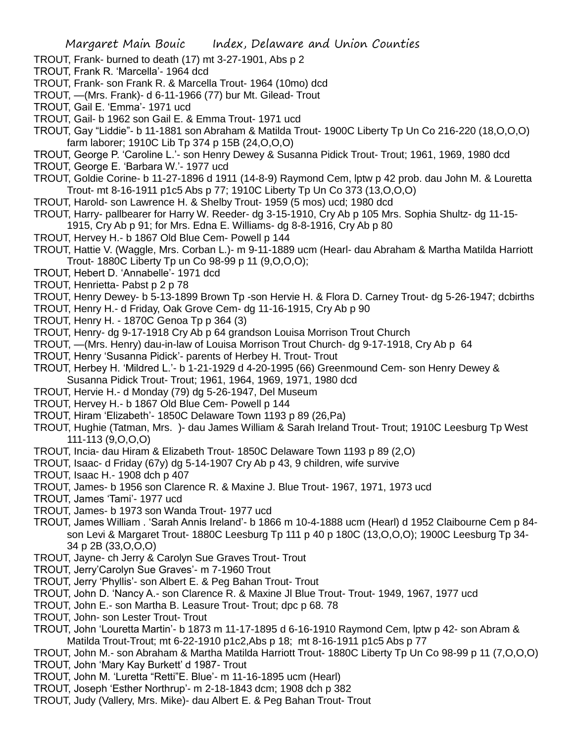TROUT, Frank- burned to death (17) mt 3-27-1901, Abs p 2

TROUT, Frank R. 'Marcella'- 1964 dcd

TROUT, Frank- son Frank R. & Marcella Trout- 1964 (10mo) dcd

TROUT, —(Mrs. Frank)- d 6-11-1966 (77) bur Mt. Gilead- Trout

TROUT, Gail E. 'Emma'- 1971 ucd

TROUT, Gail- b 1962 son Gail E. & Emma Trout- 1971 ucd

TROUT, Gay "Liddie"- b 11-1881 son Abraham & Matilda Trout- 1900C Liberty Tp Un Co 216-220 (18,O,O,O) farm laborer; 1910C Lib Tp 374 p 15B (24,O,O,O)

TROUT, George P. 'Caroline L.'- son Henry Dewey & Susanna Pidick Trout- Trout; 1961, 1969, 1980 dcd

TROUT, George E. 'Barbara W.'- 1977 ucd

TROUT, Goldie Corine- b 11-27-1896 d 1911 (14-8-9) Raymond Cem, lptw p 42 prob. dau John M. & Louretta Trout- mt 8-16-1911 p1c5 Abs p 77; 1910C Liberty Tp Un Co 373 (13,O,O,O)

TROUT, Harold- son Lawrence H. & Shelby Trout- 1959 (5 mos) ucd; 1980 dcd

TROUT, Harry- pallbearer for Harry W. Reeder- dg 3-15-1910, Cry Ab p 105 Mrs. Sophia Shultz- dg 11-15-1915, Cry Ab p 91; for Mrs. Edna E. Williams- dg 8-8-1916, Cry Ab p 80

TROUT, Hervey H.- b 1867 Old Blue Cem- Powell p 144

TROUT, Hattie V. (Waggle, Mrs. Corban L.)- m 9-11-1889 ucm (Hearl- dau Abraham & Martha Matilda Harriott Trout- 1880C Liberty Tp un Co 98-99 p 11 (9,O,O,O);

TROUT, Hebert D. 'Annabelle'- 1971 dcd

TROUT, Henrietta- Pabst p 2 p 78

TROUT, Henry Dewey- b 5-13-1899 Brown Tp -son Hervie H. & Flora D. Carney Trout- dg 5-26-1947; dcbirths

TROUT, Henry H.- d Friday, Oak Grove Cem- dg 11-16-1915, Cry Ab p 90

TROUT, Henry H. - 1870C Genoa Tp p 364 (3)

TROUT, Henry- dg 9-17-1918 Cry Ab p 64 grandson Louisa Morrison Trout Church

TROUT, —(Mrs. Henry) dau-in-law of Louisa Morrison Trout Church- dg 9-17-1918, Cry Ab p 64

TROUT, Henry 'Susanna Pidick'- parents of Herbey H. Trout- Trout

TROUT, Herbey H. 'Mildred L.'- b 1-21-1929 d 4-20-1995 (66) Greenmound Cem- son Henry Dewey & Susanna Pidick Trout- Trout; 1961, 1964, 1969, 1971, 1980 dcd

TROUT, Hervie H.- d Monday (79) dg 5-26-1947, Del Museum

TROUT, Hervey H.- b 1867 Old Blue Cem- Powell p 144

TROUT, Hiram 'Elizabeth'- 1850C Delaware Town 1193 p 89 (26,Pa)

TROUT, Hughie (Tatman, Mrs. )- dau James William & Sarah Ireland Trout- Trout; 1910C Leesburg Tp West 111-113 (9,O,O,O)

TROUT, Incia- dau Hiram & Elizabeth Trout- 1850C Delaware Town 1193 p 89 (2,O)

TROUT, Isaac- d Friday (67y) dg 5-14-1907 Cry Ab p 43, 9 children, wife survive

TROUT, Isaac H.- 1908 dch p 407

TROUT, James- b 1956 son Clarence R. & Maxine J. Blue Trout- 1967, 1971, 1973 ucd

TROUT, James 'Tami'- 1977 ucd

TROUT, James- b 1973 son Wanda Trout- 1977 ucd

TROUT, James William . 'Sarah Annis Ireland'- b 1866 m 10-4-1888 ucm (Hearl) d 1952 Claibourne Cem p 84- son Levi & Margaret Trout- 1880C Leesburg Tp 111 p 40 p 180C (13,O,O,O); 1900C Leesburg Tp 34-34 p 2B (33,O,O,O)

TROUT, Jayne- ch Jerry & Carolyn Sue Graves Trout- Trout

TROUT, Jerry'Carolyn Sue Graves'- m 7-1960 Trout

TROUT, Jerry 'Phyllis'- son Albert E. & Peg Bahan Trout- Trout

TROUT, John D. 'Nancy A.- son Clarence R. & Maxine Jl Blue Trout- Trout- 1949, 1967, 1977 ucd

TROUT, John E.- son Martha B. Leasure Trout- Trout; dpc p 68. 78

TROUT, John- son Lester Trout- Trout

TROUT, John 'Louretta Martin'- b 1873 m 11-17-1895 d 6-16-1910 Raymond Cem, lptw p 42- son Abram & Matilda Trout-Trout; mt 6-22-1910 p1c2,Abs p 18; mt 8-16-1911 p1c5 Abs p 77

TROUT, John M.- son Abraham & Martha Matilda Harriott Trout- 1880C Liberty Tp Un Co 98-99 p 11 (7,O,O,O)

TROUT, John 'Mary Kay Burkett' d 1987- Trout

TROUT, John M. 'Luretta "Retti"E. Blue'- m 11-16-1895 ucm (Hearl)

TROUT, Joseph 'Esther Northrup'- m 2-18-1843 dcm; 1908 dch p 382

TROUT, Judy (Vallery, Mrs. Mike)- dau Albert E. & Peg Bahan Trout- Trout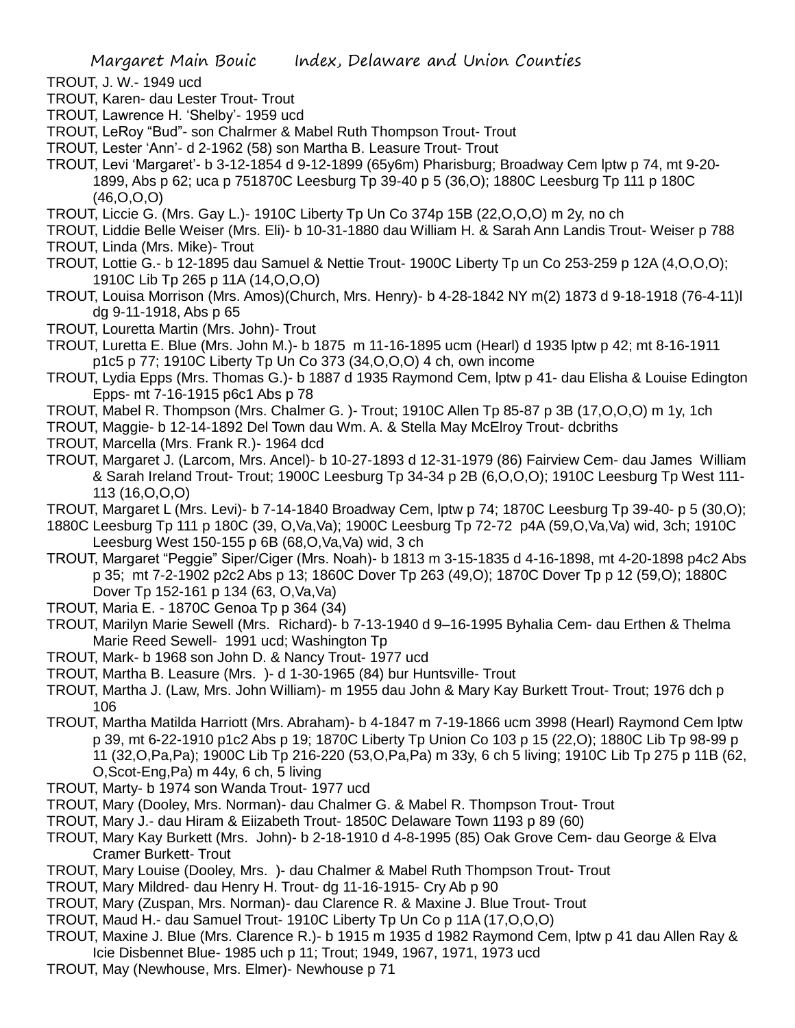TROUT, J. W.- 1949 ucd

TROUT, Karen- dau Lester Trout- Trout

TROUT, Lawrence H. 'Shelby'- 1959 ucd

TROUT, LeRoy "Bud"- son Chalrmer & Mabel Ruth Thompson Trout- Trout

TROUT, Lester 'Ann'- d 2-1962 (58) son Martha B. Leasure Trout- Trout

TROUT, Levi 'Margaret'- b 3-12-1854 d 9-12-1899 (65y6m) Pharisburg; Broadway Cem lptw p 74, mt 9-20-1899, Abs p 62; uca p 751870C Leesburg Tp 39-40 p 5 (36,O); 1880C Leesburg Tp 111 p 180C (46,O,O,O)

TROUT, Liccie G. (Mrs. Gay L.)- 1910C Liberty Tp Un Co 374p 15B (22,O,O,O) m 2y, no ch

TROUT, Liddie Belle Weiser (Mrs. Eli)- b 10-31-1880 dau William H. & Sarah Ann Landis Trout- Weiser p 788

TROUT, Linda (Mrs. Mike)- Trout

TROUT, Lottie G.- b 12-1895 dau Samuel & Nettie Trout- 1900C Liberty Tp un Co 253-259 p 12A (4,O,O,O); 1910C Lib Tp 265 p 11A (14,O,O,O)

TROUT, Louisa Morrison (Mrs. Amos)(Church, Mrs. Henry)- b 4-28-1842 NY m(2) 1873 d 9-18-1918 (76-4-11)l dg 9-11-1918, Abs p 65

TROUT, Louretta Martin (Mrs. John)- Trout

TROUT, Luretta E. Blue (Mrs. John M.)- b 1875 m 11-16-1895 ucm (Hearl) d 1935 lptw p 42; mt 8-16-1911 p1c5 p 77; 1910C Liberty Tp Un Co 373 (34,O,O,O) 4 ch, own income

TROUT, Lydia Epps (Mrs. Thomas G.)- b 1887 d 1935 Raymond Cem, lptw p 41- dau Elisha & Louise Edington Epps- mt 7-16-1915 p6c1 Abs p 78

TROUT, Mabel R. Thompson (Mrs. Chalmer G. )- Trout; 1910C Allen Tp 85-87 p 3B (17,O,O,O) m 1y, 1ch

TROUT, Maggie- b 12-14-1892 Del Town dau Wm. A. & Stella May McElroy Trout- dcbriths

TROUT, Marcella (Mrs. Frank R.)- 1964 dcd

TROUT, Margaret J. (Larcom, Mrs. Ancel)- b 10-27-1893 d 12-31-1979 (86) Fairview Cem- dau James William & Sarah Ireland Trout- Trout; 1900C Leesburg Tp 34-34 p 2B (6,O,O,O); 1910C Leesburg Tp West 111-113 (16,O,O,O)

TROUT, Margaret L (Mrs. Levi)- b 7-14-1840 Broadway Cem, lptw p 74; 1870C Leesburg Tp 39-40- p 5 (30,O); 1880C Leesburg Tp 111 p 180C (39, O,Va,Va); 1900C Leesburg Tp 72-72 p4A (59,O,Va,Va) wid, 3ch; 1910C Leesburg West 150-155 p 6B (68,O,Va,Va) wid, 3 ch

TROUT, Margaret "Peggie" Siper/Ciger (Mrs. Noah)- b 1813 m 3-15-1835 d 4-16-1898, mt 4-20-1898 p4c2 Abs p 35; mt 7-2-1902 p2c2 Abs p 13; 1860C Dover Tp 263 (49,O); 1870C Dover Tp p 12 (59,O); 1880C Dover Tp 152-161 p 134 (63, O,Va,Va)

TROUT, Maria E. - 1870C Genoa Tp p 364 (34)

TROUT, Marilyn Marie Sewell (Mrs. Richard)- b 7-13-1940 d 9–16-1995 Byhalia Cem- dau Erthen & Thelma Marie Reed Sewell- 1991 ucd; Washington Tp

TROUT, Mark- b 1968 son John D. & Nancy Trout- 1977 ucd

TROUT, Martha B. Leasure (Mrs. )- d 1-30-1965 (84) bur Huntsville- Trout

TROUT, Martha J. (Law, Mrs. John William)- m 1955 dau John & Mary Kay Burkett Trout- Trout; 1976 dch p 106

TROUT, Martha Matilda Harriott (Mrs. Abraham)- b 4-1847 m 7-19-1866 ucm 3998 (Hearl) Raymond Cem lptw p 39, mt 6-22-1910 p1c2 Abs p 19; 1870C Liberty Tp Union Co 103 p 15 (22,O); 1880C Lib Tp 98-99 p 11 (32,O,Pa,Pa); 1900C Lib Tp 216-220 (53,O,Pa,Pa) m 33y, 6 ch 5 living; 1910C Lib Tp 275 p 11B (62, O,Scot-Eng,Pa) m 44y, 6 ch, 5 living

TROUT, Marty- b 1974 son Wanda Trout- 1977 ucd

TROUT, Mary (Dooley, Mrs. Norman)- dau Chalmer G. & Mabel R. Thompson Trout- Trout

TROUT, Mary J.- dau Hiram & Eiizabeth Trout- 1850C Delaware Town 1193 p 89 (60)

TROUT, Mary Kay Burkett (Mrs. John)- b 2-18-1910 d 4-8-1995 (85) Oak Grove Cem- dau George & Elva Cramer Burkett- Trout

TROUT, Mary Louise (Dooley, Mrs. )- dau Chalmer & Mabel Ruth Thompson Trout- Trout

TROUT, Mary Mildred- dau Henry H. Trout- dg 11-16-1915- Cry Ab p 90

TROUT, Mary (Zuspan, Mrs. Norman)- dau Clarence R. & Maxine J. Blue Trout- Trout

TROUT, Maud H.- dau Samuel Trout- 1910C Liberty Tp Un Co p 11A (17,O,O,O)

TROUT, Maxine J. Blue (Mrs. Clarence R.)- b 1915 m 1935 d 1982 Raymond Cem, lptw p 41 dau Allen Ray & Icie Disbennet Blue- 1985 uch p 11; Trout; 1949, 1967, 1971, 1973 ucd

TROUT, May (Newhouse, Mrs. Elmer)- Newhouse p 71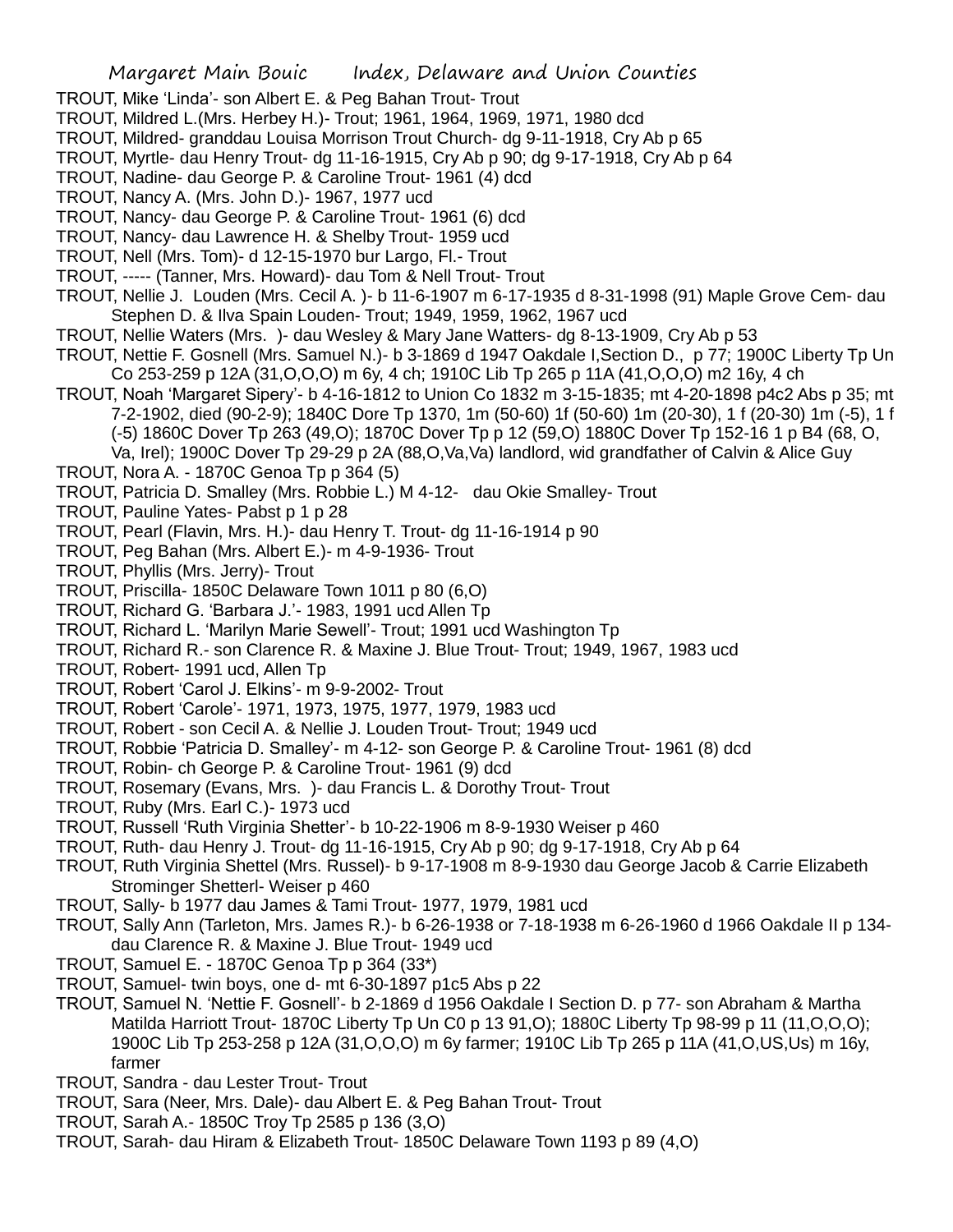TROUT, Mike 'Linda'- son Albert E. & Peg Bahan Trout- Trout

TROUT, Mildred L.(Mrs. Herbey H.)- Trout; 1961, 1964, 1969, 1971, 1980 dcd

TROUT, Mildred- granddau Louisa Morrison Trout Church- dg 9-11-1918, Cry Ab p 65

TROUT, Myrtle- dau Henry Trout- dg 11-16-1915, Cry Ab p 90; dg 9-17-1918, Cry Ab p 64

TROUT, Nadine- dau George P. & Caroline Trout- 1961 (4) dcd

TROUT, Nancy A. (Mrs. John D.)- 1967, 1977 ucd

TROUT, Nancy- dau George P. & Caroline Trout- 1961 (6) dcd

TROUT, Nancy- dau Lawrence H. & Shelby Trout- 1959 ucd

TROUT, Nell (Mrs. Tom)- d 12-15-1970 bur Largo, Fl.- Trout

TROUT, ----- (Tanner, Mrs. Howard)- dau Tom & Nell Trout- Trout

TROUT, Nellie J. Louden (Mrs. Cecil A. )- b 11-6-1907 m 6-17-1935 d 8-31-1998 (91) Maple Grove Cem- dau Stephen D. & Ilva Spain Louden- Trout; 1949, 1959, 1962, 1967 ucd

TROUT, Nellie Waters (Mrs. )- dau Wesley & Mary Jane Watters- dg 8-13-1909, Cry Ab p 53

TROUT, Nettie F. Gosnell (Mrs. Samuel N.)- b 3-1869 d 1947 Oakdale I,Section D., p 77; 1900C Liberty Tp Un Co 253-259 p 12A (31,O,O,O) m 6y, 4 ch; 1910C Lib Tp 265 p 11A (41,O,O,O) m2 16y, 4 ch

TROUT, Noah 'Margaret Sipery'- b 4-16-1812 to Union Co 1832 m 3-15-1835; mt 4-20-1898 p4c2 Abs p 35; mt 7-2-1902, died (90-2-9); 1840C Dore Tp 1370, 1m (50-60) 1f (50-60) 1m (20-30), 1 f (20-30) 1m (-5), 1 f (-5) 1860C Dover Tp 263 (49,O); 1870C Dover Tp p 12 (59,O) 1880C Dover Tp 152-16 1 p B4 (68, O, Va, Irel); 1900C Dover Tp 29-29 p 2A (88,O,Va,Va) landlord, wid grandfather of Calvin & Alice Guy

TROUT, Nora A. - 1870C Genoa Tp p 364 (5)

TROUT, Patricia D. Smalley (Mrs. Robbie L.) M 4-12- dau Okie Smalley- Trout

TROUT, Pauline Yates- Pabst p 1 p 28

TROUT, Pearl (Flavin, Mrs. H.)- dau Henry T. Trout- dg 11-16-1914 p 90

TROUT, Peg Bahan (Mrs. Albert E.)- m 4-9-1936- Trout

TROUT, Phyllis (Mrs. Jerry)- Trout

TROUT, Priscilla- 1850C Delaware Town 1011 p 80 (6,O)

TROUT, Richard G. 'Barbara J.'- 1983, 1991 ucd Allen Tp

TROUT, Richard L. 'Marilyn Marie Sewell'- Trout; 1991 ucd Washington Tp

TROUT, Richard R.- son Clarence R. & Maxine J. Blue Trout- Trout; 1949, 1967, 1983 ucd

TROUT, Robert- 1991 ucd, Allen Tp

TROUT, Robert 'Carol J. Elkins'- m 9-9-2002- Trout

TROUT, Robert 'Carole'- 1971, 1973, 1975, 1977, 1979, 1983 ucd

TROUT, Robert - son Cecil A. & Nellie J. Louden Trout- Trout; 1949 ucd

TROUT, Robbie 'Patricia D. Smalley'- m 4-12- son George P. & Caroline Trout- 1961 (8) dcd

TROUT, Robin- ch George P. & Caroline Trout- 1961 (9) dcd

TROUT, Rosemary (Evans, Mrs. )- dau Francis L. & Dorothy Trout- Trout

TROUT, Ruby (Mrs. Earl C.)- 1973 ucd

TROUT, Russell 'Ruth Virginia Shetter'- b 10-22-1906 m 8-9-1930 Weiser p 460

TROUT, Ruth- dau Henry J. Trout- dg 11-16-1915, Cry Ab p 90; dg 9-17-1918, Cry Ab p 64

TROUT, Ruth Virginia Shettel (Mrs. Russel)- b 9-17-1908 m 8-9-1930 dau George Jacob & Carrie Elizabeth Strominger Shetterl- Weiser p 460

TROUT, Sally- b 1977 dau James & Tami Trout- 1977, 1979, 1981 ucd

TROUT, Sally Ann (Tarleton, Mrs. James R.)- b 6-26-1938 or 7-18-1938 m 6-26-1960 d 1966 Oakdale II p 134- dau Clarence R. & Maxine J. Blue Trout- 1949 ucd

TROUT, Samuel E. - 1870C Genoa Tp p 364 (33*)

TROUT, Samuel- twin boys, one d- mt 6-30-1897 p1c5 Abs p 22

TROUT, Samuel N. 'Nettie F. Gosnell'- b 2-1869 d 1956 Oakdale I Section D. p 77- son Abraham & Martha Matilda Harriott Trout- 1870C Liberty Tp Un C0 p 13 91,O); 1880C Liberty Tp 98-99 p 11 (11,O,O,O); 1900C Lib Tp 253-258 p 12A (31,O,O,O) m 6y farmer; 1910C Lib Tp 265 p 11A (41,O,US,Us) m 16y, farmer

TROUT, Sandra - dau Lester Trout- Trout

TROUT, Sara (Neer, Mrs. Dale)- dau Albert E. & Peg Bahan Trout- Trout

TROUT, Sarah A.- 1850C Troy Tp 2585 p 136 (3,O)

TROUT, Sarah- dau Hiram & Elizabeth Trout- 1850C Delaware Town 1193 p 89 (4,O)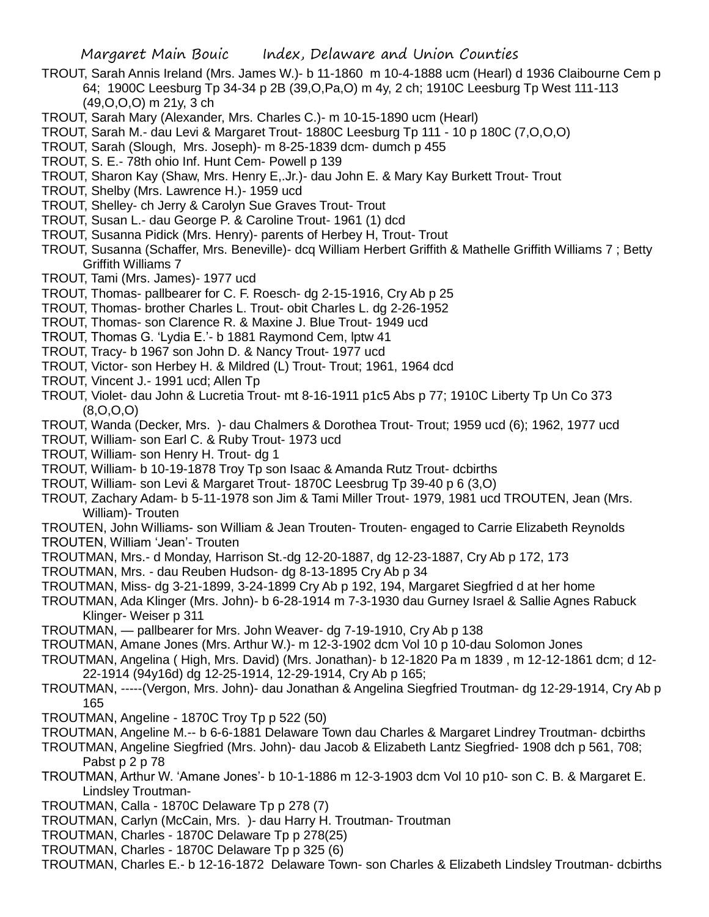TROUT, Sarah Annis Ireland (Mrs. James W.)- b 11-1860 m 10-4-1888 ucm (Hearl) d 1936 Claibourne Cem p 64; 1900C Leesburg Tp 34-34 p 2B (39,O,Pa,O) m 4y, 2 ch; 1910C Leesburg Tp West 111-113 (49,O,O,O) m 21y, 3 ch

TROUT, Sarah Mary (Alexander, Mrs. Charles C.)- m 10-15-1890 ucm (Hearl)

TROUT, Sarah M.- dau Levi & Margaret Trout- 1880C Leesburg Tp 111 - 10 p 180C (7,O,O,O)

TROUT, Sarah (Slough, Mrs. Joseph)- m 8-25-1839 dcm- dumch p 455

TROUT, S. E.- 78th ohio Inf. Hunt Cem- Powell p 139

TROUT, Sharon Kay (Shaw, Mrs. Henry E,.Jr.)- dau John E. & Mary Kay Burkett Trout- Trout

TROUT, Shelby (Mrs. Lawrence H.)- 1959 ucd

TROUT, Shelley- ch Jerry & Carolyn Sue Graves Trout- Trout

TROUT, Susan L.- dau George P. & Caroline Trout- 1961 (1) dcd

TROUT, Susanna Pidick (Mrs. Henry)- parents of Herbey H, Trout- Trout

TROUT, Susanna (Schaffer, Mrs. Beneville)- dcq William Herbert Griffith & Mathelle Griffith Williams 7 ; Betty Griffith Williams 7

TROUT, Tami (Mrs. James)- 1977 ucd

TROUT, Thomas- pallbearer for C. F. Roesch- dg 2-15-1916, Cry Ab p 25

TROUT, Thomas- brother Charles L. Trout- obit Charles L. dg 2-26-1952

TROUT, Thomas- son Clarence R. & Maxine J. Blue Trout- 1949 ucd

TROUT, Thomas G. 'Lydia E.'- b 1881 Raymond Cem, lptw 41

TROUT, Tracy- b 1967 son John D. & Nancy Trout- 1977 ucd

TROUT, Victor- son Herbey H. & Mildred (L) Trout- Trout; 1961, 1964 dcd

TROUT, Vincent J.- 1991 ucd; Allen Tp

TROUT, Violet- dau John & Lucretia Trout- mt 8-16-1911 p1c5 Abs p 77; 1910C Liberty Tp Un Co 373 (8,O,O,O)

TROUT, Wanda (Decker, Mrs. )- dau Chalmers & Dorothea Trout- Trout; 1959 ucd (6); 1962, 1977 ucd

TROUT, William- son Earl C. & Ruby Trout- 1973 ucd

TROUT, William- son Henry H. Trout- dg 1

TROUT, William- b 10-19-1878 Troy Tp son Isaac & Amanda Rutz Trout- dcbirths

TROUT, William- son Levi & Margaret Trout- 1870C Leesbrug Tp 39-40 p 6 (3,O)

TROUT, Zachary Adam- b 5-11-1978 son Jim & Tami Miller Trout- 1979, 1981 ucd TROUTEN, Jean (Mrs. William)- Trouten

TROUTEN, John Williams- son William & Jean Trouten- Trouten- engaged to Carrie Elizabeth Reynolds

TROUTEN, William 'Jean'- Trouten

TROUTMAN, Mrs.- d Monday, Harrison St.-dg 12-20-1887, dg 12-23-1887, Cry Ab p 172, 173

TROUTMAN, Mrs. - dau Reuben Hudson- dg 8-13-1895 Cry Ab p 34

TROUTMAN, Miss- dg 3-21-1899, 3-24-1899 Cry Ab p 192, 194, Margaret Siegfried d at her home

TROUTMAN, Ada Klinger (Mrs. John)- b 6-28-1914 m 7-3-1930 dau Gurney Israel & Sallie Agnes Rabuck Klinger- Weiser p 311

TROUTMAN, — pallbearer for Mrs. John Weaver- dg 7-19-1910, Cry Ab p 138

TROUTMAN, Amane Jones (Mrs. Arthur W.)-- m 12-3-1902 dcm Vol 10 p 10-dau Solomon Jones

TROUTMAN, Angelina ( High, Mrs. David) (Mrs. Jonathan)- b 12-1820 Pa m 1839 , m 12-12-1861 dcm; d 12-22-1914 (94y16d) dg 12-25-1914, 12-29-1914, Cry Ab p 165;

TROUTMAN, -----(Vergon, Mrs. John)- dau Jonathan & Angelina Siegfried Troutman- dg 12-29-1914, Cry Ab p 165

TROUTMAN, Angeline - 1870C Troy Tp p 522 (50)

TROUTMAN, Angeline M.-- b 6-6-1881 Delaware Town dau Charles & Margaret Lindrey Troutman- dcbirths

TROUTMAN, Angeline Siegfried (Mrs. John)- dau Jacob & Elizabeth Lantz Siegfried- 1908 dch p 561, 708; Pabst p 2 p 78

TROUTMAN, Arthur W. 'Amane Jones'- b 10-1-1886 m 12-3-1903 dcm Vol 10 p10- son C. B. & Margaret E. Lindsley Troutman-

TROUTMAN, Calla - 1870C Delaware Tp p 278 (7)

TROUTMAN, Carlyn (McCain, Mrs. )- dau Harry H. Troutman- Troutman

TROUTMAN, Charles - 1870C Delaware Tp p 278(25)

TROUTMAN, Charles - 1870C Delaware Tp p 325 (6)

TROUTMAN, Charles E.- b 12-16-1872 Delaware Town- son Charles & Elizabeth Lindsley Troutman- dcbirths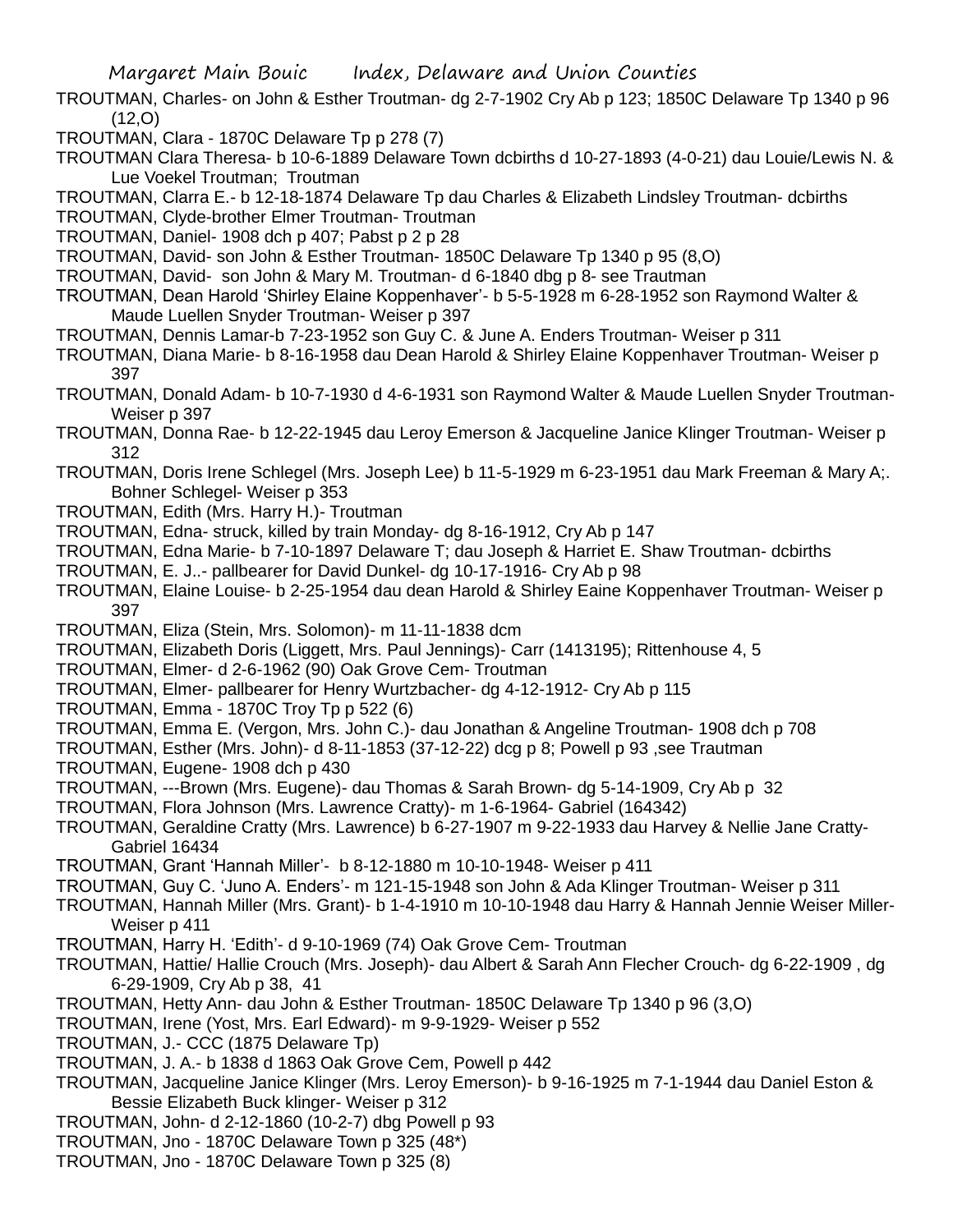TROUTMAN, Charles- on John & Esther Troutman- dg 2-7-1902 Cry Ab p 123; 1850C Delaware Tp 1340 p 96 (12,O)

TROUTMAN, Clara - 1870C Delaware Tp p 278 (7)

TROUTMAN Clara Theresa- b 10-6-1889 Delaware Town dcbirths d 10-27-1893 (4-0-21) dau Louie/Lewis N. & Lue Voekel Troutman; Troutman

TROUTMAN, Clarra E.- b 12-18-1874 Delaware Tp dau Charles & Elizabeth Lindsley Troutman- dcbirths

TROUTMAN, Clyde-brother Elmer Troutman- Troutman

TROUTMAN, Daniel- 1908 dch p 407; Pabst p 2 p 28

TROUTMAN, David- son John & Esther Troutman- 1850C Delaware Tp 1340 p 95 (8,O)

TROUTMAN, David- son John & Mary M. Troutman- d 6-1840 dbg p 8- see Trautman

TROUTMAN, Dean Harold 'Shirley Elaine Koppenhaver'- b 5-5-1928 m 6-28-1952 son Raymond Walter & Maude Luellen Snyder Troutman- Weiser p 397

TROUTMAN, Dennis Lamar-b 7-23-1952 son Guy C. & June A. Enders Troutman- Weiser p 311

TROUTMAN, Diana Marie- b 8-16-1958 dau Dean Harold & Shirley Elaine Koppenhaver Troutman- Weiser p 397

TROUTMAN, Donald Adam- b 10-7-1930 d 4-6-1931 son Raymond Walter & Maude Luellen Snyder Troutman- Weiser p 397

TROUTMAN, Donna Rae- b 12-22-1945 dau Leroy Emerson & Jacqueline Janice Klinger Troutman- Weiser p 312

TROUTMAN, Doris Irene Schlegel (Mrs. Joseph Lee) b 11-5-1929 m 6-23-1951 dau Mark Freeman & Mary A;. Bohner Schlegel- Weiser p 353

TROUTMAN, Edith (Mrs. Harry H.)- Troutman

TROUTMAN, Edna- struck, killed by train Monday- dg 8-16-1912, Cry Ab p 147

TROUTMAN, Edna Marie- b 7-10-1897 Delaware T; dau Joseph & Harriet E. Shaw Troutman- dcbirths

TROUTMAN, E. J..- pallbearer for David Dunkel- dg 10-17-1916- Cry Ab p 98

TROUTMAN, Elaine Louise- b 2-25-1954 dau dean Harold & Shirley Eaine Koppenhaver Troutman- Weiser p 397

TROUTMAN, Eliza (Stein, Mrs. Solomon)- m 11-11-1838 dcm

TROUTMAN, Elizabeth Doris (Liggett, Mrs. Paul Jennings)- Carr (1413195); Rittenhouse 4, 5

TROUTMAN, Elmer- d 2-6-1962 (90) Oak Grove Cem- Troutman

TROUTMAN, Elmer- pallbearer for Henry Wurtzbacher- dg 4-12-1912- Cry Ab p 115

TROUTMAN, Emma - 1870C Troy Tp p 522 (6)

TROUTMAN, Emma E. (Vergon, Mrs. John C.)- dau Jonathan & Angeline Troutman- 1908 dch p 708

TROUTMAN, Esther (Mrs. John)- d 8-11-1853 (37-12-22) dcg p 8; Powell p 93 ,see Trautman

TROUTMAN, Eugene- 1908 dch p 430

TROUTMAN, ---Brown (Mrs. Eugene)- dau Thomas & Sarah Brown- dg 5-14-1909, Cry Ab p 32

TROUTMAN, Flora Johnson (Mrs. Lawrence Cratty)- m 1-6-1964- Gabriel (164342)

TROUTMAN, Geraldine Cratty (Mrs. Lawrence) b 6-27-1907 m 9-22-1933 dau Harvey & Nellie Jane Cratty- Gabriel 16434

TROUTMAN, Grant 'Hannah Miller'- b 8-12-1880 m 10-10-1948- Weiser p 411

TROUTMAN, Guy C. 'Juno A. Enders'- m 121-15-1948 son John & Ada Klinger Troutman- Weiser p 311

TROUTMAN, Hannah Miller (Mrs. Grant)- b 1-4-1910 m 10-10-1948 dau Harry & Hannah Jennie Weiser Miller- Weiser p 411

TROUTMAN, Harry H. 'Edith'- d 9-10-1969 (74) Oak Grove Cem- Troutman

TROUTMAN, Hattie/ Hallie Crouch (Mrs. Joseph)- dau Albert & Sarah Ann Flecher Crouch- dg 6-22-1909 , dg 6-29-1909, Cry Ab p 38, 41

TROUTMAN, Hetty Ann- dau John & Esther Troutman- 1850C Delaware Tp 1340 p 96 (3,O)

TROUTMAN, Irene (Yost, Mrs. Earl Edward)- m 9-9-1929- Weiser p 552

TROUTMAN, J.- CCC (1875 Delaware Tp)

TROUTMAN, J. A.- b 1838 d 1863 Oak Grove Cem, Powell p 442

TROUTMAN, Jacqueline Janice Klinger (Mrs. Leroy Emerson)- b 9-16-1925 m 7-1-1944 dau Daniel Eston & Bessie Elizabeth Buck klinger- Weiser p 312

TROUTMAN, John- d 2-12-1860 (10-2-7) dbg Powell p 93

TROUTMAN, Jno - 1870C Delaware Town p 325 (48*)

TROUTMAN, Jno - 1870C Delaware Town p 325 (8)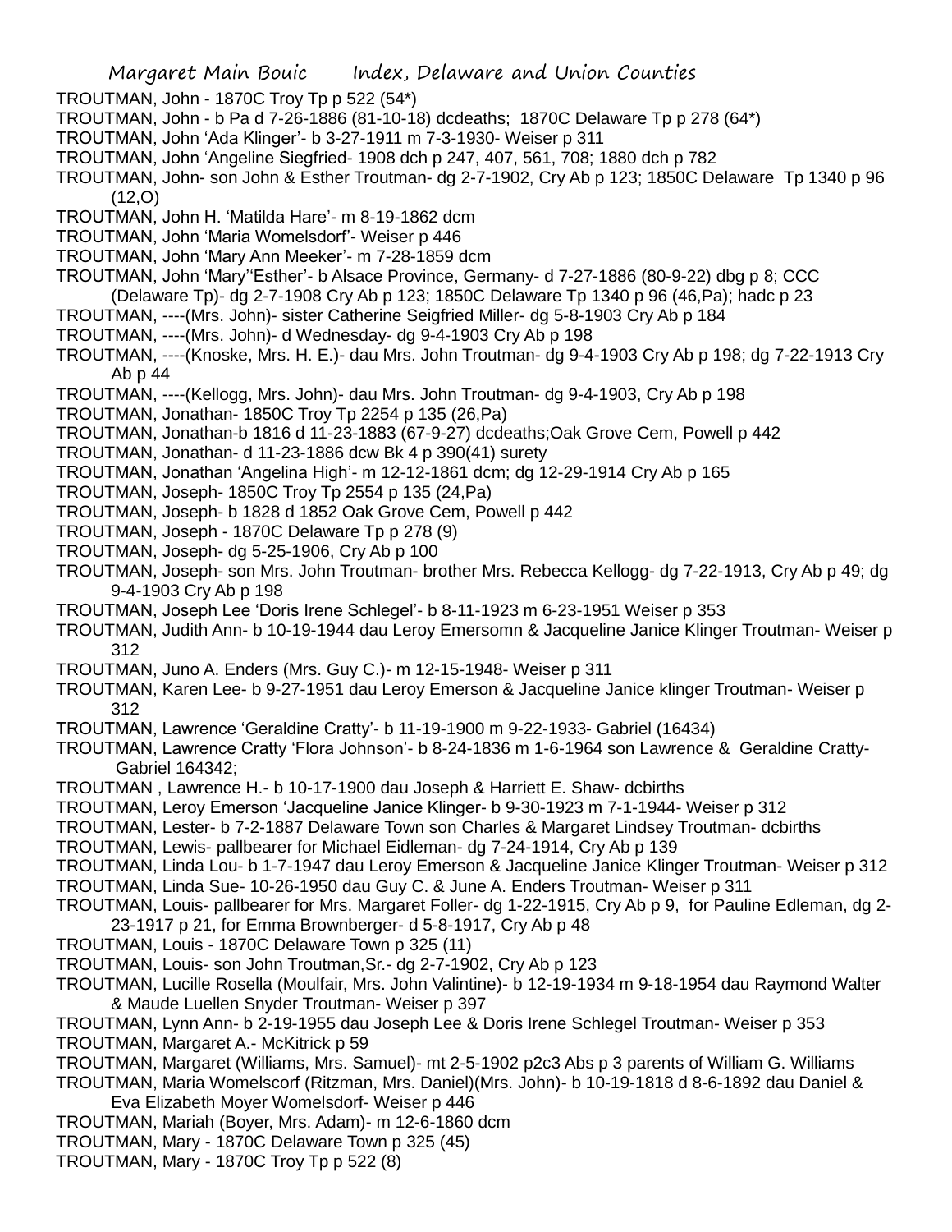TROUTMAN, John - 1870C Troy Tp p 522 (54*)

TROUTMAN, John - b Pa d 7-26-1886 (81-10-18) dcdeaths; 1870C Delaware Tp p 278 (64*)

TROUTMAN, John 'Ada Klinger'- b 3-27-1911 m 7-3-1930- Weiser p 311

TROUTMAN, John 'Angeline Siegfried- 1908 dch p 247, 407, 561, 708; 1880 dch p 782

TROUTMAN, John- son John & Esther Troutman- dg 2-7-1902, Cry Ab p 123; 1850C Delaware Tp 1340 p 96 (12,O)

TROUTMAN, John H. 'Matilda Hare'- m 8-19-1862 dcm

TROUTMAN, John 'Maria Womelsdorf'- Weiser p 446

TROUTMAN, John 'Mary Ann Meeker'- m 7-28-1859 dcm

TROUTMAN, John 'Mary''Esther'- b Alsace Province, Germany- d 7-27-1886 (80-9-22) dbg p 8; CCC (Delaware Tp)- dg 2-7-1908 Cry Ab p 123; 1850C Delaware Tp 1340 p 96 (46,Pa); hadc p 23

TROUTMAN, ----(Mrs. John)- sister Catherine Seigfried Miller- dg 5-8-1903 Cry Ab p 184

TROUTMAN, ----(Mrs. John)- d Wednesday- dg 9-4-1903 Cry Ab p 198

TROUTMAN, ----(Knoske, Mrs. H. E.)- dau Mrs. John Troutman- dg 9-4-1903 Cry Ab p 198; dg 7-22-1913 Cry Ab p 44

TROUTMAN, ----(Kellogg, Mrs. John)- dau Mrs. John Troutman- dg 9-4-1903, Cry Ab p 198

TROUTMAN, Jonathan- 1850C Troy Tp 2254 p 135 (26,Pa)

TROUTMAN, Jonathan-b 1816 d 11-23-1883 (67-9-27) dcdeaths;Oak Grove Cem, Powell p 442

TROUTMAN, Jonathan- d 11-23-1886 dcw Bk 4 p 390(41) surety

TROUTMAN, Jonathan 'Angelina High'- m 12-12-1861 dcm; dg 12-29-1914 Cry Ab p 165

TROUTMAN, Joseph- 1850C Troy Tp 2554 p 135 (24,Pa)

TROUTMAN, Joseph- b 1828 d 1852 Oak Grove Cem, Powell p 442

TROUTMAN, Joseph - 1870C Delaware Tp p 278 (9)

TROUTMAN, Joseph- dg 5-25-1906, Cry Ab p 100

TROUTMAN, Joseph- son Mrs. John Troutman- brother Mrs. Rebecca Kellogg- dg 7-22-1913, Cry Ab p 49; dg 9-4-1903 Cry Ab p 198

TROUTMAN, Joseph Lee 'Doris Irene Schlegel'- b 8-11-1923 m 6-23-1951 Weiser p 353

TROUTMAN, Judith Ann- b 10-19-1944 dau Leroy Emersomn & Jacqueline Janice Klinger Troutman- Weiser p 312

TROUTMAN, Juno A. Enders (Mrs. Guy C.)- m 12-15-1948- Weiser p 311

TROUTMAN, Karen Lee- b 9-27-1951 dau Leroy Emerson & Jacqueline Janice klinger Troutman- Weiser p 312

TROUTMAN, Lawrence 'Geraldine Cratty'- b 11-19-1900 m 9-22-1933- Gabriel (16434)

TROUTMAN, Lawrence Cratty 'Flora Johnson'- b 8-24-1836 m 1-6-1964 son Lawrence & Geraldine Cratty- Gabriel 164342;

TROUTMAN , Lawrence H.- b 10-17-1900 dau Joseph & Harriett E. Shaw- dcbirths

TROUTMAN, Leroy Emerson 'Jacqueline Janice Klinger- b 9-30-1923 m 7-1-1944- Weiser p 312

TROUTMAN, Lester- b 7-2-1887 Delaware Town son Charles & Margaret Lindsey Troutman- dcbirths

TROUTMAN, Lewis- pallbearer for Michael Eidleman- dg 7-24-1914, Cry Ab p 139

TROUTMAN, Linda Lou- b 1-7-1947 dau Leroy Emerson & Jacqueline Janice Klinger Troutman- Weiser p 312

TROUTMAN, Linda Sue- 10-26-1950 dau Guy C. & June A. Enders Troutman- Weiser p 311

TROUTMAN, Louis- pallbearer for Mrs. Margaret Foller- dg 1-22-1915, Cry Ab p 9, for Pauline Edleman, dg 2-23-1917 p 21, for Emma Brownberger- d 5-8-1917, Cry Ab p 48

TROUTMAN, Louis - 1870C Delaware Town p 325 (11)

TROUTMAN, Louis- son John Troutman,Sr.- dg 2-7-1902, Cry Ab p 123

TROUTMAN, Lucille Rosella (Moulfair, Mrs. John Valintine)- b 12-19-1934 m 9-18-1954 dau Raymond Walter & Maude Luellen Snyder Troutman- Weiser p 397

TROUTMAN, Lynn Ann- b 2-19-1955 dau Joseph Lee & Doris Irene Schlegel Troutman- Weiser p 353

TROUTMAN, Margaret A.- McKitrick p 59

TROUTMAN, Margaret (Williams, Mrs. Samuel)- mt 2-5-1902 p2c3 Abs p 3 parents of William G. Williams

TROUTMAN, Maria Womelscorf (Ritzman, Mrs. Daniel)(Mrs. John)- b 10-19-1818 d 8-6-1892 dau Daniel & Eva Elizabeth Moyer Womelsdorf- Weiser p 446

TROUTMAN, Mariah (Boyer, Mrs. Adam)- m 12-6-1860 dcm

TROUTMAN, Mary - 1870C Delaware Town p 325 (45)

TROUTMAN, Mary - 1870C Troy Tp p 522 (8)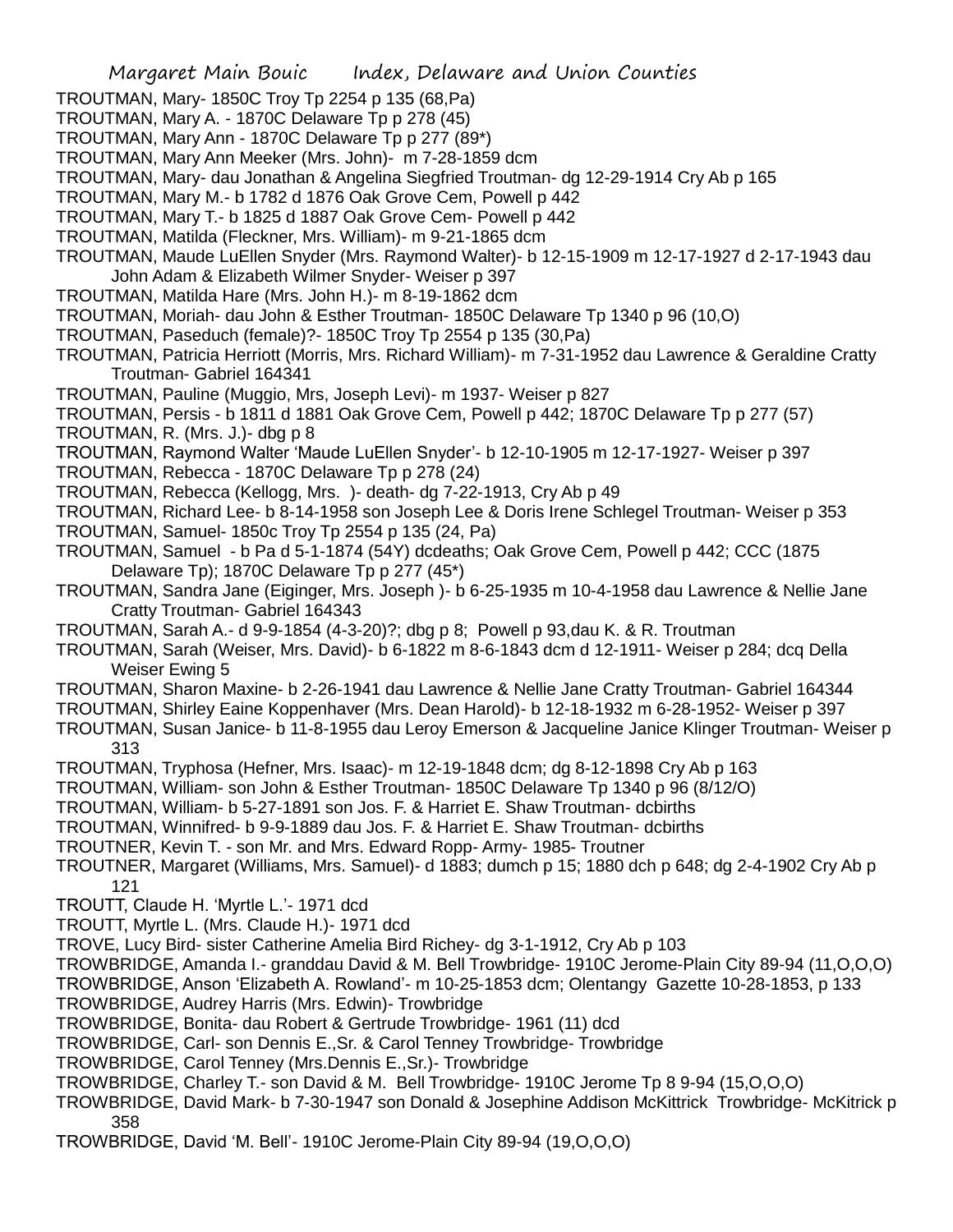TROUTMAN, Mary- 1850C Troy Tp 2254 p 135 (68,Pa)

TROUTMAN, Mary A. - 1870C Delaware Tp p 278 (45)

TROUTMAN, Mary Ann - 1870C Delaware Tp p 277 (89*)

TROUTMAN, Mary Ann Meeker (Mrs. John)- m 7-28-1859 dcm

TROUTMAN, Mary- dau Jonathan & Angelina Siegfried Troutman- dg 12-29-1914 Cry Ab p 165

TROUTMAN, Mary M.- b 1782 d 1876 Oak Grove Cem, Powell p 442

TROUTMAN, Mary T.- b 1825 d 1887 Oak Grove Cem- Powell p 442

TROUTMAN, Matilda (Fleckner, Mrs. William)- m 9-21-1865 dcm

TROUTMAN, Maude LuEllen Snyder (Mrs. Raymond Walter)- b 12-15-1909 m 12-17-1927 d 2-17-1943 dau John Adam & Elizabeth Wilmer Snyder- Weiser p 397

TROUTMAN, Matilda Hare (Mrs. John H.)- m 8-19-1862 dcm

TROUTMAN, Moriah- dau John & Esther Troutman- 1850C Delaware Tp 1340 p 96 (10,O)

TROUTMAN, Paseduch (female)?- 1850C Troy Tp 2554 p 135 (30,Pa)

TROUTMAN, Patricia Herriott (Morris, Mrs. Richard William)- m 7-31-1952 dau Lawrence & Geraldine Cratty Troutman- Gabriel 164341

TROUTMAN, Pauline (Muggio, Mrs, Joseph Levi)- m 1937- Weiser p 827

TROUTMAN, Persis - b 1811 d 1881 Oak Grove Cem, Powell p 442; 1870C Delaware Tp p 277 (57)

TROUTMAN, R. (Mrs. J.)- dbg p 8

TROUTMAN, Raymond Walter 'Maude LuEllen Snyder'- b 12-10-1905 m 12-17-1927- Weiser p 397

TROUTMAN, Rebecca - 1870C Delaware Tp p 278 (24)

TROUTMAN, Rebecca (Kellogg, Mrs. )- death- dg 7-22-1913, Cry Ab p 49

TROUTMAN, Richard Lee- b 8-14-1958 son Joseph Lee & Doris Irene Schlegel Troutman- Weiser p 353

TROUTMAN, Samuel- 1850c Troy Tp 2554 p 135 (24, Pa)

TROUTMAN, Samuel - b Pa d 5-1-1874 (54Y) dcdeaths; Oak Grove Cem, Powell p 442; CCC (1875 Delaware Tp); 1870C Delaware Tp p 277 (45*)

TROUTMAN, Sandra Jane (Eiginger, Mrs. Joseph )- b 6-25-1935 m 10-4-1958 dau Lawrence & Nellie Jane Cratty Troutman- Gabriel 164343

TROUTMAN, Sarah A.- d 9-9-1854 (4-3-20)?; dbg p 8; Powell p 93,dau K. & R. Troutman

TROUTMAN, Sarah (Weiser, Mrs. David)- b 6-1822 m 8-6-1843 dcm d 12-1911- Weiser p 284; dcq Della Weiser Ewing 5

TROUTMAN, Sharon Maxine- b 2-26-1941 dau Lawrence & Nellie Jane Cratty Troutman- Gabriel 164344

TROUTMAN, Shirley Eaine Koppenhaver (Mrs. Dean Harold)- b 12-18-1932 m 6-28-1952- Weiser p 397

TROUTMAN, Susan Janice- b 11-8-1955 dau Leroy Emerson & Jacqueline Janice Klinger Troutman- Weiser p 313

TROUTMAN, Tryphosa (Hefner, Mrs. Isaac)- m 12-19-1848 dcm; dg 8-12-1898 Cry Ab p 163

TROUTMAN, William- son John & Esther Troutman- 1850C Delaware Tp 1340 p 96 (8/12/O)

TROUTMAN, William- b 5-27-1891 son Jos. F. & Harriet E. Shaw Troutman- dcbirths

TROUTMAN, Winnifred- b 9-9-1889 dau Jos. F. & Harriet E. Shaw Troutman- dcbirths

TROUTNER, Kevin T. - son Mr. and Mrs. Edward Ropp- Army- 1985- Troutner

TROUTNER, Margaret (Williams, Mrs. Samuel)- d 1883; dumch p 15; 1880 dch p 648; dg 2-4-1902 Cry Ab p 121

TROUTT, Claude H. 'Myrtle L.'- 1971 dcd

TROUTT, Myrtle L. (Mrs. Claude H.)- 1971 dcd

TROVE, Lucy Bird- sister Catherine Amelia Bird Richey- dg 3-1-1912, Cry Ab p 103

TROWBRIDGE, Amanda I.- granddau David & M. Bell Trowbridge- 1910C Jerome-Plain City 89-94 (11,O,O,O)

TROWBRIDGE, Anson 'Elizabeth A. Rowland'- m 10-25-1853 dcm; Olentangy Gazette 10-28-1853, p 133

TROWBRIDGE, Audrey Harris (Mrs. Edwin)- Trowbridge

TROWBRIDGE, Bonita- dau Robert & Gertrude Trowbridge- 1961 (11) dcd

TROWBRIDGE, Carl- son Dennis E.,Sr. & Carol Tenney Trowbridge- Trowbridge

TROWBRIDGE, Carol Tenney (Mrs.Dennis E.,Sr.)- Trowbridge

TROWBRIDGE, Charley T.- son David & M. Bell Trowbridge- 1910C Jerome Tp 8 9-94 (15,O,O,O)

TROWBRIDGE, David Mark- b 7-30-1947 son Donald & Josephine Addison McKittrick Trowbridge- McKitrick p 358

TROWBRIDGE, David 'M. Bell'- 1910C Jerome-Plain City 89-94 (19,O,O,O)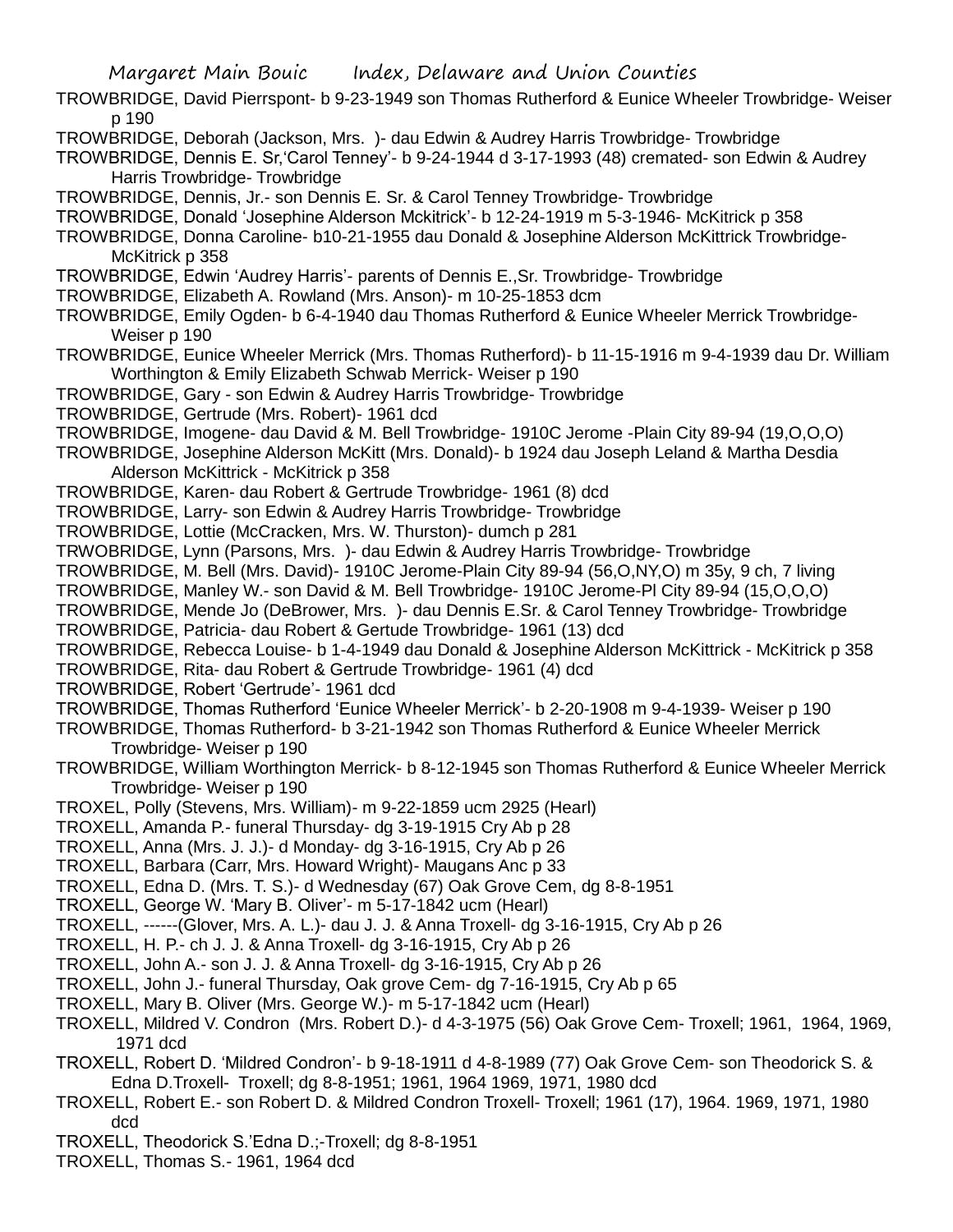TROWBRIDGE, David Pierrspont- b 9-23-1949 son Thomas Rutherford & Eunice Wheeler Trowbridge- Weiser p 190

TROWBRIDGE, Deborah (Jackson, Mrs. )- dau Edwin & Audrey Harris Trowbridge- Trowbridge

TROWBRIDGE, Dennis E. Sr,'Carol Tenney'- b 9-24-1944 d 3-17-1993 (48) cremated- son Edwin & Audrey Harris Trowbridge- Trowbridge

TROWBRIDGE, Dennis, Jr.- son Dennis E. Sr. & Carol Tenney Trowbridge- Trowbridge

TROWBRIDGE, Donald 'Josephine Alderson Mckitrick'- b 12-24-1919 m 5-3-1946- McKitrick p 358

TROWBRIDGE, Donna Caroline- b10-21-1955 dau Donald & Josephine Alderson McKittrick Trowbridge- McKitrick p 358

TROWBRIDGE, Edwin 'Audrey Harris'- parents of Dennis E.,Sr. Trowbridge- Trowbridge

TROWBRIDGE, Elizabeth A. Rowland (Mrs. Anson)- m 10-25-1853 dcm

TROWBRIDGE, Emily Ogden- b 6-4-1940 dau Thomas Rutherford & Eunice Wheeler Merrick Trowbridge- Weiser p 190

TROWBRIDGE, Eunice Wheeler Merrick (Mrs. Thomas Rutherford)- b 11-15-1916 m 9-4-1939 dau Dr. William Worthington & Emily Elizabeth Schwab Merrick- Weiser p 190

TROWBRIDGE, Gary - son Edwin & Audrey Harris Trowbridge- Trowbridge

TROWBRIDGE, Gertrude (Mrs. Robert)- 1961 dcd

TROWBRIDGE, Imogene- dau David & M. Bell Trowbridge- 1910C Jerome -Plain City 89-94 (19,O,O,O)

TROWBRIDGE, Josephine Alderson McKitt (Mrs. Donald)- b 1924 dau Joseph Leland & Martha Desdia Alderson McKittrick - McKitrick p 358

TROWBRIDGE, Karen- dau Robert & Gertrude Trowbridge- 1961 (8) dcd

TROWBRIDGE, Larry- son Edwin & Audrey Harris Trowbridge- Trowbridge

TROWBRIDGE, Lottie (McCracken, Mrs. W. Thurston)- dumch p 281

TRWOBRIDGE, Lynn (Parsons, Mrs. )- dau Edwin & Audrey Harris Trowbridge- Trowbridge

TROWBRIDGE, M. Bell (Mrs. David)- 1910C Jerome-Plain City 89-94 (56,O,NY,O) m 35y, 9 ch, 7 living

TROWBRIDGE, Manley W.- son David & M. Bell Trowbridge- 1910C Jerome-Pl City 89-94 (15,O,O,O)

TROWBRIDGE, Mende Jo (DeBrower, Mrs. )- dau Dennis E.Sr. & Carol Tenney Trowbridge- Trowbridge

TROWBRIDGE, Patricia- dau Robert & Gertude Trowbridge- 1961 (13) dcd

TROWBRIDGE, Rebecca Louise- b 1-4-1949 dau Donald & Josephine Alderson McKittrick - McKitrick p 358

TROWBRIDGE, Rita- dau Robert & Gertrude Trowbridge- 1961 (4) dcd

TROWBRIDGE, Robert 'Gertrude'- 1961 dcd

TROWBRIDGE, Thomas Rutherford 'Eunice Wheeler Merrick'- b 2-20-1908 m 9-4-1939- Weiser p 190

TROWBRIDGE, Thomas Rutherford- b 3-21-1942 son Thomas Rutherford & Eunice Wheeler Merrick Trowbridge- Weiser p 190

TROWBRIDGE, William Worthington Merrick- b 8-12-1945 son Thomas Rutherford & Eunice Wheeler Merrick Trowbridge- Weiser p 190

TROXEL, Polly (Stevens, Mrs. William)- m 9-22-1859 ucm 2925 (Hearl)

TROXELL, Amanda P.- funeral Thursday- dg 3-19-1915 Cry Ab p 28

TROXELL, Anna (Mrs. J. J.)- d Monday- dg 3-16-1915, Cry Ab p 26

TROXELL, Barbara (Carr, Mrs. Howard Wright)- Maugans Anc p 33

TROXELL, Edna D. (Mrs. T. S.)- d Wednesday (67) Oak Grove Cem, dg 8-8-1951

TROXELL, George W. 'Mary B. Oliver'- m 5-17-1842 ucm (Hearl)

TROXELL, ------(Glover, Mrs. A. L.)- dau J. J. & Anna Troxell- dg 3-16-1915, Cry Ab p 26

TROXELL, H. P.- ch J. J. & Anna Troxell- dg 3-16-1915, Cry Ab p 26

TROXELL, John A.- son J. J. & Anna Troxell- dg 3-16-1915, Cry Ab p 26

TROXELL, John J.- funeral Thursday, Oak grove Cem- dg 7-16-1915, Cry Ab p 65

TROXELL, Mary B. Oliver (Mrs. George W.)- m 5-17-1842 ucm (Hearl)

TROXELL, Mildred V. Condron (Mrs. Robert D.)- d 4-3-1975 (56) Oak Grove Cem- Troxell; 1961, 1964, 1969, 1971 dcd

TROXELL, Robert D. 'Mildred Condron'- b 9-18-1911 d 4-8-1989 (77) Oak Grove Cem- son Theodorick S. & Edna D.Troxell- Troxell; dg 8-8-1951; 1961, 1964 1969, 1971, 1980 dcd

TROXELL, Robert E.- son Robert D. & Mildred Condron Troxell- Troxell; 1961 (17), 1964. 1969, 1971, 1980 dcd

TROXELL, Theodorick S.'Edna D.;-Troxell; dg 8-8-1951

TROXELL, Thomas S.- 1961, 1964 dcd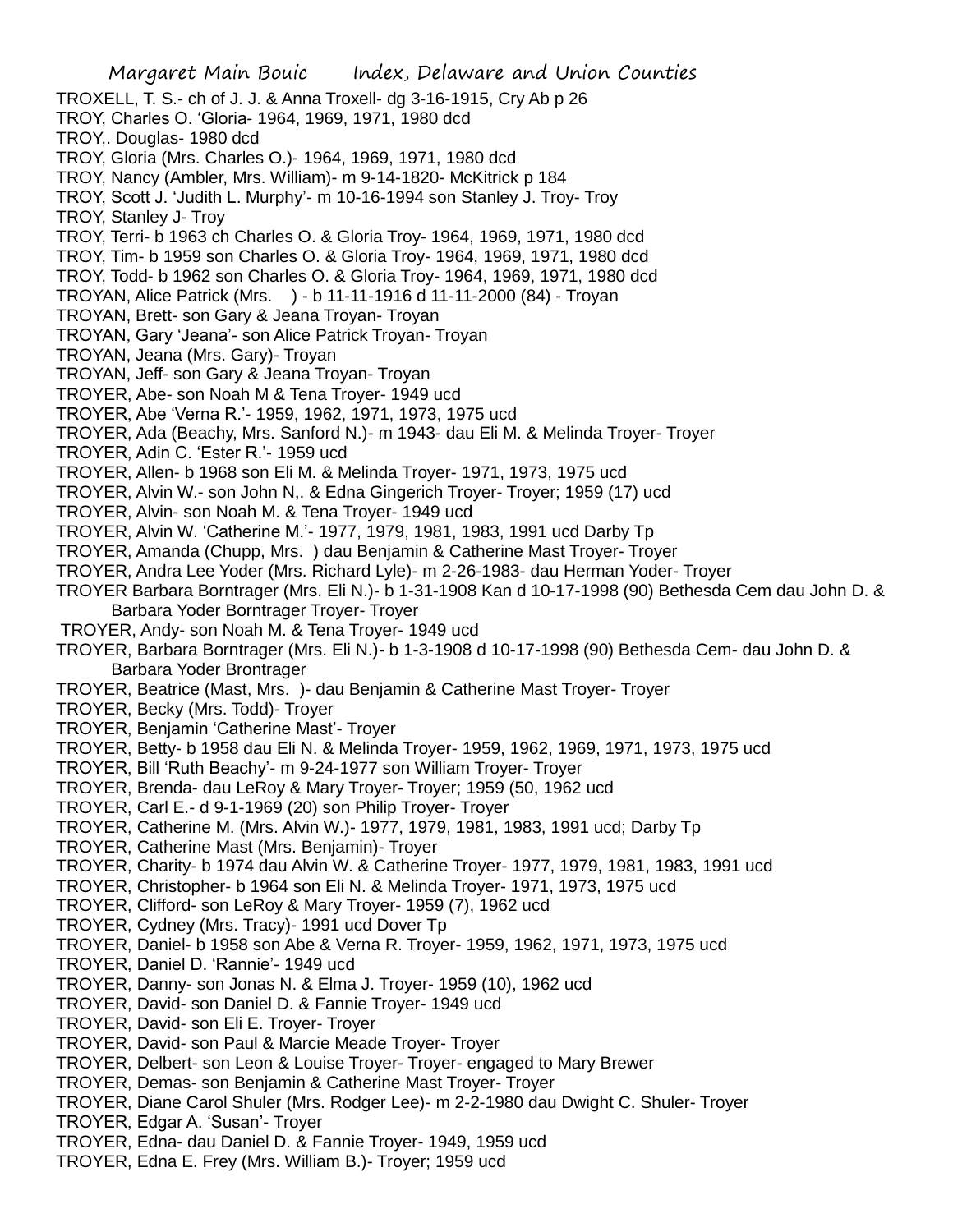TROXELL, T. S.- ch of J. J. & Anna Troxell- dg 3-16-1915, Cry Ab p 26
TROY, Charles O. 'Gloria- 1964, 1969, 1971, 1980 dcd
TROY,. Douglas- 1980 dcd
TROY, Gloria (Mrs. Charles O.)- 1964, 1969, 1971, 1980 dcd
TROY, Nancy (Ambler, Mrs. William)- m 9-14-1820- McKitrick p 184
TROY, Scott J. 'Judith L. Murphy'- m 10-16-1994 son Stanley J. Troy- Troy
TROY, Stanley J- Troy
TROY, Terri- b 1963 ch Charles O. & Gloria Troy- 1964, 1969, 1971, 1980 dcd
TROY, Tim- b 1959 son Charles O. & Gloria Troy- 1964, 1969, 1971, 1980 dcd
TROY, Todd- b 1962 son Charles O. & Gloria Troy- 1964, 1969, 1971, 1980 dcd
TROYAN, Alice Patrick (Mrs. ) - b 11-11-1916 d 11-11-2000 (84) - Troyan
TROYAN, Brett- son Gary & Jeana Troyan- Troyan
TROYAN, Gary 'Jeana'- son Alice Patrick Troyan- Troyan
TROYAN, Jeana (Mrs. Gary)- Troyan
TROYAN, Jeff- son Gary & Jeana Troyan- Troyan
TROYER, Abe- son Noah M & Tena Troyer- 1949 ucd
TROYER, Abe 'Verna R.'- 1959, 1962, 1971, 1973, 1975 ucd
TROYER, Ada (Beachy, Mrs. Sanford N.)- m 1943- dau Eli M. & Melinda Troyer- Troyer
TROYER, Adin C. 'Ester R.'- 1959 ucd
TROYER, Allen- b 1968 son Eli M. & Melinda Troyer- 1971, 1973, 1975 ucd
TROYER, Alvin W.- son John N,. & Edna Gingerich Troyer- Troyer; 1959 (17) ucd
TROYER, Alvin- son Noah M. & Tena Troyer- 1949 ucd
TROYER, Alvin W. 'Catherine M.'- 1977, 1979, 1981, 1983, 1991 ucd Darby Tp
TROYER, Amanda (Chupp, Mrs. ) dau Benjamin & Catherine Mast Troyer- Troyer
TROYER, Andra Lee Yoder (Mrs. Richard Lyle)- m 2-26-1983- dau Herman Yoder- Troyer
TROYER Barbara Borntrager (Mrs. Eli N.)- b 1-31-1908 Kan d 10-17-1998 (90) Bethesda Cem dau John D. & Barbara Yoder Borntrager Troyer- Troyer
TROYER, Andy- son Noah M. & Tena Troyer- 1949 ucd
TROYER, Barbara Borntrager (Mrs. Eli N.)- b 1-3-1908 d 10-17-1998 (90) Bethesda Cem- dau John D. & Barbara Yoder Brontrager
TROYER, Beatrice (Mast, Mrs. )- dau Benjamin & Catherine Mast Troyer- Troyer
TROYER, Becky (Mrs. Todd)- Troyer
TROYER, Benjamin 'Catherine Mast'- Troyer
TROYER, Betty- b 1958 dau Eli N. & Melinda Troyer- 1959, 1962, 1969, 1971, 1973, 1975 ucd
TROYER, Bill 'Ruth Beachy'- m 9-24-1977 son William Troyer- Troyer
TROYER, Brenda- dau LeRoy & Mary Troyer- Troyer; 1959 (50, 1962 ucd
TROYER, Carl E.- d 9-1-1969 (20) son Philip Troyer- Troyer
TROYER, Catherine M. (Mrs. Alvin W.)- 1977, 1979, 1981, 1983, 1991 ucd; Darby Tp
TROYER, Catherine Mast (Mrs. Benjamin)- Troyer
TROYER, Charity- b 1974 dau Alvin W. & Catherine Troyer- 1977, 1979, 1981, 1983, 1991 ucd
TROYER, Christopher- b 1964 son Eli N. & Melinda Troyer- 1971, 1973, 1975 ucd
TROYER, Clifford- son LeRoy & Mary Troyer- 1959 (7), 1962 ucd
TROYER, Cydney (Mrs. Tracy)- 1991 ucd Dover Tp
TROYER, Daniel- b 1958 son Abe & Verna R. Troyer- 1959, 1962, 1971, 1973, 1975 ucd
TROYER, Daniel D. 'Rannie'- 1949 ucd
TROYER, Danny- son Jonas N. & Elma J. Troyer- 1959 (10), 1962 ucd
TROYER, David- son Daniel D. & Fannie Troyer- 1949 ucd
TROYER, David- son Eli E. Troyer- Troyer
TROYER, David- son Paul & Marcie Meade Troyer- Troyer
TROYER, Delbert- son Leon & Louise Troyer- Troyer- engaged to Mary Brewer
TROYER, Demas- son Benjamin & Catherine Mast Troyer- Troyer
TROYER, Diane Carol Shuler (Mrs. Rodger Lee)- m 2-2-1980 dau Dwight C. Shuler- Troyer
TROYER, Edgar A. 'Susan'- Troyer
TROYER, Edna- dau Daniel D. & Fannie Troyer- 1949, 1959 ucd
TROYER, Edna E. Frey (Mrs. William B.)- Troyer; 1959 ucd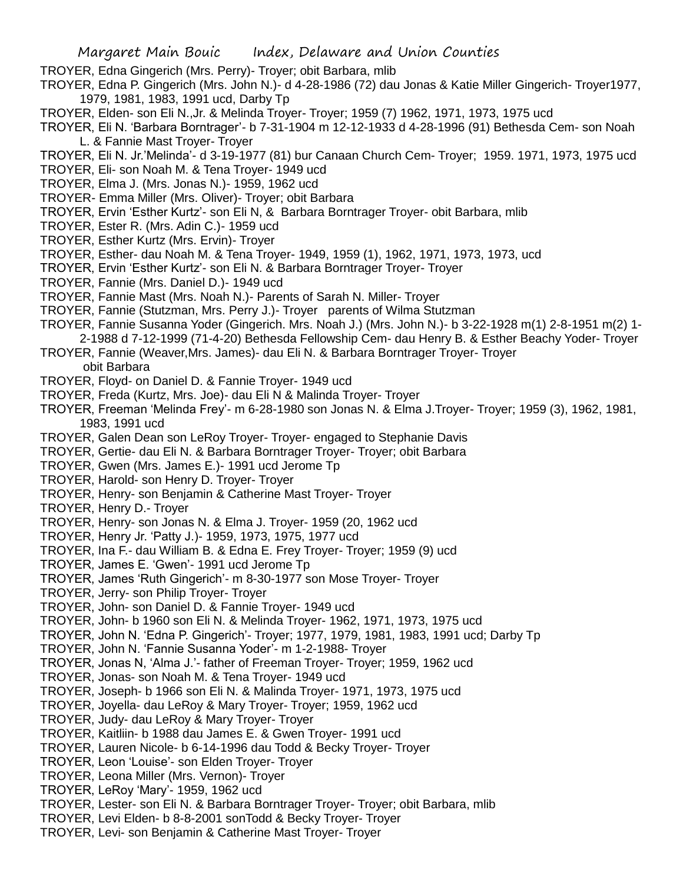TROYER, Edna Gingerich (Mrs. Perry)- Troyer; obit Barbara, mlib

TROYER, Edna P. Gingerich (Mrs. John N.)- d 4-28-1986 (72) dau Jonas & Katie Miller Gingerich- Troyer1977, 1979, 1981, 1983, 1991 ucd, Darby Tp

TROYER, Elden- son Eli N.,Jr. & Melinda Troyer- Troyer; 1959 (7) 1962, 1971, 1973, 1975 ucd

TROYER, Eli N. 'Barbara Borntrager'- b 7-31-1904 m 12-12-1933 d 4-28-1996 (91) Bethesda Cem- son Noah L. & Fannie Mast Troyer- Troyer

TROYER, Eli N. Jr.'Melinda'- d 3-19-1977 (81) bur Canaan Church Cem- Troyer; 1959. 1971, 1973, 1975 ucd

TROYER, Eli- son Noah M. & Tena Troyer- 1949 ucd

TROYER, Elma J. (Mrs. Jonas N.)- 1959, 1962 ucd

TROYER- Emma Miller (Mrs. Oliver)- Troyer; obit Barbara

TROYER, Ervin 'Esther Kurtz'- son Eli N, & Barbara Borntrager Troyer- obit Barbara, mlib

TROYER, Ester R. (Mrs. Adin C.)- 1959 ucd

TROYER, Esther Kurtz (Mrs. Ervin)- Troyer

TROYER, Esther- dau Noah M. & Tena Troyer- 1949, 1959 (1), 1962, 1971, 1973, 1973, ucd

TROYER, Ervin 'Esther Kurtz'- son Eli N. & Barbara Borntrager Troyer- Troyer

TROYER, Fannie (Mrs. Daniel D.)- 1949 ucd

TROYER, Fannie Mast (Mrs. Noah N.)- Parents of Sarah N. Miller- Troyer

TROYER, Fannie (Stutzman, Mrs. Perry J.)- Troyer parents of Wilma Stutzman

TROYER, Fannie Susanna Yoder (Gingerich. Mrs. Noah J.) (Mrs. John N.)- b 3-22-1928 m(1) 2-8-1951 m(2) 1-2-1988 d 7-12-1999 (71-4-20) Bethesda Fellowship Cem- dau Henry B. & Esther Beachy Yoder- Troyer

TROYER, Fannie (Weaver,Mrs. James)- dau Eli N. & Barbara Borntrager Troyer- Troyer obit Barbara

TROYER, Floyd- on Daniel D. & Fannie Troyer- 1949 ucd

TROYER, Freda (Kurtz, Mrs. Joe)- dau Eli N & Malinda Troyer- Troyer

TROYER, Freeman 'Melinda Frey'- m 6-28-1980 son Jonas N. & Elma J.Troyer- Troyer; 1959 (3), 1962, 1981, 1983, 1991 ucd

TROYER, Galen Dean son LeRoy Troyer- Troyer- engaged to Stephanie Davis

TROYER, Gertie- dau Eli N. & Barbara Borntrager Troyer- Troyer; obit Barbara

TROYER, Gwen (Mrs. James E.)- 1991 ucd Jerome Tp

TROYER, Harold- son Henry D. Troyer- Troyer

TROYER, Henry- son Benjamin & Catherine Mast Troyer- Troyer

TROYER, Henry D.- Troyer

TROYER, Henry- son Jonas N. & Elma J. Troyer- 1959 (20, 1962 ucd

TROYER, Henry Jr. 'Patty J.)- 1959, 1973, 1975, 1977 ucd

TROYER, Ina F.- dau William B. & Edna E. Frey Troyer- Troyer; 1959 (9) ucd

TROYER, James E. 'Gwen'- 1991 ucd Jerome Tp

TROYER, James 'Ruth Gingerich'- m 8-30-1977 son Mose Troyer- Troyer

TROYER, Jerry- son Philip Troyer- Troyer

TROYER, John- son Daniel D. & Fannie Troyer- 1949 ucd

TROYER, John- b 1960 son Eli N. & Melinda Troyer- 1962, 1971, 1973, 1975 ucd

TROYER, John N. 'Edna P. Gingerich'- Troyer; 1977, 1979, 1981, 1983, 1991 ucd; Darby Tp

TROYER, John N. 'Fannie Susanna Yoder'- m 1-2-1988- Troyer

TROYER, Jonas N, 'Alma J.'- father of Freeman Troyer- Troyer; 1959, 1962 ucd

TROYER, Jonas- son Noah M. & Tena Troyer- 1949 ucd

TROYER, Joseph- b 1966 son Eli N. & Malinda Troyer- 1971, 1973, 1975 ucd

TROYER, Joyella- dau LeRoy & Mary Troyer- Troyer; 1959, 1962 ucd

TROYER, Judy- dau LeRoy & Mary Troyer- Troyer

TROYER, Kaitliin- b 1988 dau James E. & Gwen Troyer- 1991 ucd

TROYER, Lauren Nicole- b 6-14-1996 dau Todd & Becky Troyer- Troyer

TROYER, Leon 'Louise'- son Elden Troyer- Troyer

TROYER, Leona Miller (Mrs. Vernon)- Troyer

TROYER, LeRoy 'Mary'- 1959, 1962 ucd

TROYER, Lester- son Eli N. & Barbara Borntrager Troyer- Troyer; obit Barbara, mlib

TROYER, Levi Elden- b 8-8-2001 sonTodd & Becky Troyer- Troyer

TROYER, Levi- son Benjamin & Catherine Mast Troyer- Troyer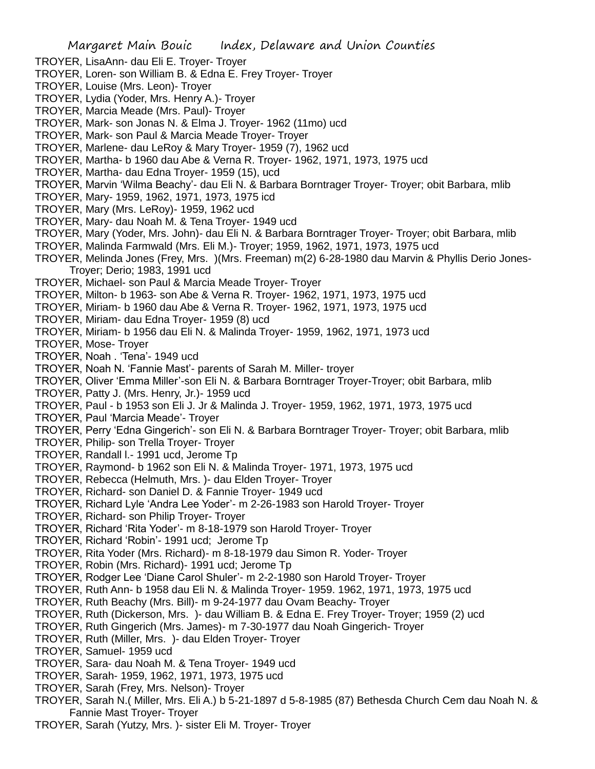TROYER, LisaAnn- dau Eli E. Troyer- Troyer
TROYER, Loren- son William B. & Edna E. Frey Troyer- Troyer
TROYER, Louise (Mrs. Leon)- Troyer
TROYER, Lydia (Yoder, Mrs. Henry A.)- Troyer
TROYER, Marcia Meade (Mrs. Paul)- Troyer
TROYER, Mark- son Jonas N. & Elma J. Troyer- 1962 (11mo) ucd
TROYER, Mark- son Paul & Marcia Meade Troyer- Troyer
TROYER, Marlene- dau LeRoy & Mary Troyer- 1959 (7), 1962 ucd
TROYER, Martha- b 1960 dau Abe & Verna R. Troyer- 1962, 1971, 1973, 1975 ucd
TROYER, Martha- dau Edna Troyer- 1959 (15), ucd
TROYER, Marvin 'Wilma Beachy'- dau Eli N. & Barbara Borntrager Troyer- Troyer; obit Barbara, mlib
TROYER, Mary- 1959, 1962, 1971, 1973, 1975 icd
TROYER, Mary (Mrs. LeRoy)- 1959, 1962 ucd
TROYER, Mary- dau Noah M. & Tena Troyer- 1949 ucd
TROYER, Mary (Yoder, Mrs. John)- dau Eli N. & Barbara Borntrager Troyer- Troyer; obit Barbara, mlib
TROYER, Malinda Farmwald (Mrs. Eli M.)- Troyer; 1959, 1962, 1971, 1973, 1975 ucd
TROYER, Melinda Jones (Frey, Mrs. )(Mrs. Freeman) m(2) 6-28-1980 dau Marvin & Phyllis Derio Jones- Troyer; Derio; 1983, 1991 ucd
TROYER, Michael- son Paul & Marcia Meade Troyer- Troyer
TROYER, Milton- b 1963- son Abe & Verna R. Troyer- 1962, 1971, 1973, 1975 ucd
TROYER, Miriam- b 1960 dau Abe & Verna R. Troyer- 1962, 1971, 1973, 1975 ucd
TROYER, Miriam- dau Edna Troyer- 1959 (8) ucd
TROYER, Miriam- b 1956 dau Eli N. & Malinda Troyer- 1959, 1962, 1971, 1973 ucd
TROYER, Mose- Troyer
TROYER, Noah . 'Tena'- 1949 ucd
TROYER, Noah N. 'Fannie Mast'- parents of Sarah M. Miller- troyer
TROYER, Oliver 'Emma Miller'-son Eli N. & Barbara Borntrager Troyer-Troyer; obit Barbara, mlib
TROYER, Patty J. (Mrs. Henry, Jr.)- 1959 ucd
TROYER, Paul - b 1953 son Eli J. Jr & Malinda J. Troyer- 1959, 1962, 1971, 1973, 1975 ucd
TROYER, Paul 'Marcia Meade'- Troyer
TROYER, Perry 'Edna Gingerich'- son Eli N. & Barbara Borntrager Troyer- Troyer; obit Barbara, mlib
TROYER, Philip- son Trella Troyer- Troyer
TROYER, Randall l.- 1991 ucd, Jerome Tp
TROYER, Raymond- b 1962 son Eli N. & Malinda Troyer- 1971, 1973, 1975 ucd
TROYER, Rebecca (Helmuth, Mrs. )- dau Elden Troyer- Troyer
TROYER, Richard- son Daniel D. & Fannie Troyer- 1949 ucd
TROYER, Richard Lyle 'Andra Lee Yoder'- m 2-26-1983 son Harold Troyer- Troyer
TROYER, Richard- son Philip Troyer- Troyer
TROYER, Richard 'Rita Yoder'- m 8-18-1979 son Harold Troyer- Troyer
TROYER, Richard 'Robin'- 1991 ucd; Jerome Tp
TROYER, Rita Yoder (Mrs. Richard)- m 8-18-1979 dau Simon R. Yoder- Troyer
TROYER, Robin (Mrs. Richard)- 1991 ucd; Jerome Tp
TROYER, Rodger Lee 'Diane Carol Shuler'- m 2-2-1980 son Harold Troyer- Troyer
TROYER, Ruth Ann- b 1958 dau Eli N. & Malinda Troyer- 1959. 1962, 1971, 1973, 1975 ucd
TROYER, Ruth Beachy (Mrs. Bill)- m 9-24-1977 dau Ovam Beachy- Troyer
TROYER, Ruth (Dickerson, Mrs. )- dau William B. & Edna E. Frey Troyer- Troyer; 1959 (2) ucd
TROYER, Ruth Gingerich (Mrs. James)- m 7-30-1977 dau Noah Gingerich- Troyer
TROYER, Ruth (Miller, Mrs. )- dau Elden Troyer- Troyer
TROYER, Samuel- 1959 ucd
TROYER, Sara- dau Noah M. & Tena Troyer- 1949 ucd
TROYER, Sarah- 1959, 1962, 1971, 1973, 1975 ucd
TROYER, Sarah (Frey, Mrs. Nelson)- Troyer
TROYER, Sarah N.( Miller, Mrs. Eli A.) b 5-21-1897 d 5-8-1985 (87) Bethesda Church Cem dau Noah N. & Fannie Mast Troyer- Troyer
TROYER, Sarah (Yutzy, Mrs. )- sister Eli M. Troyer- Troyer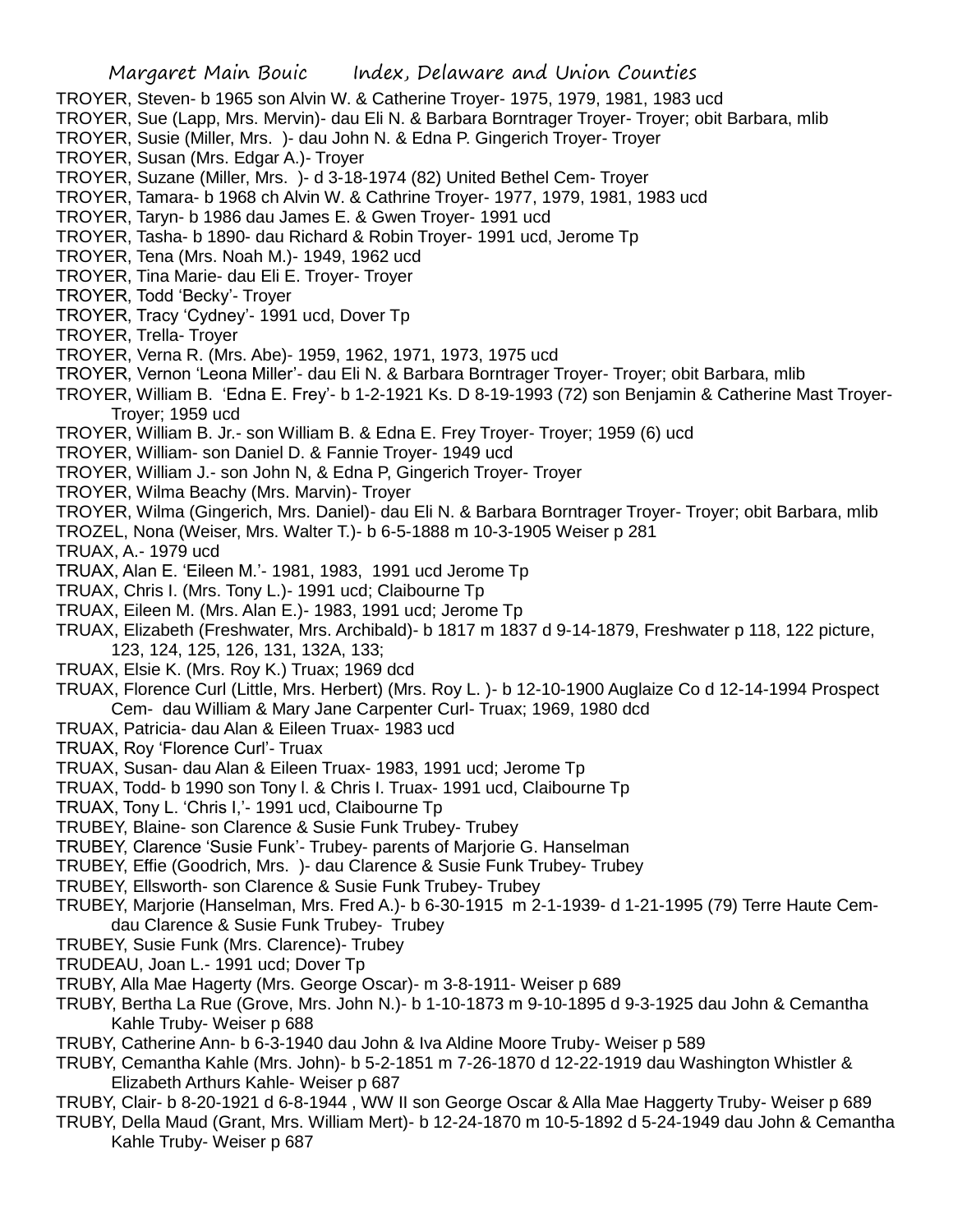TROYER, Steven- b 1965 son Alvin W. & Catherine Troyer- 1975, 1979, 1981, 1983 ucd

TROYER, Sue (Lapp, Mrs. Mervin)- dau Eli N. & Barbara Borntrager Troyer- Troyer; obit Barbara, mlib

TROYER, Susie (Miller, Mrs. )- dau John N. & Edna P. Gingerich Troyer- Troyer

TROYER, Susan (Mrs. Edgar A.)- Troyer

TROYER, Suzane (Miller, Mrs. )- d 3-18-1974 (82) United Bethel Cem- Troyer

TROYER, Tamara- b 1968 ch Alvin W. & Cathrine Troyer- 1977, 1979, 1981, 1983 ucd

TROYER, Taryn- b 1986 dau James E. & Gwen Troyer- 1991 ucd

TROYER, Tasha- b 1890- dau Richard & Robin Troyer- 1991 ucd, Jerome Tp

TROYER, Tena (Mrs. Noah M.)- 1949, 1962 ucd

TROYER, Tina Marie- dau Eli E. Troyer- Troyer

TROYER, Todd 'Becky'- Troyer

TROYER, Tracy 'Cydney'- 1991 ucd, Dover Tp

TROYER, Trella- Troyer

TROYER, Verna R. (Mrs. Abe)- 1959, 1962, 1971, 1973, 1975 ucd

TROYER, Vernon 'Leona Miller'- dau Eli N. & Barbara Borntrager Troyer- Troyer; obit Barbara, mlib

TROYER, William B. 'Edna E. Frey'- b 1-2-1921 Ks. D 8-19-1993 (72) son Benjamin & Catherine Mast Troyer- Troyer; 1959 ucd

TROYER, William B. Jr.- son William B. & Edna E. Frey Troyer- Troyer; 1959 (6) ucd

TROYER, William- son Daniel D. & Fannie Troyer- 1949 ucd

TROYER, William J.- son John N, & Edna P, Gingerich Troyer- Troyer

TROYER, Wilma Beachy (Mrs. Marvin)- Troyer

TROYER, Wilma (Gingerich, Mrs. Daniel)- dau Eli N. & Barbara Borntrager Troyer- Troyer; obit Barbara, mlib

TROZEL, Nona (Weiser, Mrs. Walter T.)- b 6-5-1888 m 10-3-1905 Weiser p 281

TRUAX, A.- 1979 ucd

TRUAX, Alan E. 'Eileen M.'- 1981, 1983, 1991 ucd Jerome Tp

TRUAX, Chris I. (Mrs. Tony L.)- 1991 ucd; Claibourne Tp

TRUAX, Eileen M. (Mrs. Alan E.)- 1983, 1991 ucd; Jerome Tp

TRUAX, Elizabeth (Freshwater, Mrs. Archibald)- b 1817 m 1837 d 9-14-1879, Freshwater p 118, 122 picture, 123, 124, 125, 126, 131, 132A, 133;

TRUAX, Elsie K. (Mrs. Roy K.) Truax; 1969 dcd

TRUAX, Florence Curl (Little, Mrs. Herbert) (Mrs. Roy L. )- b 12-10-1900 Auglaize Co d 12-14-1994 Prospect Cem- dau William & Mary Jane Carpenter Curl- Truax; 1969, 1980 dcd

TRUAX, Patricia- dau Alan & Eileen Truax- 1983 ucd

TRUAX, Roy 'Florence Curl'- Truax

TRUAX, Susan- dau Alan & Eileen Truax- 1983, 1991 ucd; Jerome Tp

TRUAX, Todd- b 1990 son Tony l. & Chris I. Truax- 1991 ucd, Claibourne Tp

TRUAX, Tony L. 'Chris I,'- 1991 ucd, Claibourne Tp

TRUBEY, Blaine- son Clarence & Susie Funk Trubey- Trubey

TRUBEY, Clarence 'Susie Funk'- Trubey- parents of Marjorie G. Hanselman

TRUBEY, Effie (Goodrich, Mrs. )- dau Clarence & Susie Funk Trubey- Trubey

TRUBEY, Ellsworth- son Clarence & Susie Funk Trubey- Trubey

TRUBEY, Marjorie (Hanselman, Mrs. Fred A.)- b 6-30-1915 m 2-1-1939- d 1-21-1995 (79) Terre Haute Cem- dau Clarence & Susie Funk Trubey- Trubey

TRUBEY, Susie Funk (Mrs. Clarence)- Trubey

TRUDEAU, Joan L.- 1991 ucd; Dover Tp

TRUBY, Alla Mae Hagerty (Mrs. George Oscar)- m 3-8-1911- Weiser p 689

TRUBY, Bertha La Rue (Grove, Mrs. John N.)- b 1-10-1873 m 9-10-1895 d 9-3-1925 dau John & Cemantha Kahle Truby- Weiser p 688

TRUBY, Catherine Ann- b 6-3-1940 dau John & Iva Aldine Moore Truby- Weiser p 589

TRUBY, Cemantha Kahle (Mrs. John)- b 5-2-1851 m 7-26-1870 d 12-22-1919 dau Washington Whistler & Elizabeth Arthurs Kahle- Weiser p 687

TRUBY, Clair- b 8-20-1921 d 6-8-1944 , WW II son George Oscar & Alla Mae Haggerty Truby- Weiser p 689

TRUBY, Della Maud (Grant, Mrs. William Mert)- b 12-24-1870 m 10-5-1892 d 5-24-1949 dau John & Cemantha Kahle Truby- Weiser p 687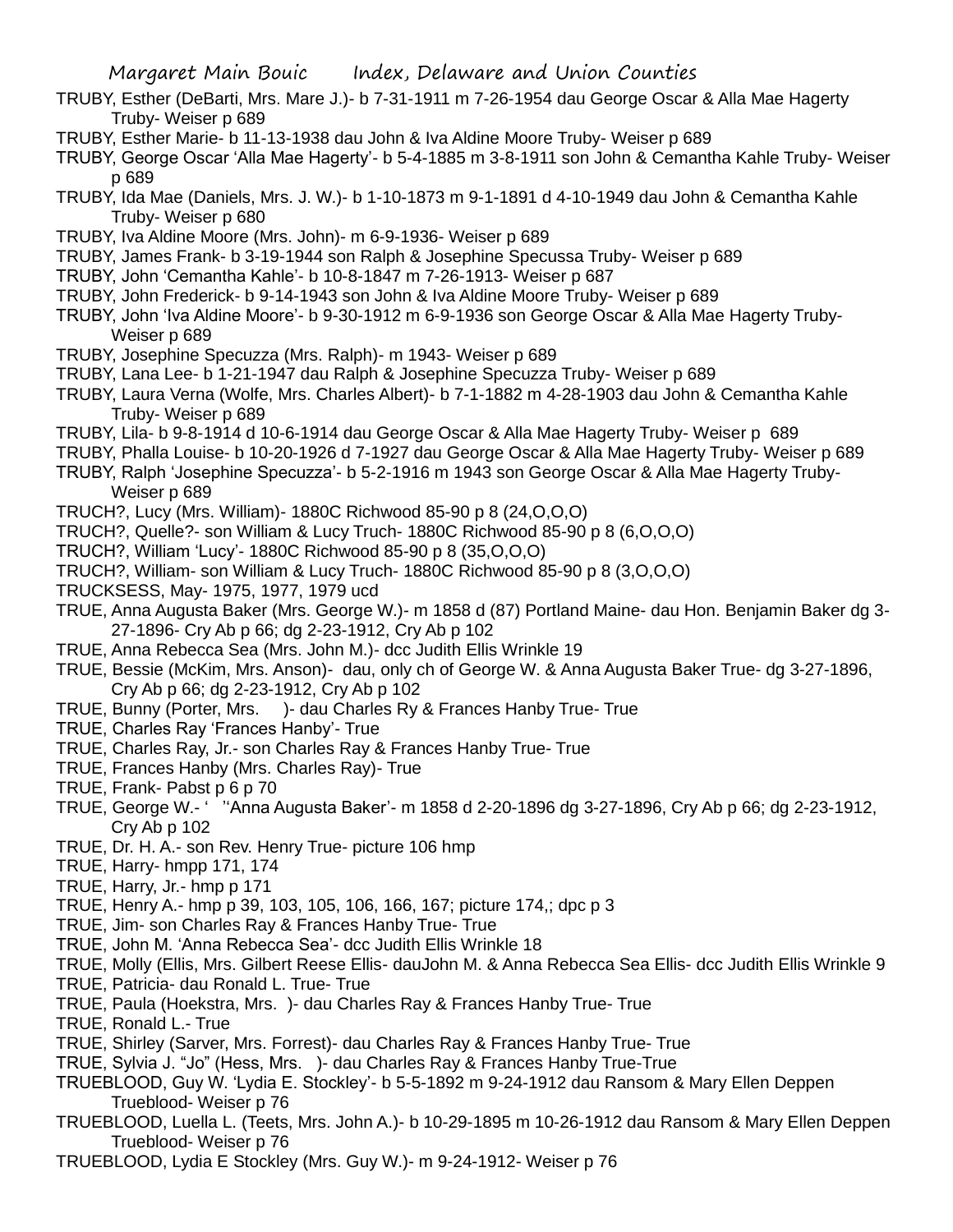TRUBY, Esther (DeBarti, Mrs. Mare J.)- b 7-31-1911 m 7-26-1954 dau George Oscar & Alla Mae Hagerty Truby- Weiser p 689

TRUBY, Esther Marie- b 11-13-1938 dau John & Iva Aldine Moore Truby- Weiser p 689

TRUBY, George Oscar 'Alla Mae Hagerty'- b 5-4-1885 m 3-8-1911 son John & Cemantha Kahle Truby- Weiser p 689

TRUBY, Ida Mae (Daniels, Mrs. J. W.)- b 1-10-1873 m 9-1-1891 d 4-10-1949 dau John & Cemantha Kahle Truby- Weiser p 680

TRUBY, Iva Aldine Moore (Mrs. John)- m 6-9-1936- Weiser p 689

TRUBY, James Frank- b 3-19-1944 son Ralph & Josephine Specussa Truby- Weiser p 689

TRUBY, John 'Cemantha Kahle'- b 10-8-1847 m 7-26-1913- Weiser p 687

TRUBY, John Frederick- b 9-14-1943 son John & Iva Aldine Moore Truby- Weiser p 689

TRUBY, John 'Iva Aldine Moore'- b 9-30-1912 m 6-9-1936 son George Oscar & Alla Mae Hagerty Truby- Weiser p 689

TRUBY, Josephine Specuzza (Mrs. Ralph)- m 1943- Weiser p 689

TRUBY, Lana Lee- b 1-21-1947 dau Ralph & Josephine Specuzza Truby- Weiser p 689

TRUBY, Laura Verna (Wolfe, Mrs. Charles Albert)- b 7-1-1882 m 4-28-1903 dau John & Cemantha Kahle Truby- Weiser p 689

TRUBY, Lila- b 9-8-1914 d 10-6-1914 dau George Oscar & Alla Mae Hagerty Truby- Weiser p 689

TRUBY, Phalla Louise- b 10-20-1926 d 7-1927 dau George Oscar & Alla Mae Hagerty Truby- Weiser p 689

TRUBY, Ralph 'Josephine Specuzza'- b 5-2-1916 m 1943 son George Oscar & Alla Mae Hagerty Truby- Weiser p 689

TRUCH?, Lucy (Mrs. William)- 1880C Richwood 85-90 p 8 (24,O,O,O)

TRUCH?, Quelle?- son William & Lucy Truch- 1880C Richwood 85-90 p 8 (6,O,O,O)

TRUCH?, William 'Lucy'- 1880C Richwood 85-90 p 8 (35,O,O,O)

TRUCH?, William- son William & Lucy Truch- 1880C Richwood 85-90 p 8 (3,O,O,O)

TRUCKSESS, May- 1975, 1977, 1979 ucd

TRUE, Anna Augusta Baker (Mrs. George W.)- m 1858 d (87) Portland Maine- dau Hon. Benjamin Baker dg 3-27-1896- Cry Ab p 66; dg 2-23-1912, Cry Ab p 102

TRUE, Anna Rebecca Sea (Mrs. John M.)- dcc Judith Ellis Wrinkle 19

TRUE, Bessie (McKim, Mrs. Anson)- dau, only ch of George W. & Anna Augusta Baker True- dg 3-27-1896, Cry Ab p 66; dg 2-23-1912, Cry Ab p 102

TRUE, Bunny (Porter, Mrs. )- dau Charles Ry & Frances Hanby True- True

TRUE, Charles Ray 'Frances Hanby'- True

TRUE, Charles Ray, Jr.- son Charles Ray & Frances Hanby True- True

TRUE, Frances Hanby (Mrs. Charles Ray)- True

TRUE, Frank- Pabst p 6 p 70

TRUE, George W.- ' ''Anna Augusta Baker'- m 1858 d 2-20-1896 dg 3-27-1896, Cry Ab p 66; dg 2-23-1912, Cry Ab p 102

TRUE, Dr. H. A.- son Rev. Henry True- picture 106 hmp

TRUE, Harry- hmpp 171, 174

TRUE, Harry, Jr.- hmp p 171

TRUE, Henry A.- hmp p 39, 103, 105, 106, 166, 167; picture 174,; dpc p 3

TRUE, Jim- son Charles Ray & Frances Hanby True- True

TRUE, John M. 'Anna Rebecca Sea'- dcc Judith Ellis Wrinkle 18

TRUE, Molly (Ellis, Mrs. Gilbert Reese Ellis- dauJohn M. & Anna Rebecca Sea Ellis- dcc Judith Ellis Wrinkle 9

TRUE, Patricia- dau Ronald L. True- True

TRUE, Paula (Hoekstra, Mrs. )- dau Charles Ray & Frances Hanby True- True

TRUE, Ronald L.- True

TRUE, Shirley (Sarver, Mrs. Forrest)- dau Charles Ray & Frances Hanby True- True

TRUE, Sylvia J. "Jo" (Hess, Mrs. )- dau Charles Ray & Frances Hanby True-True

TRUEBLOOD, Guy W. 'Lydia E. Stockley'- b 5-5-1892 m 9-24-1912 dau Ransom & Mary Ellen Deppen Trueblood- Weiser p 76

TRUEBLOOD, Luella L. (Teets, Mrs. John A.)- b 10-29-1895 m 10-26-1912 dau Ransom & Mary Ellen Deppen Trueblood- Weiser p 76

TRUEBLOOD, Lydia E Stockley (Mrs. Guy W.)- m 9-24-1912- Weiser p 76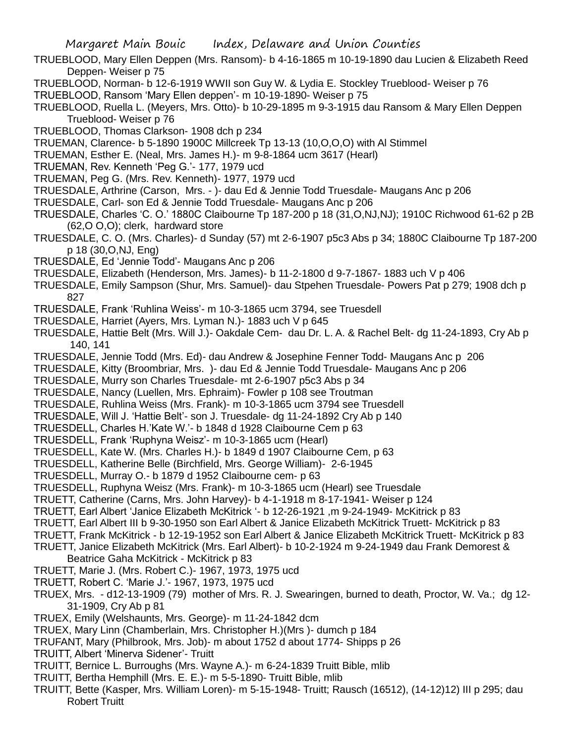TRUEBLOOD, Mary Ellen Deppen (Mrs. Ransom)- b 4-16-1865 m 10-19-1890 dau Lucien & Elizabeth Reed Deppen- Weiser p 75

TRUEBLOOD, Norman- b 12-6-1919 WWII son Guy W. & Lydia E. Stockley Trueblood- Weiser p 76

TRUEBLOOD, Ransom 'Mary Ellen deppen'- m 10-19-1890- Weiser p 75

TRUEBLOOD, Ruella L. (Meyers, Mrs. Otto)- b 10-29-1895 m 9-3-1915 dau Ransom & Mary Ellen Deppen Trueblood- Weiser p 76

TRUEBLOOD, Thomas Clarkson- 1908 dch p 234

TRUEMAN, Clarence- b 5-1890 1900C Millcreek Tp 13-13 (10,O,O,O) with Al Stimmel

TRUEMAN, Esther E. (Neal, Mrs. James H.)- m 9-8-1864 ucm 3617 (Hearl)

TRUEMAN, Rev. Kenneth 'Peg G.'- 177, 1979 ucd

TRUEMAN, Peg G. (Mrs. Rev. Kenneth)- 1977, 1979 ucd

TRUESDALE, Arthrine (Carson, Mrs. - )- dau Ed & Jennie Todd Truesdale- Maugans Anc p 206

TRUESDALE, Carl- son Ed & Jennie Todd Truesdale- Maugans Anc p 206

TRUESDALE, Charles 'C. O.' 1880C Claibourne Tp 187-200 p 18 (31,O,NJ,NJ); 1910C Richwood 61-62 p 2B (62,O O,O); clerk, hardward store

TRUESDALE, C. O. (Mrs. Charles)- d Sunday (57) mt 2-6-1907 p5c3 Abs p 34; 1880C Claibourne Tp 187-200 p 18 (30,O,NJ, Eng)

TRUESDALE, Ed 'Jennie Todd'- Maugans Anc p 206

TRUESDALE, Elizabeth (Henderson, Mrs. James)- b 11-2-1800 d 9-7-1867- 1883 uch V p 406

TRUESDALE, Emily Sampson (Shur, Mrs. Samuel)- dau Stpehen Truesdale- Powers Pat p 279; 1908 dch p 827

TRUESDALE, Frank 'Ruhlina Weiss'- m 10-3-1865 ucm 3794, see Truesdell

TRUESDALE, Harriet (Ayers, Mrs. Lyman N.)- 1883 uch V p 645

TRUESDALE, Hattie Belt (Mrs. Will J.)- Oakdale Cem- dau Dr. L. A. & Rachel Belt- dg 11-24-1893, Cry Ab p 140, 141

TRUESDALE, Jennie Todd (Mrs. Ed)- dau Andrew & Josephine Fenner Todd- Maugans Anc p 206

TRUESDALE, Kitty (Broombriar, Mrs. )- dau Ed & Jennie Todd Truesdale- Maugans Anc p 206

TRUESDALE, Murry son Charles Truesdale- mt 2-6-1907 p5c3 Abs p 34

TRUESDALE, Nancy (Luellen, Mrs. Ephraim)- Fowler p 108 see Troutman

TRUESDALE, Ruhlina Weiss (Mrs. Frank)- m 10-3-1865 ucm 3794 see Truesdell

TRUESDALE, Will J. 'Hattie Belt'- son J. Truesdale- dg 11-24-1892 Cry Ab p 140

TRUESDELL, Charles H.'Kate W.'- b 1848 d 1928 Claibourne Cem p 63

TRUESDELL, Frank 'Ruphyna Weisz'- m 10-3-1865 ucm (Hearl)

TRUESDELL, Kate W. (Mrs. Charles H.)- b 1849 d 1907 Claibourne Cem, p 63

TRUESDELL, Katherine Belle (Birchfield, Mrs. George William)- 2-6-1945

TRUESDELL, Murray O.- b 1879 d 1952 Claibourne cem- p 63

TRUESDELL, Ruphyna Weisz (Mrs. Frank)- m 10-3-1865 ucm (Hearl) see Truesdale

TRUETT, Catherine (Carns, Mrs. John Harvey)- b 4-1-1918 m 8-17-1941- Weiser p 124

TRUETT, Earl Albert 'Janice Elizabeth McKitrick '- b 12-26-1921 ,m 9-24-1949- McKitrick p 83

TRUETT, Earl Albert III b 9-30-1950 son Earl Albert & Janice Elizabeth McKitrick Truett- McKitrick p 83

TRUETT, Frank McKitrick - b 12-19-1952 son Earl Albert & Janice Elizabeth McKitrick Truett- McKitrick p 83

TRUETT, Janice Elizabeth McKitrick (Mrs. Earl Albert)- b 10-2-1924 m 9-24-1949 dau Frank Demorest & Beatrice Gaha McKitrick - McKitrick p 83

TRUETT, Marie J. (Mrs. Robert C.)- 1967, 1973, 1975 ucd

TRUETT, Robert C. 'Marie J.'- 1967, 1973, 1975 ucd

TRUEX, Mrs. - d12-13-1909 (79) mother of Mrs. R. J. Swearingen, burned to death, Proctor, W. Va.; dg 12-31-1909, Cry Ab p 81

TRUEX, Emily (Welshaunts, Mrs. George)- m 11-24-1842 dcm

TRUEX, Mary Linn (Chamberlain, Mrs. Christopher H.)(Mrs )- dumch p 184

TRUFANT, Mary (Philbrook, Mrs. Job)- m about 1752 d about 1774- Shipps p 26

TRUITT, Albert 'Minerva Sidener'- Truitt

TRUITT, Bernice L. Burroughs (Mrs. Wayne A.)- m 6-24-1839 Truitt Bible, mlib

TRUITT, Bertha Hemphill (Mrs. E. E.)- m 5-5-1890- Truitt Bible, mlib

TRUITT, Bette (Kasper, Mrs. William Loren)- m 5-15-1948- Truitt; Rausch (16512), (14-12)12) III p 295; dau Robert Truitt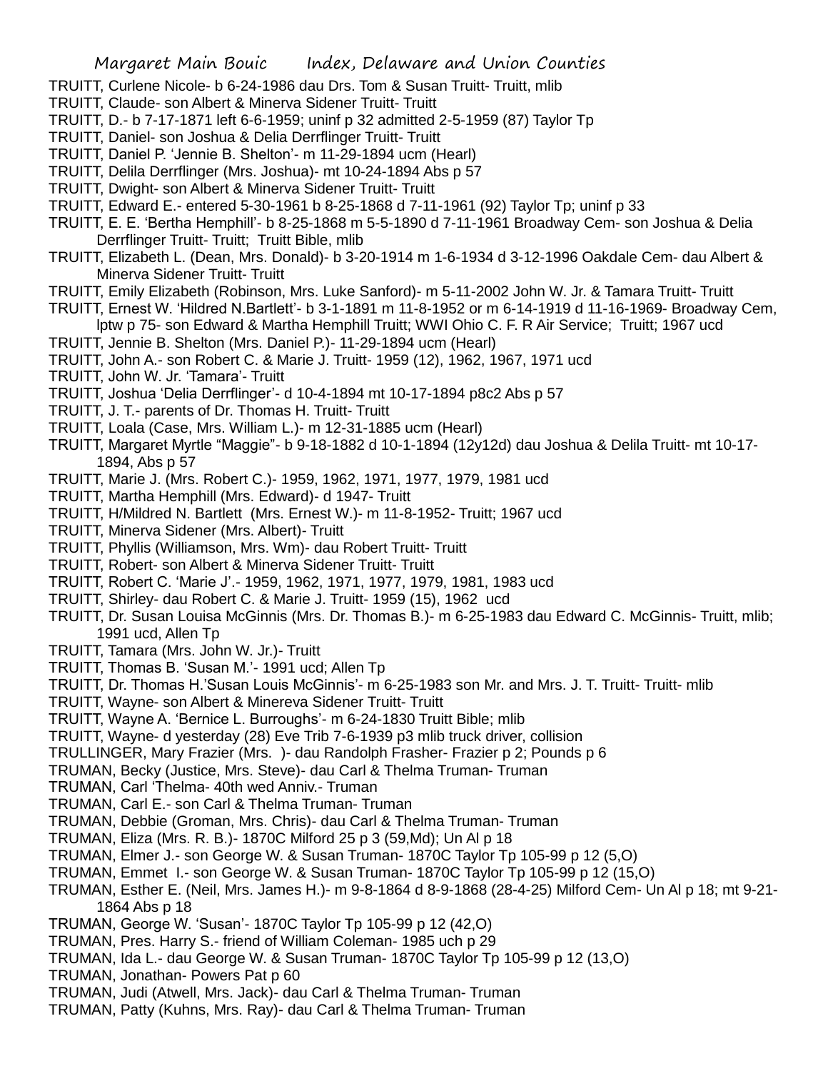TRUITT, Curlene Nicole- b 6-24-1986 dau Drs. Tom & Susan Truitt- Truitt, mlib

TRUITT, Claude- son Albert & Minerva Sidener Truitt- Truitt

TRUITT, D.- b 7-17-1871 left 6-6-1959; uninf p 32 admitted 2-5-1959 (87) Taylor Tp

TRUITT, Daniel- son Joshua & Delia Derrflinger Truitt- Truitt

TRUITT, Daniel P. 'Jennie B. Shelton'- m 11-29-1894 ucm (Hearl)

TRUITT, Delila Derrflinger (Mrs. Joshua)- mt 10-24-1894 Abs p 57

TRUITT, Dwight- son Albert & Minerva Sidener Truitt- Truitt

TRUITT, Edward E.- entered 5-30-1961 b 8-25-1868 d 7-11-1961 (92) Taylor Tp; uninf p 33

TRUITT, E. E. 'Bertha Hemphill'- b 8-25-1868 m 5-5-1890 d 7-11-1961 Broadway Cem- son Joshua & Delia Derrflinger Truitt- Truitt; Truitt Bible, mlib

TRUITT, Elizabeth L. (Dean, Mrs. Donald)- b 3-20-1914 m 1-6-1934 d 3-12-1996 Oakdale Cem- dau Albert & Minerva Sidener Truitt- Truitt

TRUITT, Emily Elizabeth (Robinson, Mrs. Luke Sanford)- m 5-11-2002 John W. Jr. & Tamara Truitt- Truitt

TRUITT, Ernest W. 'Hildred N.Bartlett'- b 3-1-1891 m 11-8-1952 or m 6-14-1919 d 11-16-1969- Broadway Cem, lptw p 75- son Edward & Martha Hemphill Truitt; WWI Ohio C. F. R Air Service; Truitt; 1967 ucd

TRUITT, Jennie B. Shelton (Mrs. Daniel P.)- 11-29-1894 ucm (Hearl)

TRUITT, John A.- son Robert C. & Marie J. Truitt- 1959 (12), 1962, 1967, 1971 ucd

TRUITT, John W. Jr. 'Tamara'- Truitt

TRUITT, Joshua 'Delia Derrflinger'- d 10-4-1894 mt 10-17-1894 p8c2 Abs p 57

TRUITT, J. T.- parents of Dr. Thomas H. Truitt- Truitt

TRUITT, Loala (Case, Mrs. William L.)- m 12-31-1885 ucm (Hearl)

TRUITT, Margaret Myrtle "Maggie"- b 9-18-1882 d 10-1-1894 (12y12d) dau Joshua & Delila Truitt- mt 10-17-1894, Abs p 57

TRUITT, Marie J. (Mrs. Robert C.)- 1959, 1962, 1971, 1977, 1979, 1981 ucd

TRUITT, Martha Hemphill (Mrs. Edward)- d 1947- Truitt

TRUITT, H/Mildred N. Bartlett (Mrs. Ernest W.)- m 11-8-1952- Truitt; 1967 ucd

TRUITT, Minerva Sidener (Mrs. Albert)- Truitt

TRUITT, Phyllis (Williamson, Mrs. Wm)- dau Robert Truitt- Truitt

TRUITT, Robert- son Albert & Minerva Sidener Truitt- Truitt

TRUITT, Robert C. 'Marie J'.- 1959, 1962, 1971, 1977, 1979, 1981, 1983 ucd

TRUITT, Shirley- dau Robert C. & Marie J. Truitt- 1959 (15), 1962 ucd

TRUITT, Dr. Susan Louisa McGinnis (Mrs. Dr. Thomas B.)- m 6-25-1983 dau Edward C. McGinnis- Truitt, mlib; 1991 ucd, Allen Tp

TRUITT, Tamara (Mrs. John W. Jr.)- Truitt

TRUITT, Thomas B. 'Susan M.'- 1991 ucd; Allen Tp

TRUITT, Dr. Thomas H.'Susan Louis McGinnis'- m 6-25-1983 son Mr. and Mrs. J. T. Truitt- Truitt- mlib

TRUITT, Wayne- son Albert & Minereva Sidener Truitt- Truitt

TRUITT, Wayne A. 'Bernice L. Burroughs'- m 6-24-1830 Truitt Bible; mlib

TRUITT, Wayne- d yesterday (28) Eve Trib 7-6-1939 p3 mlib truck driver, collision

TRULLINGER, Mary Frazier (Mrs. )- dau Randolph Frasher- Frazier p 2; Pounds p 6

TRUMAN, Becky (Justice, Mrs. Steve)- dau Carl & Thelma Truman- Truman

TRUMAN, Carl 'Thelma- 40th wed Anniv.- Truman

TRUMAN, Carl E.- son Carl & Thelma Truman- Truman

TRUMAN, Debbie (Groman, Mrs. Chris)- dau Carl & Thelma Truman- Truman

TRUMAN, Eliza (Mrs. R. B.)- 1870C Milford 25 p 3 (59,Md); Un Al p 18

TRUMAN, Elmer J.- son George W. & Susan Truman- 1870C Taylor Tp 105-99 p 12 (5,O)

TRUMAN, Emmet I.- son George W. & Susan Truman- 1870C Taylor Tp 105-99 p 12 (15,O)

TRUMAN, Esther E. (Neil, Mrs. James H.)- m 9-8-1864 d 8-9-1868 (28-4-25) Milford Cem- Un Al p 18; mt 9-21-1864 Abs p 18

TRUMAN, George W. 'Susan'- 1870C Taylor Tp 105-99 p 12 (42,O)

TRUMAN, Pres. Harry S.- friend of William Coleman- 1985 uch p 29

TRUMAN, Ida L.- dau George W. & Susan Truman- 1870C Taylor Tp 105-99 p 12 (13,O)

TRUMAN, Jonathan- Powers Pat p 60

TRUMAN, Judi (Atwell, Mrs. Jack)- dau Carl & Thelma Truman- Truman

TRUMAN, Patty (Kuhns, Mrs. Ray)- dau Carl & Thelma Truman- Truman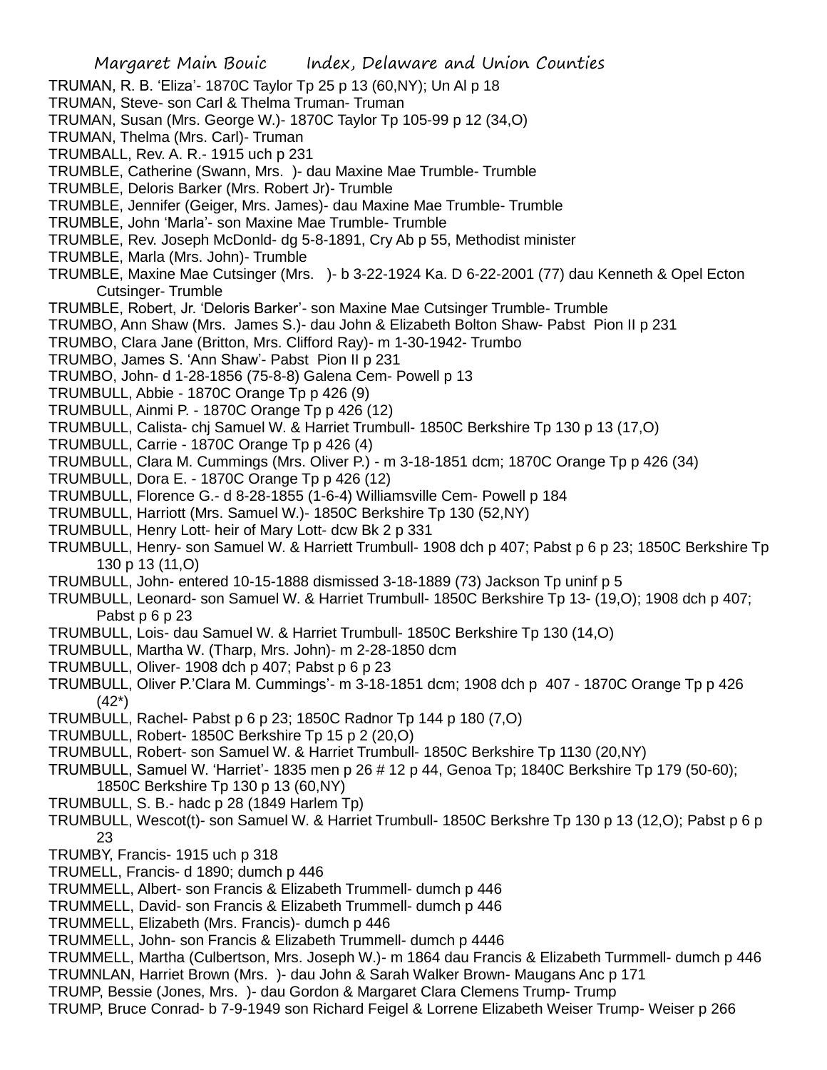TRUMAN, R. B. 'Eliza'- 1870C Taylor Tp 25 p 13 (60,NY); Un Al p 18
TRUMAN, Steve- son Carl & Thelma Truman- Truman
TRUMAN, Susan (Mrs. George W.)- 1870C Taylor Tp 105-99 p 12 (34,O)
TRUMAN, Thelma (Mrs. Carl)- Truman
TRUMBALL, Rev. A. R.- 1915 uch p 231
TRUMBLE, Catherine (Swann, Mrs. )- dau Maxine Mae Trumble- Trumble
TRUMBLE, Deloris Barker (Mrs. Robert Jr)- Trumble
TRUMBLE, Jennifer (Geiger, Mrs. James)- dau Maxine Mae Trumble- Trumble
TRUMBLE, John 'Marla'- son Maxine Mae Trumble- Trumble
TRUMBLE, Rev. Joseph McDonld- dg 5-8-1891, Cry Ab p 55, Methodist minister
TRUMBLE, Marla (Mrs. John)- Trumble
TRUMBLE, Maxine Mae Cutsinger (Mrs. )- b 3-22-1924 Ka. D 6-22-2001 (77) dau Kenneth & Opel Ecton Cutsinger- Trumble
TRUMBLE, Robert, Jr. 'Deloris Barker'- son Maxine Mae Cutsinger Trumble- Trumble
TRUMBO, Ann Shaw (Mrs. James S.)- dau John & Elizabeth Bolton Shaw- Pabst Pion II p 231
TRUMBO, Clara Jane (Britton, Mrs. Clifford Ray)- m 1-30-1942- Trumbo
TRUMBO, James S. 'Ann Shaw'- Pabst Pion II p 231
TRUMBO, John- d 1-28-1856 (75-8-8) Galena Cem- Powell p 13
TRUMBULL, Abbie - 1870C Orange Tp p 426 (9)
TRUMBULL, Ainmi P. - 1870C Orange Tp p 426 (12)
TRUMBULL, Calista- chj Samuel W. & Harriet Trumbull- 1850C Berkshire Tp 130 p 13 (17,O)
TRUMBULL, Carrie - 1870C Orange Tp p 426 (4)
TRUMBULL, Clara M. Cummings (Mrs. Oliver P.) - m 3-18-1851 dcm; 1870C Orange Tp p 426 (34)
TRUMBULL, Dora E. - 1870C Orange Tp p 426 (12)
TRUMBULL, Florence G.- d 8-28-1855 (1-6-4) Williamsville Cem- Powell p 184
TRUMBULL, Harriott (Mrs. Samuel W.)- 1850C Berkshire Tp 130 (52,NY)
TRUMBULL, Henry Lott- heir of Mary Lott- dcw Bk 2 p 331
TRUMBULL, Henry- son Samuel W. & Harriett Trumbull- 1908 dch p 407; Pabst p 6 p 23; 1850C Berkshire Tp 130 p 13 (11,O)
TRUMBULL, John- entered 10-15-1888 dismissed 3-18-1889 (73) Jackson Tp uninf p 5
TRUMBULL, Leonard- son Samuel W. & Harriet Trumbull- 1850C Berkshire Tp 13- (19,O); 1908 dch p 407; Pabst p 6 p 23
TRUMBULL, Lois- dau Samuel W. & Harriet Trumbull- 1850C Berkshire Tp 130 (14,O)
TRUMBULL, Martha W. (Tharp, Mrs. John)- m 2-28-1850 dcm
TRUMBULL, Oliver- 1908 dch p 407; Pabst p 6 p 23
TRUMBULL, Oliver P.'Clara M. Cummings'- m 3-18-1851 dcm; 1908 dch p 407 - 1870C Orange Tp p 426 (42*)
TRUMBULL, Rachel- Pabst p 6 p 23; 1850C Radnor Tp 144 p 180 (7,O)
TRUMBULL, Robert- 1850C Berkshire Tp 15 p 2 (20,O)
TRUMBULL, Robert- son Samuel W. & Harriet Trumbull- 1850C Berkshire Tp 1130 (20,NY)
TRUMBULL, Samuel W. 'Harriet'- 1835 men p 26 # 12 p 44, Genoa Tp; 1840C Berkshire Tp 179 (50-60); 1850C Berkshire Tp 130 p 13 (60,NY)
TRUMBULL, S. B.- hadc p 28 (1849 Harlem Tp)
TRUMBULL, Wescot(t)- son Samuel W. & Harriet Trumbull- 1850C Berkshre Tp 130 p 13 (12,O); Pabst p 6 p 23
TRUMBY, Francis- 1915 uch p 318
TRUMELL, Francis- d 1890; dumch p 446
TRUMMELL, Albert- son Francis & Elizabeth Trummell- dumch p 446
TRUMMELL, David- son Francis & Elizabeth Trummell- dumch p 446
TRUMMELL, Elizabeth (Mrs. Francis)- dumch p 446
TRUMMELL, John- son Francis & Elizabeth Trummell- dumch p 4446
TRUMMELL, Martha (Culbertson, Mrs. Joseph W.)- m 1864 dau Francis & Elizabeth Turmmell- dumch p 446
TRUMNLAN, Harriet Brown (Mrs. )- dau John & Sarah Walker Brown- Maugans Anc p 171
TRUMP, Bessie (Jones, Mrs. )- dau Gordon & Margaret Clara Clemens Trump- Trump
TRUMP, Bruce Conrad- b 7-9-1949 son Richard Feigel & Lorrene Elizabeth Weiser Trump- Weiser p 266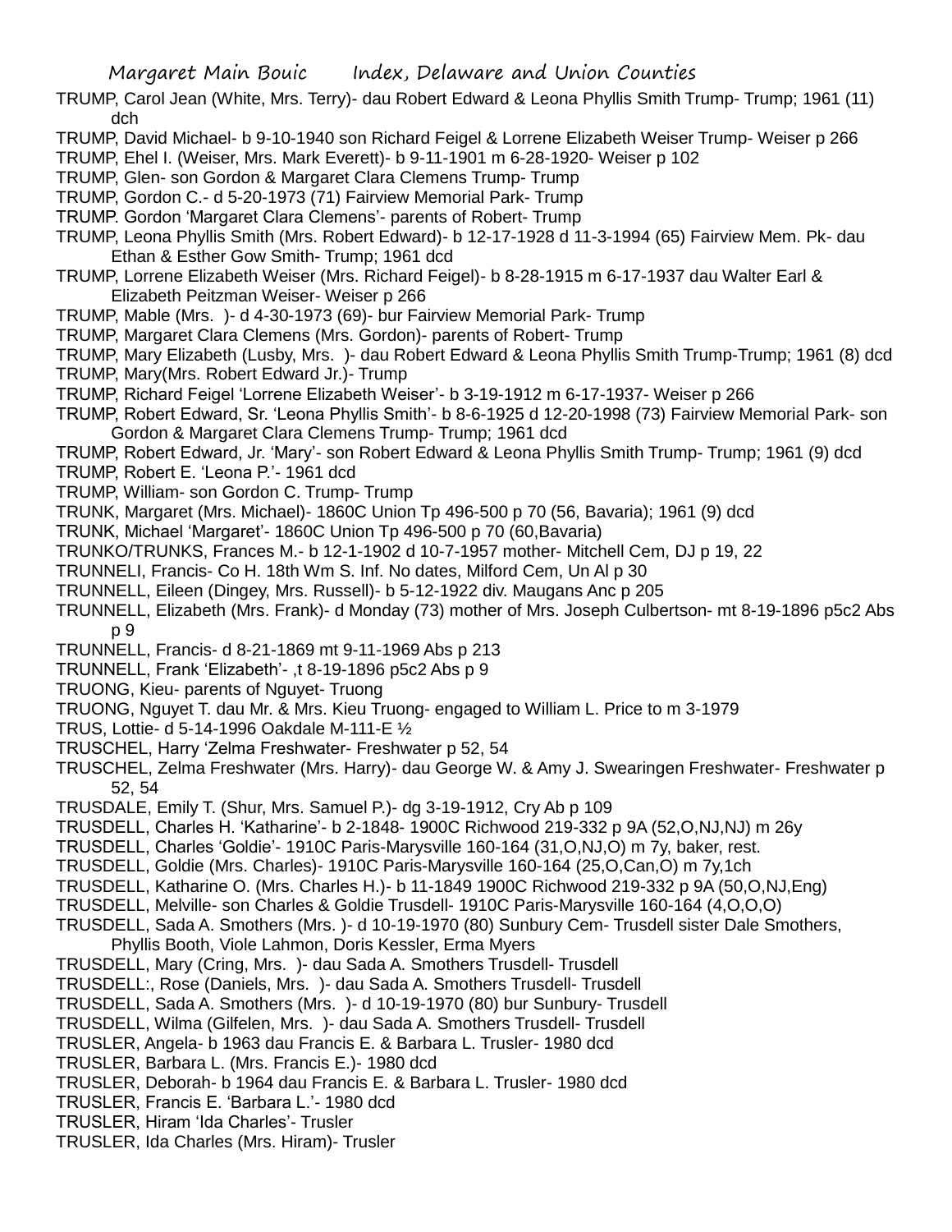TRUMP, Carol Jean (White, Mrs. Terry)- dau Robert Edward & Leona Phyllis Smith Trump- Trump; 1961 (11) dch

TRUMP, David Michael- b 9-10-1940 son Richard Feigel & Lorrene Elizabeth Weiser Trump- Weiser p 266

TRUMP, Ehel I. (Weiser, Mrs. Mark Everett)- b 9-11-1901 m 6-28-1920- Weiser p 102

TRUMP, Glen- son Gordon & Margaret Clara Clemens Trump- Trump

TRUMP, Gordon C.- d 5-20-1973 (71) Fairview Memorial Park- Trump

TRUMP. Gordon 'Margaret Clara Clemens'- parents of Robert- Trump

TRUMP, Leona Phyllis Smith (Mrs. Robert Edward)- b 12-17-1928 d 11-3-1994 (65) Fairview Mem. Pk- dau Ethan & Esther Gow Smith- Trump; 1961 dcd

TRUMP, Lorrene Elizabeth Weiser (Mrs. Richard Feigel)- b 8-28-1915 m 6-17-1937 dau Walter Earl & Elizabeth Peitzman Weiser- Weiser p 266

TRUMP, Mable (Mrs. )- d 4-30-1973 (69)- bur Fairview Memorial Park- Trump

TRUMP, Margaret Clara Clemens (Mrs. Gordon)- parents of Robert- Trump

TRUMP, Mary Elizabeth (Lusby, Mrs. )- dau Robert Edward & Leona Phyllis Smith Trump-Trump; 1961 (8) dcd

TRUMP, Mary(Mrs. Robert Edward Jr.)- Trump

TRUMP, Richard Feigel 'Lorrene Elizabeth Weiser'- b 3-19-1912 m 6-17-1937- Weiser p 266

TRUMP, Robert Edward, Sr. 'Leona Phyllis Smith'- b 8-6-1925 d 12-20-1998 (73) Fairview Memorial Park- son Gordon & Margaret Clara Clemens Trump- Trump; 1961 dcd

TRUMP, Robert Edward, Jr. 'Mary'- son Robert Edward & Leona Phyllis Smith Trump- Trump; 1961 (9) dcd

TRUMP, Robert E. 'Leona P.'- 1961 dcd

TRUMP, William- son Gordon C. Trump- Trump

TRUNK, Margaret (Mrs. Michael)- 1860C Union Tp 496-500 p 70 (56, Bavaria); 1961 (9) dcd

TRUNK, Michael 'Margaret'- 1860C Union Tp 496-500 p 70 (60,Bavaria)

TRUNKO/TRUNKS, Frances M.- b 12-1-1902 d 10-7-1957 mother- Mitchell Cem, DJ p 19, 22

TRUNNELI, Francis- Co H. 18th Wm S. Inf. No dates, Milford Cem, Un Al p 30

TRUNNELL, Eileen (Dingey, Mrs. Russell)- b 5-12-1922 div. Maugans Anc p 205

TRUNNELL, Elizabeth (Mrs. Frank)- d Monday (73) mother of Mrs. Joseph Culbertson- mt 8-19-1896 p5c2 Abs p 9

TRUNNELL, Francis- d 8-21-1869 mt 9-11-1969 Abs p 213

TRUNNELL, Frank 'Elizabeth'- ,t 8-19-1896 p5c2 Abs p 9

TRUONG, Kieu- parents of Nguyet- Truong

TRUONG, Nguyet T. dau Mr. & Mrs. Kieu Truong- engaged to William L. Price to m 3-1979

TRUS, Lottie- d 5-14-1996 Oakdale M-111-E ½

TRUSCHEL, Harry 'Zelma Freshwater- Freshwater p 52, 54

TRUSCHEL, Zelma Freshwater (Mrs. Harry)- dau George W. & Amy J. Swearingen Freshwater- Freshwater p 52, 54

TRUSDALE, Emily T. (Shur, Mrs. Samuel P.)- dg 3-19-1912, Cry Ab p 109

TRUSDELL, Charles H. 'Katharine'- b 2-1848- 1900C Richwood 219-332 p 9A (52,O,NJ,NJ) m 26y

TRUSDELL, Charles 'Goldie'- 1910C Paris-Marysville 160-164 (31,O,NJ,O) m 7y, baker, rest.

TRUSDELL, Goldie (Mrs. Charles)- 1910C Paris-Marysville 160-164 (25,O,Can,O) m 7y,1ch

TRUSDELL, Katharine O. (Mrs. Charles H.)- b 11-1849 1900C Richwood 219-332 p 9A (50,O,NJ,Eng)

TRUSDELL, Melville- son Charles & Goldie Trusdell- 1910C Paris-Marysville 160-164 (4,O,O,O)

TRUSDELL, Sada A. Smothers (Mrs. )- d 10-19-1970 (80) Sunbury Cem- Trusdell sister Dale Smothers, Phyllis Booth, Viole Lahmon, Doris Kessler, Erma Myers

TRUSDELL, Mary (Cring, Mrs. )- dau Sada A. Smothers Trusdell- Trusdell

TRUSDELL:, Rose (Daniels, Mrs. )- dau Sada A. Smothers Trusdell- Trusdell

TRUSDELL, Sada A. Smothers (Mrs. )- d 10-19-1970 (80) bur Sunbury- Trusdell

TRUSDELL, Wilma (Gilfelen, Mrs. )- dau Sada A. Smothers Trusdell- Trusdell

TRUSLER, Angela- b 1963 dau Francis E. & Barbara L. Trusler- 1980 dcd

TRUSLER, Barbara L. (Mrs. Francis E.)- 1980 dcd

TRUSLER, Deborah- b 1964 dau Francis E. & Barbara L. Trusler- 1980 dcd

TRUSLER, Francis E. 'Barbara L.'- 1980 dcd

TRUSLER, Hiram 'Ida Charles'- Trusler

TRUSLER, Ida Charles (Mrs. Hiram)- Trusler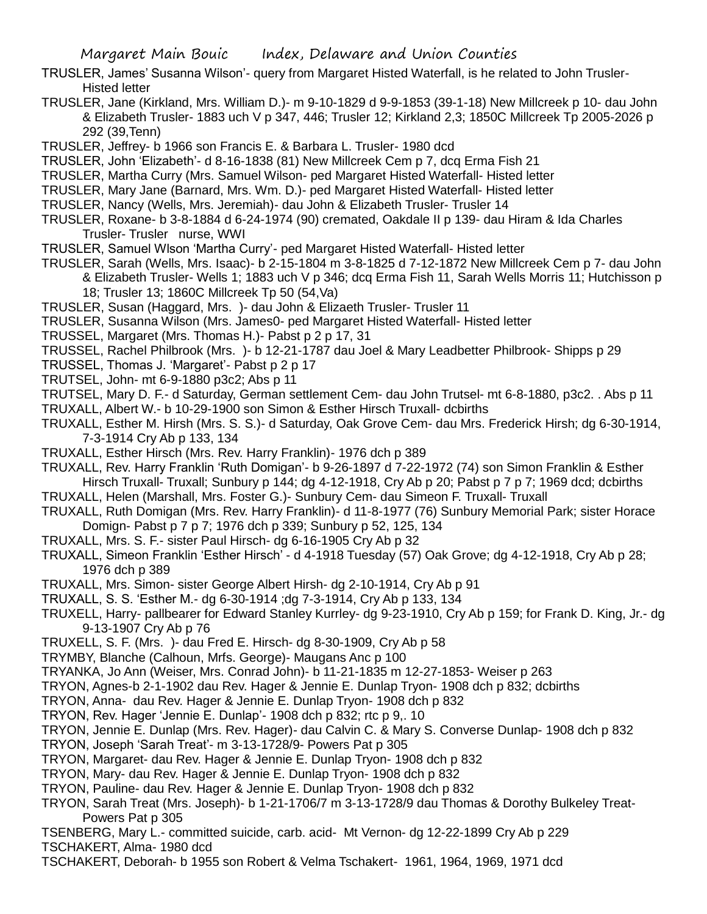TRUSLER, James' Susanna Wilson'- query from Margaret Histed Waterfall, is he related to John Trusler- Histed letter

TRUSLER, Jane (Kirkland, Mrs. William D.)- m 9-10-1829 d 9-9-1853 (39-1-18) New Millcreek p 10- dau John & Elizabeth Trusler- 1883 uch V p 347, 446; Trusler 12; Kirkland 2,3; 1850C Millcreek Tp 2005-2026 p 292 (39,Tenn)

TRUSLER, Jeffrey- b 1966 son Francis E. & Barbara L. Trusler- 1980 dcd

TRUSLER, John 'Elizabeth'- d 8-16-1838 (81) New Millcreek Cem p 7, dcq Erma Fish 21

TRUSLER, Martha Curry (Mrs. Samuel Wilson- ped Margaret Histed Waterfall- Histed letter

TRUSLER, Mary Jane (Barnard, Mrs. Wm. D.)- ped Margaret Histed Waterfall- Histed letter

TRUSLER, Nancy (Wells, Mrs. Jeremiah)- dau John & Elizabeth Trusler- Trusler 14

TRUSLER, Roxane- b 3-8-1884 d 6-24-1974 (90) cremated, Oakdale II p 139- dau Hiram & Ida Charles Trusler- Trusler nurse, WWI

TRUSLER, Samuel Wlson 'Martha Curry'- ped Margaret Histed Waterfall- Histed letter

TRUSLER, Sarah (Wells, Mrs. Isaac)- b 2-15-1804 m 3-8-1825 d 7-12-1872 New Millcreek Cem p 7- dau John & Elizabeth Trusler- Wells 1; 1883 uch V p 346; dcq Erma Fish 11, Sarah Wells Morris 11; Hutchisson p 18; Trusler 13; 1860C Millcreek Tp 50 (54,Va)

TRUSLER, Susan (Haggard, Mrs. )- dau John & Elizaeth Trusler- Trusler 11

TRUSLER, Susanna Wilson (Mrs. James0- ped Margaret Histed Waterfall- Histed letter

TRUSSEL, Margaret (Mrs. Thomas H.)- Pabst p 2 p 17, 31

TRUSSEL, Rachel Philbrook (Mrs. )- b 12-21-1787 dau Joel & Mary Leadbetter Philbrook- Shipps p 29

TRUSSEL, Thomas J. 'Margaret'- Pabst p 2 p 17

TRUTSEL, John- mt 6-9-1880 p3c2; Abs p 11

TRUTSEL, Mary D. F.- d Saturday, German settlement Cem- dau John Trutsel- mt 6-8-1880, p3c2. . Abs p 11

TRUXALL, Albert W.- b 10-29-1900 son Simon & Esther Hirsch Truxall- dcbirths

TRUXALL, Esther M. Hirsh (Mrs. S. S.)- d Saturday, Oak Grove Cem- dau Mrs. Frederick Hirsh; dg 6-30-1914, 7-3-1914 Cry Ab p 133, 134

TRUXALL, Esther Hirsch (Mrs. Rev. Harry Franklin)- 1976 dch p 389

TRUXALL, Rev. Harry Franklin 'Ruth Domigan'- b 9-26-1897 d 7-22-1972 (74) son Simon Franklin & Esther Hirsch Truxall- Truxall; Sunbury p 144; dg 4-12-1918, Cry Ab p 20; Pabst p 7 p 7; 1969 dcd; dcbirths

TRUXALL, Helen (Marshall, Mrs. Foster G.)- Sunbury Cem- dau Simeon F. Truxall- Truxall

TRUXALL, Ruth Domigan (Mrs. Rev. Harry Franklin)- d 11-8-1977 (76) Sunbury Memorial Park; sister Horace Domign- Pabst p 7 p 7; 1976 dch p 339; Sunbury p 52, 125, 134

TRUXALL, Mrs. S. F.- sister Paul Hirsch- dg 6-16-1905 Cry Ab p 32

TRUXALL, Simeon Franklin 'Esther Hirsch' - d 4-1918 Tuesday (57) Oak Grove; dg 4-12-1918, Cry Ab p 28; 1976 dch p 389

TRUXALL, Mrs. Simon- sister George Albert Hirsh- dg 2-10-1914, Cry Ab p 91

TRUXALL, S. S. 'Esther M.- dg 6-30-1914 ;dg 7-3-1914, Cry Ab p 133, 134

TRUXELL, Harry- pallbearer for Edward Stanley Kurrley- dg 9-23-1910, Cry Ab p 159; for Frank D. King, Jr.- dg 9-13-1907 Cry Ab p 76

TRUXELL, S. F. (Mrs. )- dau Fred E. Hirsch- dg 8-30-1909, Cry Ab p 58

TRYMBY, Blanche (Calhoun, Mrfs. George)- Maugans Anc p 100

TRYANKA, Jo Ann (Weiser, Mrs. Conrad John)- b 11-21-1835 m 12-27-1853- Weiser p 263

TRYON, Agnes-b 2-1-1902 dau Rev. Hager & Jennie E. Dunlap Tryon- 1908 dch p 832; dcbirths

TRYON, Anna- dau Rev. Hager & Jennie E. Dunlap Tryon- 1908 dch p 832

TRYON, Rev. Hager 'Jennie E. Dunlap'- 1908 dch p 832; rtc p 9,. 10

TRYON, Jennie E. Dunlap (Mrs. Rev. Hager)- dau Calvin C. & Mary S. Converse Dunlap- 1908 dch p 832

TRYON, Joseph 'Sarah Treat'- m 3-13-1728/9- Powers Pat p 305

TRYON, Margaret- dau Rev. Hager & Jennie E. Dunlap Tryon- 1908 dch p 832

TRYON, Mary- dau Rev. Hager & Jennie E. Dunlap Tryon- 1908 dch p 832

TRYON, Pauline- dau Rev. Hager & Jennie E. Dunlap Tryon- 1908 dch p 832

TRYON, Sarah Treat (Mrs. Joseph)- b 1-21-1706/7 m 3-13-1728/9 dau Thomas & Dorothy Bulkeley Treat- Powers Pat p 305

TSENBERG, Mary L.- committed suicide, carb. acid- Mt Vernon- dg 12-22-1899 Cry Ab p 229

TSCHAKERT, Alma- 1980 dcd

TSCHAKERT, Deborah- b 1955 son Robert & Velma Tschakert- 1961, 1964, 1969, 1971 dcd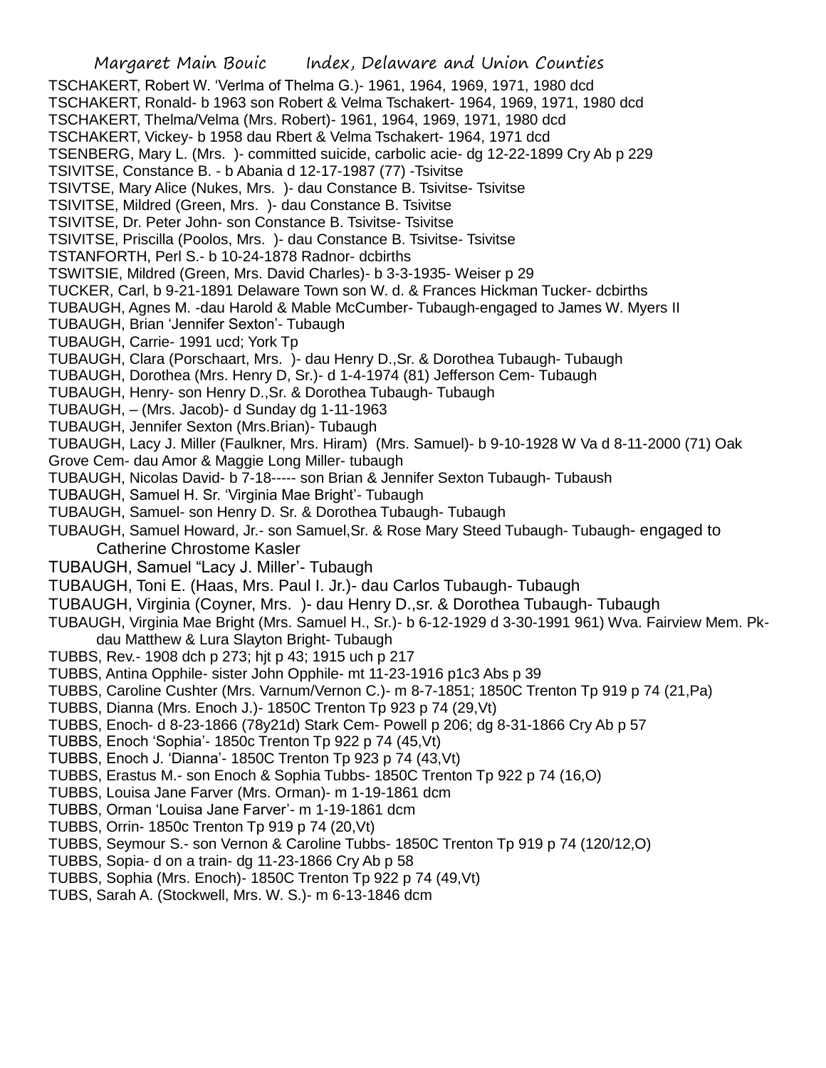TSCHAKERT, Robert W. 'Verlma of Thelma G.)- 1961, 1964, 1969, 1971, 1980 dcd
TSCHAKERT, Ronald- b 1963 son Robert & Velma Tschakert- 1964, 1969, 1971, 1980 dcd
TSCHAKERT, Thelma/Velma (Mrs. Robert)- 1961, 1964, 1969, 1971, 1980 dcd
TSCHAKERT, Vickey- b 1958 dau Rbert & Velma Tschakert- 1964, 1971 dcd
TSENBERG, Mary L. (Mrs. )- committed suicide, carbolic acie- dg 12-22-1899 Cry Ab p 229
TSIVITSE, Constance B. - b Abania d 12-17-1987 (77) -Tsivitse
TSIVTSE, Mary Alice (Nukes, Mrs. )- dau Constance B. Tsivitse- Tsivitse
TSIVITSE, Mildred (Green, Mrs. )- dau Constance B. Tsivitse
TSIVITSE, Dr. Peter John- son Constance B. Tsivitse- Tsivitse
TSIVITSE, Priscilla (Poolos, Mrs. )- dau Constance B. Tsivitse- Tsivitse
TSTANFORTH, Perl S.- b 10-24-1878 Radnor- dcbirths
TSWITSIE, Mildred (Green, Mrs. David Charles)- b 3-3-1935- Weiser p 29
TUCKER, Carl, b 9-21-1891 Delaware Town son W. d. & Frances Hickman Tucker- dcbirths
TUBAUGH, Agnes M. -dau Harold & Mable McCumber- Tubaugh-engaged to James W. Myers II
TUBAUGH, Brian 'Jennifer Sexton'- Tubaugh
TUBAUGH, Carrie- 1991 ucd; York Tp
TUBAUGH, Clara (Porschaart, Mrs. )- dau Henry D.,Sr. & Dorothea Tubaugh- Tubaugh
TUBAUGH, Dorothea (Mrs. Henry D, Sr.)- d 1-4-1974 (81) Jefferson Cem- Tubaugh
TUBAUGH, Henry- son Henry D.,Sr. & Dorothea Tubaugh- Tubaugh
TUBAUGH, – (Mrs. Jacob)- d Sunday dg 1-11-1963
TUBAUGH, Jennifer Sexton (Mrs.Brian)- Tubaugh
TUBAUGH, Lacy J. Miller (Faulkner, Mrs. Hiram) (Mrs. Samuel)- b 9-10-1928 W Va d 8-11-2000 (71) Oak Grove Cem- dau Amor & Maggie Long Miller- tubaugh
TUBAUGH, Nicolas David- b 7-18----- son Brian & Jennifer Sexton Tubaugh- Tubaush
TUBAUGH, Samuel H. Sr. 'Virginia Mae Bright'- Tubaugh
TUBAUGH, Samuel- son Henry D. Sr. & Dorothea Tubaugh- Tubaugh
TUBAUGH, Samuel Howard, Jr.- son Samuel,Sr. & Rose Mary Steed Tubaugh- Tubaugh- engaged to Catherine Chrostome Kasler
TUBAUGH, Samuel "Lacy J. Miller'- Tubaugh
TUBAUGH, Toni E. (Haas, Mrs. Paul I. Jr.)- dau Carlos Tubaugh- Tubaugh
TUBAUGH, Virginia (Coyner, Mrs. )- dau Henry D.,sr. & Dorothea Tubaugh- Tubaugh
TUBAUGH, Virginia Mae Bright (Mrs. Samuel H., Sr.)- b 6-12-1929 d 3-30-1991 961) Wva. Fairview Mem. Pk- dau Matthew & Lura Slayton Bright- Tubaugh
TUBBS, Rev.- 1908 dch p 273; hjt p 43; 1915 uch p 217
TUBBS, Antina Opphile- sister John Opphile- mt 11-23-1916 p1c3 Abs p 39
TUBBS, Caroline Cushter (Mrs. Varnum/Vernon C.)- m 8-7-1851; 1850C Trenton Tp 919 p 74 (21,Pa)
TUBBS, Dianna (Mrs. Enoch J.)- 1850C Trenton Tp 923 p 74 (29,Vt)
TUBBS, Enoch- d 8-23-1866 (78y21d) Stark Cem- Powell p 206; dg 8-31-1866 Cry Ab p 57
TUBBS, Enoch 'Sophia'- 1850c Trenton Tp 922 p 74 (45,Vt)
TUBBS, Enoch J. 'Dianna'- 1850C Trenton Tp 923 p 74 (43,Vt)
TUBBS, Erastus M.- son Enoch & Sophia Tubbs- 1850C Trenton Tp 922 p 74 (16,O)
TUBBS, Louisa Jane Farver (Mrs. Orman)- m 1-19-1861 dcm
TUBBS, Orman 'Louisa Jane Farver'- m 1-19-1861 dcm
TUBBS, Orrin- 1850c Trenton Tp 919 p 74 (20,Vt)
TUBBS, Seymour S.- son Vernon & Caroline Tubbs- 1850C Trenton Tp 919 p 74 (120/12,O)
TUBBS, Sopia- d on a train- dg 11-23-1866 Cry Ab p 58
TUBBS, Sophia (Mrs. Enoch)- 1850C Trenton Tp 922 p 74 (49,Vt)
TUBS, Sarah A. (Stockwell, Mrs. W. S.)- m 6-13-1846 dcm